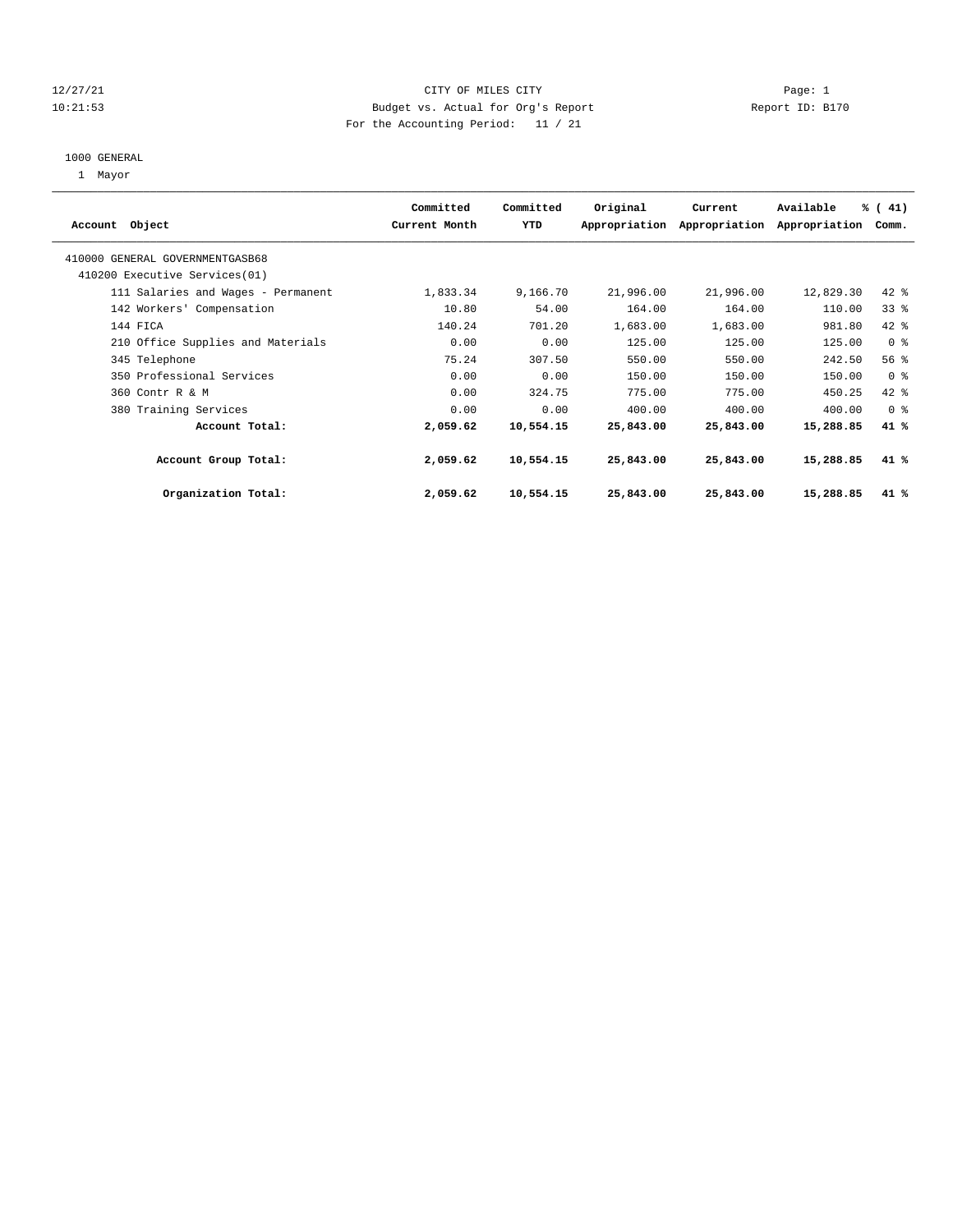12/27/21 CITY OF MILES CITY Page: 1
10:21:53 Budget vs. Actual for Org's Report Report ID: B170
For the Accounting Period: 11 / 21

1000 GENERAL
1 Mayor

| Account Object | Committed Current Month | Committed YTD | Original Appropriation | Current Appropriation | Available Appropriation | % ( 41) Comm. |
|---|---|---|---|---|---|---|
| 410000 GENERAL GOVERNMENTGASB68 | | | | | | |
| 410200 Executive Services(01) | | | | | | |
| 111 Salaries and Wages - Permanent | 1,833.34 | 9,166.70 | 21,996.00 | 21,996.00 | 12,829.30 | 42 % |
| 142 Workers' Compensation | 10.80 | 54.00 | 164.00 | 164.00 | 110.00 | 33 % |
| 144 FICA | 140.24 | 701.20 | 1,683.00 | 1,683.00 | 981.80 | 42 % |
| 210 Office Supplies and Materials | 0.00 | 0.00 | 125.00 | 125.00 | 125.00 | 0 % |
| 345 Telephone | 75.24 | 307.50 | 550.00 | 550.00 | 242.50 | 56 % |
| 350 Professional Services | 0.00 | 0.00 | 150.00 | 150.00 | 150.00 | 0 % |
| 360 Contr R & M | 0.00 | 324.75 | 775.00 | 775.00 | 450.25 | 42 % |
| 380 Training Services | 0.00 | 0.00 | 400.00 | 400.00 | 400.00 | 0 % |
| **Account Total:** | **2,059.62** | **10,554.15** | **25,843.00** | **25,843.00** | **15,288.85** | **41 %** |
| **Account Group Total:** | **2,059.62** | **10,554.15** | **25,843.00** | **25,843.00** | **15,288.85** | **41 %** |
| **Organization Total:** | **2,059.62** | **10,554.15** | **25,843.00** | **25,843.00** | **15,288.85** | **41 %** |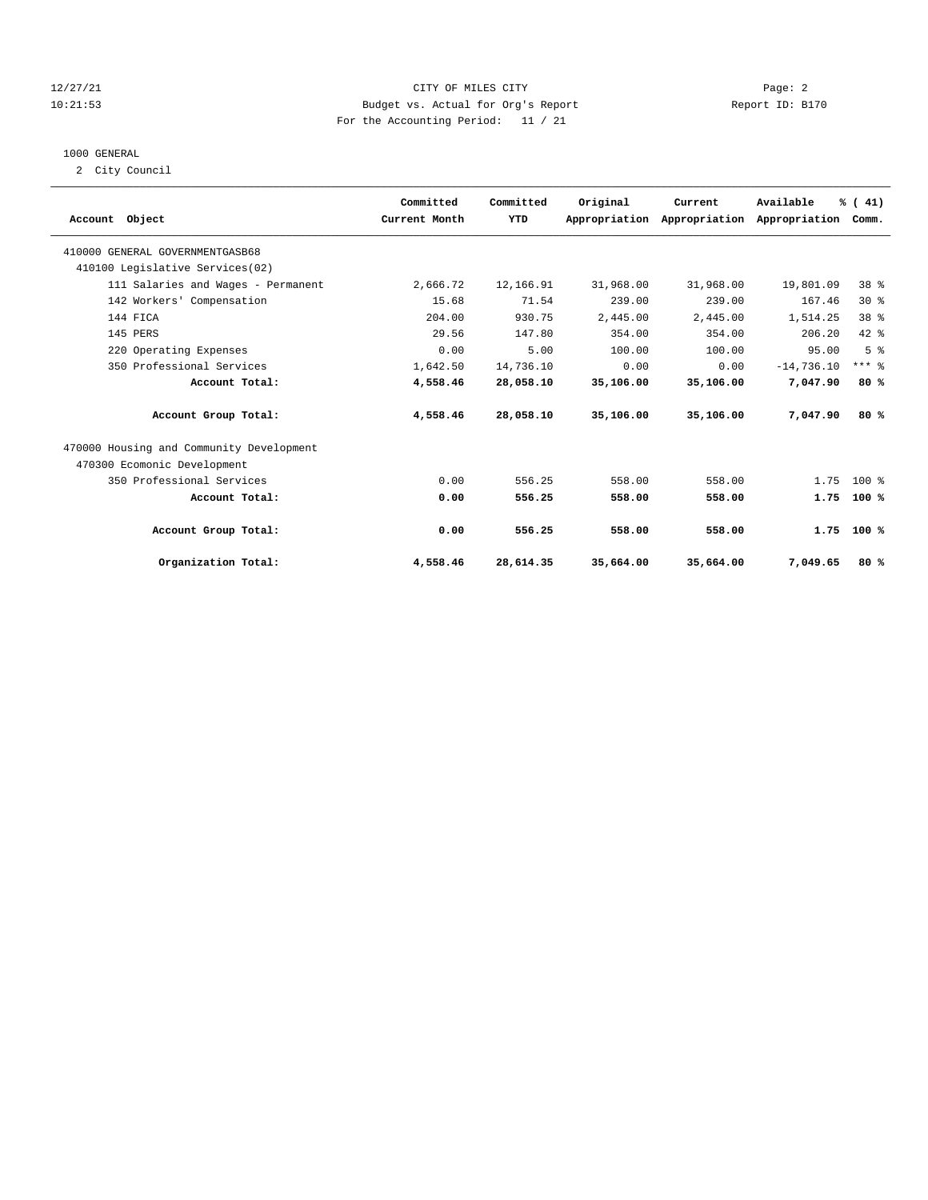CITY OF MILES CITY
Budget vs. Actual for Org's Report
For the Accounting Period: 11 / 21

12/27/21 10:21:53 — Report ID: B170

1000 GENERAL
2 City Council

| Account Object | Committed Current Month | Committed YTD | Original Appropriation | Current Appropriation | Available Appropriation | % ( 41) Comm. |
|---|---|---|---|---|---|---|
| 410000 GENERAL GOVERNMENTGASB68 | | | | | | |
| 410100 Legislative Services(02) | | | | | | |
| 111 Salaries and Wages - Permanent | 2,666.72 | 12,166.91 | 31,968.00 | 31,968.00 | 19,801.09 | 38 % |
| 142 Workers' Compensation | 15.68 | 71.54 | 239.00 | 239.00 | 167.46 | 30 % |
| 144 FICA | 204.00 | 930.75 | 2,445.00 | 2,445.00 | 1,514.25 | 38 % |
| 145 PERS | 29.56 | 147.80 | 354.00 | 354.00 | 206.20 | 42 % |
| 220 Operating Expenses | 0.00 | 5.00 | 100.00 | 100.00 | 95.00 | 5 % |
| 350 Professional Services | 1,642.50 | 14,736.10 | 0.00 | 0.00 | -14,736.10 | *** % |
| **Account Total:** | **4,558.46** | **28,058.10** | **35,106.00** | **35,106.00** | **7,047.90** | **80 %** |
| **Account Group Total:** | **4,558.46** | **28,058.10** | **35,106.00** | **35,106.00** | **7,047.90** | **80 %** |
| 470000 Housing and Community Development | | | | | | |
| 470300 Ecomonic Development | | | | | | |
| 350 Professional Services | 0.00 | 556.25 | 558.00 | 558.00 | 1.75 | 100 % |
| **Account Total:** | **0.00** | **556.25** | **558.00** | **558.00** | **1.75** | **100 %** |
| **Account Group Total:** | **0.00** | **556.25** | **558.00** | **558.00** | **1.75** | **100 %** |
| **Organization Total:** | **4,558.46** | **28,614.35** | **35,664.00** | **35,664.00** | **7,049.65** | **80 %** |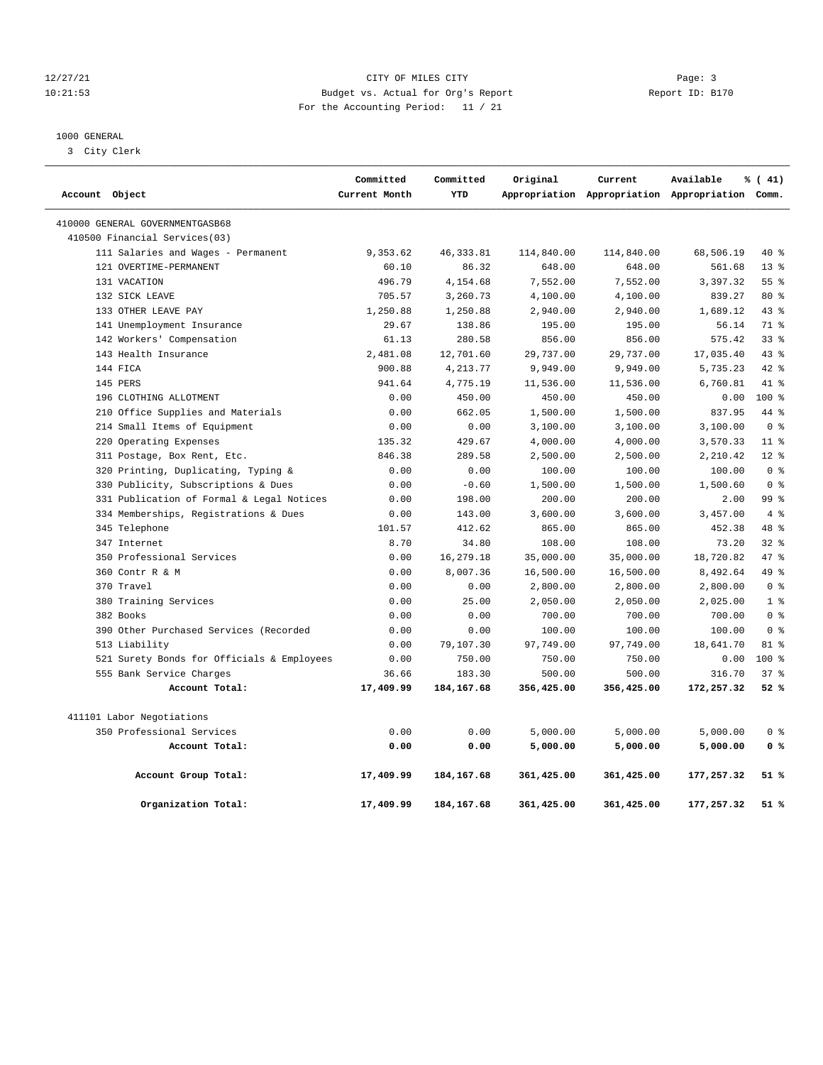12/27/21 CITY OF MILES CITY
10:21:53 Budget vs. Actual for Org's Report Report ID: B170
For the Accounting Period: 11 / 21

1000 GENERAL
3 City Clerk

| Account Object | Committed Current Month | Committed YTD | Original Appropriation | Current Appropriation | Available Appropriation | % ( 41) Comm. |
|---|---|---|---|---|---|---|
| 410000 GENERAL GOVERNMENTGASB68 | | | | | | |
| 410500 Financial Services(03) | | | | | | |
| 111 Salaries and Wages - Permanent | 9,353.62 | 46,333.81 | 114,840.00 | 114,840.00 | 68,506.19 | 40 % |
| 121 OVERTIME-PERMANENT | 60.10 | 86.32 | 648.00 | 648.00 | 561.68 | 13 % |
| 131 VACATION | 496.79 | 4,154.68 | 7,552.00 | 7,552.00 | 3,397.32 | 55 % |
| 132 SICK LEAVE | 705.57 | 3,260.73 | 4,100.00 | 4,100.00 | 839.27 | 80 % |
| 133 OTHER LEAVE PAY | 1,250.88 | 1,250.88 | 2,940.00 | 2,940.00 | 1,689.12 | 43 % |
| 141 Unemployment Insurance | 29.67 | 138.86 | 195.00 | 195.00 | 56.14 | 71 % |
| 142 Workers' Compensation | 61.13 | 280.58 | 856.00 | 856.00 | 575.42 | 33 % |
| 143 Health Insurance | 2,481.08 | 12,701.60 | 29,737.00 | 29,737.00 | 17,035.40 | 43 % |
| 144 FICA | 900.88 | 4,213.77 | 9,949.00 | 9,949.00 | 5,735.23 | 42 % |
| 145 PERS | 941.64 | 4,775.19 | 11,536.00 | 11,536.00 | 6,760.81 | 41 % |
| 196 CLOTHING ALLOTMENT | 0.00 | 450.00 | 450.00 | 450.00 | 0.00 | 100 % |
| 210 Office Supplies and Materials | 0.00 | 662.05 | 1,500.00 | 1,500.00 | 837.95 | 44 % |
| 214 Small Items of Equipment | 0.00 | 0.00 | 3,100.00 | 3,100.00 | 3,100.00 | 0 % |
| 220 Operating Expenses | 135.32 | 429.67 | 4,000.00 | 4,000.00 | 3,570.33 | 11 % |
| 311 Postage, Box Rent, Etc. | 846.38 | 289.58 | 2,500.00 | 2,500.00 | 2,210.42 | 12 % |
| 320 Printing, Duplicating, Typing & | 0.00 | 0.00 | 100.00 | 100.00 | 100.00 | 0 % |
| 330 Publicity, Subscriptions & Dues | 0.00 | -0.60 | 1,500.00 | 1,500.00 | 1,500.60 | 0 % |
| 331 Publication of Formal & Legal Notices | 0.00 | 198.00 | 200.00 | 200.00 | 2.00 | 99 % |
| 334 Memberships, Registrations & Dues | 0.00 | 143.00 | 3,600.00 | 3,600.00 | 3,457.00 | 4 % |
| 345 Telephone | 101.57 | 412.62 | 865.00 | 865.00 | 452.38 | 48 % |
| 347 Internet | 8.70 | 34.80 | 108.00 | 108.00 | 73.20 | 32 % |
| 350 Professional Services | 0.00 | 16,279.18 | 35,000.00 | 35,000.00 | 18,720.82 | 47 % |
| 360 Contr R & M | 0.00 | 8,007.36 | 16,500.00 | 16,500.00 | 8,492.64 | 49 % |
| 370 Travel | 0.00 | 0.00 | 2,800.00 | 2,800.00 | 2,800.00 | 0 % |
| 380 Training Services | 0.00 | 25.00 | 2,050.00 | 2,050.00 | 2,025.00 | 1 % |
| 382 Books | 0.00 | 0.00 | 700.00 | 700.00 | 700.00 | 0 % |
| 390 Other Purchased Services (Recorded | 0.00 | 0.00 | 100.00 | 100.00 | 100.00 | 0 % |
| 513 Liability | 0.00 | 79,107.30 | 97,749.00 | 97,749.00 | 18,641.70 | 81 % |
| 521 Surety Bonds for Officials & Employees | 0.00 | 750.00 | 750.00 | 750.00 | 0.00 | 100 % |
| 555 Bank Service Charges | 36.66 | 183.30 | 500.00 | 500.00 | 316.70 | 37 % |
| **Account Total:** | **17,409.99** | **184,167.68** | **356,425.00** | **356,425.00** | **172,257.32** | **52 %** |
| 411101 Labor Negotiations | | | | | | |
| 350 Professional Services | 0.00 | 0.00 | 5,000.00 | 5,000.00 | 5,000.00 | 0 % |
| **Account Total:** | **0.00** | **0.00** | **5,000.00** | **5,000.00** | **5,000.00** | **0 %** |
| **Account Group Total:** | **17,409.99** | **184,167.68** | **361,425.00** | **361,425.00** | **177,257.32** | **51 %** |
| **Organization Total:** | **17,409.99** | **184,167.68** | **361,425.00** | **361,425.00** | **177,257.32** | **51 %** |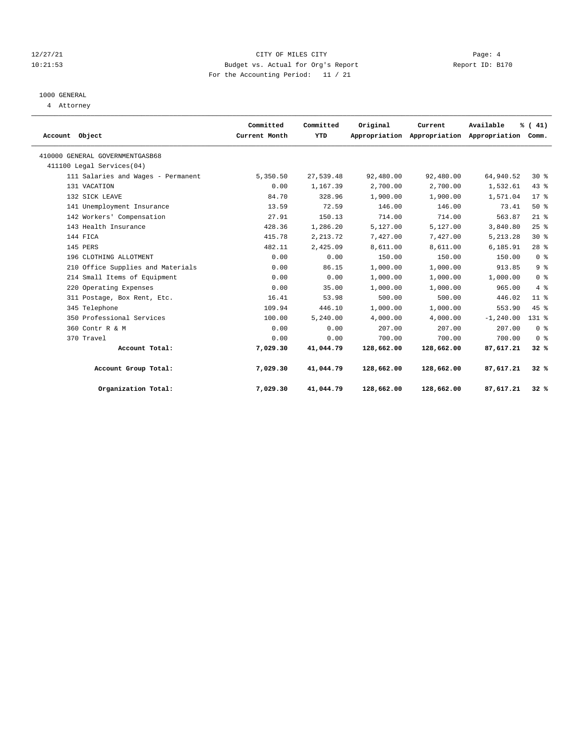12/27/21 CITY OF MILES CITY Page: 4
10:21:53 Budget vs. Actual for Org's Report Report ID: B170
For the Accounting Period: 11 / 21

1000 GENERAL
4 Attorney

| Account Object | Committed Current Month | Committed YTD | Original Appropriation | Current Appropriation | Available Appropriation | % ( 41) Comm. |
|---|---|---|---|---|---|---|
| 410000 GENERAL GOVERNMENTGASB68 | | | | | | |
| 411100 Legal Services(04) | | | | | | |
| 111 Salaries and Wages - Permanent | 5,350.50 | 27,539.48 | 92,480.00 | 92,480.00 | 64,940.52 | 30 % |
| 131 VACATION | 0.00 | 1,167.39 | 2,700.00 | 2,700.00 | 1,532.61 | 43 % |
| 132 SICK LEAVE | 84.70 | 328.96 | 1,900.00 | 1,900.00 | 1,571.04 | 17 % |
| 141 Unemployment Insurance | 13.59 | 72.59 | 146.00 | 146.00 | 73.41 | 50 % |
| 142 Workers' Compensation | 27.91 | 150.13 | 714.00 | 714.00 | 563.87 | 21 % |
| 143 Health Insurance | 428.36 | 1,286.20 | 5,127.00 | 5,127.00 | 3,840.80 | 25 % |
| 144 FICA | 415.78 | 2,213.72 | 7,427.00 | 7,427.00 | 5,213.28 | 30 % |
| 145 PERS | 482.11 | 2,425.09 | 8,611.00 | 8,611.00 | 6,185.91 | 28 % |
| 196 CLOTHING ALLOTMENT | 0.00 | 0.00 | 150.00 | 150.00 | 150.00 | 0 % |
| 210 Office Supplies and Materials | 0.00 | 86.15 | 1,000.00 | 1,000.00 | 913.85 | 9 % |
| 214 Small Items of Equipment | 0.00 | 0.00 | 1,000.00 | 1,000.00 | 1,000.00 | 0 % |
| 220 Operating Expenses | 0.00 | 35.00 | 1,000.00 | 1,000.00 | 965.00 | 4 % |
| 311 Postage, Box Rent, Etc. | 16.41 | 53.98 | 500.00 | 500.00 | 446.02 | 11 % |
| 345 Telephone | 109.94 | 446.10 | 1,000.00 | 1,000.00 | 553.90 | 45 % |
| 350 Professional Services | 100.00 | 5,240.00 | 4,000.00 | 4,000.00 | -1,240.00 | 131 % |
| 360 Contr R & M | 0.00 | 0.00 | 207.00 | 207.00 | 207.00 | 0 % |
| 370 Travel | 0.00 | 0.00 | 700.00 | 700.00 | 700.00 | 0 % |
| **Account Total:** | **7,029.30** | **41,044.79** | **128,662.00** | **128,662.00** | **87,617.21** | **32 %** |
| **Account Group Total:** | **7,029.30** | **41,044.79** | **128,662.00** | **128,662.00** | **87,617.21** | **32 %** |
| **Organization Total:** | **7,029.30** | **41,044.79** | **128,662.00** | **128,662.00** | **87,617.21** | **32 %** |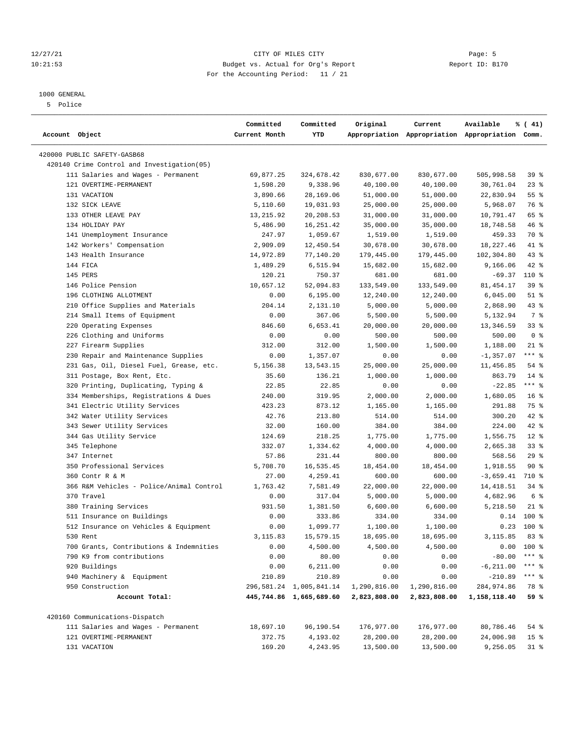12/27/21 CITY OF MILES CITY Page: 5
10:21:53 Budget vs. Actual for Org's Report Report ID: B170
For the Accounting Period: 11 / 21

1000 GENERAL
5 Police

| Account Object | Committed Current Month | Committed YTD | Original Appropriation | Current Appropriation | Available Appropriation | % ( 41) Comm. |
|---|---|---|---|---|---|---|
| 420000 PUBLIC SAFETY-GASB68 | | | | | | |
| 420140 Crime Control and Investigation(05) | | | | | | |
| 111 Salaries and Wages - Permanent | 69,877.25 | 324,678.42 | 830,677.00 | 830,677.00 | 505,998.58 | 39 % |
| 121 OVERTIME-PERMANENT | 1,598.20 | 9,338.96 | 40,100.00 | 40,100.00 | 30,761.04 | 23 % |
| 131 VACATION | 3,890.66 | 28,169.06 | 51,000.00 | 51,000.00 | 22,830.94 | 55 % |
| 132 SICK LEAVE | 5,110.60 | 19,031.93 | 25,000.00 | 25,000.00 | 5,968.07 | 76 % |
| 133 OTHER LEAVE PAY | 13,215.92 | 20,208.53 | 31,000.00 | 31,000.00 | 10,791.47 | 65 % |
| 134 HOLIDAY PAY | 5,486.90 | 16,251.42 | 35,000.00 | 35,000.00 | 18,748.58 | 46 % |
| 141 Unemployment Insurance | 247.97 | 1,059.67 | 1,519.00 | 1,519.00 | 459.33 | 70 % |
| 142 Workers' Compensation | 2,909.09 | 12,450.54 | 30,678.00 | 30,678.00 | 18,227.46 | 41 % |
| 143 Health Insurance | 14,972.89 | 77,140.20 | 179,445.00 | 179,445.00 | 102,304.80 | 43 % |
| 144 FICA | 1,489.29 | 6,515.94 | 15,682.00 | 15,682.00 | 9,166.06 | 42 % |
| 145 PERS | 120.21 | 750.37 | 681.00 | 681.00 | -69.37 | 110 % |
| 146 Police Pension | 10,657.12 | 52,094.83 | 133,549.00 | 133,549.00 | 81,454.17 | 39 % |
| 196 CLOTHING ALLOTMENT | 0.00 | 6,195.00 | 12,240.00 | 12,240.00 | 6,045.00 | 51 % |
| 210 Office Supplies and Materials | 204.14 | 2,131.10 | 5,000.00 | 5,000.00 | 2,868.90 | 43 % |
| 214 Small Items of Equipment | 0.00 | 367.06 | 5,500.00 | 5,500.00 | 5,132.94 | 7 % |
| 220 Operating Expenses | 846.60 | 6,653.41 | 20,000.00 | 20,000.00 | 13,346.59 | 33 % |
| 226 Clothing and Uniforms | 0.00 | 0.00 | 500.00 | 500.00 | 500.00 | 0 % |
| 227 Firearm Supplies | 312.00 | 312.00 | 1,500.00 | 1,500.00 | 1,188.00 | 21 % |
| 230 Repair and Maintenance Supplies | 0.00 | 1,357.07 | 0.00 | 0.00 | -1,357.07 | *** % |
| 231 Gas, Oil, Diesel Fuel, Grease, etc. | 5,156.38 | 13,543.15 | 25,000.00 | 25,000.00 | 11,456.85 | 54 % |
| 311 Postage, Box Rent, Etc. | 35.60 | 136.21 | 1,000.00 | 1,000.00 | 863.79 | 14 % |
| 320 Printing, Duplicating, Typing & | 22.85 | 22.85 | 0.00 | 0.00 | -22.85 | *** % |
| 334 Memberships, Registrations & Dues | 240.00 | 319.95 | 2,000.00 | 2,000.00 | 1,680.05 | 16 % |
| 341 Electric Utility Services | 423.23 | 873.12 | 1,165.00 | 1,165.00 | 291.88 | 75 % |
| 342 Water Utility Services | 42.76 | 213.80 | 514.00 | 514.00 | 300.20 | 42 % |
| 343 Sewer Utility Services | 32.00 | 160.00 | 384.00 | 384.00 | 224.00 | 42 % |
| 344 Gas Utility Service | 124.69 | 218.25 | 1,775.00 | 1,775.00 | 1,556.75 | 12 % |
| 345 Telephone | 332.07 | 1,334.62 | 4,000.00 | 4,000.00 | 2,665.38 | 33 % |
| 347 Internet | 57.86 | 231.44 | 800.00 | 800.00 | 568.56 | 29 % |
| 350 Professional Services | 5,708.70 | 16,535.45 | 18,454.00 | 18,454.00 | 1,918.55 | 90 % |
| 360 Contr R & M | 27.00 | 4,259.41 | 600.00 | 600.00 | -3,659.41 | 710 % |
| 366 R&M Vehicles - Police/Animal Control | 1,763.42 | 7,581.49 | 22,000.00 | 22,000.00 | 14,418.51 | 34 % |
| 370 Travel | 0.00 | 317.04 | 5,000.00 | 5,000.00 | 4,682.96 | 6 % |
| 380 Training Services | 931.50 | 1,381.50 | 6,600.00 | 6,600.00 | 5,218.50 | 21 % |
| 511 Insurance on Buildings | 0.00 | 333.86 | 334.00 | 334.00 | 0.14 | 100 % |
| 512 Insurance on Vehicles & Equipment | 0.00 | 1,099.77 | 1,100.00 | 1,100.00 | 0.23 | 100 % |
| 530 Rent | 3,115.83 | 15,579.15 | 18,695.00 | 18,695.00 | 3,115.85 | 83 % |
| 700 Grants, Contributions & Indemnities | 0.00 | 4,500.00 | 4,500.00 | 4,500.00 | 0.00 | 100 % |
| 790 K9 from contributions | 0.00 | 80.00 | 0.00 | 0.00 | -80.00 | *** % |
| 920 Buildings | 0.00 | 6,211.00 | 0.00 | 0.00 | -6,211.00 | *** % |
| 940 Machinery & Equipment | 210.89 | 210.89 | 0.00 | 0.00 | -210.89 | *** % |
| 950 Construction | 296,581.24 | 1,005,841.14 | 1,290,816.00 | 1,290,816.00 | 284,974.86 | 78 % |
| **Account Total:** | **445,744.86** | **1,665,689.60** | **2,823,808.00** | **2,823,808.00** | **1,158,118.40** | **59 %** |
| 420160 Communications-Dispatch | | | | | | |
| 111 Salaries and Wages - Permanent | 18,697.10 | 96,190.54 | 176,977.00 | 176,977.00 | 80,786.46 | 54 % |
| 121 OVERTIME-PERMANENT | 372.75 | 4,193.02 | 28,200.00 | 28,200.00 | 24,006.98 | 15 % |
| 131 VACATION | 169.20 | 4,243.95 | 13,500.00 | 13,500.00 | 9,256.05 | 31 % |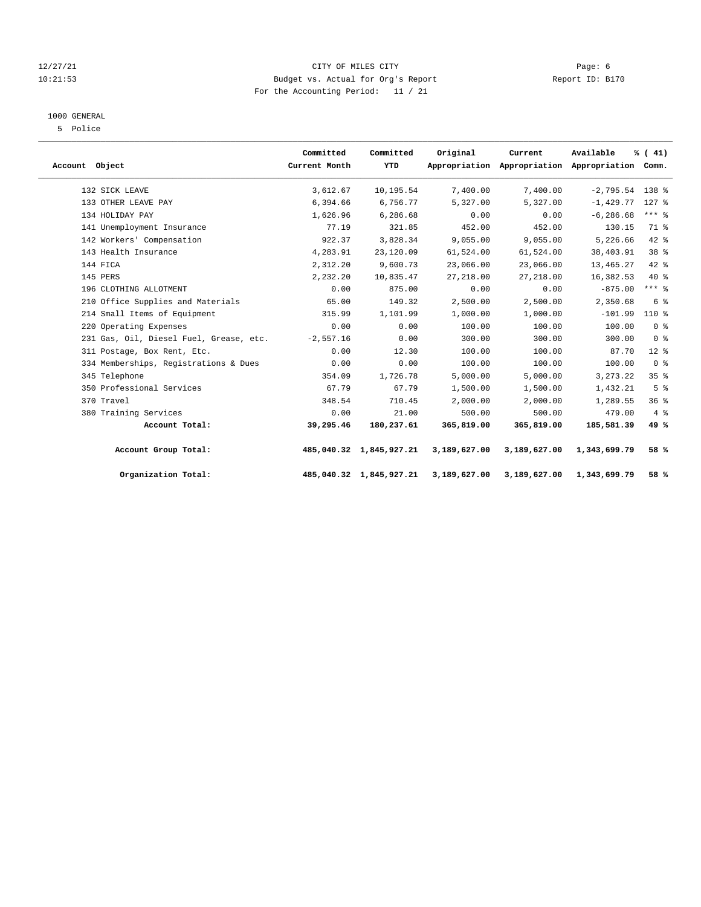12/27/21 CITY OF MILES CITY
10:21:53 Budget vs. Actual for Org's Report Report ID: B170
For the Accounting Period: 11 / 21

1000 GENERAL

5 Police

| Account Object | Committed Current Month | Committed YTD | Original Appropriation | Current Appropriation | Available Appropriation | % ( 41) Comm. |
|---|---|---|---|---|---|---|
| 132 SICK LEAVE | 3,612.67 | 10,195.54 | 7,400.00 | 7,400.00 | -2,795.54 | 138 % |
| 133 OTHER LEAVE PAY | 6,394.66 | 6,756.77 | 5,327.00 | 5,327.00 | -1,429.77 | 127 % |
| 134 HOLIDAY PAY | 1,626.96 | 6,286.68 | 0.00 | 0.00 | -6,286.68 | *** % |
| 141 Unemployment Insurance | 77.19 | 321.85 | 452.00 | 452.00 | 130.15 | 71 % |
| 142 Workers' Compensation | 922.37 | 3,828.34 | 9,055.00 | 9,055.00 | 5,226.66 | 42 % |
| 143 Health Insurance | 4,283.91 | 23,120.09 | 61,524.00 | 61,524.00 | 38,403.91 | 38 % |
| 144 FICA | 2,312.20 | 9,600.73 | 23,066.00 | 23,066.00 | 13,465.27 | 42 % |
| 145 PERS | 2,232.20 | 10,835.47 | 27,218.00 | 27,218.00 | 16,382.53 | 40 % |
| 196 CLOTHING ALLOTMENT | 0.00 | 875.00 | 0.00 | 0.00 | -875.00 | *** % |
| 210 Office Supplies and Materials | 65.00 | 149.32 | 2,500.00 | 2,500.00 | 2,350.68 | 6 % |
| 214 Small Items of Equipment | 315.99 | 1,101.99 | 1,000.00 | 1,000.00 | -101.99 | 110 % |
| 220 Operating Expenses | 0.00 | 0.00 | 100.00 | 100.00 | 100.00 | 0 % |
| 231 Gas, Oil, Diesel Fuel, Grease, etc. | -2,557.16 | 0.00 | 300.00 | 300.00 | 300.00 | 0 % |
| 311 Postage, Box Rent, Etc. | 0.00 | 12.30 | 100.00 | 100.00 | 87.70 | 12 % |
| 334 Memberships, Registrations & Dues | 0.00 | 0.00 | 100.00 | 100.00 | 100.00 | 0 % |
| 345 Telephone | 354.09 | 1,726.78 | 5,000.00 | 5,000.00 | 3,273.22 | 35 % |
| 350 Professional Services | 67.79 | 67.79 | 1,500.00 | 1,500.00 | 1,432.21 | 5 % |
| 370 Travel | 348.54 | 710.45 | 2,000.00 | 2,000.00 | 1,289.55 | 36 % |
| 380 Training Services | 0.00 | 21.00 | 500.00 | 500.00 | 479.00 | 4 % |
| **Account Total:** | **39,295.46** | **180,237.61** | **365,819.00** | **365,819.00** | **185,581.39** | **49 %** |
| **Account Group Total:** | **485,040.32** | **1,845,927.21** | **3,189,627.00** | **3,189,627.00** | **1,343,699.79** | **58 %** |
| **Organization Total:** | **485,040.32** | **1,845,927.21** | **3,189,627.00** | **3,189,627.00** | **1,343,699.79** | **58 %** |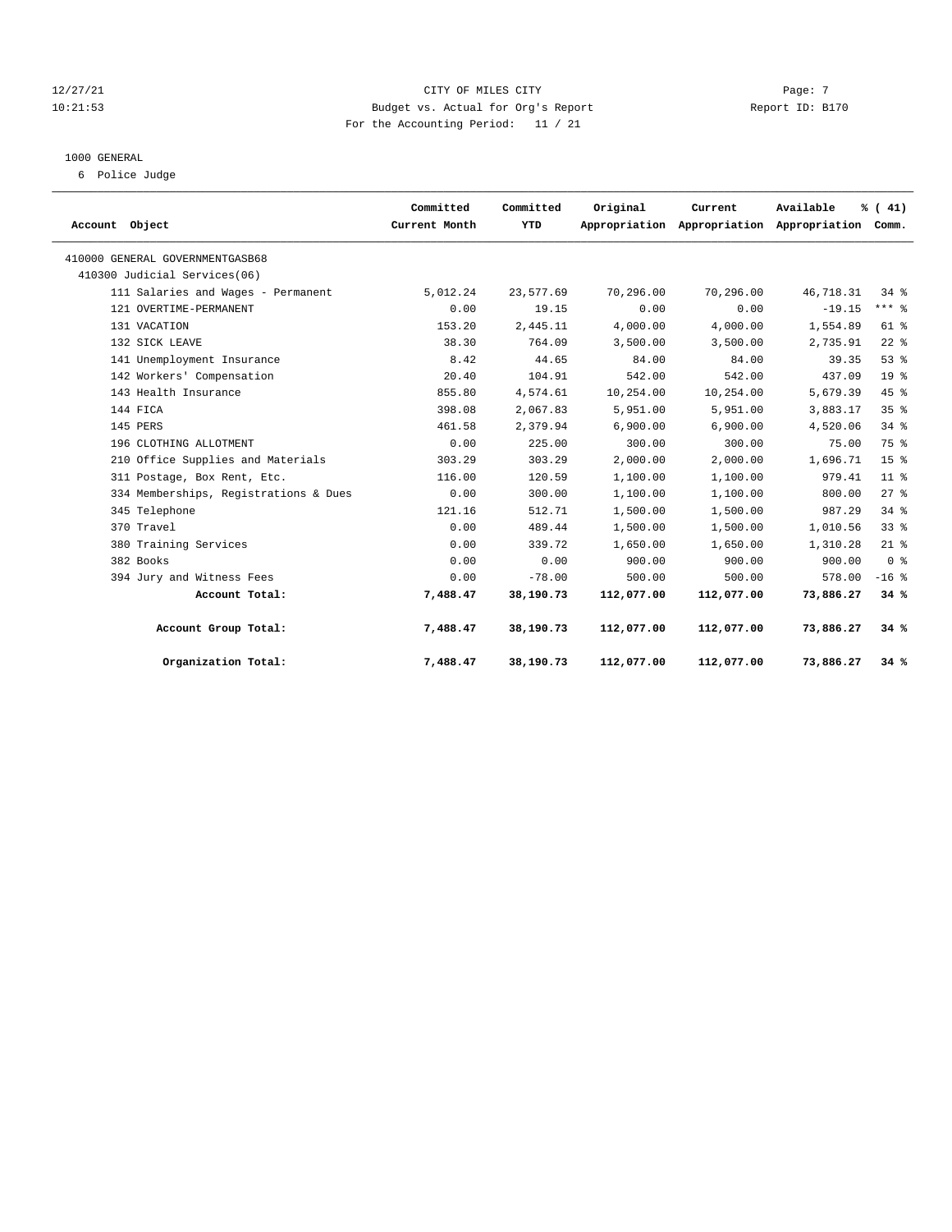12/27/21 CITY OF MILES CITY
10:21:53 Budget vs. Actual for Org's Report Report ID: B170
For the Accounting Period: 11 / 21

1000 GENERAL

6 Police Judge

| Account Object | Committed Current Month | Committed YTD | Original Appropriation | Current Appropriation | Available Appropriation | % ( 41) Comm. |
|---|---|---|---|---|---|---|
| 410000 GENERAL GOVERNMENTGASB68 | | | | | | |
| 410300 Judicial Services(06) | | | | | | |
| 111 Salaries and Wages - Permanent | 5,012.24 | 23,577.69 | 70,296.00 | 70,296.00 | 46,718.31 | 34 % |
| 121 OVERTIME-PERMANENT | 0.00 | 19.15 | 0.00 | 0.00 | -19.15 | *** % |
| 131 VACATION | 153.20 | 2,445.11 | 4,000.00 | 4,000.00 | 1,554.89 | 61 % |
| 132 SICK LEAVE | 38.30 | 764.09 | 3,500.00 | 3,500.00 | 2,735.91 | 22 % |
| 141 Unemployment Insurance | 8.42 | 44.65 | 84.00 | 84.00 | 39.35 | 53 % |
| 142 Workers' Compensation | 20.40 | 104.91 | 542.00 | 542.00 | 437.09 | 19 % |
| 143 Health Insurance | 855.80 | 4,574.61 | 10,254.00 | 10,254.00 | 5,679.39 | 45 % |
| 144 FICA | 398.08 | 2,067.83 | 5,951.00 | 5,951.00 | 3,883.17 | 35 % |
| 145 PERS | 461.58 | 2,379.94 | 6,900.00 | 6,900.00 | 4,520.06 | 34 % |
| 196 CLOTHING ALLOTMENT | 0.00 | 225.00 | 300.00 | 300.00 | 75.00 | 75 % |
| 210 Office Supplies and Materials | 303.29 | 303.29 | 2,000.00 | 2,000.00 | 1,696.71 | 15 % |
| 311 Postage, Box Rent, Etc. | 116.00 | 120.59 | 1,100.00 | 1,100.00 | 979.41 | 11 % |
| 334 Memberships, Registrations & Dues | 0.00 | 300.00 | 1,100.00 | 1,100.00 | 800.00 | 27 % |
| 345 Telephone | 121.16 | 512.71 | 1,500.00 | 1,500.00 | 987.29 | 34 % |
| 370 Travel | 0.00 | 489.44 | 1,500.00 | 1,500.00 | 1,010.56 | 33 % |
| 380 Training Services | 0.00 | 339.72 | 1,650.00 | 1,650.00 | 1,310.28 | 21 % |
| 382 Books | 0.00 | 0.00 | 900.00 | 900.00 | 900.00 | 0 % |
| 394 Jury and Witness Fees | 0.00 | -78.00 | 500.00 | 500.00 | 578.00 | -16 % |
| **Account Total:** | **7,488.47** | **38,190.73** | **112,077.00** | **112,077.00** | **73,886.27** | **34 %** |
| **Account Group Total:** | **7,488.47** | **38,190.73** | **112,077.00** | **112,077.00** | **73,886.27** | **34 %** |
| **Organization Total:** | **7,488.47** | **38,190.73** | **112,077.00** | **112,077.00** | **73,886.27** | **34 %** |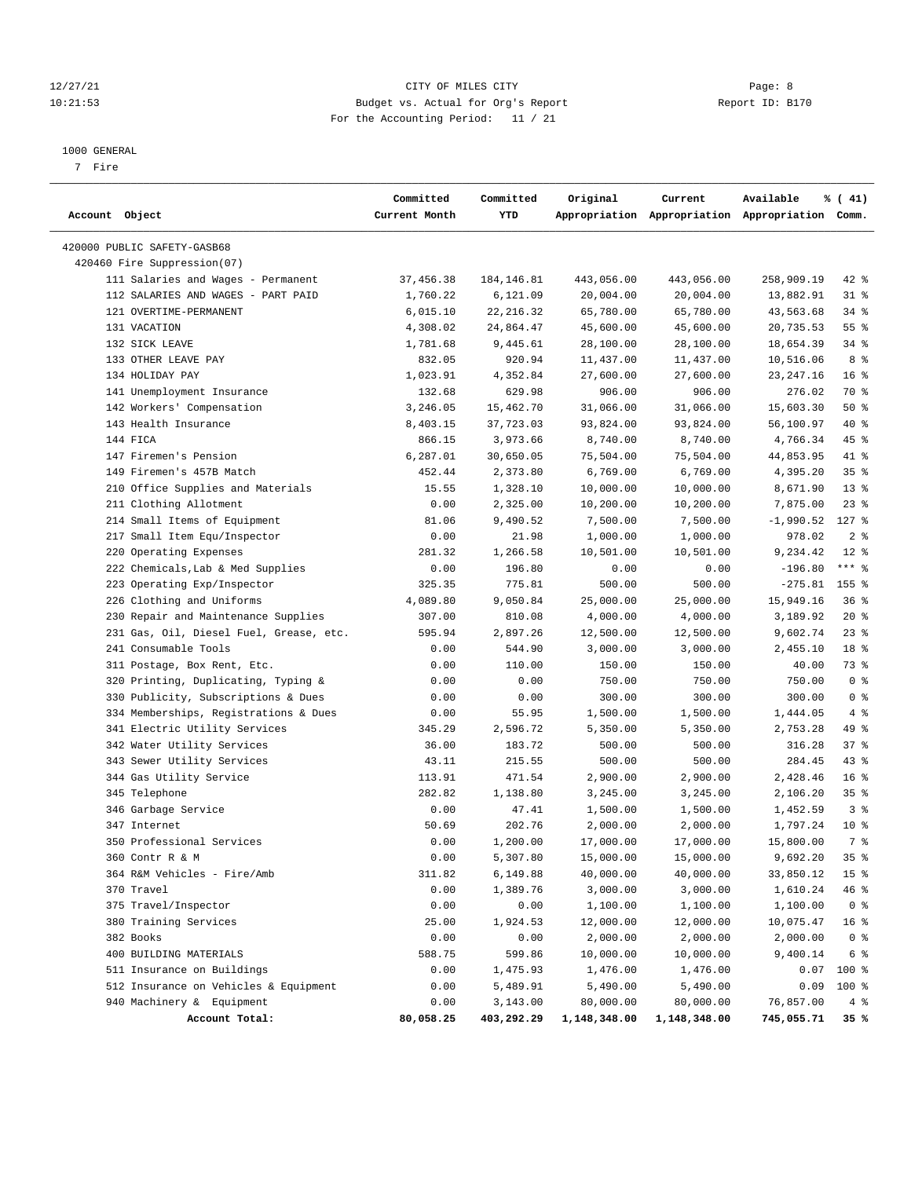CITY OF MILES CITY

Budget vs. Actual for Org's Report

For the Accounting Period: 11 / 21

1000 GENERAL

7 Fire

| Account Object | Committed Current Month | Committed YTD | Original Appropriation | Current Appropriation | Available Appropriation | % ( 41) Comm. |
|---|---|---|---|---|---|---|
| 420000 PUBLIC SAFETY-GASB68 | | | | | | |
| 420460 Fire Suppression(07) | | | | | | |
| 111 Salaries and Wages - Permanent | 37,456.38 | 184,146.81 | 443,056.00 | 443,056.00 | 258,909.19 | 42 % |
| 112 SALARIES AND WAGES - PART PAID | 1,760.22 | 6,121.09 | 20,004.00 | 20,004.00 | 13,882.91 | 31 % |
| 121 OVERTIME-PERMANENT | 6,015.10 | 22,216.32 | 65,780.00 | 65,780.00 | 43,563.68 | 34 % |
| 131 VACATION | 4,308.02 | 24,864.47 | 45,600.00 | 45,600.00 | 20,735.53 | 55 % |
| 132 SICK LEAVE | 1,781.68 | 9,445.61 | 28,100.00 | 28,100.00 | 18,654.39 | 34 % |
| 133 OTHER LEAVE PAY | 832.05 | 920.94 | 11,437.00 | 11,437.00 | 10,516.06 | 8 % |
| 134 HOLIDAY PAY | 1,023.91 | 4,352.84 | 27,600.00 | 27,600.00 | 23,247.16 | 16 % |
| 141 Unemployment Insurance | 132.68 | 629.98 | 906.00 | 906.00 | 276.02 | 70 % |
| 142 Workers' Compensation | 3,246.05 | 15,462.70 | 31,066.00 | 31,066.00 | 15,603.30 | 50 % |
| 143 Health Insurance | 8,403.15 | 37,723.03 | 93,824.00 | 93,824.00 | 56,100.97 | 40 % |
| 144 FICA | 866.15 | 3,973.66 | 8,740.00 | 8,740.00 | 4,766.34 | 45 % |
| 147 Firemen's Pension | 6,287.01 | 30,650.05 | 75,504.00 | 75,504.00 | 44,853.95 | 41 % |
| 149 Firemen's 457B Match | 452.44 | 2,373.80 | 6,769.00 | 6,769.00 | 4,395.20 | 35 % |
| 210 Office Supplies and Materials | 15.55 | 1,328.10 | 10,000.00 | 10,000.00 | 8,671.90 | 13 % |
| 211 Clothing Allotment | 0.00 | 2,325.00 | 10,200.00 | 10,200.00 | 7,875.00 | 23 % |
| 214 Small Items of Equipment | 81.06 | 9,490.52 | 7,500.00 | 7,500.00 | -1,990.52 | 127 % |
| 217 Small Item Equ/Inspector | 0.00 | 21.98 | 1,000.00 | 1,000.00 | 978.02 | 2 % |
| 220 Operating Expenses | 281.32 | 1,266.58 | 10,501.00 | 10,501.00 | 9,234.42 | 12 % |
| 222 Chemicals,Lab & Med Supplies | 0.00 | 196.80 | 0.00 | 0.00 | -196.80 | *** % |
| 223 Operating Exp/Inspector | 325.35 | 775.81 | 500.00 | 500.00 | -275.81 | 155 % |
| 226 Clothing and Uniforms | 4,089.80 | 9,050.84 | 25,000.00 | 25,000.00 | 15,949.16 | 36 % |
| 230 Repair and Maintenance Supplies | 307.00 | 810.08 | 4,000.00 | 4,000.00 | 3,189.92 | 20 % |
| 231 Gas, Oil, Diesel Fuel, Grease, etc. | 595.94 | 2,897.26 | 12,500.00 | 12,500.00 | 9,602.74 | 23 % |
| 241 Consumable Tools | 0.00 | 544.90 | 3,000.00 | 3,000.00 | 2,455.10 | 18 % |
| 311 Postage, Box Rent, Etc. | 0.00 | 110.00 | 150.00 | 150.00 | 40.00 | 73 % |
| 320 Printing, Duplicating, Typing & | 0.00 | 0.00 | 750.00 | 750.00 | 750.00 | 0 % |
| 330 Publicity, Subscriptions & Dues | 0.00 | 0.00 | 300.00 | 300.00 | 300.00 | 0 % |
| 334 Memberships, Registrations & Dues | 0.00 | 55.95 | 1,500.00 | 1,500.00 | 1,444.05 | 4 % |
| 341 Electric Utility Services | 345.29 | 2,596.72 | 5,350.00 | 5,350.00 | 2,753.28 | 49 % |
| 342 Water Utility Services | 36.00 | 183.72 | 500.00 | 500.00 | 316.28 | 37 % |
| 343 Sewer Utility Services | 43.11 | 215.55 | 500.00 | 500.00 | 284.45 | 43 % |
| 344 Gas Utility Service | 113.91 | 471.54 | 2,900.00 | 2,900.00 | 2,428.46 | 16 % |
| 345 Telephone | 282.82 | 1,138.80 | 3,245.00 | 3,245.00 | 2,106.20 | 35 % |
| 346 Garbage Service | 0.00 | 47.41 | 1,500.00 | 1,500.00 | 1,452.59 | 3 % |
| 347 Internet | 50.69 | 202.76 | 2,000.00 | 2,000.00 | 1,797.24 | 10 % |
| 350 Professional Services | 0.00 | 1,200.00 | 17,000.00 | 17,000.00 | 15,800.00 | 7 % |
| 360 Contr R & M | 0.00 | 5,307.80 | 15,000.00 | 15,000.00 | 9,692.20 | 35 % |
| 364 R&M Vehicles - Fire/Amb | 311.82 | 6,149.88 | 40,000.00 | 40,000.00 | 33,850.12 | 15 % |
| 370 Travel | 0.00 | 1,389.76 | 3,000.00 | 3,000.00 | 1,610.24 | 46 % |
| 375 Travel/Inspector | 0.00 | 0.00 | 1,100.00 | 1,100.00 | 1,100.00 | 0 % |
| 380 Training Services | 25.00 | 1,924.53 | 12,000.00 | 12,000.00 | 10,075.47 | 16 % |
| 382 Books | 0.00 | 0.00 | 2,000.00 | 2,000.00 | 2,000.00 | 0 % |
| 400 BUILDING MATERIALS | 588.75 | 599.86 | 10,000.00 | 10,000.00 | 9,400.14 | 6 % |
| 511 Insurance on Buildings | 0.00 | 1,475.93 | 1,476.00 | 1,476.00 | 0.07 | 100 % |
| 512 Insurance on Vehicles & Equipment | 0.00 | 5,489.91 | 5,490.00 | 5,490.00 | 0.09 | 100 % |
| 940 Machinery & Equipment | 0.00 | 3,143.00 | 80,000.00 | 80,000.00 | 76,857.00 | 4 % |
| **Account Total:** | **80,058.25** | **403,292.29** | **1,148,348.00** | **1,148,348.00** | **745,055.71** | **35 %** |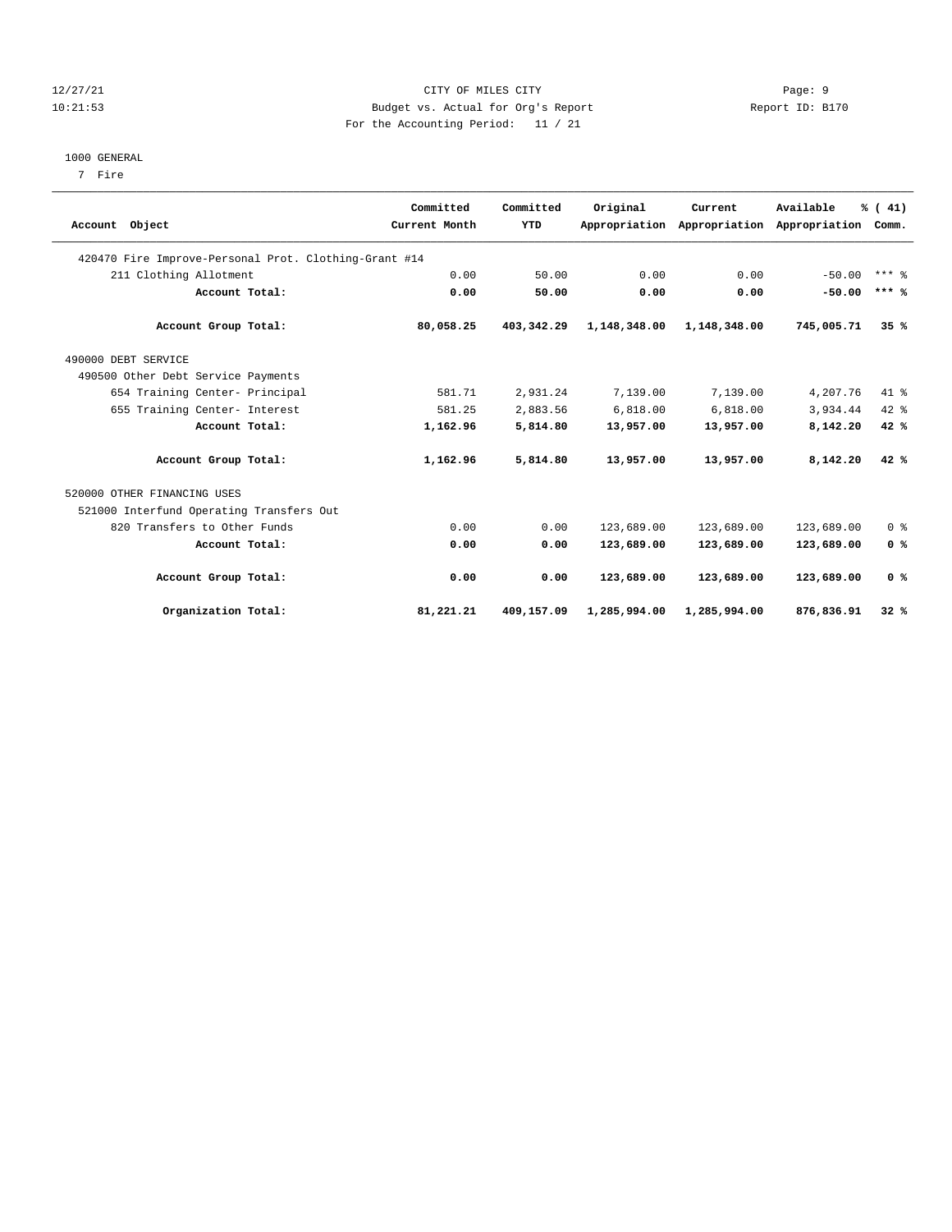12/27/21 CITY OF MILES CITY
10:21:53 Budget vs. Actual for Org's Report Report ID: B170
For the Accounting Period: 11 / 21

1000 GENERAL

7 Fire

| Account Object | Committed Current Month | Committed YTD | Original Appropriation | Current Appropriation | Available Appropriation | % ( 41) Comm. |
|---|---|---|---|---|---|---|
| 420470 Fire Improve-Personal Prot. Clothing-Grant #14 | | | | | | |
| 211 Clothing Allotment | 0.00 | 50.00 | 0.00 | 0.00 | -50.00 | *** % |
| **Account Total:** | **0.00** | **50.00** | **0.00** | **0.00** | **-50.00** | **\*\*\* %** |
| **Account Group Total:** | **80,058.25** | **403,342.29** | **1,148,348.00** | **1,148,348.00** | **745,005.71** | **35 %** |
| 490000 DEBT SERVICE | | | | | | |
| 490500 Other Debt Service Payments | | | | | | |
| 654 Training Center- Principal | 581.71 | 2,931.24 | 7,139.00 | 7,139.00 | 4,207.76 | 41 % |
| 655 Training Center- Interest | 581.25 | 2,883.56 | 6,818.00 | 6,818.00 | 3,934.44 | 42 % |
| **Account Total:** | **1,162.96** | **5,814.80** | **13,957.00** | **13,957.00** | **8,142.20** | **42 %** |
| **Account Group Total:** | **1,162.96** | **5,814.80** | **13,957.00** | **13,957.00** | **8,142.20** | **42 %** |
| 520000 OTHER FINANCING USES | | | | | | |
| 521000 Interfund Operating Transfers Out | | | | | | |
| 820 Transfers to Other Funds | 0.00 | 0.00 | 123,689.00 | 123,689.00 | 123,689.00 | 0 % |
| **Account Total:** | **0.00** | **0.00** | **123,689.00** | **123,689.00** | **123,689.00** | **0 %** |
| **Account Group Total:** | **0.00** | **0.00** | **123,689.00** | **123,689.00** | **123,689.00** | **0 %** |
| **Organization Total:** | **81,221.21** | **409,157.09** | **1,285,994.00** | **1,285,994.00** | **876,836.91** | **32 %** |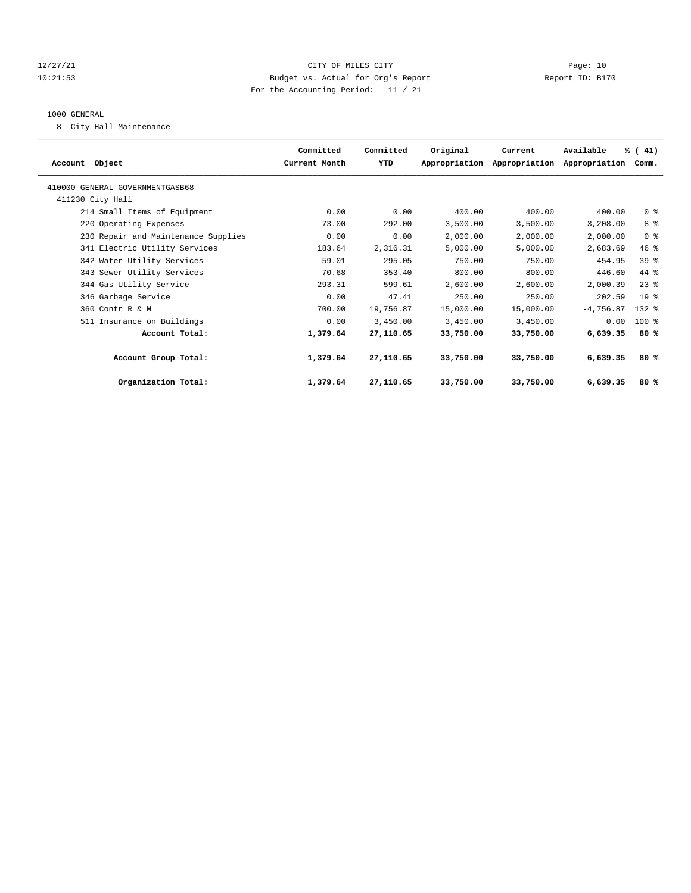12/27/21 CITY OF MILES CITY Page: 10
10:21:53 Budget vs. Actual for Org's Report Report ID: B170
For the Accounting Period: 11 / 21

1000 GENERAL

8 City Hall Maintenance

| Account Object | Committed Current Month | Committed YTD | Original Appropriation | Current Appropriation | Available Appropriation | % ( 41) Comm. |
|---|---|---|---|---|---|---|
| 410000 GENERAL GOVERNMENTGASB68 | | | | | | |
| 411230 City Hall | | | | | | |
| 214 Small Items of Equipment | 0.00 | 0.00 | 400.00 | 400.00 | 400.00 | 0 % |
| 220 Operating Expenses | 73.00 | 292.00 | 3,500.00 | 3,500.00 | 3,208.00 | 8 % |
| 230 Repair and Maintenance Supplies | 0.00 | 0.00 | 2,000.00 | 2,000.00 | 2,000.00 | 0 % |
| 341 Electric Utility Services | 183.64 | 2,316.31 | 5,000.00 | 5,000.00 | 2,683.69 | 46 % |
| 342 Water Utility Services | 59.01 | 295.05 | 750.00 | 750.00 | 454.95 | 39 % |
| 343 Sewer Utility Services | 70.68 | 353.40 | 800.00 | 800.00 | 446.60 | 44 % |
| 344 Gas Utility Service | 293.31 | 599.61 | 2,600.00 | 2,600.00 | 2,000.39 | 23 % |
| 346 Garbage Service | 0.00 | 47.41 | 250.00 | 250.00 | 202.59 | 19 % |
| 360 Contr R & M | 700.00 | 19,756.87 | 15,000.00 | 15,000.00 | -4,756.87 | 132 % |
| 511 Insurance on Buildings | 0.00 | 3,450.00 | 3,450.00 | 3,450.00 | 0.00 | 100 % |
| **Account Total:** | **1,379.64** | **27,110.65** | **33,750.00** | **33,750.00** | **6,639.35** | **80 %** |
| **Account Group Total:** | **1,379.64** | **27,110.65** | **33,750.00** | **33,750.00** | **6,639.35** | **80 %** |
| **Organization Total:** | **1,379.64** | **27,110.65** | **33,750.00** | **33,750.00** | **6,639.35** | **80 %** |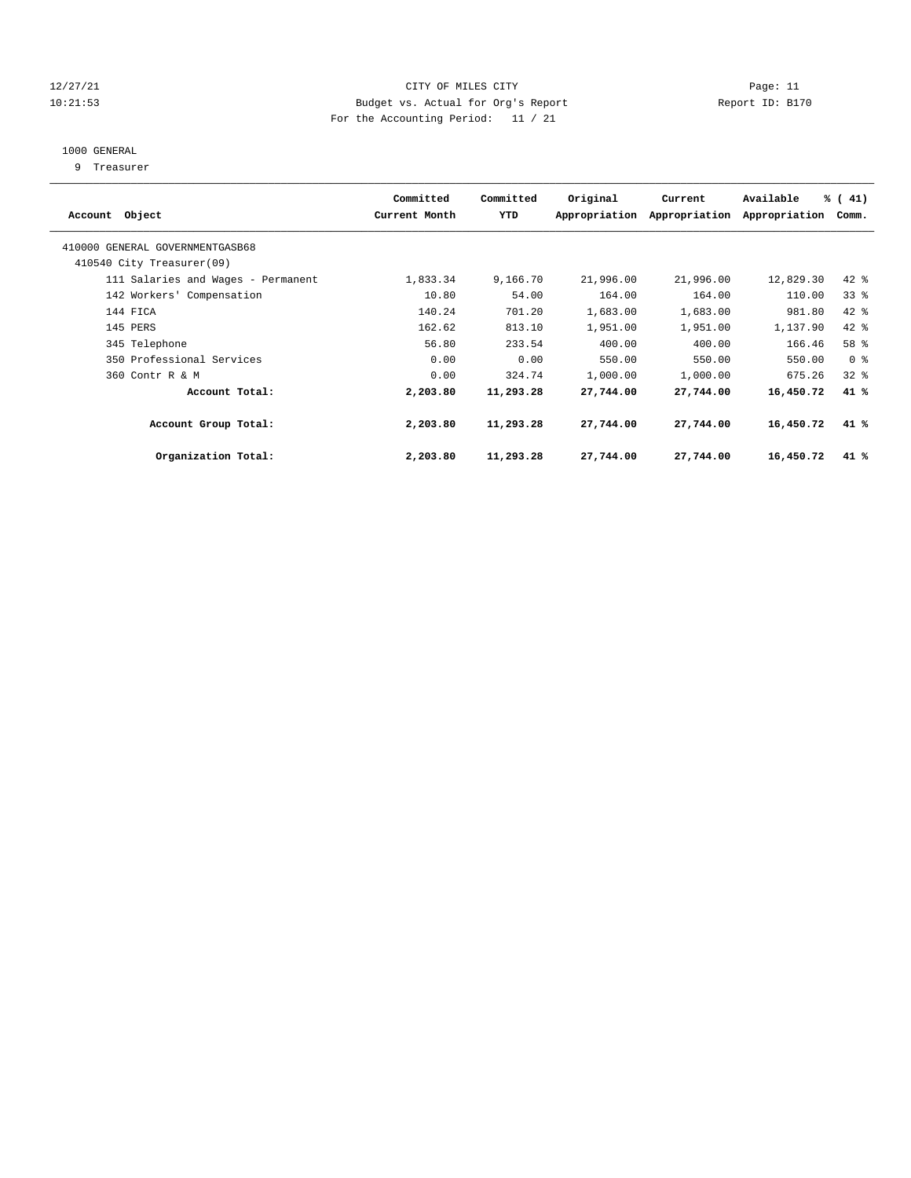CITY OF MILES CITY

Budget vs. Actual for Org's Report

For the Accounting Period: 11 / 21

12/27/21
10:21:53

Report ID: B170

1000 GENERAL

9 Treasurer

| Account Object | Committed Current Month | Committed YTD | Original Appropriation | Current Appropriation | Available Appropriation | % ( 41) Comm. |
|---|---|---|---|---|---|---|
| 410000 GENERAL GOVERNMENTGASB68 | | | | | | |
| 410540 City Treasurer(09) | | | | | | |
| 111 Salaries and Wages - Permanent | 1,833.34 | 9,166.70 | 21,996.00 | 21,996.00 | 12,829.30 | 42 % |
| 142 Workers' Compensation | 10.80 | 54.00 | 164.00 | 164.00 | 110.00 | 33 % |
| 144 FICA | 140.24 | 701.20 | 1,683.00 | 1,683.00 | 981.80 | 42 % |
| 145 PERS | 162.62 | 813.10 | 1,951.00 | 1,951.00 | 1,137.90 | 42 % |
| 345 Telephone | 56.80 | 233.54 | 400.00 | 400.00 | 166.46 | 58 % |
| 350 Professional Services | 0.00 | 0.00 | 550.00 | 550.00 | 550.00 | 0 % |
| 360 Contr R & M | 0.00 | 324.74 | 1,000.00 | 1,000.00 | 675.26 | 32 % |
| **Account Total:** | **2,203.80** | **11,293.28** | **27,744.00** | **27,744.00** | **16,450.72** | **41 %** |
| **Account Group Total:** | **2,203.80** | **11,293.28** | **27,744.00** | **27,744.00** | **16,450.72** | **41 %** |
| **Organization Total:** | **2,203.80** | **11,293.28** | **27,744.00** | **27,744.00** | **16,450.72** | **41 %** |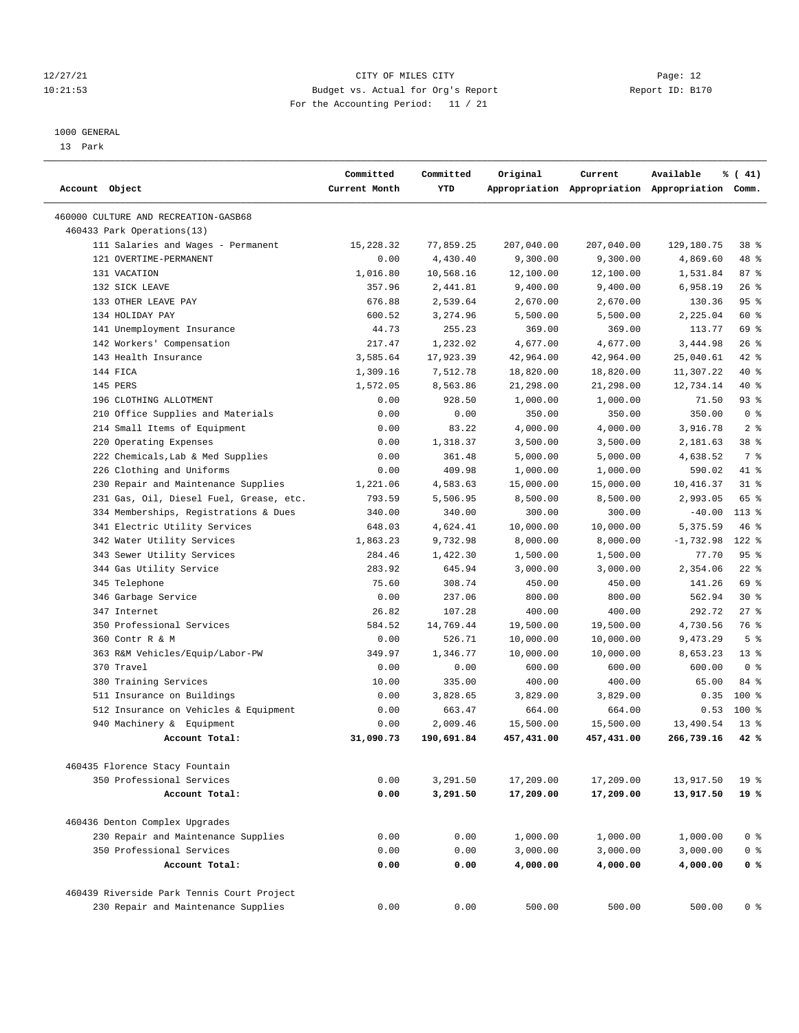12/27/21 CITY OF MILES CITY
10:21:53 Budget vs. Actual for Org's Report Report ID: B170
For the Accounting Period: 11 / 21

1000 GENERAL
13 Park

| Account Object | Committed Current Month | Committed YTD | Original Appropriation | Current Appropriation | Available Appropriation | % ( 41) Comm. |
|---|---|---|---|---|---|---|
| 460000 CULTURE AND RECREATION-GASB68 | | | | | | |
| 460433 Park Operations(13) | | | | | | |
| 111 Salaries and Wages - Permanent | 15,228.32 | 77,859.25 | 207,040.00 | 207,040.00 | 129,180.75 | 38 % |
| 121 OVERTIME-PERMANENT | 0.00 | 4,430.40 | 9,300.00 | 9,300.00 | 4,869.60 | 48 % |
| 131 VACATION | 1,016.80 | 10,568.16 | 12,100.00 | 12,100.00 | 1,531.84 | 87 % |
| 132 SICK LEAVE | 357.96 | 2,441.81 | 9,400.00 | 9,400.00 | 6,958.19 | 26 % |
| 133 OTHER LEAVE PAY | 676.88 | 2,539.64 | 2,670.00 | 2,670.00 | 130.36 | 95 % |
| 134 HOLIDAY PAY | 600.52 | 3,274.96 | 5,500.00 | 5,500.00 | 2,225.04 | 60 % |
| 141 Unemployment Insurance | 44.73 | 255.23 | 369.00 | 369.00 | 113.77 | 69 % |
| 142 Workers' Compensation | 217.47 | 1,232.02 | 4,677.00 | 4,677.00 | 3,444.98 | 26 % |
| 143 Health Insurance | 3,585.64 | 17,923.39 | 42,964.00 | 42,964.00 | 25,040.61 | 42 % |
| 144 FICA | 1,309.16 | 7,512.78 | 18,820.00 | 18,820.00 | 11,307.22 | 40 % |
| 145 PERS | 1,572.05 | 8,563.86 | 21,298.00 | 21,298.00 | 12,734.14 | 40 % |
| 196 CLOTHING ALLOTMENT | 0.00 | 928.50 | 1,000.00 | 1,000.00 | 71.50 | 93 % |
| 210 Office Supplies and Materials | 0.00 | 0.00 | 350.00 | 350.00 | 350.00 | 0 % |
| 214 Small Items of Equipment | 0.00 | 83.22 | 4,000.00 | 4,000.00 | 3,916.78 | 2 % |
| 220 Operating Expenses | 0.00 | 1,318.37 | 3,500.00 | 3,500.00 | 2,181.63 | 38 % |
| 222 Chemicals,Lab & Med Supplies | 0.00 | 361.48 | 5,000.00 | 5,000.00 | 4,638.52 | 7 % |
| 226 Clothing and Uniforms | 0.00 | 409.98 | 1,000.00 | 1,000.00 | 590.02 | 41 % |
| 230 Repair and Maintenance Supplies | 1,221.06 | 4,583.63 | 15,000.00 | 15,000.00 | 10,416.37 | 31 % |
| 231 Gas, Oil, Diesel Fuel, Grease, etc. | 793.59 | 5,506.95 | 8,500.00 | 8,500.00 | 2,993.05 | 65 % |
| 334 Memberships, Registrations & Dues | 340.00 | 340.00 | 300.00 | 300.00 | -40.00 | 113 % |
| 341 Electric Utility Services | 648.03 | 4,624.41 | 10,000.00 | 10,000.00 | 5,375.59 | 46 % |
| 342 Water Utility Services | 1,863.23 | 9,732.98 | 8,000.00 | 8,000.00 | -1,732.98 | 122 % |
| 343 Sewer Utility Services | 284.46 | 1,422.30 | 1,500.00 | 1,500.00 | 77.70 | 95 % |
| 344 Gas Utility Service | 283.92 | 645.94 | 3,000.00 | 3,000.00 | 2,354.06 | 22 % |
| 345 Telephone | 75.60 | 308.74 | 450.00 | 450.00 | 141.26 | 69 % |
| 346 Garbage Service | 0.00 | 237.06 | 800.00 | 800.00 | 562.94 | 30 % |
| 347 Internet | 26.82 | 107.28 | 400.00 | 400.00 | 292.72 | 27 % |
| 350 Professional Services | 584.52 | 14,769.44 | 19,500.00 | 19,500.00 | 4,730.56 | 76 % |
| 360 Contr R & M | 0.00 | 526.71 | 10,000.00 | 10,000.00 | 9,473.29 | 5 % |
| 363 R&M Vehicles/Equip/Labor-PW | 349.97 | 1,346.77 | 10,000.00 | 10,000.00 | 8,653.23 | 13 % |
| 370 Travel | 0.00 | 0.00 | 600.00 | 600.00 | 600.00 | 0 % |
| 380 Training Services | 10.00 | 335.00 | 400.00 | 400.00 | 65.00 | 84 % |
| 511 Insurance on Buildings | 0.00 | 3,828.65 | 3,829.00 | 3,829.00 | 0.35 | 100 % |
| 512 Insurance on Vehicles & Equipment | 0.00 | 663.47 | 664.00 | 664.00 | 0.53 | 100 % |
| 940 Machinery & Equipment | 0.00 | 2,009.46 | 15,500.00 | 15,500.00 | 13,490.54 | 13 % |
| **Account Total:** | **31,090.73** | **190,691.84** | **457,431.00** | **457,431.00** | **266,739.16** | **42 %** |
| 460435 Florence Stacy Fountain | | | | | | |
| 350 Professional Services | 0.00 | 3,291.50 | 17,209.00 | 17,209.00 | 13,917.50 | 19 % |
| **Account Total:** | **0.00** | **3,291.50** | **17,209.00** | **17,209.00** | **13,917.50** | **19 %** |
| 460436 Denton Complex Upgrades | | | | | | |
| 230 Repair and Maintenance Supplies | 0.00 | 0.00 | 1,000.00 | 1,000.00 | 1,000.00 | 0 % |
| 350 Professional Services | 0.00 | 0.00 | 3,000.00 | 3,000.00 | 3,000.00 | 0 % |
| **Account Total:** | **0.00** | **0.00** | **4,000.00** | **4,000.00** | **4,000.00** | **0 %** |
| 460439 Riverside Park Tennis Court Project | | | | | | |
| 230 Repair and Maintenance Supplies | 0.00 | 0.00 | 500.00 | 500.00 | 500.00 | 0 % |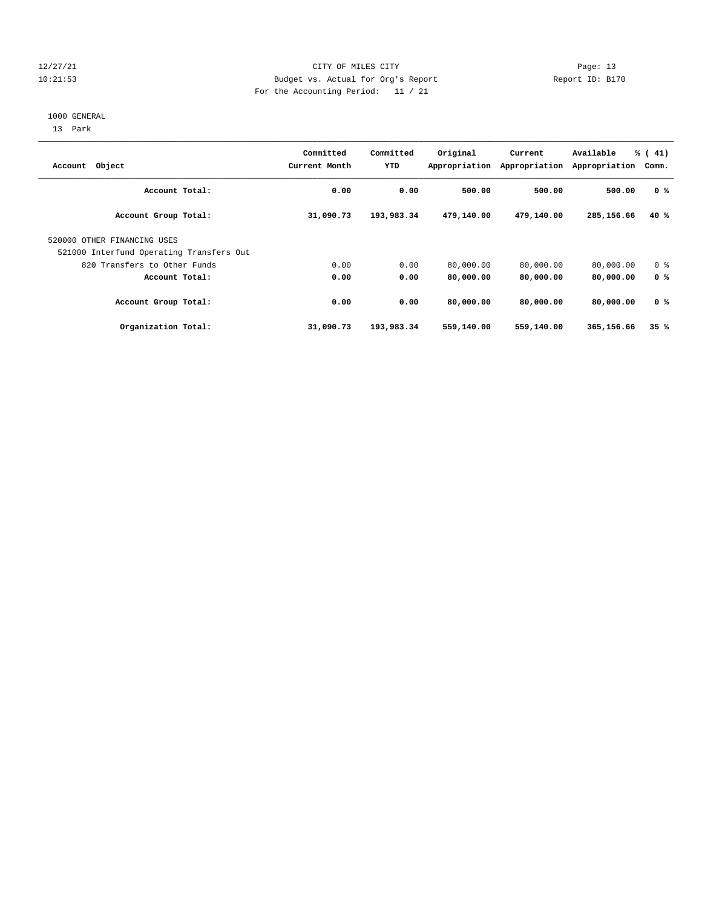CITY OF MILES CITY
Budget vs. Actual for Org's Report
For the Accounting Period: 11 / 21

12/27/21
10:21:53

Report ID: B170

1000 GENERAL

13 Park

| Account Object | Committed Current Month | Committed YTD | Original Appropriation | Current Appropriation | Available Appropriation | % ( 41) Comm. |
|---|---|---|---|---|---|---|
| **Account Total:** | **0.00** | **0.00** | **500.00** | **500.00** | **500.00** | **0 %** |
| **Account Group Total:** | **31,090.73** | **193,983.34** | **479,140.00** | **479,140.00** | **285,156.66** | **40 %** |
| 520000 OTHER FINANCING USES | | | | | | |
| 521000 Interfund Operating Transfers Out | | | | | | |
| 820 Transfers to Other Funds | 0.00 | 0.00 | 80,000.00 | 80,000.00 | 80,000.00 | 0 % |
| **Account Total:** | **0.00** | **0.00** | **80,000.00** | **80,000.00** | **80,000.00** | **0 %** |
| **Account Group Total:** | **0.00** | **0.00** | **80,000.00** | **80,000.00** | **80,000.00** | **0 %** |
| **Organization Total:** | **31,090.73** | **193,983.34** | **559,140.00** | **559,140.00** | **365,156.66** | **35 %** |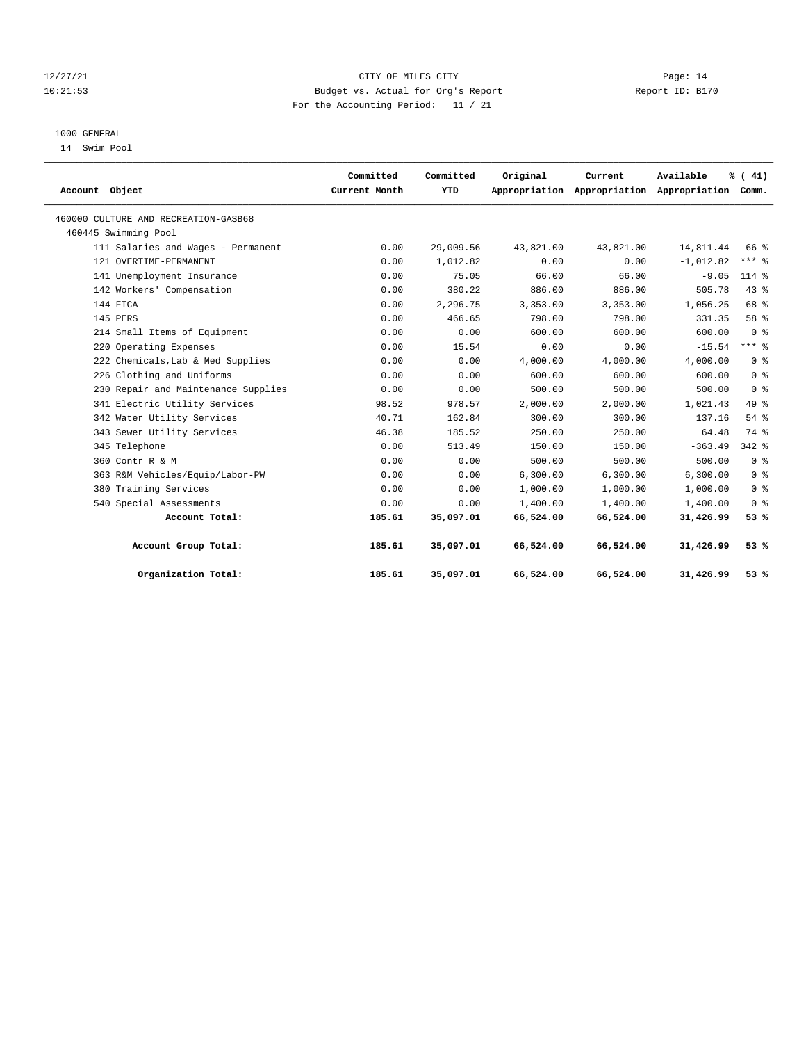12/27/21 CITY OF MILES CITY Page: 14
10:21:53 Budget vs. Actual for Org's Report Report ID: B170
For the Accounting Period: 11 / 21

1000 GENERAL

14 Swim Pool

| Account Object | Committed Current Month | Committed YTD | Original Appropriation | Current Appropriation | Available Appropriation | % ( 41) Comm. |
|---|---|---|---|---|---|---|
| 460000 CULTURE AND RECREATION-GASB68 | | | | | | |
| 460445 Swimming Pool | | | | | | |
| 111 Salaries and Wages - Permanent | 0.00 | 29,009.56 | 43,821.00 | 43,821.00 | 14,811.44 | 66 % |
| 121 OVERTIME-PERMANENT | 0.00 | 1,012.82 | 0.00 | 0.00 | -1,012.82 | *** % |
| 141 Unemployment Insurance | 0.00 | 75.05 | 66.00 | 66.00 | -9.05 | 114 % |
| 142 Workers' Compensation | 0.00 | 380.22 | 886.00 | 886.00 | 505.78 | 43 % |
| 144 FICA | 0.00 | 2,296.75 | 3,353.00 | 3,353.00 | 1,056.25 | 68 % |
| 145 PERS | 0.00 | 466.65 | 798.00 | 798.00 | 331.35 | 58 % |
| 214 Small Items of Equipment | 0.00 | 0.00 | 600.00 | 600.00 | 600.00 | 0 % |
| 220 Operating Expenses | 0.00 | 15.54 | 0.00 | 0.00 | -15.54 | *** % |
| 222 Chemicals,Lab & Med Supplies | 0.00 | 0.00 | 4,000.00 | 4,000.00 | 4,000.00 | 0 % |
| 226 Clothing and Uniforms | 0.00 | 0.00 | 600.00 | 600.00 | 600.00 | 0 % |
| 230 Repair and Maintenance Supplies | 0.00 | 0.00 | 500.00 | 500.00 | 500.00 | 0 % |
| 341 Electric Utility Services | 98.52 | 978.57 | 2,000.00 | 2,000.00 | 1,021.43 | 49 % |
| 342 Water Utility Services | 40.71 | 162.84 | 300.00 | 300.00 | 137.16 | 54 % |
| 343 Sewer Utility Services | 46.38 | 185.52 | 250.00 | 250.00 | 64.48 | 74 % |
| 345 Telephone | 0.00 | 513.49 | 150.00 | 150.00 | -363.49 | 342 % |
| 360 Contr R & M | 0.00 | 0.00 | 500.00 | 500.00 | 500.00 | 0 % |
| 363 R&M Vehicles/Equip/Labor-PW | 0.00 | 0.00 | 6,300.00 | 6,300.00 | 6,300.00 | 0 % |
| 380 Training Services | 0.00 | 0.00 | 1,000.00 | 1,000.00 | 1,000.00 | 0 % |
| 540 Special Assessments | 0.00 | 0.00 | 1,400.00 | 1,400.00 | 1,400.00 | 0 % |
| **Account Total:** | **185.61** | **35,097.01** | **66,524.00** | **66,524.00** | **31,426.99** | **53 %** |
| **Account Group Total:** | **185.61** | **35,097.01** | **66,524.00** | **66,524.00** | **31,426.99** | **53 %** |
| **Organization Total:** | **185.61** | **35,097.01** | **66,524.00** | **66,524.00** | **31,426.99** | **53 %** |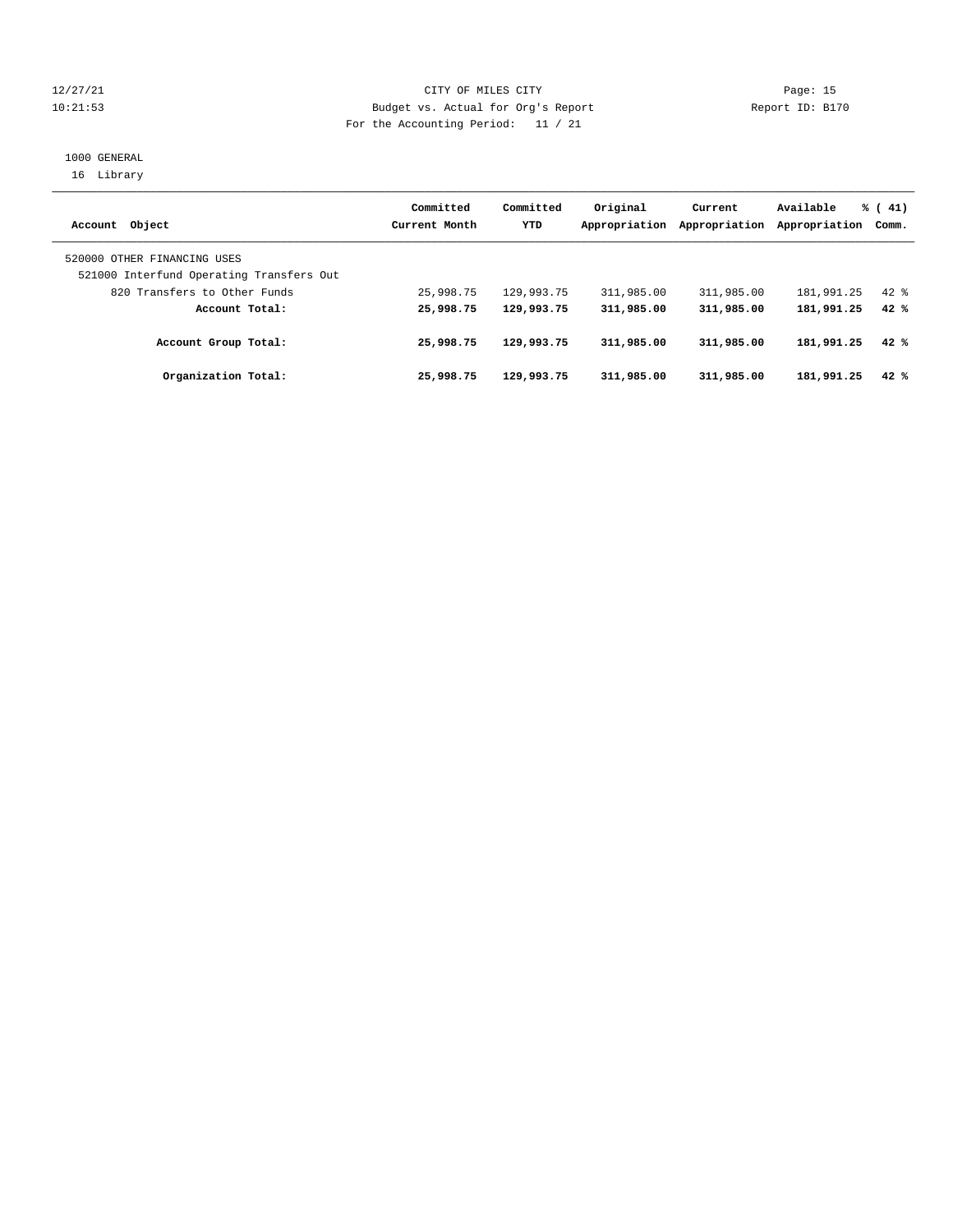CITY OF MILES CITY
Budget vs. Actual for Org's Report
For the Accounting Period: 11 / 21

12/27/21
10:21:53

Report ID: B170

1000 GENERAL
16 Library

| Account Object | Committed Current Month | Committed YTD | Original Appropriation | Current Appropriation | Available Appropriation | % ( 41) Comm. |
|---|---|---|---|---|---|---|
| 520000 OTHER FINANCING USES | | | | | | |
| 521000 Interfund Operating Transfers Out | | | | | | |
| 820 Transfers to Other Funds | 25,998.75 | 129,993.75 | 311,985.00 | 311,985.00 | 181,991.25 | 42 % |
| **Account Total:** | **25,998.75** | **129,993.75** | **311,985.00** | **311,985.00** | **181,991.25** | **42 %** |
| **Account Group Total:** | **25,998.75** | **129,993.75** | **311,985.00** | **311,985.00** | **181,991.25** | **42 %** |
| **Organization Total:** | **25,998.75** | **129,993.75** | **311,985.00** | **311,985.00** | **181,991.25** | **42 %** |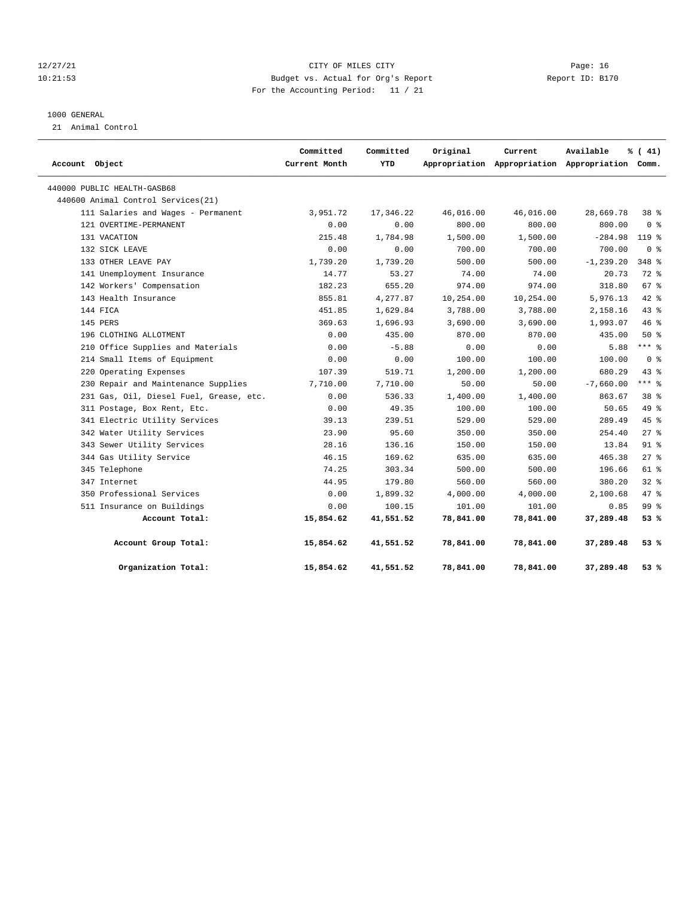12/27/21 CITY OF MILES CITY
10:21:53 Budget vs. Actual for Org's Report Report ID: B170
For the Accounting Period: 11 / 21

1000 GENERAL
21 Animal Control

| Account Object | Committed Current Month | Committed YTD | Original Appropriation | Current Appropriation | Available Appropriation | % ( 41) Comm. |
|---|---|---|---|---|---|---|
| 440000 PUBLIC HEALTH-GASB68 | | | | | | |
| 440600 Animal Control Services(21) | | | | | | |
| 111 Salaries and Wages - Permanent | 3,951.72 | 17,346.22 | 46,016.00 | 46,016.00 | 28,669.78 | 38 % |
| 121 OVERTIME-PERMANENT | 0.00 | 0.00 | 800.00 | 800.00 | 800.00 | 0 % |
| 131 VACATION | 215.48 | 1,784.98 | 1,500.00 | 1,500.00 | -284.98 | 119 % |
| 132 SICK LEAVE | 0.00 | 0.00 | 700.00 | 700.00 | 700.00 | 0 % |
| 133 OTHER LEAVE PAY | 1,739.20 | 1,739.20 | 500.00 | 500.00 | -1,239.20 | 348 % |
| 141 Unemployment Insurance | 14.77 | 53.27 | 74.00 | 74.00 | 20.73 | 72 % |
| 142 Workers' Compensation | 182.23 | 655.20 | 974.00 | 974.00 | 318.80 | 67 % |
| 143 Health Insurance | 855.81 | 4,277.87 | 10,254.00 | 10,254.00 | 5,976.13 | 42 % |
| 144 FICA | 451.85 | 1,629.84 | 3,788.00 | 3,788.00 | 2,158.16 | 43 % |
| 145 PERS | 369.63 | 1,696.93 | 3,690.00 | 3,690.00 | 1,993.07 | 46 % |
| 196 CLOTHING ALLOTMENT | 0.00 | 435.00 | 870.00 | 870.00 | 435.00 | 50 % |
| 210 Office Supplies and Materials | 0.00 | -5.88 | 0.00 | 0.00 | 5.88 | *** % |
| 214 Small Items of Equipment | 0.00 | 0.00 | 100.00 | 100.00 | 100.00 | 0 % |
| 220 Operating Expenses | 107.39 | 519.71 | 1,200.00 | 1,200.00 | 680.29 | 43 % |
| 230 Repair and Maintenance Supplies | 7,710.00 | 7,710.00 | 50.00 | 50.00 | -7,660.00 | *** % |
| 231 Gas, Oil, Diesel Fuel, Grease, etc. | 0.00 | 536.33 | 1,400.00 | 1,400.00 | 863.67 | 38 % |
| 311 Postage, Box Rent, Etc. | 0.00 | 49.35 | 100.00 | 100.00 | 50.65 | 49 % |
| 341 Electric Utility Services | 39.13 | 239.51 | 529.00 | 529.00 | 289.49 | 45 % |
| 342 Water Utility Services | 23.90 | 95.60 | 350.00 | 350.00 | 254.40 | 27 % |
| 343 Sewer Utility Services | 28.16 | 136.16 | 150.00 | 150.00 | 13.84 | 91 % |
| 344 Gas Utility Service | 46.15 | 169.62 | 635.00 | 635.00 | 465.38 | 27 % |
| 345 Telephone | 74.25 | 303.34 | 500.00 | 500.00 | 196.66 | 61 % |
| 347 Internet | 44.95 | 179.80 | 560.00 | 560.00 | 380.20 | 32 % |
| 350 Professional Services | 0.00 | 1,899.32 | 4,000.00 | 4,000.00 | 2,100.68 | 47 % |
| 511 Insurance on Buildings | 0.00 | 100.15 | 101.00 | 101.00 | 0.85 | 99 % |
| **Account Total:** | **15,854.62** | **41,551.52** | **78,841.00** | **78,841.00** | **37,289.48** | **53 %** |
| **Account Group Total:** | **15,854.62** | **41,551.52** | **78,841.00** | **78,841.00** | **37,289.48** | **53 %** |
| **Organization Total:** | **15,854.62** | **41,551.52** | **78,841.00** | **78,841.00** | **37,289.48** | **53 %** |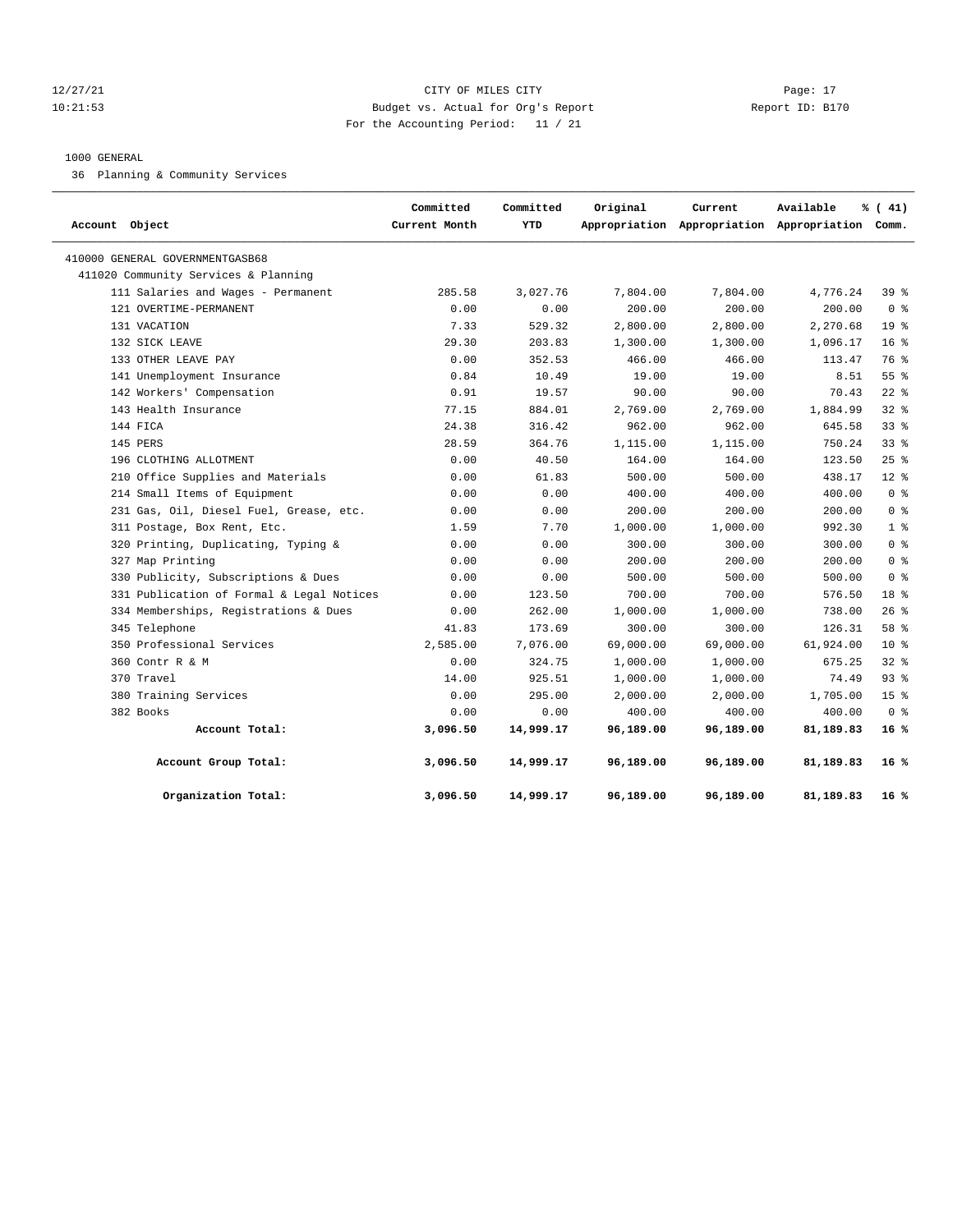12/27/21 CITY OF MILES CITY Page: 17
10:21:53 Budget vs. Actual for Org's Report Report ID: B170
For the Accounting Period: 11 / 21

1000 GENERAL

36 Planning & Community Services

| Account Object | Committed Current Month | Committed YTD | Original Appropriation | Current Appropriation | Available Appropriation | % ( 41) Comm. |
|---|---|---|---|---|---|---|
| 410000 GENERAL GOVERNMENTGASB68 | | | | | | |
| 411020 Community Services & Planning | | | | | | |
| 111 Salaries and Wages - Permanent | 285.58 | 3,027.76 | 7,804.00 | 7,804.00 | 4,776.24 | 39 % |
| 121 OVERTIME-PERMANENT | 0.00 | 0.00 | 200.00 | 200.00 | 200.00 | 0 % |
| 131 VACATION | 7.33 | 529.32 | 2,800.00 | 2,800.00 | 2,270.68 | 19 % |
| 132 SICK LEAVE | 29.30 | 203.83 | 1,300.00 | 1,300.00 | 1,096.17 | 16 % |
| 133 OTHER LEAVE PAY | 0.00 | 352.53 | 466.00 | 466.00 | 113.47 | 76 % |
| 141 Unemployment Insurance | 0.84 | 10.49 | 19.00 | 19.00 | 8.51 | 55 % |
| 142 Workers' Compensation | 0.91 | 19.57 | 90.00 | 90.00 | 70.43 | 22 % |
| 143 Health Insurance | 77.15 | 884.01 | 2,769.00 | 2,769.00 | 1,884.99 | 32 % |
| 144 FICA | 24.38 | 316.42 | 962.00 | 962.00 | 645.58 | 33 % |
| 145 PERS | 28.59 | 364.76 | 1,115.00 | 1,115.00 | 750.24 | 33 % |
| 196 CLOTHING ALLOTMENT | 0.00 | 40.50 | 164.00 | 164.00 | 123.50 | 25 % |
| 210 Office Supplies and Materials | 0.00 | 61.83 | 500.00 | 500.00 | 438.17 | 12 % |
| 214 Small Items of Equipment | 0.00 | 0.00 | 400.00 | 400.00 | 400.00 | 0 % |
| 231 Gas, Oil, Diesel Fuel, Grease, etc. | 0.00 | 0.00 | 200.00 | 200.00 | 200.00 | 0 % |
| 311 Postage, Box Rent, Etc. | 1.59 | 7.70 | 1,000.00 | 1,000.00 | 992.30 | 1 % |
| 320 Printing, Duplicating, Typing & | 0.00 | 0.00 | 300.00 | 300.00 | 300.00 | 0 % |
| 327 Map Printing | 0.00 | 0.00 | 200.00 | 200.00 | 200.00 | 0 % |
| 330 Publicity, Subscriptions & Dues | 0.00 | 0.00 | 500.00 | 500.00 | 500.00 | 0 % |
| 331 Publication of Formal & Legal Notices | 0.00 | 123.50 | 700.00 | 700.00 | 576.50 | 18 % |
| 334 Memberships, Registrations & Dues | 0.00 | 262.00 | 1,000.00 | 1,000.00 | 738.00 | 26 % |
| 345 Telephone | 41.83 | 173.69 | 300.00 | 300.00 | 126.31 | 58 % |
| 350 Professional Services | 2,585.00 | 7,076.00 | 69,000.00 | 69,000.00 | 61,924.00 | 10 % |
| 360 Contr R & M | 0.00 | 324.75 | 1,000.00 | 1,000.00 | 675.25 | 32 % |
| 370 Travel | 14.00 | 925.51 | 1,000.00 | 1,000.00 | 74.49 | 93 % |
| 380 Training Services | 0.00 | 295.00 | 2,000.00 | 2,000.00 | 1,705.00 | 15 % |
| 382 Books | 0.00 | 0.00 | 400.00 | 400.00 | 400.00 | 0 % |
| **Account Total:** | **3,096.50** | **14,999.17** | **96,189.00** | **96,189.00** | **81,189.83** | **16 %** |
| **Account Group Total:** | **3,096.50** | **14,999.17** | **96,189.00** | **96,189.00** | **81,189.83** | **16 %** |
| **Organization Total:** | **3,096.50** | **14,999.17** | **96,189.00** | **96,189.00** | **81,189.83** | **16 %** |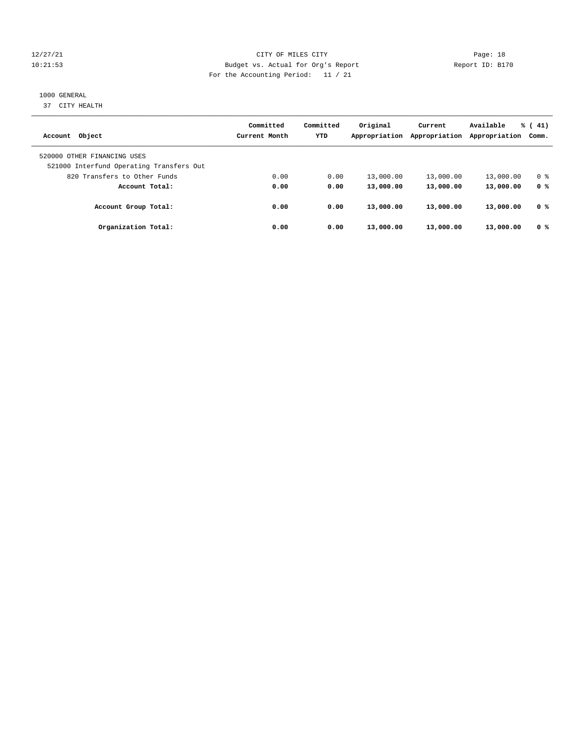12/27/21 CITY OF MILES CITY Page: 18
10:21:53 Budget vs. Actual for Org's Report Report ID: B170
For the Accounting Period: 11 / 21

1000 GENERAL
37 CITY HEALTH

| Account Object | Committed Current Month | Committed YTD | Original Appropriation | Current Appropriation | Available Appropriation | % ( 41) Comm. |
|---|---|---|---|---|---|---|
| 520000 OTHER FINANCING USES | | | | | | |
| 521000 Interfund Operating Transfers Out | | | | | | |
| 820 Transfers to Other Funds | 0.00 | 0.00 | 13,000.00 | 13,000.00 | 13,000.00 | 0 % |
| **Account Total:** | **0.00** | **0.00** | **13,000.00** | **13,000.00** | **13,000.00** | **0 %** |
| **Account Group Total:** | **0.00** | **0.00** | **13,000.00** | **13,000.00** | **13,000.00** | **0 %** |
| **Organization Total:** | **0.00** | **0.00** | **13,000.00** | **13,000.00** | **13,000.00** | **0 %** |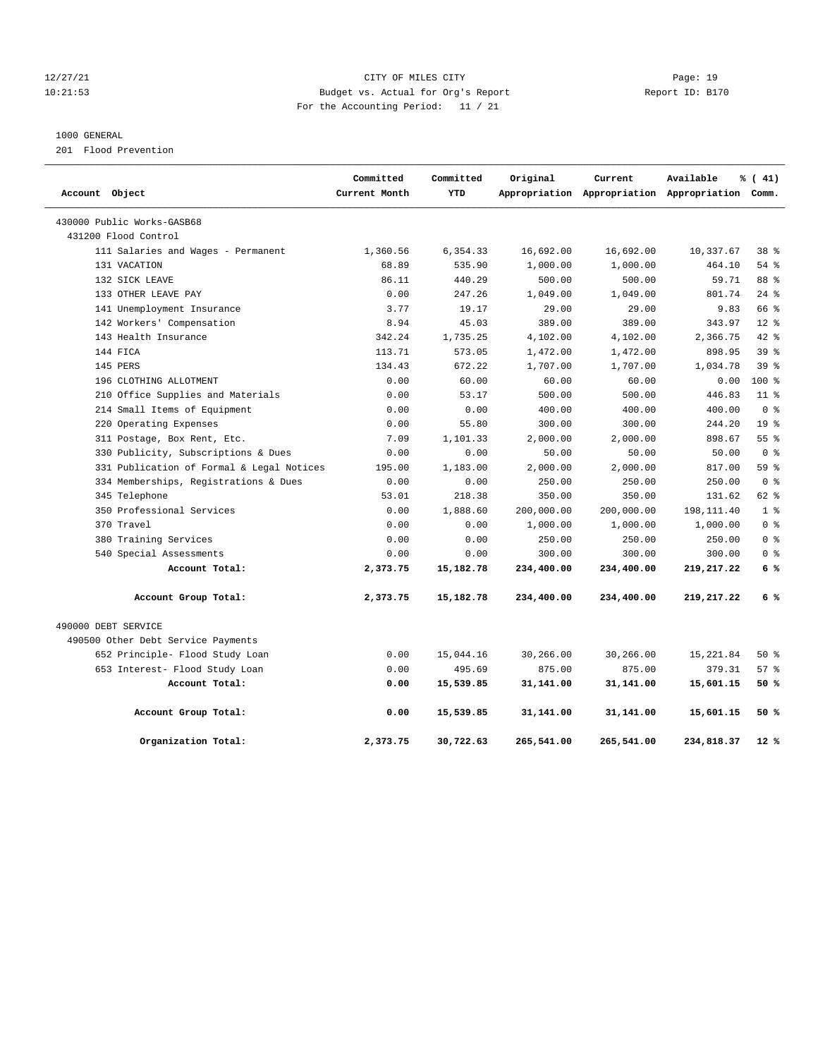12/27/21 CITY OF MILES CITY Page: 19
10:21:53 Budget vs. Actual for Org's Report Report ID: B170
For the Accounting Period: 11 / 21

1000 GENERAL
201 Flood Prevention

| Account Object | Committed Current Month | Committed YTD | Original Appropriation | Current Appropriation | Available Appropriation | % ( 41) Comm. |
|---|---|---|---|---|---|---|
| 430000 Public Works-GASB68 | | | | | | |
| 431200 Flood Control | | | | | | |
| 111 Salaries and Wages - Permanent | 1,360.56 | 6,354.33 | 16,692.00 | 16,692.00 | 10,337.67 | 38 % |
| 131 VACATION | 68.89 | 535.90 | 1,000.00 | 1,000.00 | 464.10 | 54 % |
| 132 SICK LEAVE | 86.11 | 440.29 | 500.00 | 500.00 | 59.71 | 88 % |
| 133 OTHER LEAVE PAY | 0.00 | 247.26 | 1,049.00 | 1,049.00 | 801.74 | 24 % |
| 141 Unemployment Insurance | 3.77 | 19.17 | 29.00 | 29.00 | 9.83 | 66 % |
| 142 Workers' Compensation | 8.94 | 45.03 | 389.00 | 389.00 | 343.97 | 12 % |
| 143 Health Insurance | 342.24 | 1,735.25 | 4,102.00 | 4,102.00 | 2,366.75 | 42 % |
| 144 FICA | 113.71 | 573.05 | 1,472.00 | 1,472.00 | 898.95 | 39 % |
| 145 PERS | 134.43 | 672.22 | 1,707.00 | 1,707.00 | 1,034.78 | 39 % |
| 196 CLOTHING ALLOTMENT | 0.00 | 60.00 | 60.00 | 60.00 | 0.00 | 100 % |
| 210 Office Supplies and Materials | 0.00 | 53.17 | 500.00 | 500.00 | 446.83 | 11 % |
| 214 Small Items of Equipment | 0.00 | 0.00 | 400.00 | 400.00 | 400.00 | 0 % |
| 220 Operating Expenses | 0.00 | 55.80 | 300.00 | 300.00 | 244.20 | 19 % |
| 311 Postage, Box Rent, Etc. | 7.09 | 1,101.33 | 2,000.00 | 2,000.00 | 898.67 | 55 % |
| 330 Publicity, Subscriptions & Dues | 0.00 | 0.00 | 50.00 | 50.00 | 50.00 | 0 % |
| 331 Publication of Formal & Legal Notices | 195.00 | 1,183.00 | 2,000.00 | 2,000.00 | 817.00 | 59 % |
| 334 Memberships, Registrations & Dues | 0.00 | 0.00 | 250.00 | 250.00 | 250.00 | 0 % |
| 345 Telephone | 53.01 | 218.38 | 350.00 | 350.00 | 131.62 | 62 % |
| 350 Professional Services | 0.00 | 1,888.60 | 200,000.00 | 200,000.00 | 198,111.40 | 1 % |
| 370 Travel | 0.00 | 0.00 | 1,000.00 | 1,000.00 | 1,000.00 | 0 % |
| 380 Training Services | 0.00 | 0.00 | 250.00 | 250.00 | 250.00 | 0 % |
| 540 Special Assessments | 0.00 | 0.00 | 300.00 | 300.00 | 300.00 | 0 % |
| **Account Total:** | **2,373.75** | **15,182.78** | **234,400.00** | **234,400.00** | **219,217.22** | **6 %** |
| **Account Group Total:** | **2,373.75** | **15,182.78** | **234,400.00** | **234,400.00** | **219,217.22** | **6 %** |
| 490000 DEBT SERVICE | | | | | | |
| 490500 Other Debt Service Payments | | | | | | |
| 652 Principle- Flood Study Loan | 0.00 | 15,044.16 | 30,266.00 | 30,266.00 | 15,221.84 | 50 % |
| 653 Interest- Flood Study Loan | 0.00 | 495.69 | 875.00 | 875.00 | 379.31 | 57 % |
| **Account Total:** | **0.00** | **15,539.85** | **31,141.00** | **31,141.00** | **15,601.15** | **50 %** |
| **Account Group Total:** | **0.00** | **15,539.85** | **31,141.00** | **31,141.00** | **15,601.15** | **50 %** |
| **Organization Total:** | **2,373.75** | **30,722.63** | **265,541.00** | **265,541.00** | **234,818.37** | **12 %** |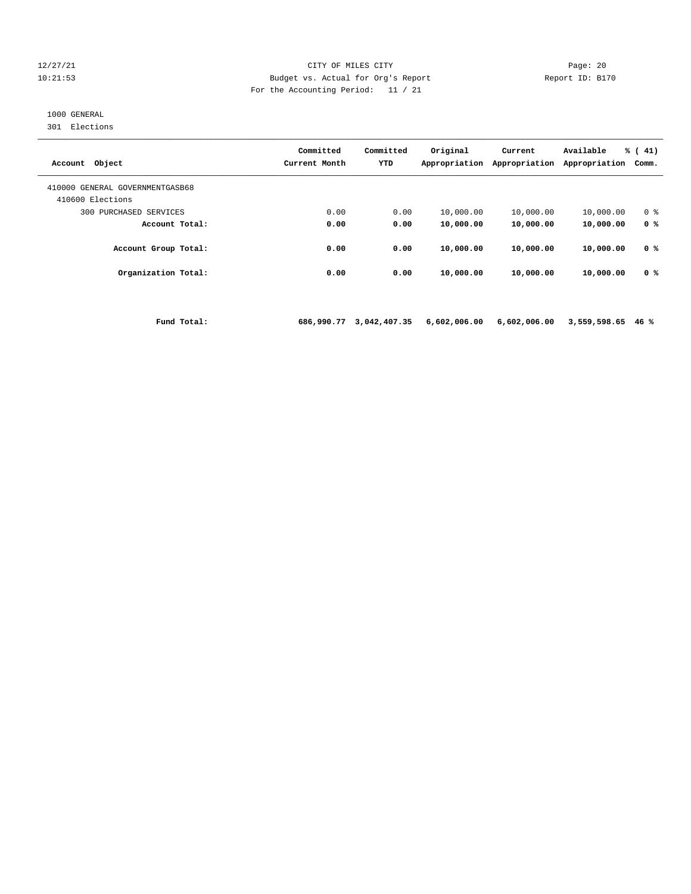CITY OF MILES CITY
Budget vs. Actual for Org's Report
For the Accounting Period: 11 / 21

12/27/21
10:21:53

Report ID: B170

1000 GENERAL
301 Elections

| Account Object | Committed Current Month | Committed YTD | Original Appropriation | Current Appropriation | Available Appropriation | % ( 41) Comm. |
|---|---|---|---|---|---|---|
| 410000 GENERAL GOVERNMENTGASB68 | | | | | | |
| 410600 Elections | | | | | | |
| 300 PURCHASED SERVICES | 0.00 | 0.00 | 10,000.00 | 10,000.00 | 10,000.00 | 0 % |
| **Account Total:** | **0.00** | **0.00** | **10,000.00** | **10,000.00** | **10,000.00** | **0 %** |
| **Account Group Total:** | **0.00** | **0.00** | **10,000.00** | **10,000.00** | **10,000.00** | **0 %** |
| **Organization Total:** | **0.00** | **0.00** | **10,000.00** | **10,000.00** | **10,000.00** | **0 %** |
| **Fund Total:** | **686,990.77** | **3,042,407.35** | **6,602,006.00** | **6,602,006.00** | **3,559,598.65** | **46 %** |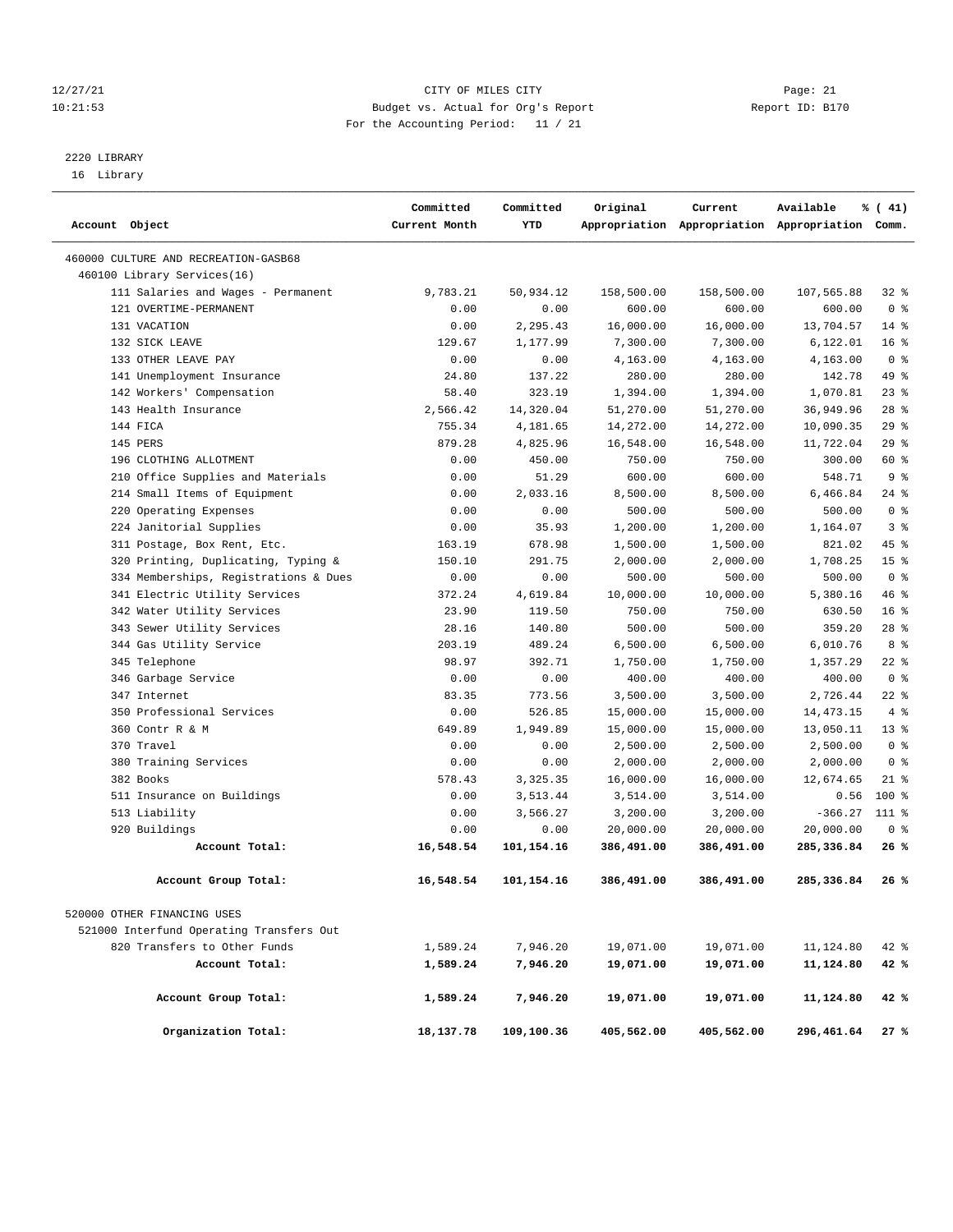12/27/21 CITY OF MILES CITY
10:21:53 Budget vs. Actual for Org's Report Report ID: B170
For the Accounting Period: 11 / 21

2220 LIBRARY
16 Library

| Account Object | Committed Current Month | Committed YTD | Original Appropriation | Current Appropriation | Available Appropriation | % ( 41) Comm. |
|---|---|---|---|---|---|---|
| 460000 CULTURE AND RECREATION-GASB68 | | | | | | |
| 460100 Library Services(16) | | | | | | |
| 111 Salaries and Wages - Permanent | 9,783.21 | 50,934.12 | 158,500.00 | 158,500.00 | 107,565.88 | 32 % |
| 121 OVERTIME-PERMANENT | 0.00 | 0.00 | 600.00 | 600.00 | 600.00 | 0 % |
| 131 VACATION | 0.00 | 2,295.43 | 16,000.00 | 16,000.00 | 13,704.57 | 14 % |
| 132 SICK LEAVE | 129.67 | 1,177.99 | 7,300.00 | 7,300.00 | 6,122.01 | 16 % |
| 133 OTHER LEAVE PAY | 0.00 | 0.00 | 4,163.00 | 4,163.00 | 4,163.00 | 0 % |
| 141 Unemployment Insurance | 24.80 | 137.22 | 280.00 | 280.00 | 142.78 | 49 % |
| 142 Workers' Compensation | 58.40 | 323.19 | 1,394.00 | 1,394.00 | 1,070.81 | 23 % |
| 143 Health Insurance | 2,566.42 | 14,320.04 | 51,270.00 | 51,270.00 | 36,949.96 | 28 % |
| 144 FICA | 755.34 | 4,181.65 | 14,272.00 | 14,272.00 | 10,090.35 | 29 % |
| 145 PERS | 879.28 | 4,825.96 | 16,548.00 | 16,548.00 | 11,722.04 | 29 % |
| 196 CLOTHING ALLOTMENT | 0.00 | 450.00 | 750.00 | 750.00 | 300.00 | 60 % |
| 210 Office Supplies and Materials | 0.00 | 51.29 | 600.00 | 600.00 | 548.71 | 9 % |
| 214 Small Items of Equipment | 0.00 | 2,033.16 | 8,500.00 | 8,500.00 | 6,466.84 | 24 % |
| 220 Operating Expenses | 0.00 | 0.00 | 500.00 | 500.00 | 500.00 | 0 % |
| 224 Janitorial Supplies | 0.00 | 35.93 | 1,200.00 | 1,200.00 | 1,164.07 | 3 % |
| 311 Postage, Box Rent, Etc. | 163.19 | 678.98 | 1,500.00 | 1,500.00 | 821.02 | 45 % |
| 320 Printing, Duplicating, Typing & | 150.10 | 291.75 | 2,000.00 | 2,000.00 | 1,708.25 | 15 % |
| 334 Memberships, Registrations & Dues | 0.00 | 0.00 | 500.00 | 500.00 | 500.00 | 0 % |
| 341 Electric Utility Services | 372.24 | 4,619.84 | 10,000.00 | 10,000.00 | 5,380.16 | 46 % |
| 342 Water Utility Services | 23.90 | 119.50 | 750.00 | 750.00 | 630.50 | 16 % |
| 343 Sewer Utility Services | 28.16 | 140.80 | 500.00 | 500.00 | 359.20 | 28 % |
| 344 Gas Utility Service | 203.19 | 489.24 | 6,500.00 | 6,500.00 | 6,010.76 | 8 % |
| 345 Telephone | 98.97 | 392.71 | 1,750.00 | 1,750.00 | 1,357.29 | 22 % |
| 346 Garbage Service | 0.00 | 0.00 | 400.00 | 400.00 | 400.00 | 0 % |
| 347 Internet | 83.35 | 773.56 | 3,500.00 | 3,500.00 | 2,726.44 | 22 % |
| 350 Professional Services | 0.00 | 526.85 | 15,000.00 | 15,000.00 | 14,473.15 | 4 % |
| 360 Contr R & M | 649.89 | 1,949.89 | 15,000.00 | 15,000.00 | 13,050.11 | 13 % |
| 370 Travel | 0.00 | 0.00 | 2,500.00 | 2,500.00 | 2,500.00 | 0 % |
| 380 Training Services | 0.00 | 0.00 | 2,000.00 | 2,000.00 | 2,000.00 | 0 % |
| 382 Books | 578.43 | 3,325.35 | 16,000.00 | 16,000.00 | 12,674.65 | 21 % |
| 511 Insurance on Buildings | 0.00 | 3,513.44 | 3,514.00 | 3,514.00 | 0.56 | 100 % |
| 513 Liability | 0.00 | 3,566.27 | 3,200.00 | 3,200.00 | -366.27 | 111 % |
| 920 Buildings | 0.00 | 0.00 | 20,000.00 | 20,000.00 | 20,000.00 | 0 % |
| **Account Total:** | **16,548.54** | **101,154.16** | **386,491.00** | **386,491.00** | **285,336.84** | **26 %** |
| **Account Group Total:** | **16,548.54** | **101,154.16** | **386,491.00** | **386,491.00** | **285,336.84** | **26 %** |
| 520000 OTHER FINANCING USES | | | | | | |
| 521000 Interfund Operating Transfers Out | | | | | | |
| 820 Transfers to Other Funds | 1,589.24 | 7,946.20 | 19,071.00 | 19,071.00 | 11,124.80 | 42 % |
| **Account Total:** | **1,589.24** | **7,946.20** | **19,071.00** | **19,071.00** | **11,124.80** | **42 %** |
| **Account Group Total:** | **1,589.24** | **7,946.20** | **19,071.00** | **19,071.00** | **11,124.80** | **42 %** |
| **Organization Total:** | **18,137.78** | **109,100.36** | **405,562.00** | **405,562.00** | **296,461.64** | **27 %** |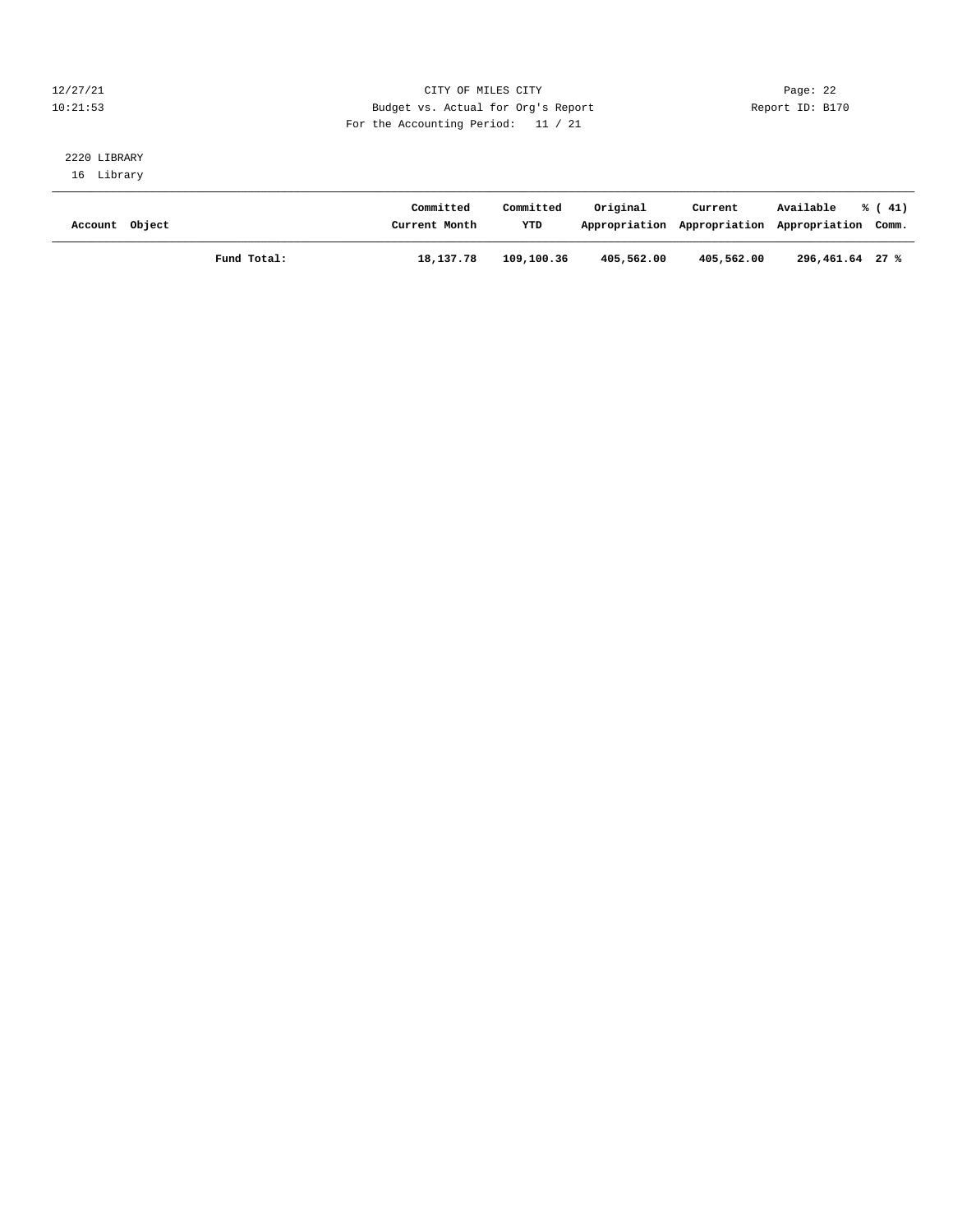CITY OF MILES CITY

Budget vs. Actual for Org's Report

For the Accounting Period: 11 / 21

12/27/21
10:21:53

Report ID: B170

2220 LIBRARY
16 Library

| Account | Object | Committed Current Month | Committed YTD | Original Appropriation | Current Appropriation | Available Appropriation | % ( 41) Comm. |
|---|---|---|---|---|---|---|---|
| | **Fund Total:** | **18,137.78** | **109,100.36** | **405,562.00** | **405,562.00** | **296,461.64** | **27 %** |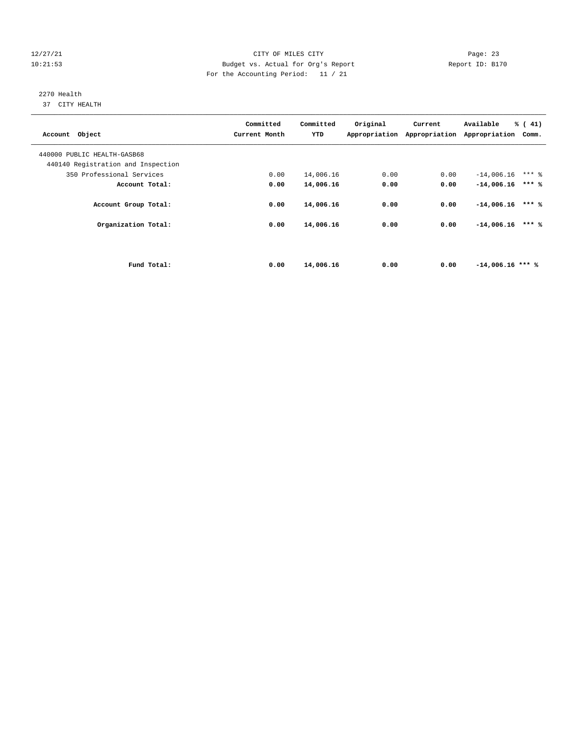CITY OF MILES CITY

Budget vs. Actual for Org's Report

For the Accounting Period: 11 / 21

12/27/21
10:21:53

Report ID: B170

2270 Health
37 CITY HEALTH

| Account Object | Committed Current Month | Committed YTD | Original Appropriation | Current Appropriation | Available Appropriation | % ( 41) Comm. |
|---|---|---|---|---|---|---|
| 440000 PUBLIC HEALTH-GASB68 | | | | | | |
| 440140 Registration and Inspection | | | | | | |
| 350 Professional Services | 0.00 | 14,006.16 | 0.00 | 0.00 | -14,006.16 | *** % |
| **Account Total:** | **0.00** | **14,006.16** | **0.00** | **0.00** | **-14,006.16** | **\*\*\* %** |
| **Account Group Total:** | **0.00** | **14,006.16** | **0.00** | **0.00** | **-14,006.16** | **\*\*\* %** |
| **Organization Total:** | **0.00** | **14,006.16** | **0.00** | **0.00** | **-14,006.16** | **\*\*\* %** |
| **Fund Total:** | **0.00** | **14,006.16** | **0.00** | **0.00** | **-14,006.16** | **\*\*\* %** |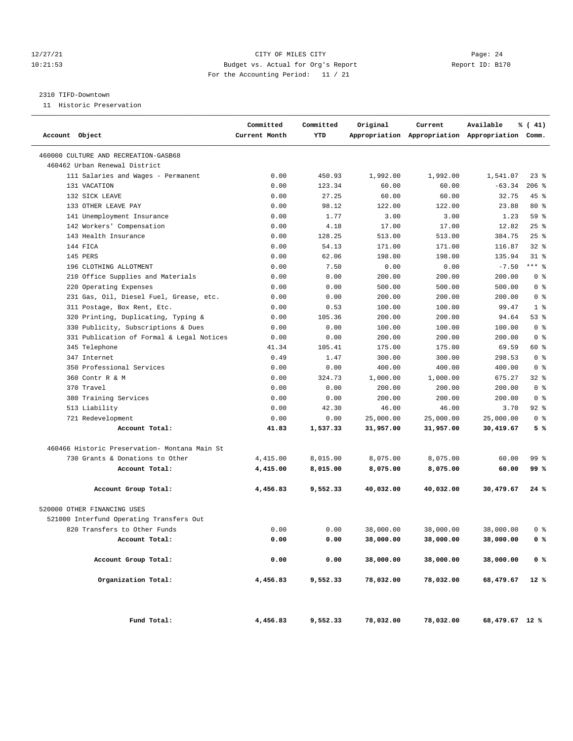12/27/21 CITY OF MILES CITY
10:21:53 Budget vs. Actual for Org's Report Report ID: B170
For the Accounting Period: 11 / 21

2310 TIFD-Downtown
11 Historic Preservation

| Account Object | Committed Current Month | Committed YTD | Original Appropriation | Current Appropriation | Available Appropriation | % ( 41) Comm. |
|---|---|---|---|---|---|---|
| 460000 CULTURE AND RECREATION-GASB68 | | | | | | |
| 460462 Urban Renewal District | | | | | | |
| 111 Salaries and Wages - Permanent | 0.00 | 450.93 | 1,992.00 | 1,992.00 | 1,541.07 | 23 % |
| 131 VACATION | 0.00 | 123.34 | 60.00 | 60.00 | -63.34 | 206 % |
| 132 SICK LEAVE | 0.00 | 27.25 | 60.00 | 60.00 | 32.75 | 45 % |
| 133 OTHER LEAVE PAY | 0.00 | 98.12 | 122.00 | 122.00 | 23.88 | 80 % |
| 141 Unemployment Insurance | 0.00 | 1.77 | 3.00 | 3.00 | 1.23 | 59 % |
| 142 Workers' Compensation | 0.00 | 4.18 | 17.00 | 17.00 | 12.82 | 25 % |
| 143 Health Insurance | 0.00 | 128.25 | 513.00 | 513.00 | 384.75 | 25 % |
| 144 FICA | 0.00 | 54.13 | 171.00 | 171.00 | 116.87 | 32 % |
| 145 PERS | 0.00 | 62.06 | 198.00 | 198.00 | 135.94 | 31 % |
| 196 CLOTHING ALLOTMENT | 0.00 | 7.50 | 0.00 | 0.00 | -7.50 | *** % |
| 210 Office Supplies and Materials | 0.00 | 0.00 | 200.00 | 200.00 | 200.00 | 0 % |
| 220 Operating Expenses | 0.00 | 0.00 | 500.00 | 500.00 | 500.00 | 0 % |
| 231 Gas, Oil, Diesel Fuel, Grease, etc. | 0.00 | 0.00 | 200.00 | 200.00 | 200.00 | 0 % |
| 311 Postage, Box Rent, Etc. | 0.00 | 0.53 | 100.00 | 100.00 | 99.47 | 1 % |
| 320 Printing, Duplicating, Typing & | 0.00 | 105.36 | 200.00 | 200.00 | 94.64 | 53 % |
| 330 Publicity, Subscriptions & Dues | 0.00 | 0.00 | 100.00 | 100.00 | 100.00 | 0 % |
| 331 Publication of Formal & Legal Notices | 0.00 | 0.00 | 200.00 | 200.00 | 200.00 | 0 % |
| 345 Telephone | 41.34 | 105.41 | 175.00 | 175.00 | 69.59 | 60 % |
| 347 Internet | 0.49 | 1.47 | 300.00 | 300.00 | 298.53 | 0 % |
| 350 Professional Services | 0.00 | 0.00 | 400.00 | 400.00 | 400.00 | 0 % |
| 360 Contr R & M | 0.00 | 324.73 | 1,000.00 | 1,000.00 | 675.27 | 32 % |
| 370 Travel | 0.00 | 0.00 | 200.00 | 200.00 | 200.00 | 0 % |
| 380 Training Services | 0.00 | 0.00 | 200.00 | 200.00 | 200.00 | 0 % |
| 513 Liability | 0.00 | 42.30 | 46.00 | 46.00 | 3.70 | 92 % |
| 721 Redevelopment | 0.00 | 0.00 | 25,000.00 | 25,000.00 | 25,000.00 | 0 % |
| **Account Total:** | **41.83** | **1,537.33** | **31,957.00** | **31,957.00** | **30,419.67** | **5 %** |
| 460466 Historic Preservation- Montana Main St | | | | | | |
| 730 Grants & Donations to Other | 4,415.00 | 8,015.00 | 8,075.00 | 8,075.00 | 60.00 | 99 % |
| **Account Total:** | **4,415.00** | **8,015.00** | **8,075.00** | **8,075.00** | **60.00** | **99 %** |
| **Account Group Total:** | **4,456.83** | **9,552.33** | **40,032.00** | **40,032.00** | **30,479.67** | **24 %** |
| 520000 OTHER FINANCING USES | | | | | | |
| 521000 Interfund Operating Transfers Out | | | | | | |
| 820 Transfers to Other Funds | 0.00 | 0.00 | 38,000.00 | 38,000.00 | 38,000.00 | 0 % |
| **Account Total:** | **0.00** | **0.00** | **38,000.00** | **38,000.00** | **38,000.00** | **0 %** |
| **Account Group Total:** | **0.00** | **0.00** | **38,000.00** | **38,000.00** | **38,000.00** | **0 %** |
| **Organization Total:** | **4,456.83** | **9,552.33** | **78,032.00** | **78,032.00** | **68,479.67** | **12 %** |
| **Fund Total:** | **4,456.83** | **9,552.33** | **78,032.00** | **78,032.00** | **68,479.67** | **12 %** |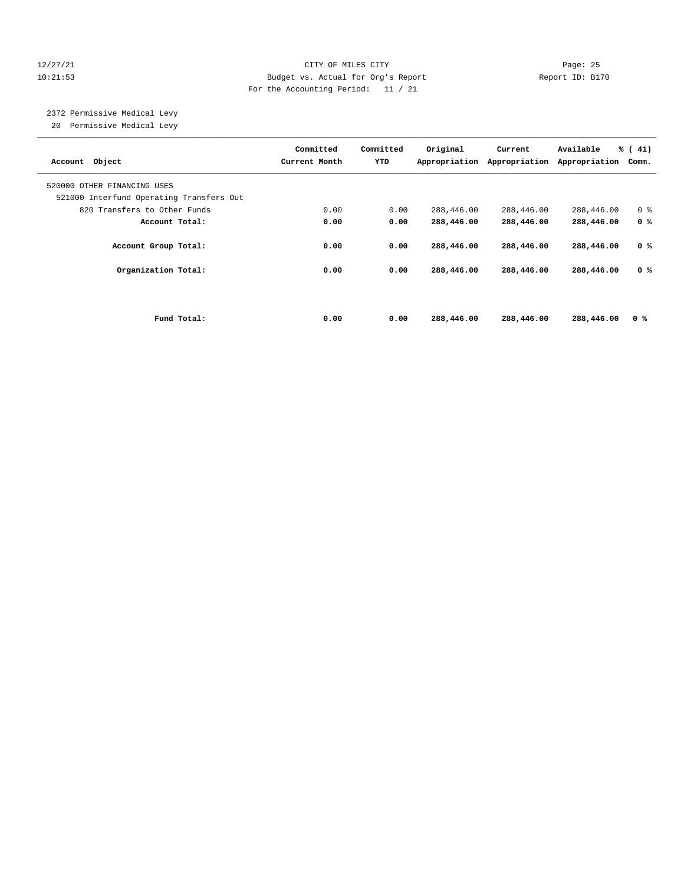12/27/21 CITY OF MILES CITY Page: 25
10:21:53 Budget vs. Actual for Org's Report Report ID: B170
For the Accounting Period: 11 / 21

2372 Permissive Medical Levy
20 Permissive Medical Levy

| Account Object | Committed Current Month | Committed YTD | Original Appropriation | Current Appropriation | Available Appropriation | % ( 41) Comm. |
|---|---|---|---|---|---|---|
| 520000 OTHER FINANCING USES | | | | | | |
| 521000 Interfund Operating Transfers Out | | | | | | |
| 820 Transfers to Other Funds | 0.00 | 0.00 | 288,446.00 | 288,446.00 | 288,446.00 | 0 % |
| **Account Total:** | **0.00** | **0.00** | **288,446.00** | **288,446.00** | **288,446.00** | **0 %** |
| **Account Group Total:** | **0.00** | **0.00** | **288,446.00** | **288,446.00** | **288,446.00** | **0 %** |
| **Organization Total:** | **0.00** | **0.00** | **288,446.00** | **288,446.00** | **288,446.00** | **0 %** |
| **Fund Total:** | **0.00** | **0.00** | **288,446.00** | **288,446.00** | **288,446.00** | **0 %** |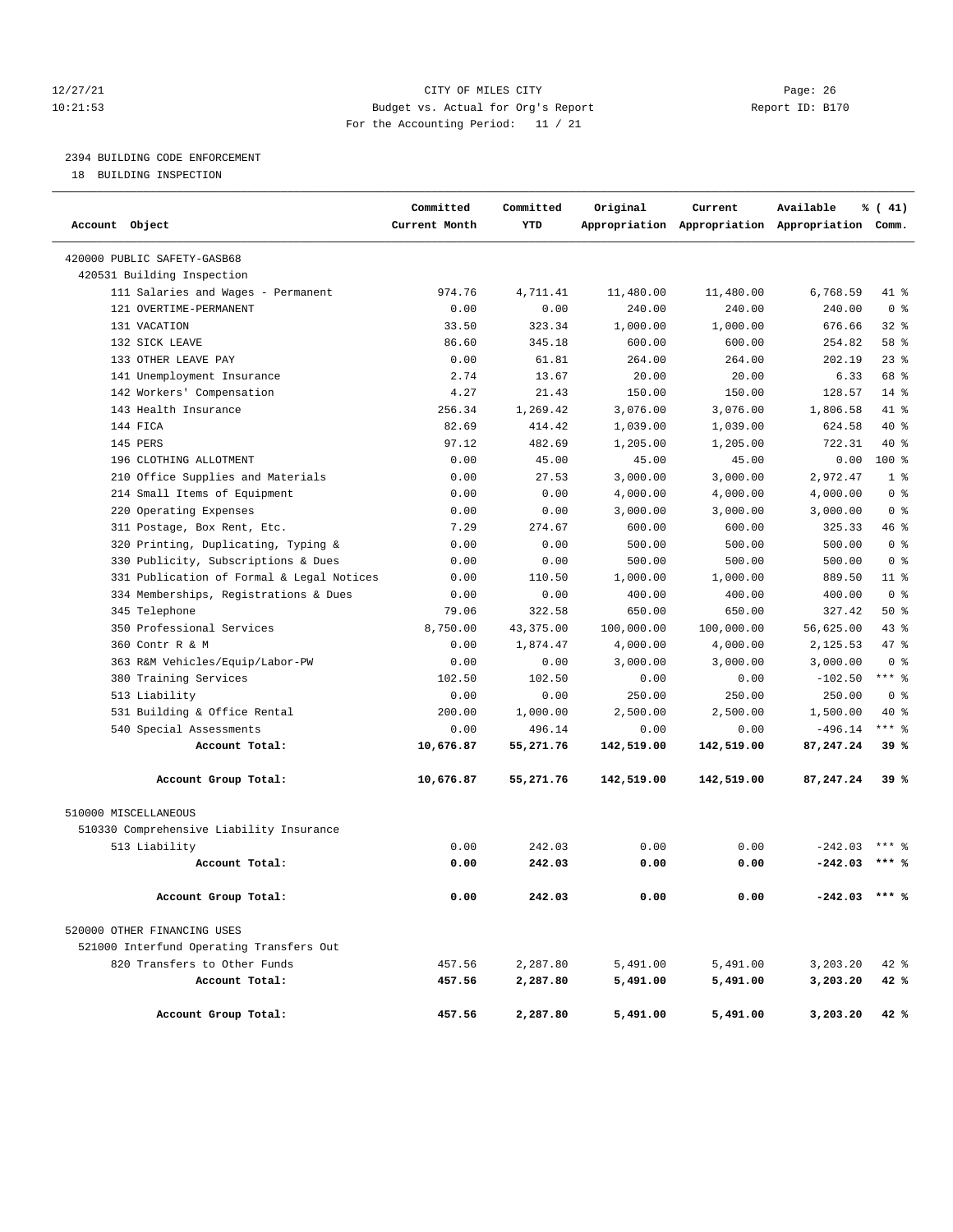12/27/21 CITY OF MILES CITY
10:21:53 Budget vs. Actual for Org's Report Report ID: B170
For the Accounting Period: 11 / 21

2394 BUILDING CODE ENFORCEMENT
18 BUILDING INSPECTION

| Account Object | Committed Current Month | Committed YTD | Original Appropriation | Current Appropriation | Available Appropriation | % ( 41) Comm. |
|---|---|---|---|---|---|---|
| 420000 PUBLIC SAFETY-GASB68 | | | | | | |
| 420531 Building Inspection | | | | | | |
| 111 Salaries and Wages - Permanent | 974.76 | 4,711.41 | 11,480.00 | 11,480.00 | 6,768.59 | 41 % |
| 121 OVERTIME-PERMANENT | 0.00 | 0.00 | 240.00 | 240.00 | 240.00 | 0 % |
| 131 VACATION | 33.50 | 323.34 | 1,000.00 | 1,000.00 | 676.66 | 32 % |
| 132 SICK LEAVE | 86.60 | 345.18 | 600.00 | 600.00 | 254.82 | 58 % |
| 133 OTHER LEAVE PAY | 0.00 | 61.81 | 264.00 | 264.00 | 202.19 | 23 % |
| 141 Unemployment Insurance | 2.74 | 13.67 | 20.00 | 20.00 | 6.33 | 68 % |
| 142 Workers' Compensation | 4.27 | 21.43 | 150.00 | 150.00 | 128.57 | 14 % |
| 143 Health Insurance | 256.34 | 1,269.42 | 3,076.00 | 3,076.00 | 1,806.58 | 41 % |
| 144 FICA | 82.69 | 414.42 | 1,039.00 | 1,039.00 | 624.58 | 40 % |
| 145 PERS | 97.12 | 482.69 | 1,205.00 | 1,205.00 | 722.31 | 40 % |
| 196 CLOTHING ALLOTMENT | 0.00 | 45.00 | 45.00 | 45.00 | 0.00 | 100 % |
| 210 Office Supplies and Materials | 0.00 | 27.53 | 3,000.00 | 3,000.00 | 2,972.47 | 1 % |
| 214 Small Items of Equipment | 0.00 | 0.00 | 4,000.00 | 4,000.00 | 4,000.00 | 0 % |
| 220 Operating Expenses | 0.00 | 0.00 | 3,000.00 | 3,000.00 | 3,000.00 | 0 % |
| 311 Postage, Box Rent, Etc. | 7.29 | 274.67 | 600.00 | 600.00 | 325.33 | 46 % |
| 320 Printing, Duplicating, Typing & | 0.00 | 0.00 | 500.00 | 500.00 | 500.00 | 0 % |
| 330 Publicity, Subscriptions & Dues | 0.00 | 0.00 | 500.00 | 500.00 | 500.00 | 0 % |
| 331 Publication of Formal & Legal Notices | 0.00 | 110.50 | 1,000.00 | 1,000.00 | 889.50 | 11 % |
| 334 Memberships, Registrations & Dues | 0.00 | 0.00 | 400.00 | 400.00 | 400.00 | 0 % |
| 345 Telephone | 79.06 | 322.58 | 650.00 | 650.00 | 327.42 | 50 % |
| 350 Professional Services | 8,750.00 | 43,375.00 | 100,000.00 | 100,000.00 | 56,625.00 | 43 % |
| 360 Contr R & M | 0.00 | 1,874.47 | 4,000.00 | 4,000.00 | 2,125.53 | 47 % |
| 363 R&M Vehicles/Equip/Labor-PW | 0.00 | 0.00 | 3,000.00 | 3,000.00 | 3,000.00 | 0 % |
| 380 Training Services | 102.50 | 102.50 | 0.00 | 0.00 | -102.50 | *** % |
| 513 Liability | 0.00 | 0.00 | 250.00 | 250.00 | 250.00 | 0 % |
| 531 Building & Office Rental | 200.00 | 1,000.00 | 2,500.00 | 2,500.00 | 1,500.00 | 40 % |
| 540 Special Assessments | 0.00 | 496.14 | 0.00 | 0.00 | -496.14 | *** % |
| **Account Total:** | **10,676.87** | **55,271.76** | **142,519.00** | **142,519.00** | **87,247.24** | **39 %** |
| **Account Group Total:** | **10,676.87** | **55,271.76** | **142,519.00** | **142,519.00** | **87,247.24** | **39 %** |
| 510000 MISCELLANEOUS | | | | | | |
| 510330 Comprehensive Liability Insurance | | | | | | |
| 513 Liability | 0.00 | 242.03 | 0.00 | 0.00 | -242.03 | *** % |
| **Account Total:** | **0.00** | **242.03** | **0.00** | **0.00** | **-242.03** | **\*\*\* %** |
| **Account Group Total:** | **0.00** | **242.03** | **0.00** | **0.00** | **-242.03** | **\*\*\* %** |
| 520000 OTHER FINANCING USES | | | | | | |
| 521000 Interfund Operating Transfers Out | | | | | | |
| 820 Transfers to Other Funds | 457.56 | 2,287.80 | 5,491.00 | 5,491.00 | 3,203.20 | 42 % |
| **Account Total:** | **457.56** | **2,287.80** | **5,491.00** | **5,491.00** | **3,203.20** | **42 %** |
| **Account Group Total:** | **457.56** | **2,287.80** | **5,491.00** | **5,491.00** | **3,203.20** | **42 %** |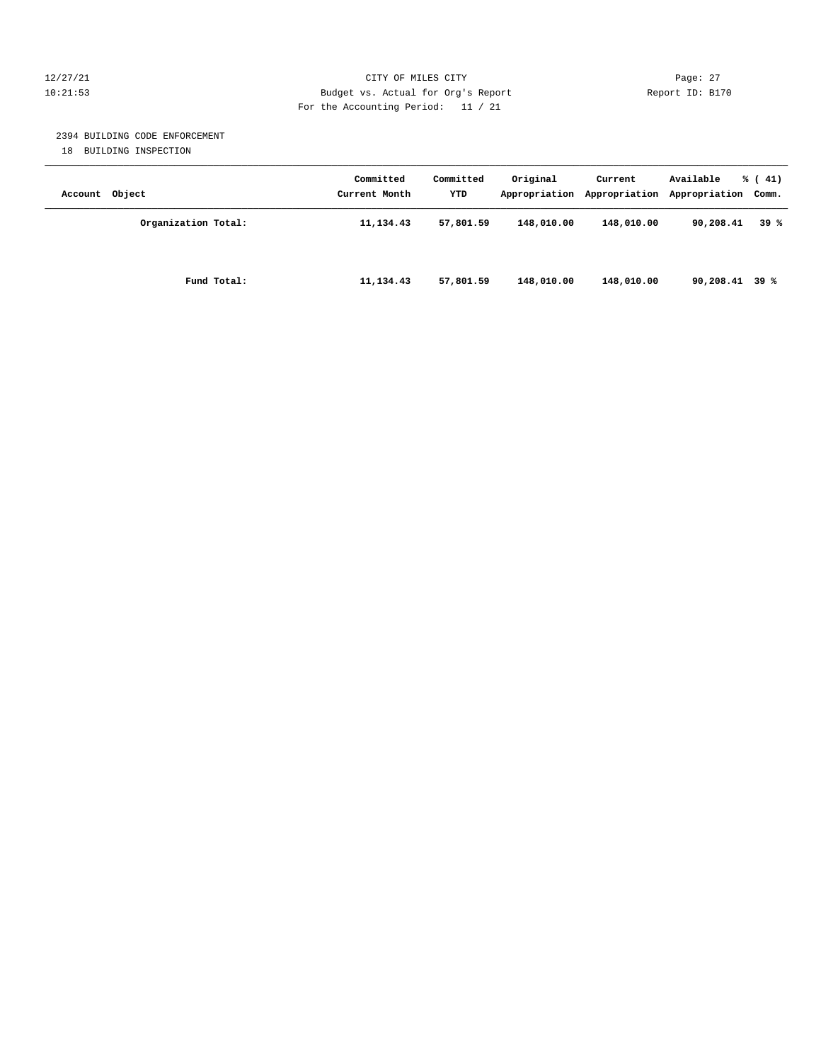CITY OF MILES CITY
Budget vs. Actual for Org's Report
For the Accounting Period: 11 / 21

12/27/21
10:21:53

Report ID: B170

2394 BUILDING CODE ENFORCEMENT
18 BUILDING INSPECTION

| Account Object | Committed Current Month | Committed YTD | Original Appropriation | Current Appropriation | Available Appropriation | % ( 41) Comm. |
|---|---|---|---|---|---|---|
| **Organization Total:** | **11,134.43** | **57,801.59** | **148,010.00** | **148,010.00** | **90,208.41** | **39 %** |
| **Fund Total:** | **11,134.43** | **57,801.59** | **148,010.00** | **148,010.00** | **90,208.41** | **39 %** |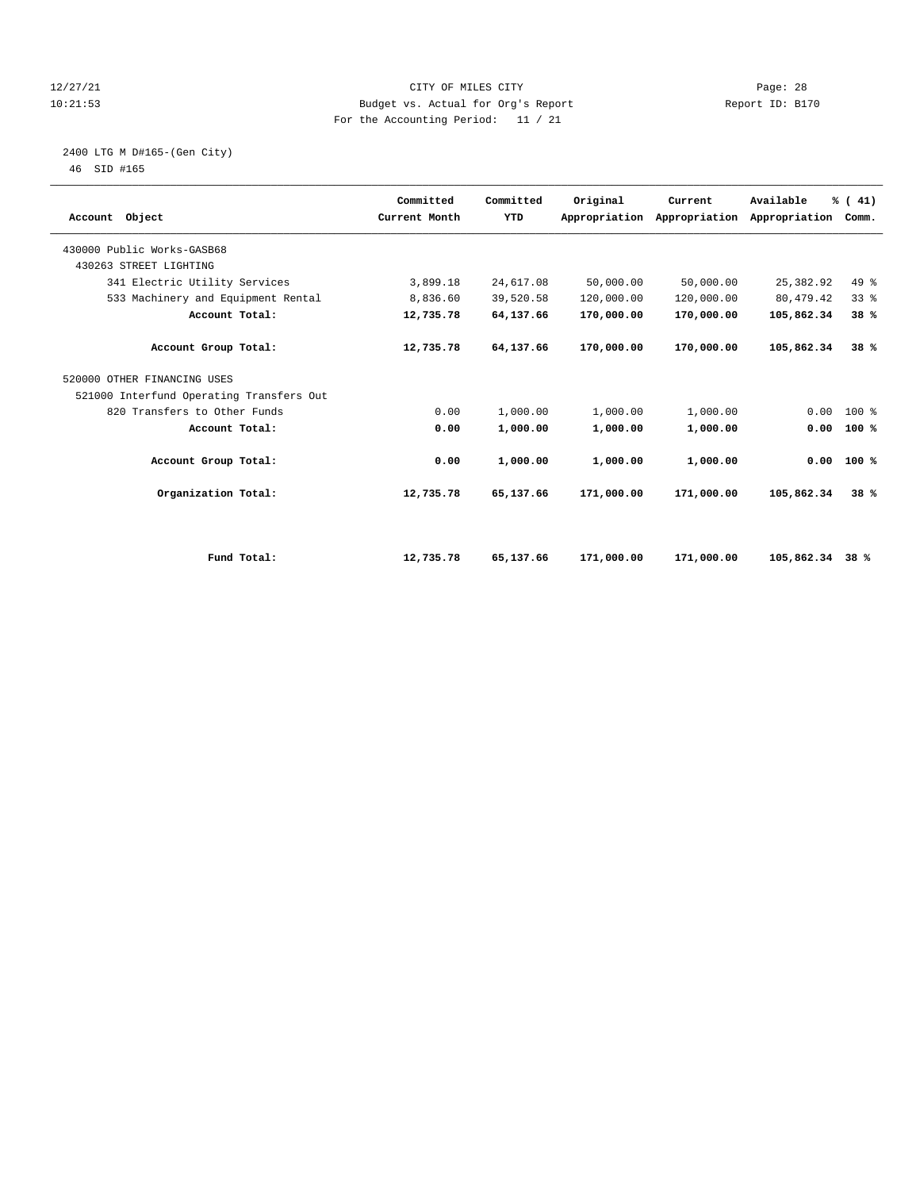12/27/21 CITY OF MILES CITY Page: 28
10:21:53 Budget vs. Actual for Org's Report Report ID: B170
For the Accounting Period: 11 / 21

2400 LTG M D#165-(Gen City)
46 SID #165

| Account Object | Committed Current Month | Committed YTD | Original Appropriation | Current Appropriation | Available Appropriation | % ( 41) Comm. |
|---|---|---|---|---|---|---|
| 430000 Public Works-GASB68 | | | | | | |
| 430263 STREET LIGHTING | | | | | | |
| 341 Electric Utility Services | 3,899.18 | 24,617.08 | 50,000.00 | 50,000.00 | 25,382.92 | 49 % |
| 533 Machinery and Equipment Rental | 8,836.60 | 39,520.58 | 120,000.00 | 120,000.00 | 80,479.42 | 33 % |
| **Account Total:** | **12,735.78** | **64,137.66** | **170,000.00** | **170,000.00** | **105,862.34** | **38 %** |
| **Account Group Total:** | **12,735.78** | **64,137.66** | **170,000.00** | **170,000.00** | **105,862.34** | **38 %** |
| 520000 OTHER FINANCING USES | | | | | | |
| 521000 Interfund Operating Transfers Out | | | | | | |
| 820 Transfers to Other Funds | 0.00 | 1,000.00 | 1,000.00 | 1,000.00 | 0.00 | 100 % |
| **Account Total:** | **0.00** | **1,000.00** | **1,000.00** | **1,000.00** | **0.00** | **100 %** |
| **Account Group Total:** | **0.00** | **1,000.00** | **1,000.00** | **1,000.00** | **0.00** | **100 %** |
| **Organization Total:** | **12,735.78** | **65,137.66** | **171,000.00** | **171,000.00** | **105,862.34** | **38 %** |
| **Fund Total:** | **12,735.78** | **65,137.66** | **171,000.00** | **171,000.00** | **105,862.34** | **38 %** |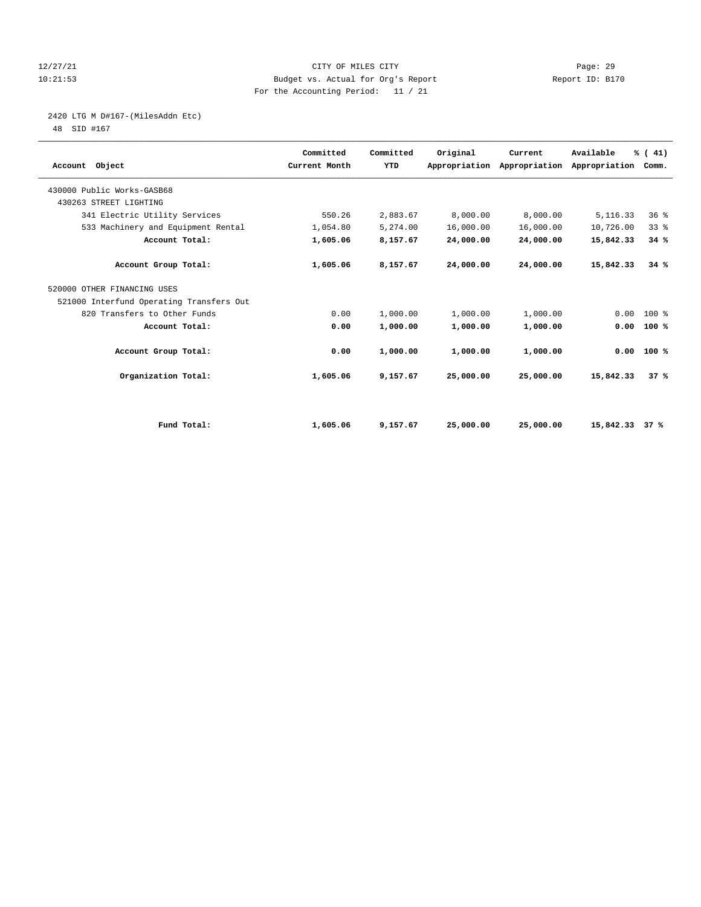12/27/21 CITY OF MILES CITY
10:21:53 Budget vs. Actual for Org's Report Report ID: B170
For the Accounting Period: 11 / 21

2420 LTG M D#167-(MilesAddn Etc)
48 SID #167

| Account Object | Committed Current Month | Committed YTD | Original Appropriation | Current Appropriation | Available Appropriation | % ( 41) Comm. |
|---|---|---|---|---|---|---|
| 430000 Public Works-GASB68 | | | | | | |
| 430263 STREET LIGHTING | | | | | | |
| 341 Electric Utility Services | 550.26 | 2,883.67 | 8,000.00 | 8,000.00 | 5,116.33 | 36 % |
| 533 Machinery and Equipment Rental | 1,054.80 | 5,274.00 | 16,000.00 | 16,000.00 | 10,726.00 | 33 % |
| **Account Total:** | **1,605.06** | **8,157.67** | **24,000.00** | **24,000.00** | **15,842.33** | **34 %** |
| **Account Group Total:** | **1,605.06** | **8,157.67** | **24,000.00** | **24,000.00** | **15,842.33** | **34 %** |
| 520000 OTHER FINANCING USES | | | | | | |
| 521000 Interfund Operating Transfers Out | | | | | | |
| 820 Transfers to Other Funds | 0.00 | 1,000.00 | 1,000.00 | 1,000.00 | 0.00 | 100 % |
| **Account Total:** | **0.00** | **1,000.00** | **1,000.00** | **1,000.00** | **0.00** | **100 %** |
| **Account Group Total:** | **0.00** | **1,000.00** | **1,000.00** | **1,000.00** | **0.00** | **100 %** |
| **Organization Total:** | **1,605.06** | **9,157.67** | **25,000.00** | **25,000.00** | **15,842.33** | **37 %** |
| **Fund Total:** | **1,605.06** | **9,157.67** | **25,000.00** | **25,000.00** | **15,842.33** | **37 %** |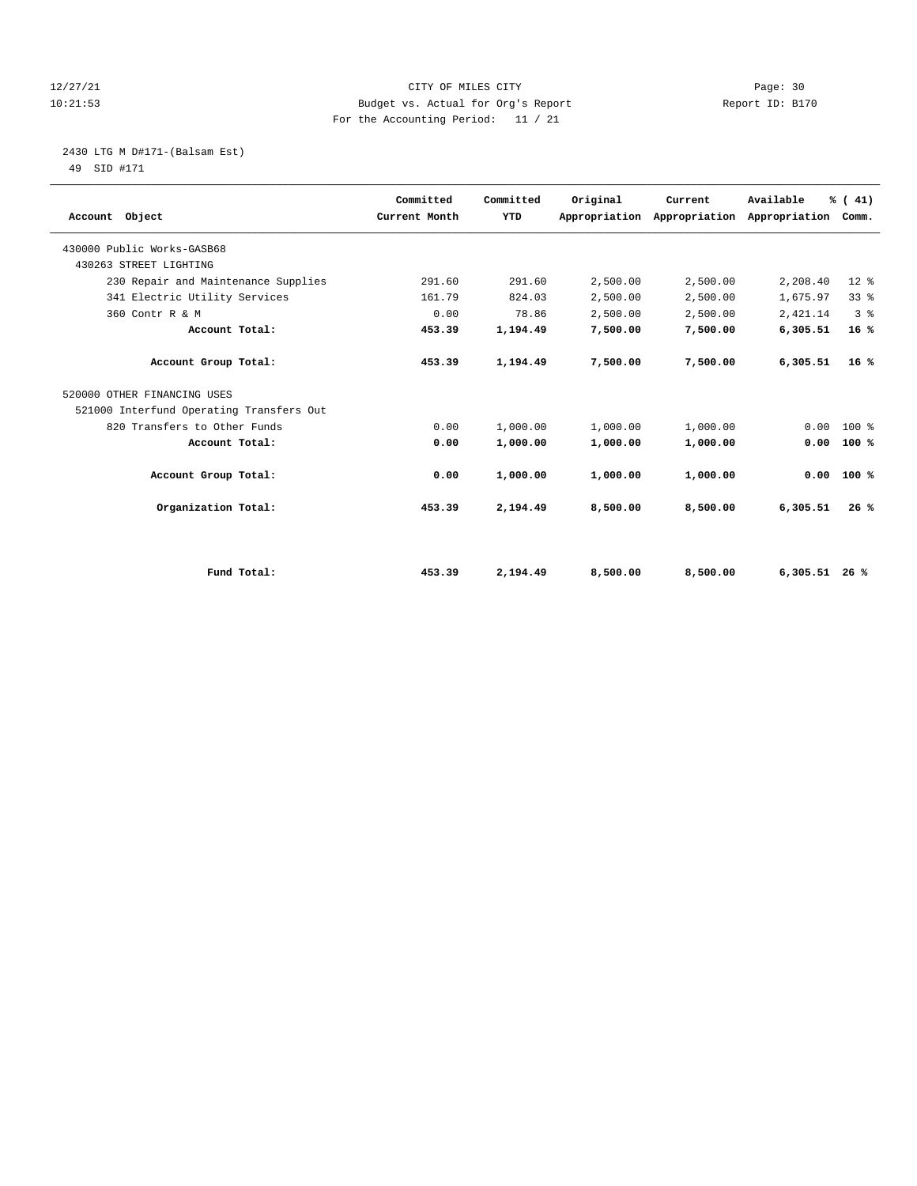12/27/21 CITY OF MILES CITY Page: 30
10:21:53 Budget vs. Actual for Org's Report Report ID: B170
For the Accounting Period: 11 / 21

2430 LTG M D#171-(Balsam Est)
49 SID #171

| Account Object | Committed Current Month | Committed YTD | Original Appropriation | Current Appropriation | Available Appropriation | % ( 41) Comm. |
|---|---|---|---|---|---|---|
| 430000 Public Works-GASB68 | | | | | | |
| 430263 STREET LIGHTING | | | | | | |
| 230 Repair and Maintenance Supplies | 291.60 | 291.60 | 2,500.00 | 2,500.00 | 2,208.40 | 12 % |
| 341 Electric Utility Services | 161.79 | 824.03 | 2,500.00 | 2,500.00 | 1,675.97 | 33 % |
| 360 Contr R & M | 0.00 | 78.86 | 2,500.00 | 2,500.00 | 2,421.14 | 3 % |
| **Account Total:** | **453.39** | **1,194.49** | **7,500.00** | **7,500.00** | **6,305.51** | **16 %** |
| **Account Group Total:** | **453.39** | **1,194.49** | **7,500.00** | **7,500.00** | **6,305.51** | **16 %** |
| 520000 OTHER FINANCING USES | | | | | | |
| 521000 Interfund Operating Transfers Out | | | | | | |
| 820 Transfers to Other Funds | 0.00 | 1,000.00 | 1,000.00 | 1,000.00 | 0.00 | 100 % |
| **Account Total:** | **0.00** | **1,000.00** | **1,000.00** | **1,000.00** | **0.00** | **100 %** |
| **Account Group Total:** | **0.00** | **1,000.00** | **1,000.00** | **1,000.00** | **0.00** | **100 %** |
| **Organization Total:** | **453.39** | **2,194.49** | **8,500.00** | **8,500.00** | **6,305.51** | **26 %** |
| **Fund Total:** | **453.39** | **2,194.49** | **8,500.00** | **8,500.00** | **6,305.51** | **26 %** |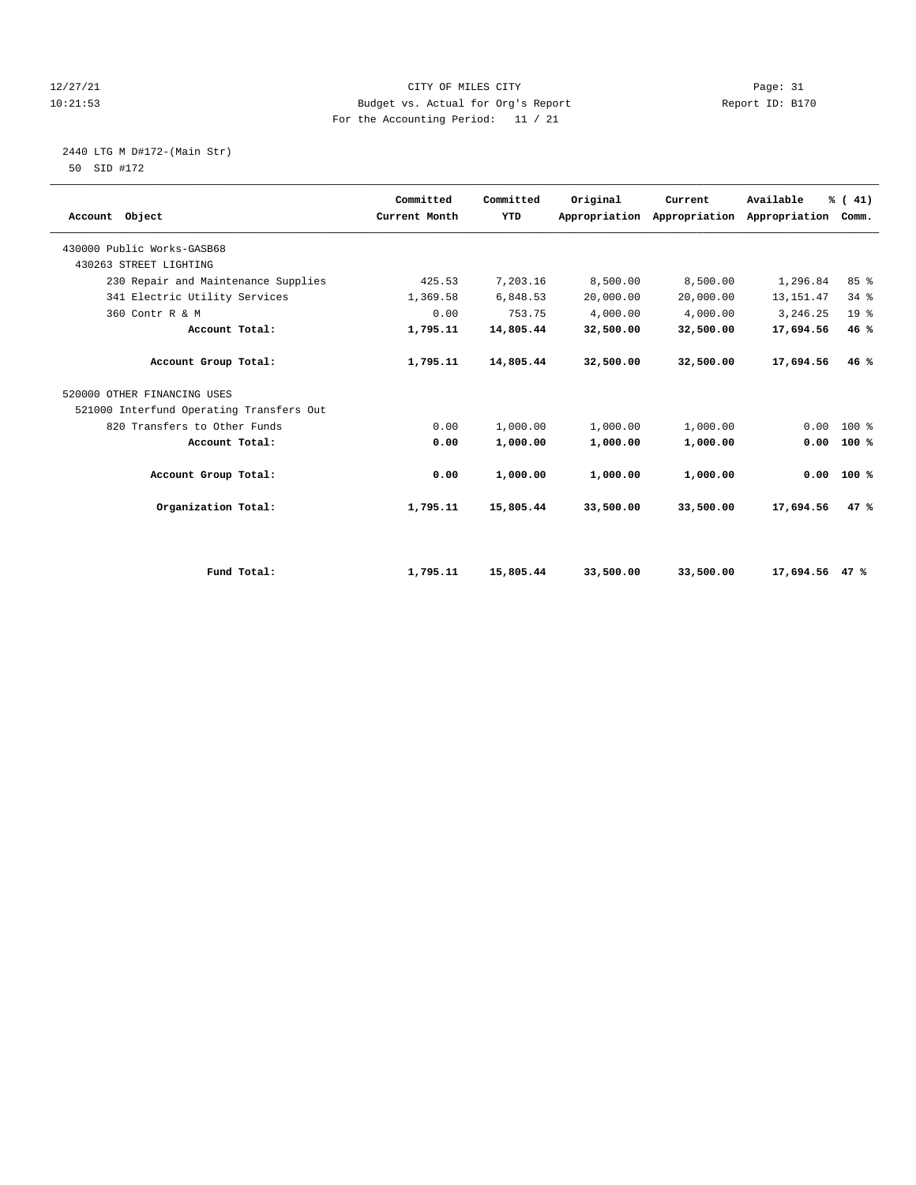12/27/21 CITY OF MILES CITY
10:21:53 Budget vs. Actual for Org's Report Report ID: B170
For the Accounting Period: 11 / 21

2440 LTG M D#172-(Main Str)
50 SID #172

| Account Object | Committed Current Month | Committed YTD | Original Appropriation | Current Appropriation | Available Appropriation | % ( 41) Comm. |
|---|---|---|---|---|---|---|
| 430000 Public Works-GASB68 | | | | | | |
| 430263 STREET LIGHTING | | | | | | |
| 230 Repair and Maintenance Supplies | 425.53 | 7,203.16 | 8,500.00 | 8,500.00 | 1,296.84 | 85 % |
| 341 Electric Utility Services | 1,369.58 | 6,848.53 | 20,000.00 | 20,000.00 | 13,151.47 | 34 % |
| 360 Contr R & M | 0.00 | 753.75 | 4,000.00 | 4,000.00 | 3,246.25 | 19 % |
| **Account Total:** | **1,795.11** | **14,805.44** | **32,500.00** | **32,500.00** | **17,694.56** | **46 %** |
| **Account Group Total:** | **1,795.11** | **14,805.44** | **32,500.00** | **32,500.00** | **17,694.56** | **46 %** |
| 520000 OTHER FINANCING USES | | | | | | |
| 521000 Interfund Operating Transfers Out | | | | | | |
| 820 Transfers to Other Funds | 0.00 | 1,000.00 | 1,000.00 | 1,000.00 | 0.00 | 100 % |
| **Account Total:** | **0.00** | **1,000.00** | **1,000.00** | **1,000.00** | **0.00** | **100 %** |
| **Account Group Total:** | **0.00** | **1,000.00** | **1,000.00** | **1,000.00** | **0.00** | **100 %** |
| **Organization Total:** | **1,795.11** | **15,805.44** | **33,500.00** | **33,500.00** | **17,694.56** | **47 %** |
| **Fund Total:** | **1,795.11** | **15,805.44** | **33,500.00** | **33,500.00** | **17,694.56** | **47 %** |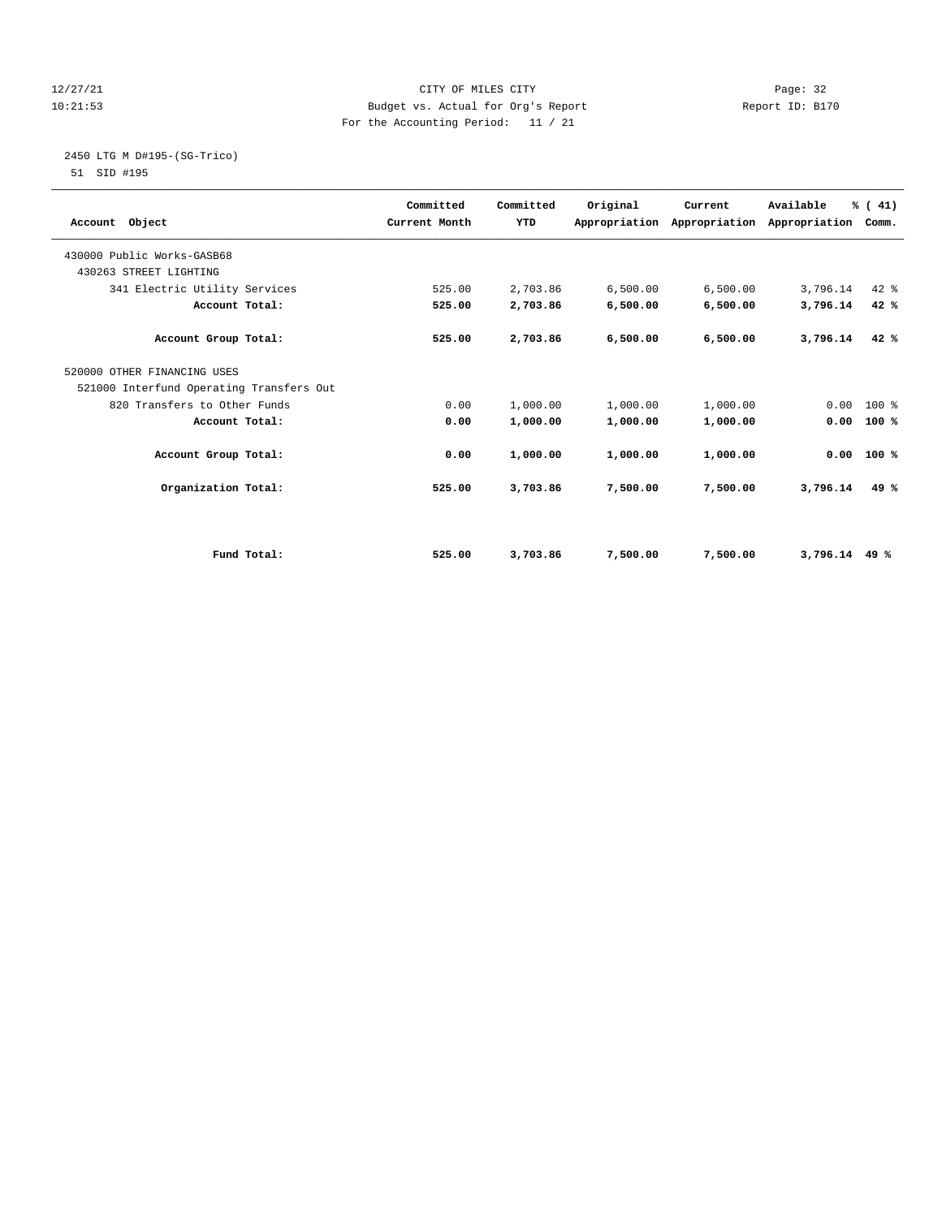12/27/21 CITY OF MILES CITY Page: 32
10:21:53 Budget vs. Actual for Org's Report Report ID: B170
For the Accounting Period: 11 / 21

2450 LTG M D#195-(SG-Trico)
51 SID #195

| Account Object | Committed Current Month | Committed YTD | Original Appropriation | Current Appropriation | Available Appropriation | % ( 41) Comm. |
|---|---|---|---|---|---|---|
| 430000 Public Works-GASB68 | | | | | | |
| 430263 STREET LIGHTING | | | | | | |
| 341 Electric Utility Services | 525.00 | 2,703.86 | 6,500.00 | 6,500.00 | 3,796.14 | 42 % |
| **Account Total:** | **525.00** | **2,703.86** | **6,500.00** | **6,500.00** | **3,796.14** | **42 %** |
| **Account Group Total:** | **525.00** | **2,703.86** | **6,500.00** | **6,500.00** | **3,796.14** | **42 %** |
| 520000 OTHER FINANCING USES | | | | | | |
| 521000 Interfund Operating Transfers Out | | | | | | |
| 820 Transfers to Other Funds | 0.00 | 1,000.00 | 1,000.00 | 1,000.00 | 0.00 | 100 % |
| **Account Total:** | **0.00** | **1,000.00** | **1,000.00** | **1,000.00** | **0.00** | **100 %** |
| **Account Group Total:** | **0.00** | **1,000.00** | **1,000.00** | **1,000.00** | **0.00** | **100 %** |
| **Organization Total:** | **525.00** | **3,703.86** | **7,500.00** | **7,500.00** | **3,796.14** | **49 %** |
| **Fund Total:** | **525.00** | **3,703.86** | **7,500.00** | **7,500.00** | **3,796.14** | **49 %** |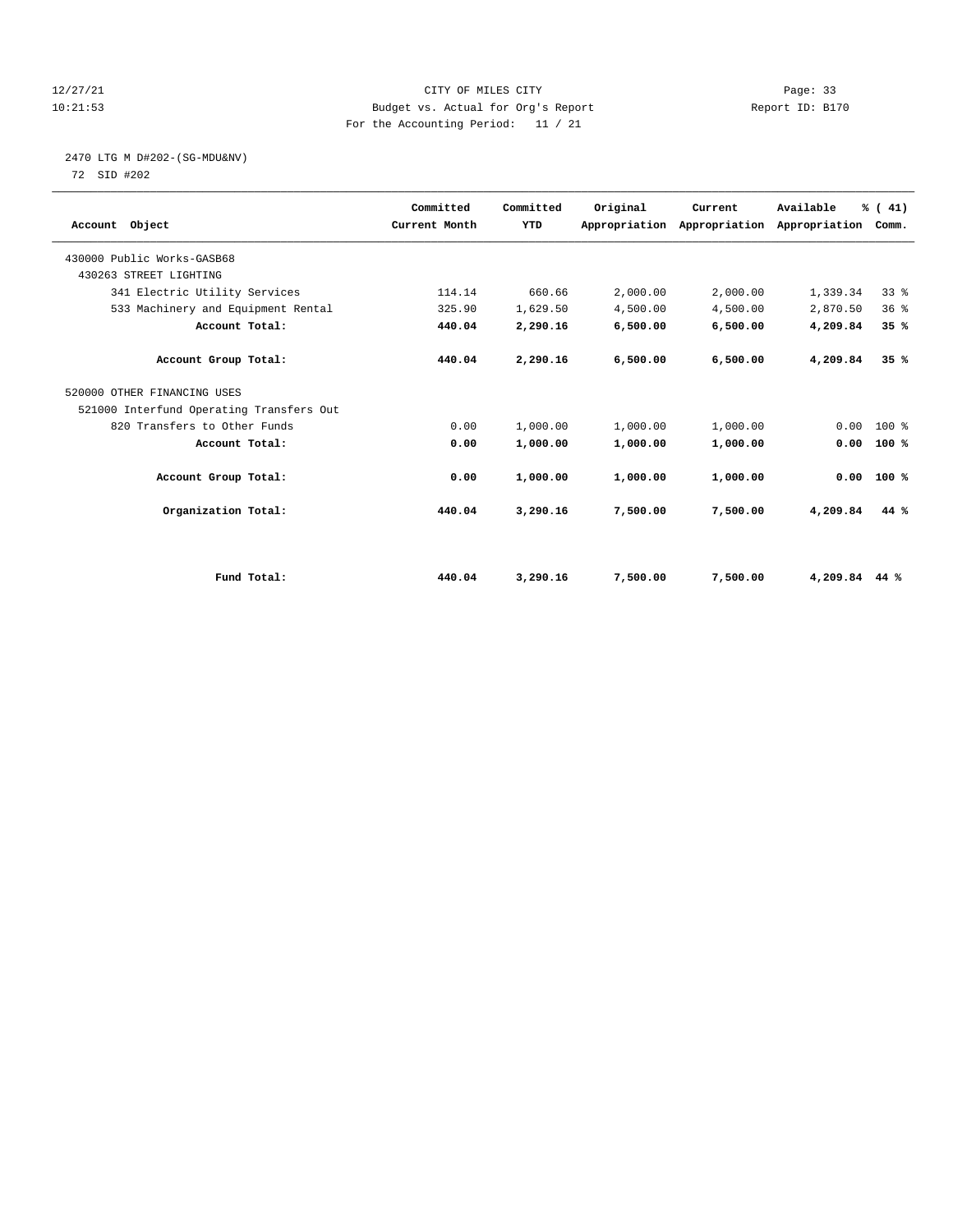12/27/21 CITY OF MILES CITY
10:21:53 Budget vs. Actual for Org's Report Report ID: B170
For the Accounting Period: 11 / 21

2470 LTG M D#202-(SG-MDU&NV)
72 SID #202

| Account Object | Committed Current Month | Committed YTD | Original Appropriation | Current Appropriation | Available Appropriation | % ( 41) Comm. |
|---|---|---|---|---|---|---|
| 430000 Public Works-GASB68 | | | | | | |
| 430263 STREET LIGHTING | | | | | | |
| 341 Electric Utility Services | 114.14 | 660.66 | 2,000.00 | 2,000.00 | 1,339.34 | 33 % |
| 533 Machinery and Equipment Rental | 325.90 | 1,629.50 | 4,500.00 | 4,500.00 | 2,870.50 | 36 % |
| **Account Total:** | **440.04** | **2,290.16** | **6,500.00** | **6,500.00** | **4,209.84** | **35 %** |
| **Account Group Total:** | **440.04** | **2,290.16** | **6,500.00** | **6,500.00** | **4,209.84** | **35 %** |
| 520000 OTHER FINANCING USES | | | | | | |
| 521000 Interfund Operating Transfers Out | | | | | | |
| 820 Transfers to Other Funds | 0.00 | 1,000.00 | 1,000.00 | 1,000.00 | 0.00 | 100 % |
| **Account Total:** | **0.00** | **1,000.00** | **1,000.00** | **1,000.00** | **0.00** | **100 %** |
| **Account Group Total:** | **0.00** | **1,000.00** | **1,000.00** | **1,000.00** | **0.00** | **100 %** |
| **Organization Total:** | **440.04** | **3,290.16** | **7,500.00** | **7,500.00** | **4,209.84** | **44 %** |
| **Fund Total:** | **440.04** | **3,290.16** | **7,500.00** | **7,500.00** | **4,209.84** | **44 %** |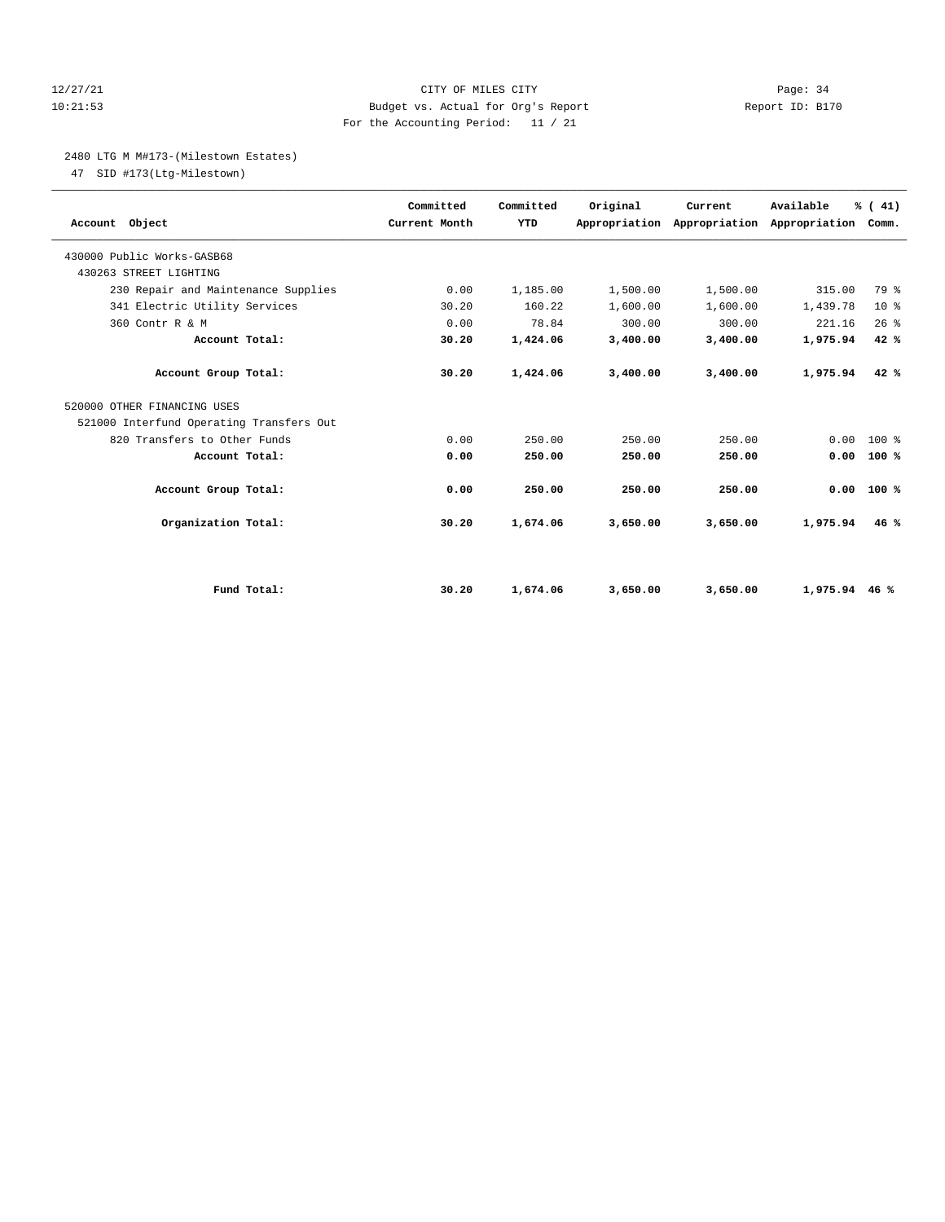12/27/21 CITY OF MILES CITY
10:21:53 Budget vs. Actual for Org's Report Report ID: B170
For the Accounting Period: 11 / 21

2480 LTG M M#173-(Milestown Estates)

47 SID #173(Ltg-Milestown)

| Account Object | Committed Current Month | Committed YTD | Original Appropriation | Current Appropriation | Available Appropriation | % ( 41) Comm. |
|---|---|---|---|---|---|---|
| 430000 Public Works-GASB68 | | | | | | |
| 430263 STREET LIGHTING | | | | | | |
| 230 Repair and Maintenance Supplies | 0.00 | 1,185.00 | 1,500.00 | 1,500.00 | 315.00 | 79 % |
| 341 Electric Utility Services | 30.20 | 160.22 | 1,600.00 | 1,600.00 | 1,439.78 | 10 % |
| 360 Contr R & M | 0.00 | 78.84 | 300.00 | 300.00 | 221.16 | 26 % |
| **Account Total:** | **30.20** | **1,424.06** | **3,400.00** | **3,400.00** | **1,975.94** | **42 %** |
| **Account Group Total:** | **30.20** | **1,424.06** | **3,400.00** | **3,400.00** | **1,975.94** | **42 %** |
| 520000 OTHER FINANCING USES | | | | | | |
| 521000 Interfund Operating Transfers Out | | | | | | |
| 820 Transfers to Other Funds | 0.00 | 250.00 | 250.00 | 250.00 | 0.00 | 100 % |
| **Account Total:** | **0.00** | **250.00** | **250.00** | **250.00** | **0.00** | **100 %** |
| **Account Group Total:** | **0.00** | **250.00** | **250.00** | **250.00** | **0.00** | **100 %** |
| **Organization Total:** | **30.20** | **1,674.06** | **3,650.00** | **3,650.00** | **1,975.94** | **46 %** |
| **Fund Total:** | **30.20** | **1,674.06** | **3,650.00** | **3,650.00** | **1,975.94** | **46 %** |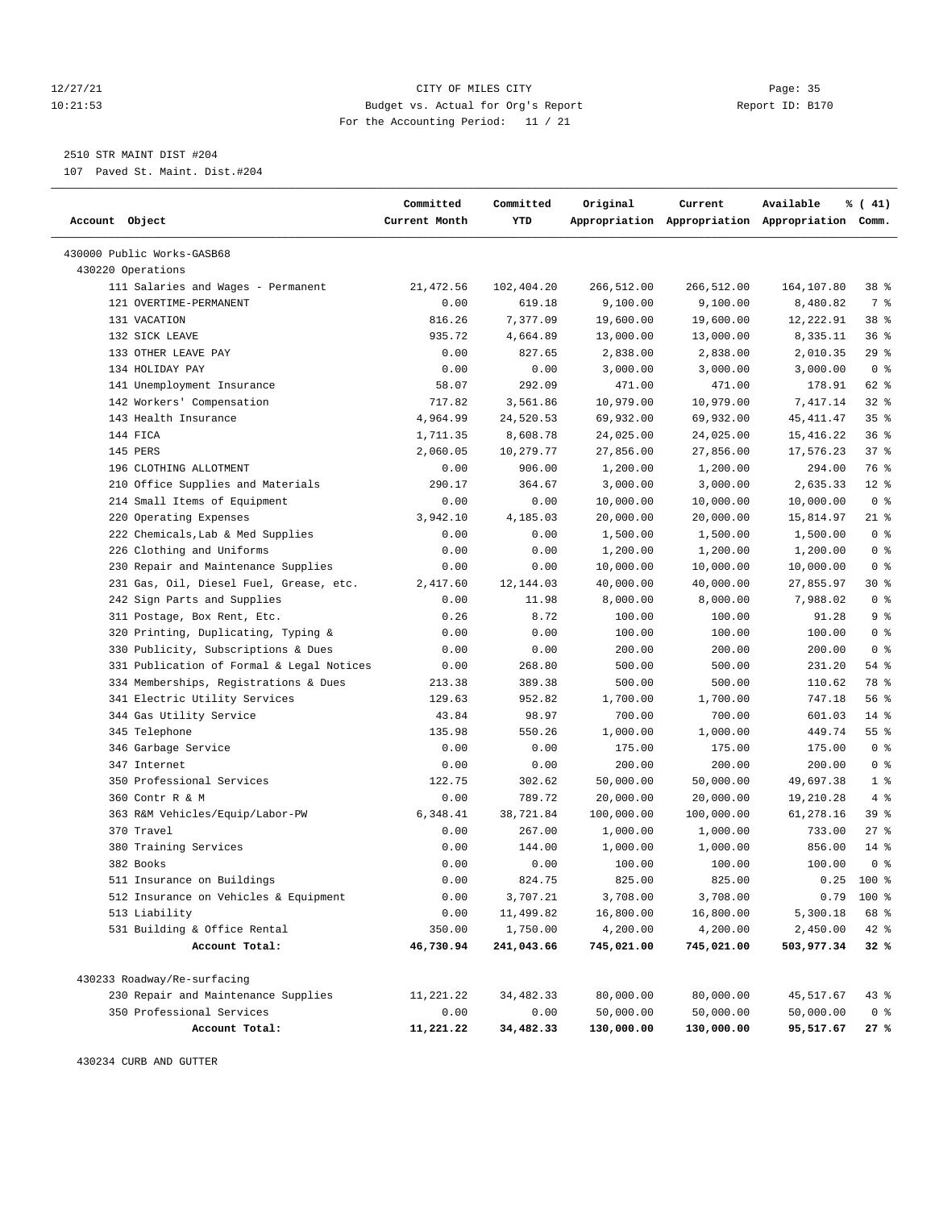CITY OF MILES CITY

Budget vs. Actual for Org's Report

For the Accounting Period: 11 / 21

12/27/21 10:21:53 Page: 35 Report ID: B170

2510 STR MAINT DIST #204
107 Paved St. Maint. Dist.#204

| Account Object | Committed Current Month | Committed YTD | Original Appropriation | Current Appropriation | Available Appropriation | % ( 41) Comm. |
|---|---|---|---|---|---|---|
| 430000 Public Works-GASB68 | | | | | | |
| 430220 Operations | | | | | | |
| 111 Salaries and Wages - Permanent | 21,472.56 | 102,404.20 | 266,512.00 | 266,512.00 | 164,107.80 | 38 % |
| 121 OVERTIME-PERMANENT | 0.00 | 619.18 | 9,100.00 | 9,100.00 | 8,480.82 | 7 % |
| 131 VACATION | 816.26 | 7,377.09 | 19,600.00 | 19,600.00 | 12,222.91 | 38 % |
| 132 SICK LEAVE | 935.72 | 4,664.89 | 13,000.00 | 13,000.00 | 8,335.11 | 36 % |
| 133 OTHER LEAVE PAY | 0.00 | 827.65 | 2,838.00 | 2,838.00 | 2,010.35 | 29 % |
| 134 HOLIDAY PAY | 0.00 | 0.00 | 3,000.00 | 3,000.00 | 3,000.00 | 0 % |
| 141 Unemployment Insurance | 58.07 | 292.09 | 471.00 | 471.00 | 178.91 | 62 % |
| 142 Workers' Compensation | 717.82 | 3,561.86 | 10,979.00 | 10,979.00 | 7,417.14 | 32 % |
| 143 Health Insurance | 4,964.99 | 24,520.53 | 69,932.00 | 69,932.00 | 45,411.47 | 35 % |
| 144 FICA | 1,711.35 | 8,608.78 | 24,025.00 | 24,025.00 | 15,416.22 | 36 % |
| 145 PERS | 2,060.05 | 10,279.77 | 27,856.00 | 27,856.00 | 17,576.23 | 37 % |
| 196 CLOTHING ALLOTMENT | 0.00 | 906.00 | 1,200.00 | 1,200.00 | 294.00 | 76 % |
| 210 Office Supplies and Materials | 290.17 | 364.67 | 3,000.00 | 3,000.00 | 2,635.33 | 12 % |
| 214 Small Items of Equipment | 0.00 | 0.00 | 10,000.00 | 10,000.00 | 10,000.00 | 0 % |
| 220 Operating Expenses | 3,942.10 | 4,185.03 | 20,000.00 | 20,000.00 | 15,814.97 | 21 % |
| 222 Chemicals,Lab & Med Supplies | 0.00 | 0.00 | 1,500.00 | 1,500.00 | 1,500.00 | 0 % |
| 226 Clothing and Uniforms | 0.00 | 0.00 | 1,200.00 | 1,200.00 | 1,200.00 | 0 % |
| 230 Repair and Maintenance Supplies | 0.00 | 0.00 | 10,000.00 | 10,000.00 | 10,000.00 | 0 % |
| 231 Gas, Oil, Diesel Fuel, Grease, etc. | 2,417.60 | 12,144.03 | 40,000.00 | 40,000.00 | 27,855.97 | 30 % |
| 242 Sign Parts and Supplies | 0.00 | 11.98 | 8,000.00 | 8,000.00 | 7,988.02 | 0 % |
| 311 Postage, Box Rent, Etc. | 0.26 | 8.72 | 100.00 | 100.00 | 91.28 | 9 % |
| 320 Printing, Duplicating, Typing & | 0.00 | 0.00 | 100.00 | 100.00 | 100.00 | 0 % |
| 330 Publicity, Subscriptions & Dues | 0.00 | 0.00 | 200.00 | 200.00 | 200.00 | 0 % |
| 331 Publication of Formal & Legal Notices | 0.00 | 268.80 | 500.00 | 500.00 | 231.20 | 54 % |
| 334 Memberships, Registrations & Dues | 213.38 | 389.38 | 500.00 | 500.00 | 110.62 | 78 % |
| 341 Electric Utility Services | 129.63 | 952.82 | 1,700.00 | 1,700.00 | 747.18 | 56 % |
| 344 Gas Utility Service | 43.84 | 98.97 | 700.00 | 700.00 | 601.03 | 14 % |
| 345 Telephone | 135.98 | 550.26 | 1,000.00 | 1,000.00 | 449.74 | 55 % |
| 346 Garbage Service | 0.00 | 0.00 | 175.00 | 175.00 | 175.00 | 0 % |
| 347 Internet | 0.00 | 0.00 | 200.00 | 200.00 | 200.00 | 0 % |
| 350 Professional Services | 122.75 | 302.62 | 50,000.00 | 50,000.00 | 49,697.38 | 1 % |
| 360 Contr R & M | 0.00 | 789.72 | 20,000.00 | 20,000.00 | 19,210.28 | 4 % |
| 363 R&M Vehicles/Equip/Labor-PW | 6,348.41 | 38,721.84 | 100,000.00 | 100,000.00 | 61,278.16 | 39 % |
| 370 Travel | 0.00 | 267.00 | 1,000.00 | 1,000.00 | 733.00 | 27 % |
| 380 Training Services | 0.00 | 144.00 | 1,000.00 | 1,000.00 | 856.00 | 14 % |
| 382 Books | 0.00 | 0.00 | 100.00 | 100.00 | 100.00 | 0 % |
| 511 Insurance on Buildings | 0.00 | 824.75 | 825.00 | 825.00 | 0.25 | 100 % |
| 512 Insurance on Vehicles & Equipment | 0.00 | 3,707.21 | 3,708.00 | 3,708.00 | 0.79 | 100 % |
| 513 Liability | 0.00 | 11,499.82 | 16,800.00 | 16,800.00 | 5,300.18 | 68 % |
| 531 Building & Office Rental | 350.00 | 1,750.00 | 4,200.00 | 4,200.00 | 2,450.00 | 42 % |
| **Account Total:** | **46,730.94** | **241,043.66** | **745,021.00** | **745,021.00** | **503,977.34** | **32 %** |
| 430233 Roadway/Re-surfacing | | | | | | |
| 230 Repair and Maintenance Supplies | 11,221.22 | 34,482.33 | 80,000.00 | 80,000.00 | 45,517.67 | 43 % |
| 350 Professional Services | 0.00 | 0.00 | 50,000.00 | 50,000.00 | 50,000.00 | 0 % |
| **Account Total:** | **11,221.22** | **34,482.33** | **130,000.00** | **130,000.00** | **95,517.67** | **27 %** |

430234 CURB AND GUTTER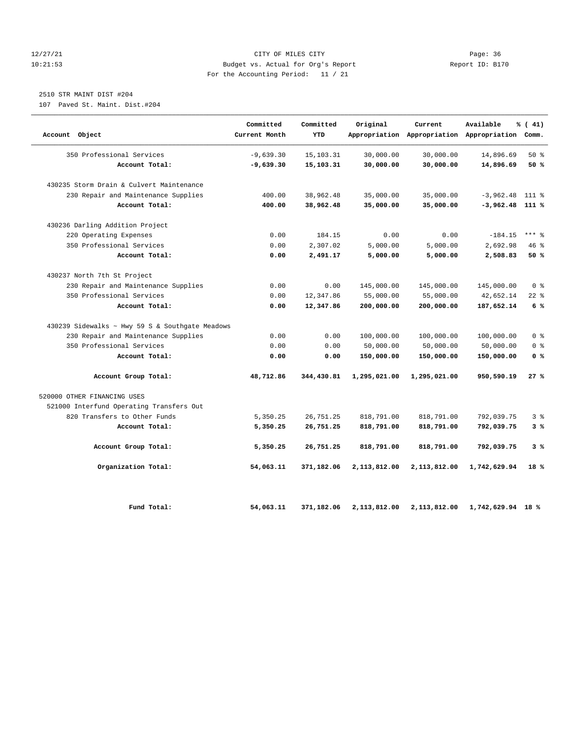12/27/21 CITY OF MILES CITY Page: 36
10:21:53 Budget vs. Actual for Org's Report Report ID: B170
For the Accounting Period: 11 / 21

2510 STR MAINT DIST #204
107 Paved St. Maint. Dist.#204

| Account Object | Committed Current Month | Committed YTD | Original Appropriation | Current Appropriation | Available Appropriation | % ( 41) Comm. |
|---|---|---|---|---|---|---|
| 350 Professional Services | -9,639.30 | 15,103.31 | 30,000.00 | 30,000.00 | 14,896.69 | 50 % |
| **Account Total:** | **-9,639.30** | **15,103.31** | **30,000.00** | **30,000.00** | **14,896.69** | **50 %** |
| 430235 Storm Drain & Culvert Maintenance | | | | | | |
| 230 Repair and Maintenance Supplies | 400.00 | 38,962.48 | 35,000.00 | 35,000.00 | -3,962.48 | 111 % |
| **Account Total:** | **400.00** | **38,962.48** | **35,000.00** | **35,000.00** | **-3,962.48** | **111 %** |
| 430236 Darling Addition Project | | | | | | |
| 220 Operating Expenses | 0.00 | 184.15 | 0.00 | 0.00 | -184.15 | *** % |
| 350 Professional Services | 0.00 | 2,307.02 | 5,000.00 | 5,000.00 | 2,692.98 | 46 % |
| **Account Total:** | **0.00** | **2,491.17** | **5,000.00** | **5,000.00** | **2,508.83** | **50 %** |
| 430237 North 7th St Project | | | | | | |
| 230 Repair and Maintenance Supplies | 0.00 | 0.00 | 145,000.00 | 145,000.00 | 145,000.00 | 0 % |
| 350 Professional Services | 0.00 | 12,347.86 | 55,000.00 | 55,000.00 | 42,652.14 | 22 % |
| **Account Total:** | **0.00** | **12,347.86** | **200,000.00** | **200,000.00** | **187,652.14** | **6 %** |
| 430239 Sidewalks ~ Hwy 59 S & Southgate Meadows | | | | | | |
| 230 Repair and Maintenance Supplies | 0.00 | 0.00 | 100,000.00 | 100,000.00 | 100,000.00 | 0 % |
| 350 Professional Services | 0.00 | 0.00 | 50,000.00 | 50,000.00 | 50,000.00 | 0 % |
| **Account Total:** | **0.00** | **0.00** | **150,000.00** | **150,000.00** | **150,000.00** | **0 %** |
| **Account Group Total:** | **48,712.86** | **344,430.81** | **1,295,021.00** | **1,295,021.00** | **950,590.19** | **27 %** |
| 520000 OTHER FINANCING USES | | | | | | |
| 521000 Interfund Operating Transfers Out | | | | | | |
| 820 Transfers to Other Funds | 5,350.25 | 26,751.25 | 818,791.00 | 818,791.00 | 792,039.75 | 3 % |
| **Account Total:** | **5,350.25** | **26,751.25** | **818,791.00** | **818,791.00** | **792,039.75** | **3 %** |
| **Account Group Total:** | **5,350.25** | **26,751.25** | **818,791.00** | **818,791.00** | **792,039.75** | **3 %** |
| **Organization Total:** | **54,063.11** | **371,182.06** | **2,113,812.00** | **2,113,812.00** | **1,742,629.94** | **18 %** |
| **Fund Total:** | **54,063.11** | **371,182.06** | **2,113,812.00** | **2,113,812.00** | **1,742,629.94** | **18 %** |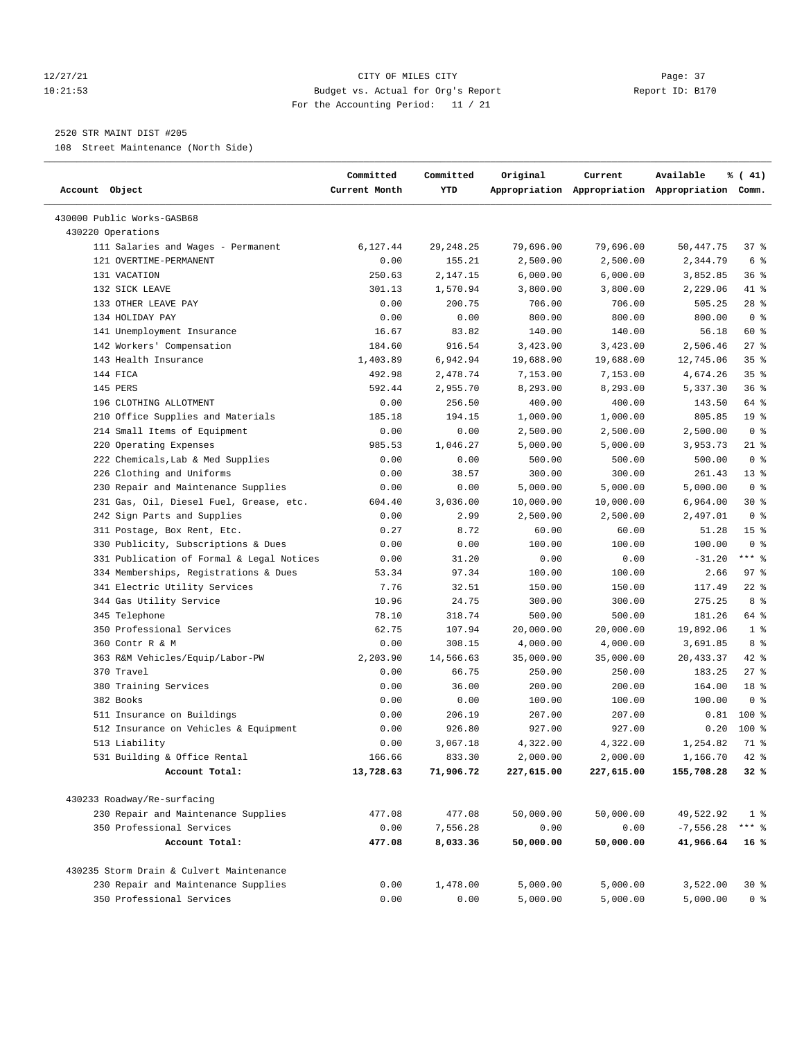12/27/21 CITY OF MILES CITY
10:21:53 Budget vs. Actual for Org's Report Report ID: B170
For the Accounting Period: 11 / 21

2520 STR MAINT DIST #205
108 Street Maintenance (North Side)

| Account Object | Committed Current Month | Committed YTD | Original Appropriation | Current Appropriation | Available Appropriation | % ( 41) Comm. |
|---|---|---|---|---|---|---|
| 430000 Public Works-GASB68 | | | | | | |
| 430220 Operations | | | | | | |
| 111 Salaries and Wages - Permanent | 6,127.44 | 29,248.25 | 79,696.00 | 79,696.00 | 50,447.75 | 37 % |
| 121 OVERTIME-PERMANENT | 0.00 | 155.21 | 2,500.00 | 2,500.00 | 2,344.79 | 6 % |
| 131 VACATION | 250.63 | 2,147.15 | 6,000.00 | 6,000.00 | 3,852.85 | 36 % |
| 132 SICK LEAVE | 301.13 | 1,570.94 | 3,800.00 | 3,800.00 | 2,229.06 | 41 % |
| 133 OTHER LEAVE PAY | 0.00 | 200.75 | 706.00 | 706.00 | 505.25 | 28 % |
| 134 HOLIDAY PAY | 0.00 | 0.00 | 800.00 | 800.00 | 800.00 | 0 % |
| 141 Unemployment Insurance | 16.67 | 83.82 | 140.00 | 140.00 | 56.18 | 60 % |
| 142 Workers' Compensation | 184.60 | 916.54 | 3,423.00 | 3,423.00 | 2,506.46 | 27 % |
| 143 Health Insurance | 1,403.89 | 6,942.94 | 19,688.00 | 19,688.00 | 12,745.06 | 35 % |
| 144 FICA | 492.98 | 2,478.74 | 7,153.00 | 7,153.00 | 4,674.26 | 35 % |
| 145 PERS | 592.44 | 2,955.70 | 8,293.00 | 8,293.00 | 5,337.30 | 36 % |
| 196 CLOTHING ALLOTMENT | 0.00 | 256.50 | 400.00 | 400.00 | 143.50 | 64 % |
| 210 Office Supplies and Materials | 185.18 | 194.15 | 1,000.00 | 1,000.00 | 805.85 | 19 % |
| 214 Small Items of Equipment | 0.00 | 0.00 | 2,500.00 | 2,500.00 | 2,500.00 | 0 % |
| 220 Operating Expenses | 985.53 | 1,046.27 | 5,000.00 | 5,000.00 | 3,953.73 | 21 % |
| 222 Chemicals,Lab & Med Supplies | 0.00 | 0.00 | 500.00 | 500.00 | 500.00 | 0 % |
| 226 Clothing and Uniforms | 0.00 | 38.57 | 300.00 | 300.00 | 261.43 | 13 % |
| 230 Repair and Maintenance Supplies | 0.00 | 0.00 | 5,000.00 | 5,000.00 | 5,000.00 | 0 % |
| 231 Gas, Oil, Diesel Fuel, Grease, etc. | 604.40 | 3,036.00 | 10,000.00 | 10,000.00 | 6,964.00 | 30 % |
| 242 Sign Parts and Supplies | 0.00 | 2.99 | 2,500.00 | 2,500.00 | 2,497.01 | 0 % |
| 311 Postage, Box Rent, Etc. | 0.27 | 8.72 | 60.00 | 60.00 | 51.28 | 15 % |
| 330 Publicity, Subscriptions & Dues | 0.00 | 0.00 | 100.00 | 100.00 | 100.00 | 0 % |
| 331 Publication of Formal & Legal Notices | 0.00 | 31.20 | 0.00 | 0.00 | -31.20 | *** % |
| 334 Memberships, Registrations & Dues | 53.34 | 97.34 | 100.00 | 100.00 | 2.66 | 97 % |
| 341 Electric Utility Services | 7.76 | 32.51 | 150.00 | 150.00 | 117.49 | 22 % |
| 344 Gas Utility Service | 10.96 | 24.75 | 300.00 | 300.00 | 275.25 | 8 % |
| 345 Telephone | 78.10 | 318.74 | 500.00 | 500.00 | 181.26 | 64 % |
| 350 Professional Services | 62.75 | 107.94 | 20,000.00 | 20,000.00 | 19,892.06 | 1 % |
| 360 Contr R & M | 0.00 | 308.15 | 4,000.00 | 4,000.00 | 3,691.85 | 8 % |
| 363 R&M Vehicles/Equip/Labor-PW | 2,203.90 | 14,566.63 | 35,000.00 | 35,000.00 | 20,433.37 | 42 % |
| 370 Travel | 0.00 | 66.75 | 250.00 | 250.00 | 183.25 | 27 % |
| 380 Training Services | 0.00 | 36.00 | 200.00 | 200.00 | 164.00 | 18 % |
| 382 Books | 0.00 | 0.00 | 100.00 | 100.00 | 100.00 | 0 % |
| 511 Insurance on Buildings | 0.00 | 206.19 | 207.00 | 207.00 | 0.81 | 100 % |
| 512 Insurance on Vehicles & Equipment | 0.00 | 926.80 | 927.00 | 927.00 | 0.20 | 100 % |
| 513 Liability | 0.00 | 3,067.18 | 4,322.00 | 4,322.00 | 1,254.82 | 71 % |
| 531 Building & Office Rental | 166.66 | 833.30 | 2,000.00 | 2,000.00 | 1,166.70 | 42 % |
| **Account Total:** | **13,728.63** | **71,906.72** | **227,615.00** | **227,615.00** | **155,708.28** | **32 %** |
| 430233 Roadway/Re-surfacing | | | | | | |
| 230 Repair and Maintenance Supplies | 477.08 | 477.08 | 50,000.00 | 50,000.00 | 49,522.92 | 1 % |
| 350 Professional Services | 0.00 | 7,556.28 | 0.00 | 0.00 | -7,556.28 | *** % |
| **Account Total:** | **477.08** | **8,033.36** | **50,000.00** | **50,000.00** | **41,966.64** | **16 %** |
| 430235 Storm Drain & Culvert Maintenance | | | | | | |
| 230 Repair and Maintenance Supplies | 0.00 | 1,478.00 | 5,000.00 | 5,000.00 | 3,522.00 | 30 % |
| 350 Professional Services | 0.00 | 0.00 | 5,000.00 | 5,000.00 | 5,000.00 | 0 % |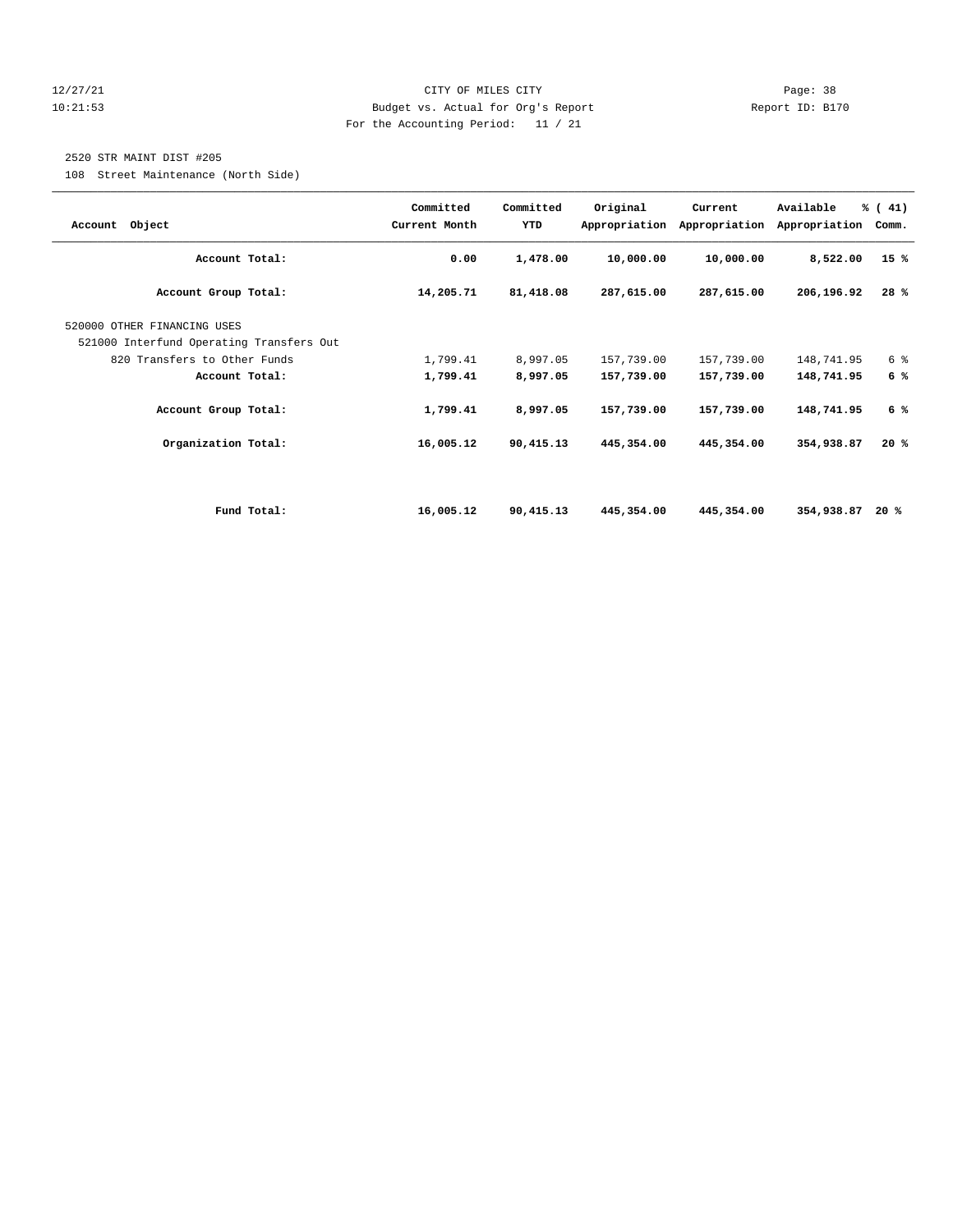2520 STR MAINT DIST #205

108 Street Maintenance (North Side)

| Account Object | Committed Current Month | Committed YTD | Original Appropriation | Current Appropriation | Available Appropriation | % ( 41) Comm. |
|---|---|---|---|---|---|---|
| **Account Total:** | **0.00** | **1,478.00** | **10,000.00** | **10,000.00** | **8,522.00** | **15 %** |
| **Account Group Total:** | **14,205.71** | **81,418.08** | **287,615.00** | **287,615.00** | **206,196.92** | **28 %** |
| 520000 OTHER FINANCING USES | | | | | | |
| 521000 Interfund Operating Transfers Out | | | | | | |
| 820 Transfers to Other Funds | 1,799.41 | 8,997.05 | 157,739.00 | 157,739.00 | 148,741.95 | 6 % |
| **Account Total:** | **1,799.41** | **8,997.05** | **157,739.00** | **157,739.00** | **148,741.95** | **6 %** |
| **Account Group Total:** | **1,799.41** | **8,997.05** | **157,739.00** | **157,739.00** | **148,741.95** | **6 %** |
| **Organization Total:** | **16,005.12** | **90,415.13** | **445,354.00** | **445,354.00** | **354,938.87** | **20 %** |
| **Fund Total:** | **16,005.12** | **90,415.13** | **445,354.00** | **445,354.00** | **354,938.87** | **20 %** |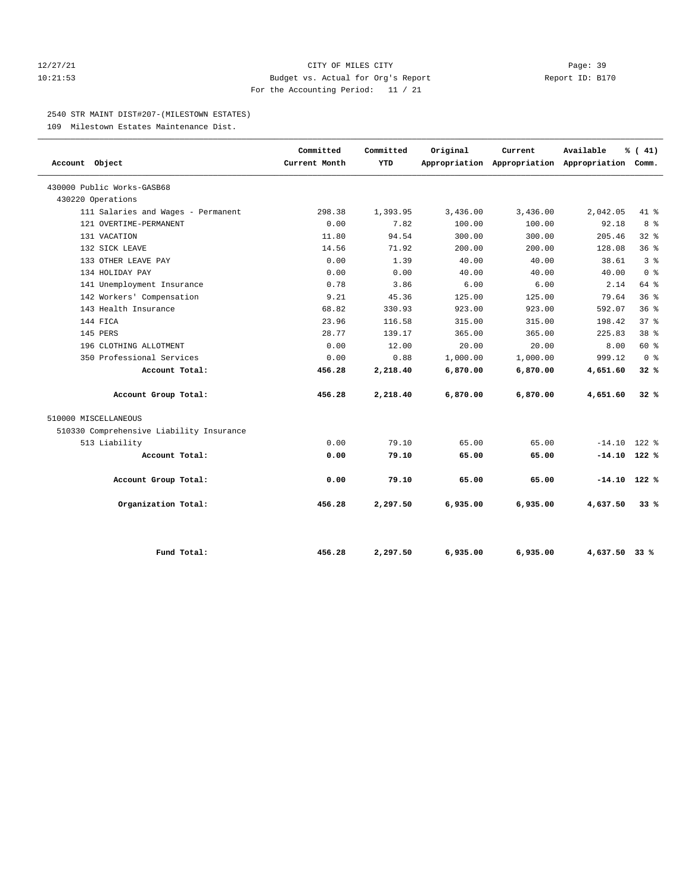CITY OF MILES CITY
Budget vs. Actual for Org's Report
For the Accounting Period: 11 / 21

12/27/21
10:21:53

Report ID: B170

2540 STR MAINT DIST#207-(MILESTOWN ESTATES)

109 Milestown Estates Maintenance Dist.

| Account Object | Committed Current Month | Committed YTD | Original Appropriation | Current Appropriation | Available Appropriation | % ( 41) Comm. |
|---|---|---|---|---|---|---|
| 430000 Public Works-GASB68 | | | | | | |
| 430220 Operations | | | | | | |
| 111 Salaries and Wages - Permanent | 298.38 | 1,393.95 | 3,436.00 | 3,436.00 | 2,042.05 | 41 % |
| 121 OVERTIME-PERMANENT | 0.00 | 7.82 | 100.00 | 100.00 | 92.18 | 8 % |
| 131 VACATION | 11.80 | 94.54 | 300.00 | 300.00 | 205.46 | 32 % |
| 132 SICK LEAVE | 14.56 | 71.92 | 200.00 | 200.00 | 128.08 | 36 % |
| 133 OTHER LEAVE PAY | 0.00 | 1.39 | 40.00 | 40.00 | 38.61 | 3 % |
| 134 HOLIDAY PAY | 0.00 | 0.00 | 40.00 | 40.00 | 40.00 | 0 % |
| 141 Unemployment Insurance | 0.78 | 3.86 | 6.00 | 6.00 | 2.14 | 64 % |
| 142 Workers' Compensation | 9.21 | 45.36 | 125.00 | 125.00 | 79.64 | 36 % |
| 143 Health Insurance | 68.82 | 330.93 | 923.00 | 923.00 | 592.07 | 36 % |
| 144 FICA | 23.96 | 116.58 | 315.00 | 315.00 | 198.42 | 37 % |
| 145 PERS | 28.77 | 139.17 | 365.00 | 365.00 | 225.83 | 38 % |
| 196 CLOTHING ALLOTMENT | 0.00 | 12.00 | 20.00 | 20.00 | 8.00 | 60 % |
| 350 Professional Services | 0.00 | 0.88 | 1,000.00 | 1,000.00 | 999.12 | 0 % |
| **Account Total:** | **456.28** | **2,218.40** | **6,870.00** | **6,870.00** | **4,651.60** | **32 %** |
| **Account Group Total:** | **456.28** | **2,218.40** | **6,870.00** | **6,870.00** | **4,651.60** | **32 %** |
| 510000 MISCELLANEOUS | | | | | | |
| 510330 Comprehensive Liability Insurance | | | | | | |
| 513 Liability | 0.00 | 79.10 | 65.00 | 65.00 | -14.10 | 122 % |
| **Account Total:** | **0.00** | **79.10** | **65.00** | **65.00** | **-14.10** | **122 %** |
| **Account Group Total:** | **0.00** | **79.10** | **65.00** | **65.00** | **-14.10** | **122 %** |
| **Organization Total:** | **456.28** | **2,297.50** | **6,935.00** | **6,935.00** | **4,637.50** | **33 %** |
| **Fund Total:** | **456.28** | **2,297.50** | **6,935.00** | **6,935.00** | **4,637.50** | **33 %** |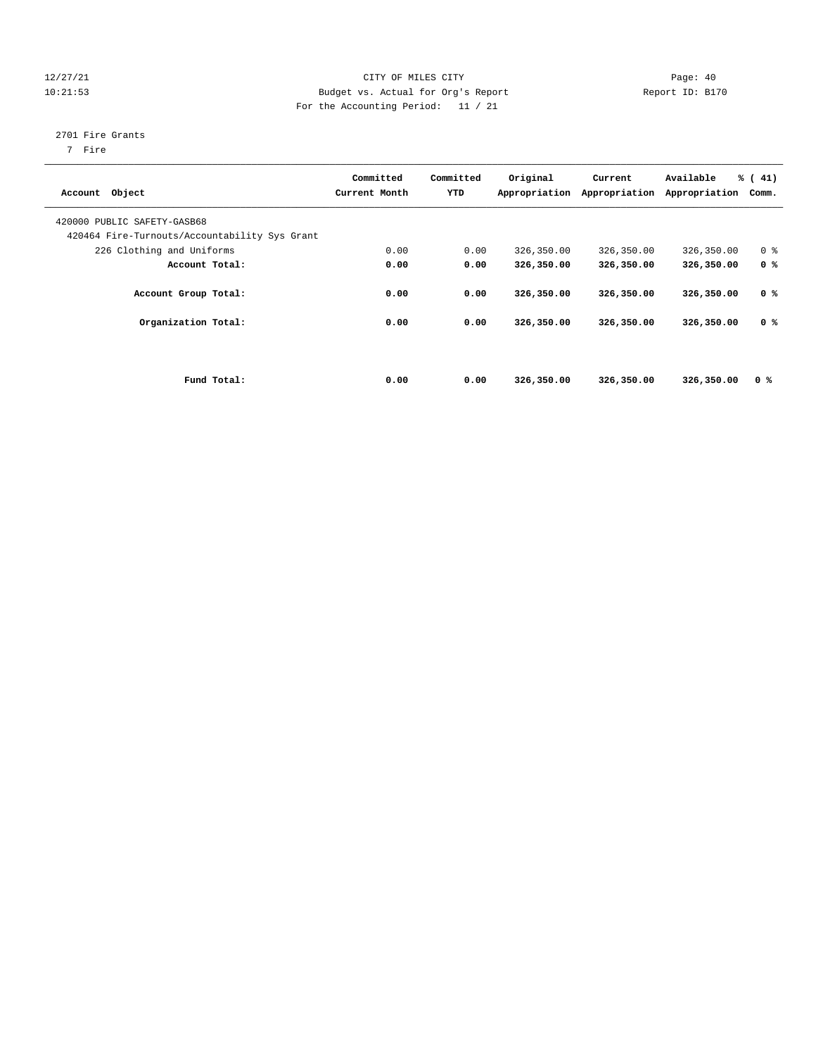12/27/21
10:21:53

CITY OF MILES CITY
Budget vs. Actual for Org's Report
For the Accounting Period: 11 / 21

Report ID: B170

2701 Fire Grants
7 Fire

| Account Object | Committed Current Month | Committed YTD | Original Appropriation | Current Appropriation | Available Appropriation | % ( 41) Comm. |
|---|---|---|---|---|---|---|
| 420000 PUBLIC SAFETY-GASB68 | | | | | | |
| 420464 Fire-Turnouts/Accountability Sys Grant | | | | | | |
| 226 Clothing and Uniforms | 0.00 | 0.00 | 326,350.00 | 326,350.00 | 326,350.00 | 0 % |
| **Account Total:** | **0.00** | **0.00** | **326,350.00** | **326,350.00** | **326,350.00** | **0 %** |
| **Account Group Total:** | **0.00** | **0.00** | **326,350.00** | **326,350.00** | **326,350.00** | **0 %** |
| **Organization Total:** | **0.00** | **0.00** | **326,350.00** | **326,350.00** | **326,350.00** | **0 %** |
| **Fund Total:** | **0.00** | **0.00** | **326,350.00** | **326,350.00** | **326,350.00** | **0 %** |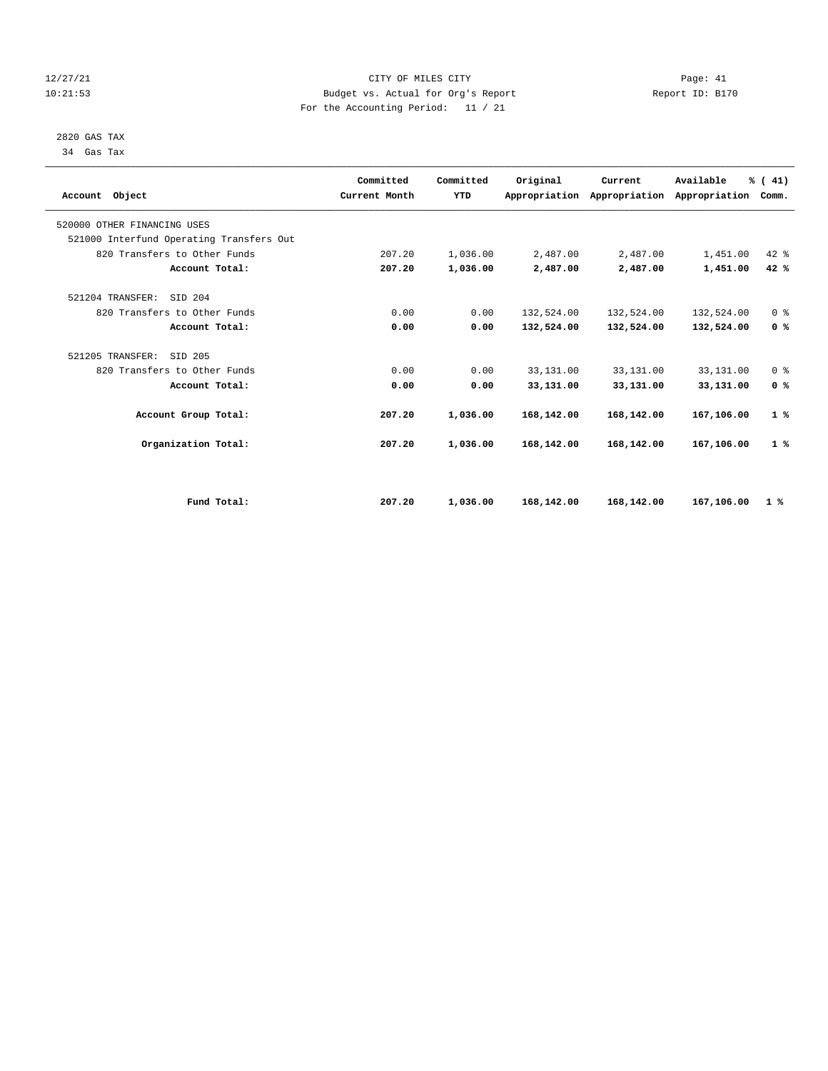12/27/21 CITY OF MILES CITY
10:21:53 Budget vs. Actual for Org's Report Report ID: B170
For the Accounting Period: 11 / 21

2820 GAS TAX
34 Gas Tax

| Account Object | Committed Current Month | Committed YTD | Original Appropriation | Current Appropriation | Available Appropriation | % ( 41) Comm. |
|---|---|---|---|---|---|---|
| 520000 OTHER FINANCING USES | | | | | | |
| 521000 Interfund Operating Transfers Out | | | | | | |
| 820 Transfers to Other Funds | 207.20 | 1,036.00 | 2,487.00 | 2,487.00 | 1,451.00 | 42 % |
| **Account Total:** | **207.20** | **1,036.00** | **2,487.00** | **2,487.00** | **1,451.00** | **42 %** |
| 521204 TRANSFER: SID 204 | | | | | | |
| 820 Transfers to Other Funds | 0.00 | 0.00 | 132,524.00 | 132,524.00 | 132,524.00 | 0 % |
| **Account Total:** | **0.00** | **0.00** | **132,524.00** | **132,524.00** | **132,524.00** | **0 %** |
| 521205 TRANSFER: SID 205 | | | | | | |
| 820 Transfers to Other Funds | 0.00 | 0.00 | 33,131.00 | 33,131.00 | 33,131.00 | 0 % |
| **Account Total:** | **0.00** | **0.00** | **33,131.00** | **33,131.00** | **33,131.00** | **0 %** |
| **Account Group Total:** | **207.20** | **1,036.00** | **168,142.00** | **168,142.00** | **167,106.00** | **1 %** |
| **Organization Total:** | **207.20** | **1,036.00** | **168,142.00** | **168,142.00** | **167,106.00** | **1 %** |
| **Fund Total:** | **207.20** | **1,036.00** | **168,142.00** | **168,142.00** | **167,106.00** | **1 %** |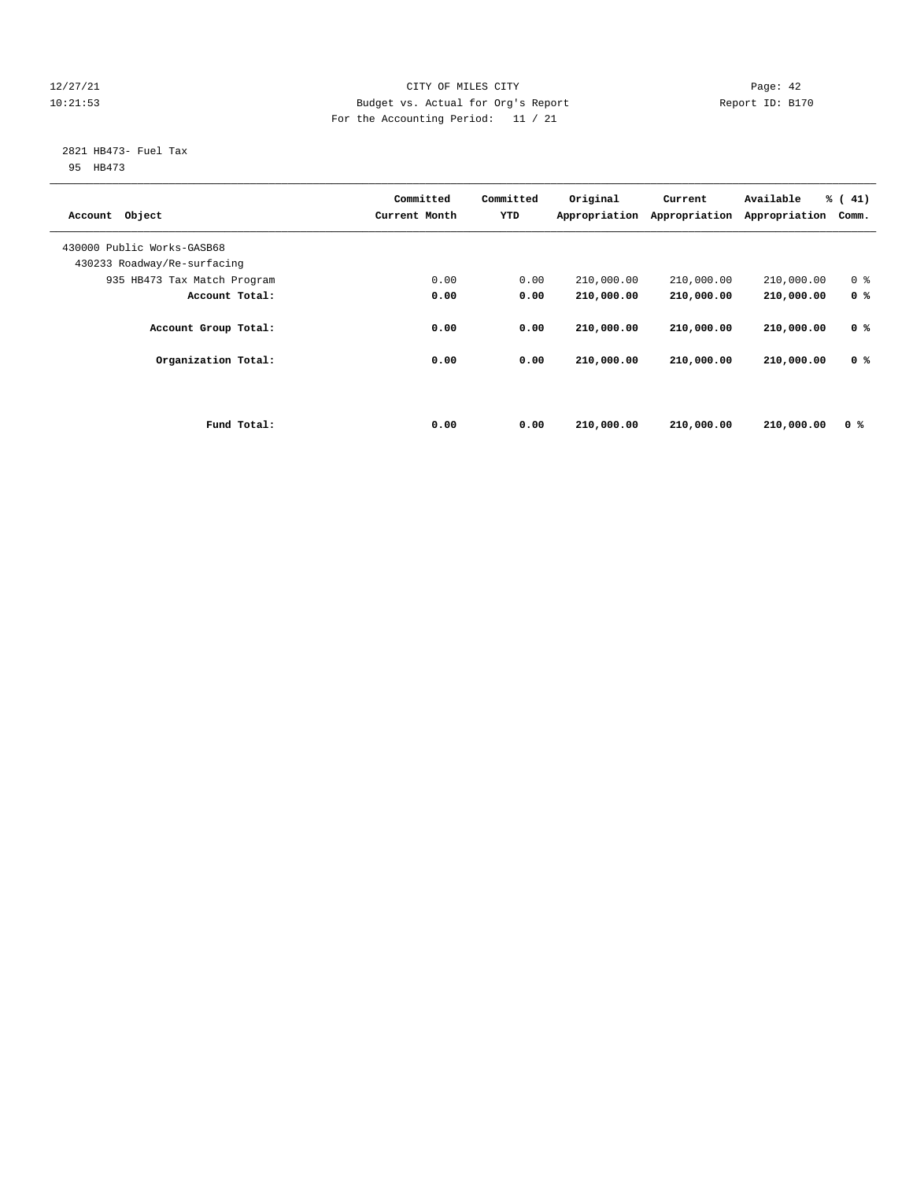12/27/21 CITY OF MILES CITY
10:21:53 Budget vs. Actual for Org's Report Report ID: B170
For the Accounting Period: 11 / 21

2821 HB473- Fuel Tax
95 HB473

| Account Object | Committed Current Month | Committed YTD | Original Appropriation | Current Appropriation | Available Appropriation | % ( 41) Comm. |
|---|---|---|---|---|---|---|
| 430000 Public Works-GASB68 | | | | | | |
| 430233 Roadway/Re-surfacing | | | | | | |
| 935 HB473 Tax Match Program | 0.00 | 0.00 | 210,000.00 | 210,000.00 | 210,000.00 | 0 % |
| **Account Total:** | **0.00** | **0.00** | **210,000.00** | **210,000.00** | **210,000.00** | **0 %** |
| **Account Group Total:** | **0.00** | **0.00** | **210,000.00** | **210,000.00** | **210,000.00** | **0 %** |
| **Organization Total:** | **0.00** | **0.00** | **210,000.00** | **210,000.00** | **210,000.00** | **0 %** |
| **Fund Total:** | **0.00** | **0.00** | **210,000.00** | **210,000.00** | **210,000.00** | **0 %** |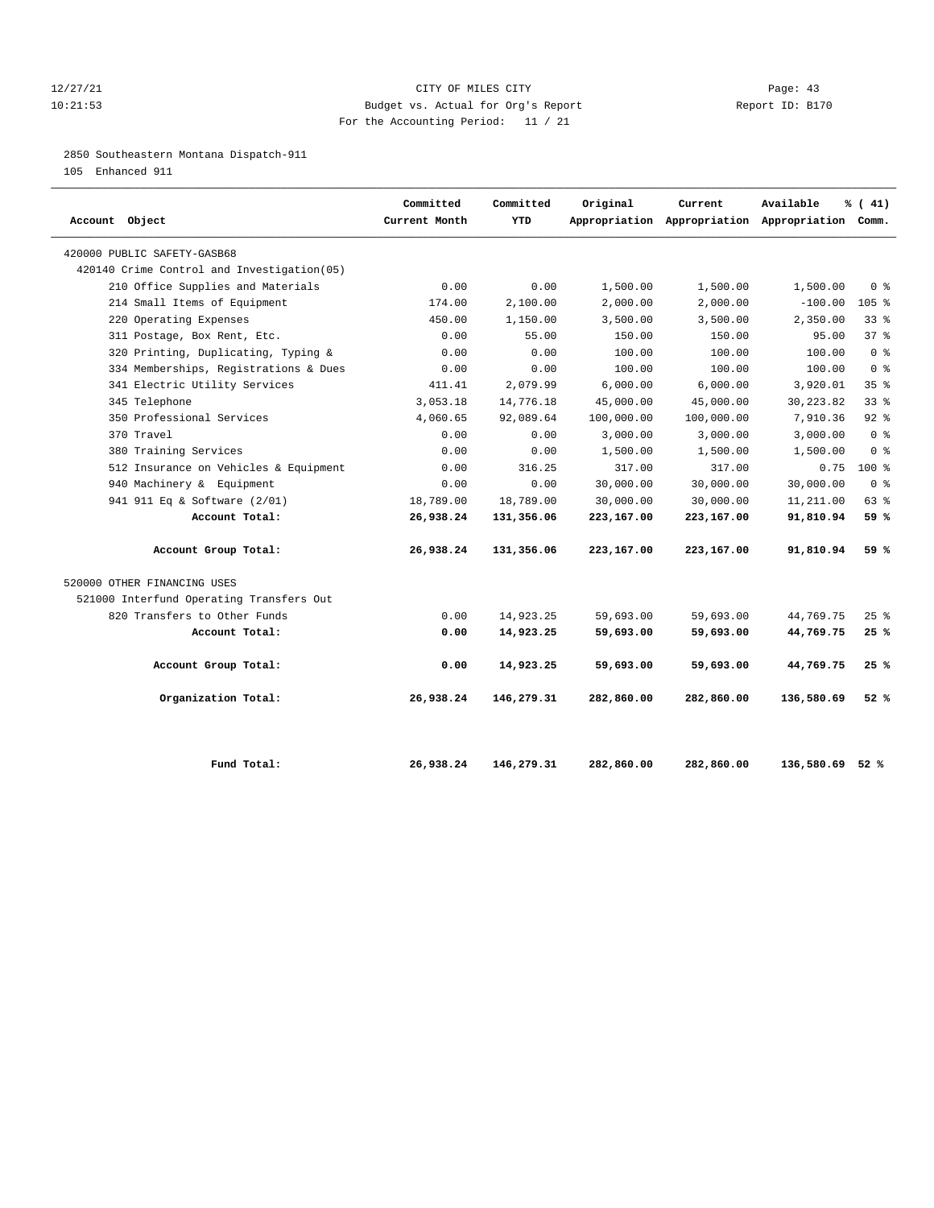CITY OF MILES CITY
Budget vs. Actual for Org's Report
For the Accounting Period: 11 / 21

12/27/21
10:21:53

Report ID: B170

2850 Southeastern Montana Dispatch-911
105 Enhanced 911

| Account Object | Committed Current Month | Committed YTD | Original Appropriation | Current Appropriation | Available Appropriation | % ( 41) Comm. |
|---|---|---|---|---|---|---|
| 420000 PUBLIC SAFETY-GASB68 | | | | | | |
| 420140 Crime Control and Investigation(05) | | | | | | |
| 210 Office Supplies and Materials | 0.00 | 0.00 | 1,500.00 | 1,500.00 | 1,500.00 | 0 % |
| 214 Small Items of Equipment | 174.00 | 2,100.00 | 2,000.00 | 2,000.00 | -100.00 | 105 % |
| 220 Operating Expenses | 450.00 | 1,150.00 | 3,500.00 | 3,500.00 | 2,350.00 | 33 % |
| 311 Postage, Box Rent, Etc. | 0.00 | 55.00 | 150.00 | 150.00 | 95.00 | 37 % |
| 320 Printing, Duplicating, Typing & | 0.00 | 0.00 | 100.00 | 100.00 | 100.00 | 0 % |
| 334 Memberships, Registrations & Dues | 0.00 | 0.00 | 100.00 | 100.00 | 100.00 | 0 % |
| 341 Electric Utility Services | 411.41 | 2,079.99 | 6,000.00 | 6,000.00 | 3,920.01 | 35 % |
| 345 Telephone | 3,053.18 | 14,776.18 | 45,000.00 | 45,000.00 | 30,223.82 | 33 % |
| 350 Professional Services | 4,060.65 | 92,089.64 | 100,000.00 | 100,000.00 | 7,910.36 | 92 % |
| 370 Travel | 0.00 | 0.00 | 3,000.00 | 3,000.00 | 3,000.00 | 0 % |
| 380 Training Services | 0.00 | 0.00 | 1,500.00 | 1,500.00 | 1,500.00 | 0 % |
| 512 Insurance on Vehicles & Equipment | 0.00 | 316.25 | 317.00 | 317.00 | 0.75 | 100 % |
| 940 Machinery & Equipment | 0.00 | 0.00 | 30,000.00 | 30,000.00 | 30,000.00 | 0 % |
| 941 911 Eq & Software (2/01) | 18,789.00 | 18,789.00 | 30,000.00 | 30,000.00 | 11,211.00 | 63 % |
| **Account Total:** | **26,938.24** | **131,356.06** | **223,167.00** | **223,167.00** | **91,810.94** | **59 %** |
| **Account Group Total:** | **26,938.24** | **131,356.06** | **223,167.00** | **223,167.00** | **91,810.94** | **59 %** |
| 520000 OTHER FINANCING USES | | | | | | |
| 521000 Interfund Operating Transfers Out | | | | | | |
| 820 Transfers to Other Funds | 0.00 | 14,923.25 | 59,693.00 | 59,693.00 | 44,769.75 | 25 % |
| **Account Total:** | **0.00** | **14,923.25** | **59,693.00** | **59,693.00** | **44,769.75** | **25 %** |
| **Account Group Total:** | **0.00** | **14,923.25** | **59,693.00** | **59,693.00** | **44,769.75** | **25 %** |
| **Organization Total:** | **26,938.24** | **146,279.31** | **282,860.00** | **282,860.00** | **136,580.69** | **52 %** |
| **Fund Total:** | **26,938.24** | **146,279.31** | **282,860.00** | **282,860.00** | **136,580.69** | **52 %** |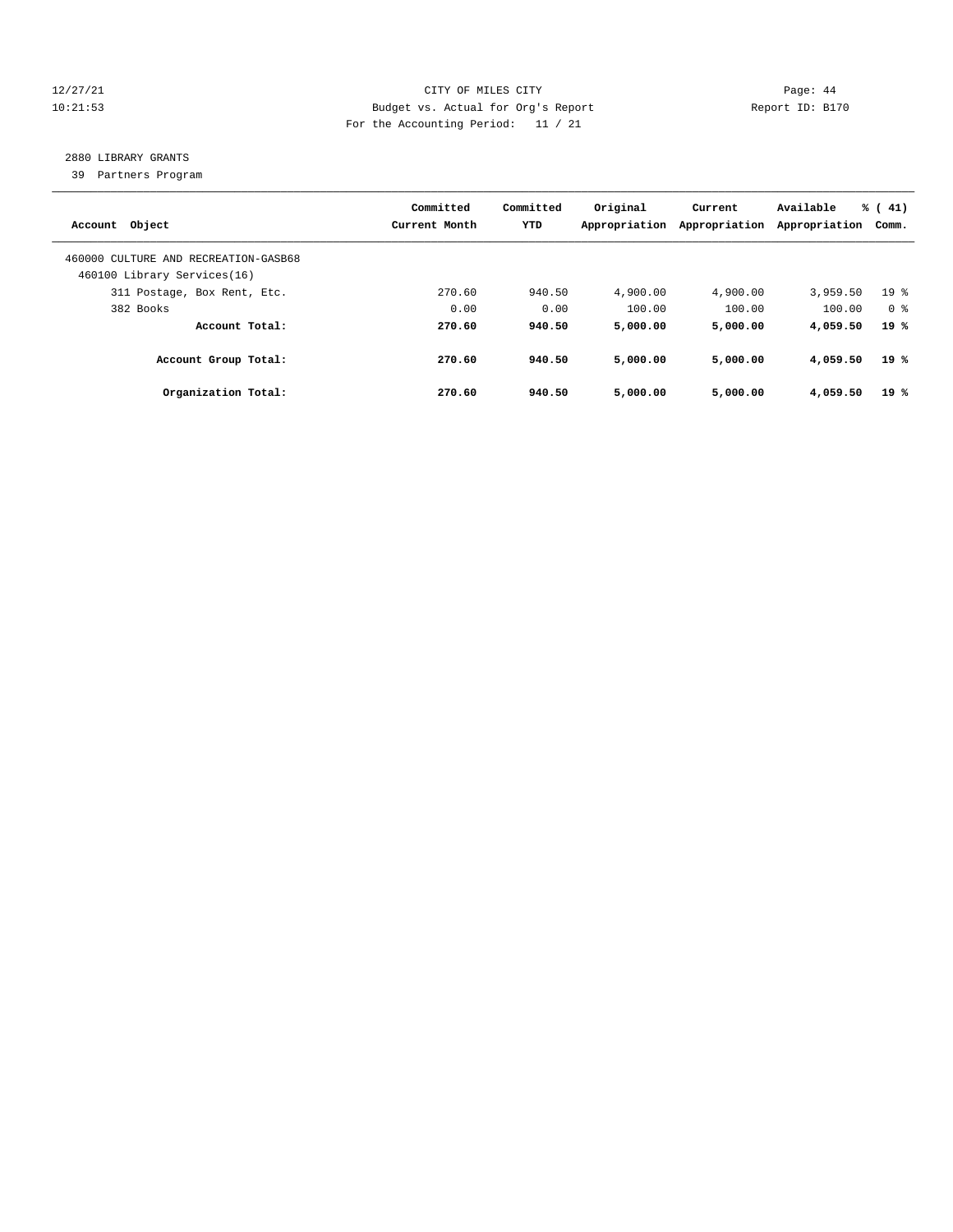12/27/21 CITY OF MILES CITY
10:21:53 Budget vs. Actual for Org's Report Report ID: B170
For the Accounting Period: 11 / 21

2880 LIBRARY GRANTS
39 Partners Program

| Account Object | Committed Current Month | Committed YTD | Original Appropriation | Current Appropriation | Available Appropriation | % ( 41) Comm. |
|---|---|---|---|---|---|---|
| 460000 CULTURE AND RECREATION-GASB68 | | | | | | |
| 460100 Library Services(16) | | | | | | |
| 311 Postage, Box Rent, Etc. | 270.60 | 940.50 | 4,900.00 | 4,900.00 | 3,959.50 | 19 % |
| 382 Books | 0.00 | 0.00 | 100.00 | 100.00 | 100.00 | 0 % |
| **Account Total:** | **270.60** | **940.50** | **5,000.00** | **5,000.00** | **4,059.50** | **19 %** |
| **Account Group Total:** | **270.60** | **940.50** | **5,000.00** | **5,000.00** | **4,059.50** | **19 %** |
| **Organization Total:** | **270.60** | **940.50** | **5,000.00** | **5,000.00** | **4,059.50** | **19 %** |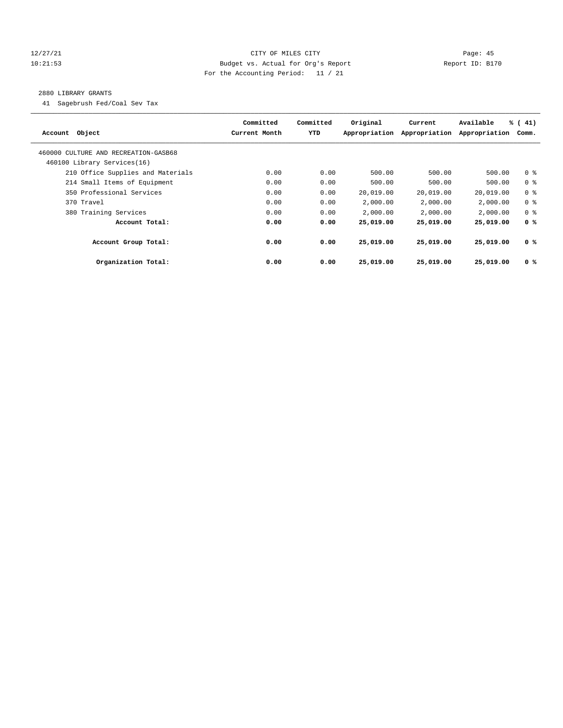12/27/21 CITY OF MILES CITY
10:21:53 Budget vs. Actual for Org's Report Report ID: B170
For the Accounting Period: 11 / 21

2880 LIBRARY GRANTS

41 Sagebrush Fed/Coal Sev Tax

| Account Object | Committed Current Month | Committed YTD | Original Appropriation | Current Appropriation | Available Appropriation | % ( 41) Comm. |
|---|---|---|---|---|---|---|
| 460000 CULTURE AND RECREATION-GASB68 | | | | | | |
| 460100 Library Services(16) | | | | | | |
| 210 Office Supplies and Materials | 0.00 | 0.00 | 500.00 | 500.00 | 500.00 | 0 % |
| 214 Small Items of Equipment | 0.00 | 0.00 | 500.00 | 500.00 | 500.00 | 0 % |
| 350 Professional Services | 0.00 | 0.00 | 20,019.00 | 20,019.00 | 20,019.00 | 0 % |
| 370 Travel | 0.00 | 0.00 | 2,000.00 | 2,000.00 | 2,000.00 | 0 % |
| 380 Training Services | 0.00 | 0.00 | 2,000.00 | 2,000.00 | 2,000.00 | 0 % |
| **Account Total:** | **0.00** | **0.00** | **25,019.00** | **25,019.00** | **25,019.00** | **0 %** |
| **Account Group Total:** | **0.00** | **0.00** | **25,019.00** | **25,019.00** | **25,019.00** | **0 %** |
| **Organization Total:** | **0.00** | **0.00** | **25,019.00** | **25,019.00** | **25,019.00** | **0 %** |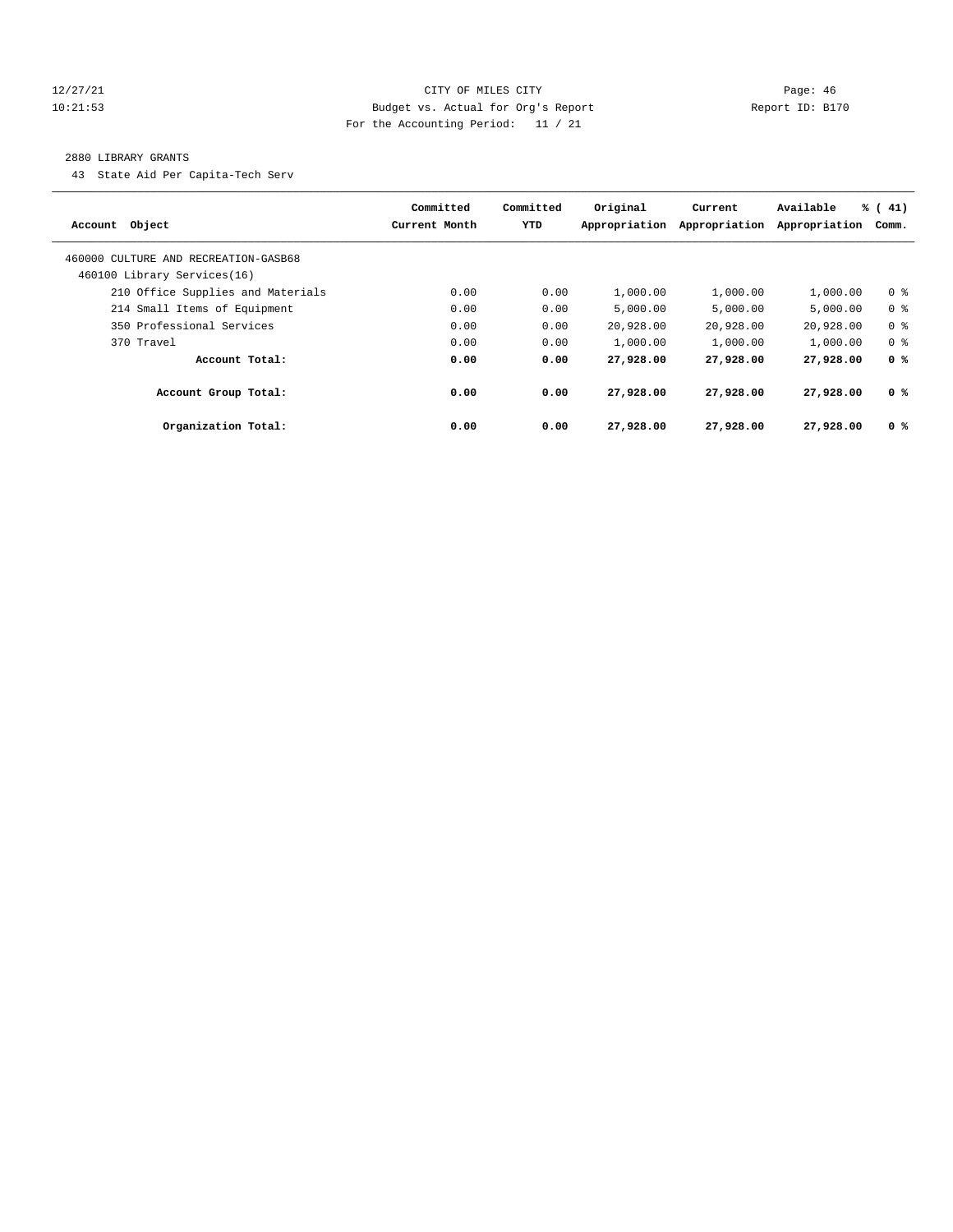CITY OF MILES CITY

Budget vs. Actual for Org's Report

For the Accounting Period: 11 / 21

12/27/21
10:21:53

Report ID: B170

2880 LIBRARY GRANTS

43 State Aid Per Capita-Tech Serv

| Account Object | Committed Current Month | Committed YTD | Original Appropriation | Current Appropriation | Available Appropriation | % ( 41) Comm. |
|---|---|---|---|---|---|---|
| 460000 CULTURE AND RECREATION-GASB68 | | | | | | |
| 460100 Library Services(16) | | | | | | |
| 210 Office Supplies and Materials | 0.00 | 0.00 | 1,000.00 | 1,000.00 | 1,000.00 | 0 % |
| 214 Small Items of Equipment | 0.00 | 0.00 | 5,000.00 | 5,000.00 | 5,000.00 | 0 % |
| 350 Professional Services | 0.00 | 0.00 | 20,928.00 | 20,928.00 | 20,928.00 | 0 % |
| 370 Travel | 0.00 | 0.00 | 1,000.00 | 1,000.00 | 1,000.00 | 0 % |
| **Account Total:** | **0.00** | **0.00** | **27,928.00** | **27,928.00** | **27,928.00** | **0 %** |
| **Account Group Total:** | **0.00** | **0.00** | **27,928.00** | **27,928.00** | **27,928.00** | **0 %** |
| **Organization Total:** | **0.00** | **0.00** | **27,928.00** | **27,928.00** | **27,928.00** | **0 %** |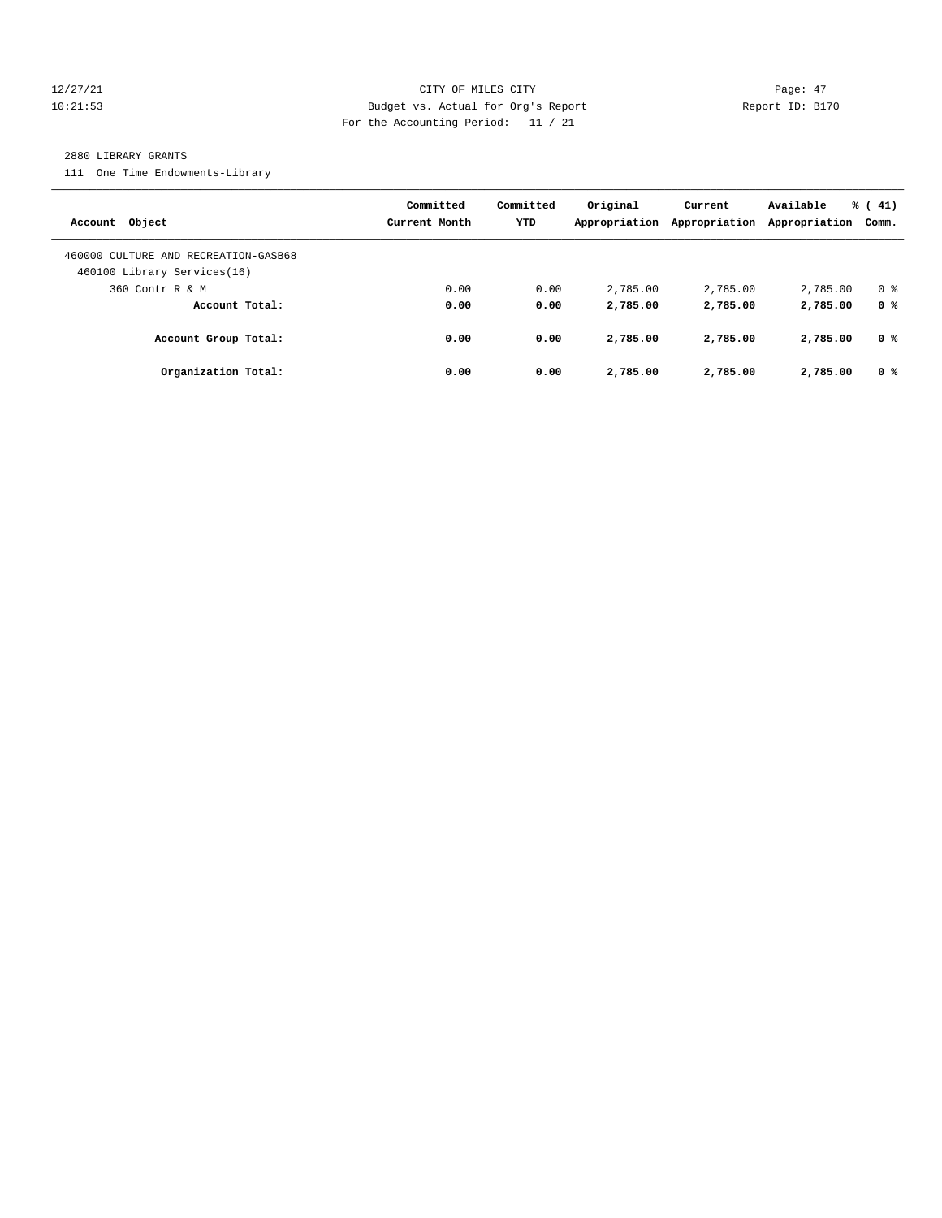CITY OF MILES CITY
Budget vs. Actual for Org's Report
For the Accounting Period: 11 / 21

12/27/21
10:21:53

Report ID: B170

2880 LIBRARY GRANTS

111 One Time Endowments-Library

| Account Object | Committed Current Month | Committed YTD | Original Appropriation | Current Appropriation | Available Appropriation | % ( 41) Comm. |
|---|---|---|---|---|---|---|
| 460000 CULTURE AND RECREATION-GASB68 | | | | | | |
| 460100 Library Services(16) | | | | | | |
| 360 Contr R & M | 0.00 | 0.00 | 2,785.00 | 2,785.00 | 2,785.00 | 0 % |
| **Account Total:** | **0.00** | **0.00** | **2,785.00** | **2,785.00** | **2,785.00** | **0 %** |
| **Account Group Total:** | **0.00** | **0.00** | **2,785.00** | **2,785.00** | **2,785.00** | **0 %** |
| **Organization Total:** | **0.00** | **0.00** | **2,785.00** | **2,785.00** | **2,785.00** | **0 %** |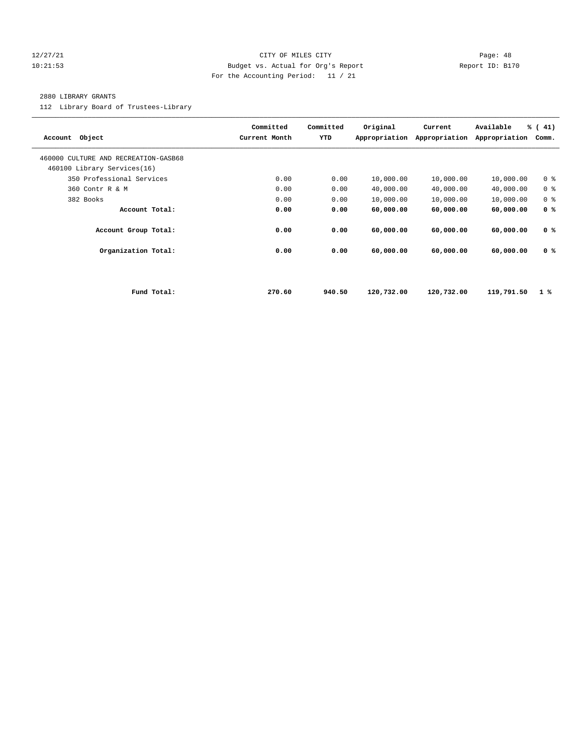CITY OF MILES CITY
Budget vs. Actual for Org's Report
For the Accounting Period: 11 / 21

12/27/21
10:21:53

Report ID: B170

2880 LIBRARY GRANTS

112 Library Board of Trustees-Library

| Account Object | Committed Current Month | Committed YTD | Original Appropriation | Current Appropriation | Available Appropriation | % ( 41) Comm. |
|---|---|---|---|---|---|---|
| 460000 CULTURE AND RECREATION-GASB68 | | | | | | |
| 460100 Library Services(16) | | | | | | |
| 350 Professional Services | 0.00 | 0.00 | 10,000.00 | 10,000.00 | 10,000.00 | 0 % |
| 360 Contr R & M | 0.00 | 0.00 | 40,000.00 | 40,000.00 | 40,000.00 | 0 % |
| 382 Books | 0.00 | 0.00 | 10,000.00 | 10,000.00 | 10,000.00 | 0 % |
| **Account Total:** | **0.00** | **0.00** | **60,000.00** | **60,000.00** | **60,000.00** | **0 %** |
| **Account Group Total:** | **0.00** | **0.00** | **60,000.00** | **60,000.00** | **60,000.00** | **0 %** |
| **Organization Total:** | **0.00** | **0.00** | **60,000.00** | **60,000.00** | **60,000.00** | **0 %** |
| **Fund Total:** | **270.60** | **940.50** | **120,732.00** | **120,732.00** | **119,791.50** | **1 %** |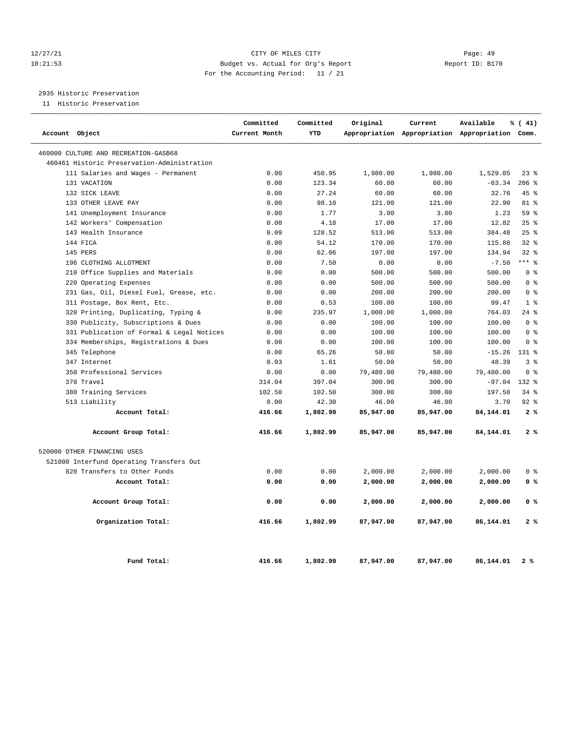CITY OF MILES CITY
Budget vs. Actual for Org's Report
For the Accounting Period: 11 / 21

12/27/21
10:21:53

Report ID: B170

2935 Historic Preservation
11 Historic Preservation

| Account Object | Committed Current Month | Committed YTD | Original Appropriation | Current Appropriation | Available Appropriation | % ( 41) Comm. |
|---|---|---|---|---|---|---|
| 460000 CULTURE AND RECREATION-GASB68 | | | | | | |
| 460461 Historic Preservation-Administration | | | | | | |
| 111 Salaries and Wages - Permanent | 0.00 | 450.95 | 1,980.00 | 1,980.00 | 1,529.05 | 23 % |
| 131 VACATION | 0.00 | 123.34 | 60.00 | 60.00 | -63.34 | 206 % |
| 132 SICK LEAVE | 0.00 | 27.24 | 60.00 | 60.00 | 32.76 | 45 % |
| 133 OTHER LEAVE PAY | 0.00 | 98.10 | 121.00 | 121.00 | 22.90 | 81 % |
| 141 Unemployment Insurance | 0.00 | 1.77 | 3.00 | 3.00 | 1.23 | 59 % |
| 142 Workers' Compensation | 0.00 | 4.18 | 17.00 | 17.00 | 12.82 | 25 % |
| 143 Health Insurance | 0.09 | 128.52 | 513.00 | 513.00 | 384.48 | 25 % |
| 144 FICA | 0.00 | 54.12 | 170.00 | 170.00 | 115.88 | 32 % |
| 145 PERS | 0.00 | 62.06 | 197.00 | 197.00 | 134.94 | 32 % |
| 196 CLOTHING ALLOTMENT | 0.00 | 7.50 | 0.00 | 0.00 | -7.50 | *** % |
| 210 Office Supplies and Materials | 0.00 | 0.00 | 500.00 | 500.00 | 500.00 | 0 % |
| 220 Operating Expenses | 0.00 | 0.00 | 500.00 | 500.00 | 500.00 | 0 % |
| 231 Gas, Oil, Diesel Fuel, Grease, etc. | 0.00 | 0.00 | 200.00 | 200.00 | 200.00 | 0 % |
| 311 Postage, Box Rent, Etc. | 0.00 | 0.53 | 100.00 | 100.00 | 99.47 | 1 % |
| 320 Printing, Duplicating, Typing & | 0.00 | 235.97 | 1,000.00 | 1,000.00 | 764.03 | 24 % |
| 330 Publicity, Subscriptions & Dues | 0.00 | 0.00 | 100.00 | 100.00 | 100.00 | 0 % |
| 331 Publication of Formal & Legal Notices | 0.00 | 0.00 | 100.00 | 100.00 | 100.00 | 0 % |
| 334 Memberships, Registrations & Dues | 0.00 | 0.00 | 100.00 | 100.00 | 100.00 | 0 % |
| 345 Telephone | 0.00 | 65.26 | 50.00 | 50.00 | -15.26 | 131 % |
| 347 Internet | 0.03 | 1.61 | 50.00 | 50.00 | 48.39 | 3 % |
| 350 Professional Services | 0.00 | 0.00 | 79,480.00 | 79,480.00 | 79,480.00 | 0 % |
| 370 Travel | 314.04 | 397.04 | 300.00 | 300.00 | -97.04 | 132 % |
| 380 Training Services | 102.50 | 102.50 | 300.00 | 300.00 | 197.50 | 34 % |
| 513 Liability | 0.00 | 42.30 | 46.00 | 46.00 | 3.70 | 92 % |
| **Account Total:** | **416.66** | **1,802.99** | **85,947.00** | **85,947.00** | **84,144.01** | **2 %** |
| **Account Group Total:** | **416.66** | **1,802.99** | **85,947.00** | **85,947.00** | **84,144.01** | **2 %** |
| 520000 OTHER FINANCING USES | | | | | | |
| 521000 Interfund Operating Transfers Out | | | | | | |
| 820 Transfers to Other Funds | 0.00 | 0.00 | 2,000.00 | 2,000.00 | 2,000.00 | 0 % |
| **Account Total:** | **0.00** | **0.00** | **2,000.00** | **2,000.00** | **2,000.00** | **0 %** |
| **Account Group Total:** | **0.00** | **0.00** | **2,000.00** | **2,000.00** | **2,000.00** | **0 %** |
| **Organization Total:** | **416.66** | **1,802.99** | **87,947.00** | **87,947.00** | **86,144.01** | **2 %** |
| **Fund Total:** | **416.66** | **1,802.99** | **87,947.00** | **87,947.00** | **86,144.01** | **2 %** |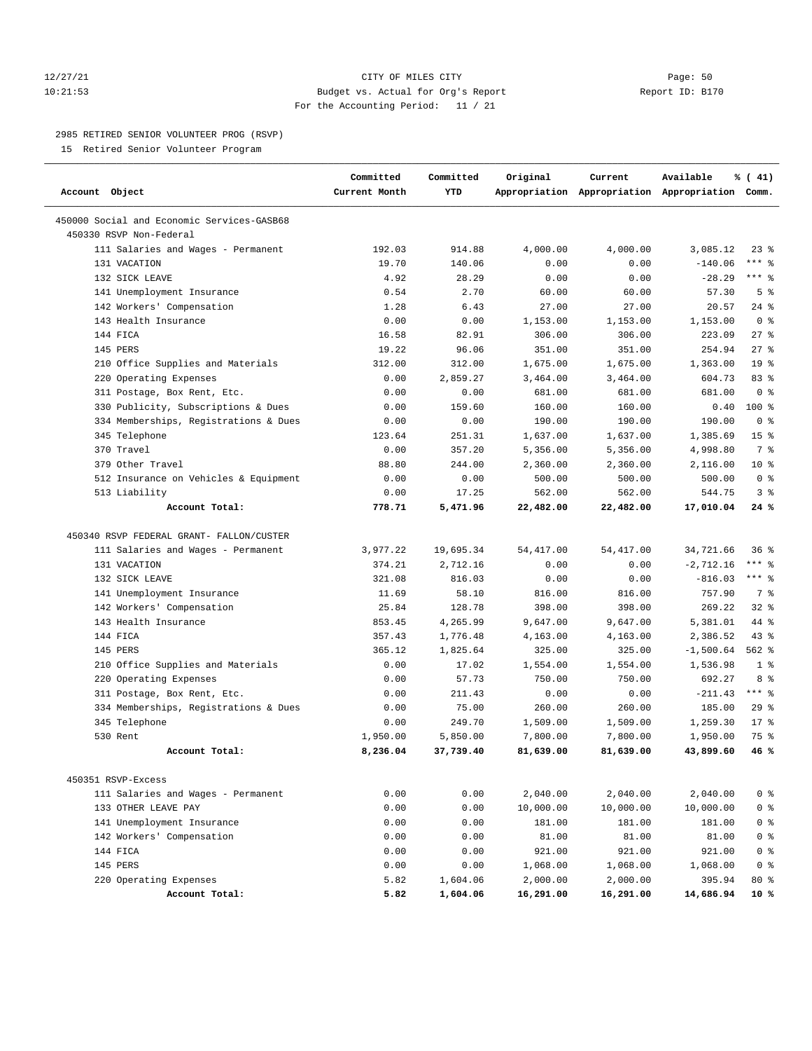12/27/21 CITY OF MILES CITY
10:21:53 Budget vs. Actual for Org's Report Report ID: B170
For the Accounting Period: 11 / 21

2985 RETIRED SENIOR VOLUNTEER PROG (RSVP)
15 Retired Senior Volunteer Program

| Account Object | Committed Current Month | Committed YTD | Original Appropriation | Current Appropriation | Available Appropriation | % ( 41) Comm. |
|---|---|---|---|---|---|---|
| 450000 Social and Economic Services-GASB68 | | | | | | |
| 450330 RSVP Non-Federal | | | | | | |
| 111 Salaries and Wages - Permanent | 192.03 | 914.88 | 4,000.00 | 4,000.00 | 3,085.12 | 23 % |
| 131 VACATION | 19.70 | 140.06 | 0.00 | 0.00 | -140.06 | *** % |
| 132 SICK LEAVE | 4.92 | 28.29 | 0.00 | 0.00 | -28.29 | *** % |
| 141 Unemployment Insurance | 0.54 | 2.70 | 60.00 | 60.00 | 57.30 | 5 % |
| 142 Workers' Compensation | 1.28 | 6.43 | 27.00 | 27.00 | 20.57 | 24 % |
| 143 Health Insurance | 0.00 | 0.00 | 1,153.00 | 1,153.00 | 1,153.00 | 0 % |
| 144 FICA | 16.58 | 82.91 | 306.00 | 306.00 | 223.09 | 27 % |
| 145 PERS | 19.22 | 96.06 | 351.00 | 351.00 | 254.94 | 27 % |
| 210 Office Supplies and Materials | 312.00 | 312.00 | 1,675.00 | 1,675.00 | 1,363.00 | 19 % |
| 220 Operating Expenses | 0.00 | 2,859.27 | 3,464.00 | 3,464.00 | 604.73 | 83 % |
| 311 Postage, Box Rent, Etc. | 0.00 | 0.00 | 681.00 | 681.00 | 681.00 | 0 % |
| 330 Publicity, Subscriptions & Dues | 0.00 | 159.60 | 160.00 | 160.00 | 0.40 | 100 % |
| 334 Memberships, Registrations & Dues | 0.00 | 0.00 | 190.00 | 190.00 | 190.00 | 0 % |
| 345 Telephone | 123.64 | 251.31 | 1,637.00 | 1,637.00 | 1,385.69 | 15 % |
| 370 Travel | 0.00 | 357.20 | 5,356.00 | 5,356.00 | 4,998.80 | 7 % |
| 379 Other Travel | 88.80 | 244.00 | 2,360.00 | 2,360.00 | 2,116.00 | 10 % |
| 512 Insurance on Vehicles & Equipment | 0.00 | 0.00 | 500.00 | 500.00 | 500.00 | 0 % |
| 513 Liability | 0.00 | 17.25 | 562.00 | 562.00 | 544.75 | 3 % |
| **Account Total:** | **778.71** | **5,471.96** | **22,482.00** | **22,482.00** | **17,010.04** | **24 %** |
| 450340 RSVP FEDERAL GRANT- FALLON/CUSTER | | | | | | |
| 111 Salaries and Wages - Permanent | 3,977.22 | 19,695.34 | 54,417.00 | 54,417.00 | 34,721.66 | 36 % |
| 131 VACATION | 374.21 | 2,712.16 | 0.00 | 0.00 | -2,712.16 | *** % |
| 132 SICK LEAVE | 321.08 | 816.03 | 0.00 | 0.00 | -816.03 | *** % |
| 141 Unemployment Insurance | 11.69 | 58.10 | 816.00 | 816.00 | 757.90 | 7 % |
| 142 Workers' Compensation | 25.84 | 128.78 | 398.00 | 398.00 | 269.22 | 32 % |
| 143 Health Insurance | 853.45 | 4,265.99 | 9,647.00 | 9,647.00 | 5,381.01 | 44 % |
| 144 FICA | 357.43 | 1,776.48 | 4,163.00 | 4,163.00 | 2,386.52 | 43 % |
| 145 PERS | 365.12 | 1,825.64 | 325.00 | 325.00 | -1,500.64 | 562 % |
| 210 Office Supplies and Materials | 0.00 | 17.02 | 1,554.00 | 1,554.00 | 1,536.98 | 1 % |
| 220 Operating Expenses | 0.00 | 57.73 | 750.00 | 750.00 | 692.27 | 8 % |
| 311 Postage, Box Rent, Etc. | 0.00 | 211.43 | 0.00 | 0.00 | -211.43 | *** % |
| 334 Memberships, Registrations & Dues | 0.00 | 75.00 | 260.00 | 260.00 | 185.00 | 29 % |
| 345 Telephone | 0.00 | 249.70 | 1,509.00 | 1,509.00 | 1,259.30 | 17 % |
| 530 Rent | 1,950.00 | 5,850.00 | 7,800.00 | 7,800.00 | 1,950.00 | 75 % |
| **Account Total:** | **8,236.04** | **37,739.40** | **81,639.00** | **81,639.00** | **43,899.60** | **46 %** |
| 450351 RSVP-Excess | | | | | | |
| 111 Salaries and Wages - Permanent | 0.00 | 0.00 | 2,040.00 | 2,040.00 | 2,040.00 | 0 % |
| 133 OTHER LEAVE PAY | 0.00 | 0.00 | 10,000.00 | 10,000.00 | 10,000.00 | 0 % |
| 141 Unemployment Insurance | 0.00 | 0.00 | 181.00 | 181.00 | 181.00 | 0 % |
| 142 Workers' Compensation | 0.00 | 0.00 | 81.00 | 81.00 | 81.00 | 0 % |
| 144 FICA | 0.00 | 0.00 | 921.00 | 921.00 | 921.00 | 0 % |
| 145 PERS | 0.00 | 0.00 | 1,068.00 | 1,068.00 | 1,068.00 | 0 % |
| 220 Operating Expenses | 5.82 | 1,604.06 | 2,000.00 | 2,000.00 | 395.94 | 80 % |
| **Account Total:** | **5.82** | **1,604.06** | **16,291.00** | **16,291.00** | **14,686.94** | **10 %** |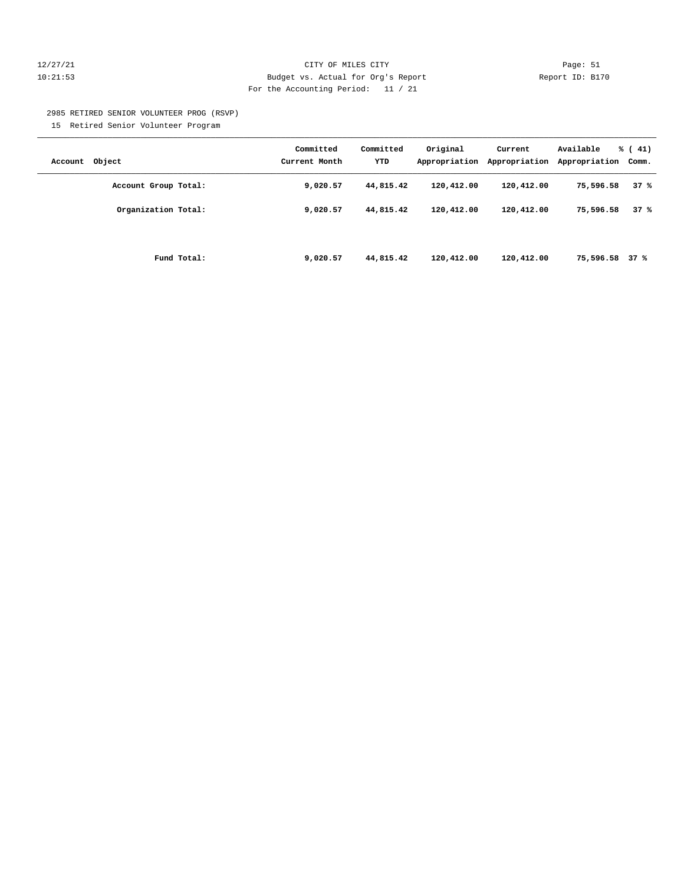2985 RETIRED SENIOR VOLUNTEER PROG (RSVP)

15 Retired Senior Volunteer Program

| Account Object | Committed Current Month | Committed YTD | Original Appropriation | Current Appropriation | Available Appropriation | % ( 41) Comm. |
|---|---|---|---|---|---|---|
| **Account Group Total:** | **9,020.57** | **44,815.42** | **120,412.00** | **120,412.00** | **75,596.58** | **37 %** |
| **Organization Total:** | **9,020.57** | **44,815.42** | **120,412.00** | **120,412.00** | **75,596.58** | **37 %** |
| **Fund Total:** | **9,020.57** | **44,815.42** | **120,412.00** | **120,412.00** | **75,596.58** | **37 %** |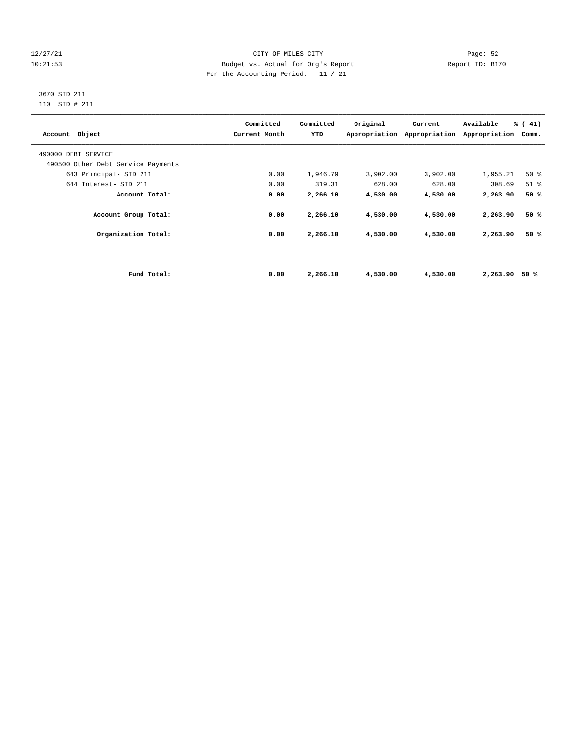12/27/21
10:21:53

CITY OF MILES CITY
Budget vs. Actual for Org's Report
For the Accounting Period: 11 / 21

Page: 52
Report ID: B170

3670 SID 211
110 SID # 211

| Account Object | Committed Current Month | Committed YTD | Original Appropriation | Current Appropriation | Available Appropriation | % ( 41) Comm. |
|---|---|---|---|---|---|---|
| 490000 DEBT SERVICE | | | | | | |
| 490500 Other Debt Service Payments | | | | | | |
| 643 Principal- SID 211 | 0.00 | 1,946.79 | 3,902.00 | 3,902.00 | 1,955.21 | 50 % |
| 644 Interest- SID 211 | 0.00 | 319.31 | 628.00 | 628.00 | 308.69 | 51 % |
| **Account Total:** | **0.00** | **2,266.10** | **4,530.00** | **4,530.00** | **2,263.90** | **50 %** |
| **Account Group Total:** | **0.00** | **2,266.10** | **4,530.00** | **4,530.00** | **2,263.90** | **50 %** |
| **Organization Total:** | **0.00** | **2,266.10** | **4,530.00** | **4,530.00** | **2,263.90** | **50 %** |
| **Fund Total:** | **0.00** | **2,266.10** | **4,530.00** | **4,530.00** | **2,263.90** | **50 %** |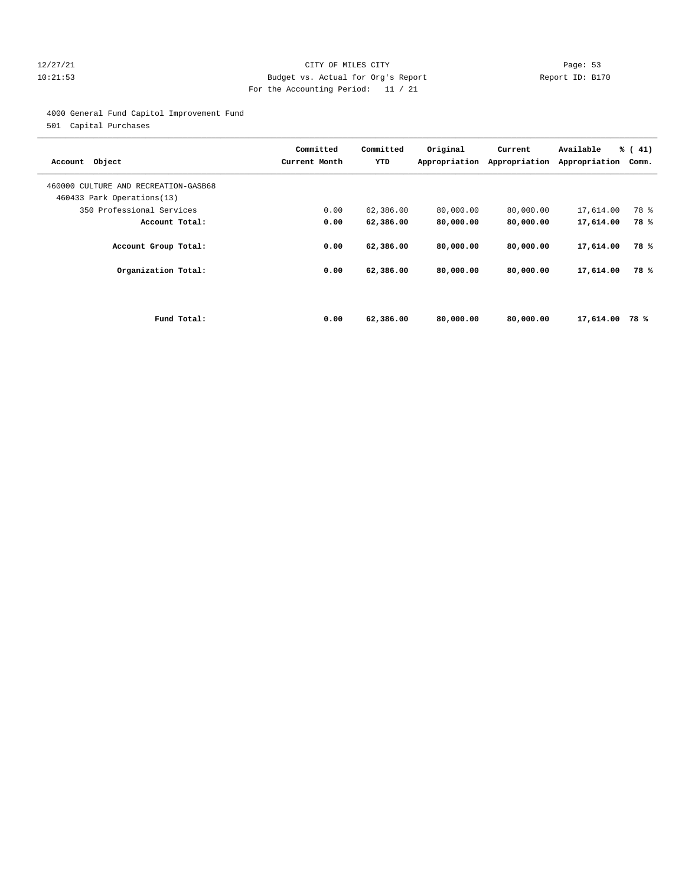CITY OF MILES CITY
Budget vs. Actual for Org's Report
For the Accounting Period: 11 / 21

12/27/21
10:21:53

Report ID: B170

4000 General Fund Capitol Improvement Fund
501 Capital Purchases

| Account Object | Committed Current Month | Committed YTD | Original Appropriation | Current Appropriation | Available Appropriation | % ( 41) Comm. |
|---|---|---|---|---|---|---|
| 460000 CULTURE AND RECREATION-GASB68 | | | | | | |
| 460433 Park Operations(13) | | | | | | |
| 350 Professional Services | 0.00 | 62,386.00 | 80,000.00 | 80,000.00 | 17,614.00 | 78 % |
| **Account Total:** | **0.00** | **62,386.00** | **80,000.00** | **80,000.00** | **17,614.00** | **78 %** |
| **Account Group Total:** | **0.00** | **62,386.00** | **80,000.00** | **80,000.00** | **17,614.00** | **78 %** |
| **Organization Total:** | **0.00** | **62,386.00** | **80,000.00** | **80,000.00** | **17,614.00** | **78 %** |
| **Fund Total:** | **0.00** | **62,386.00** | **80,000.00** | **80,000.00** | **17,614.00** | **78 %** |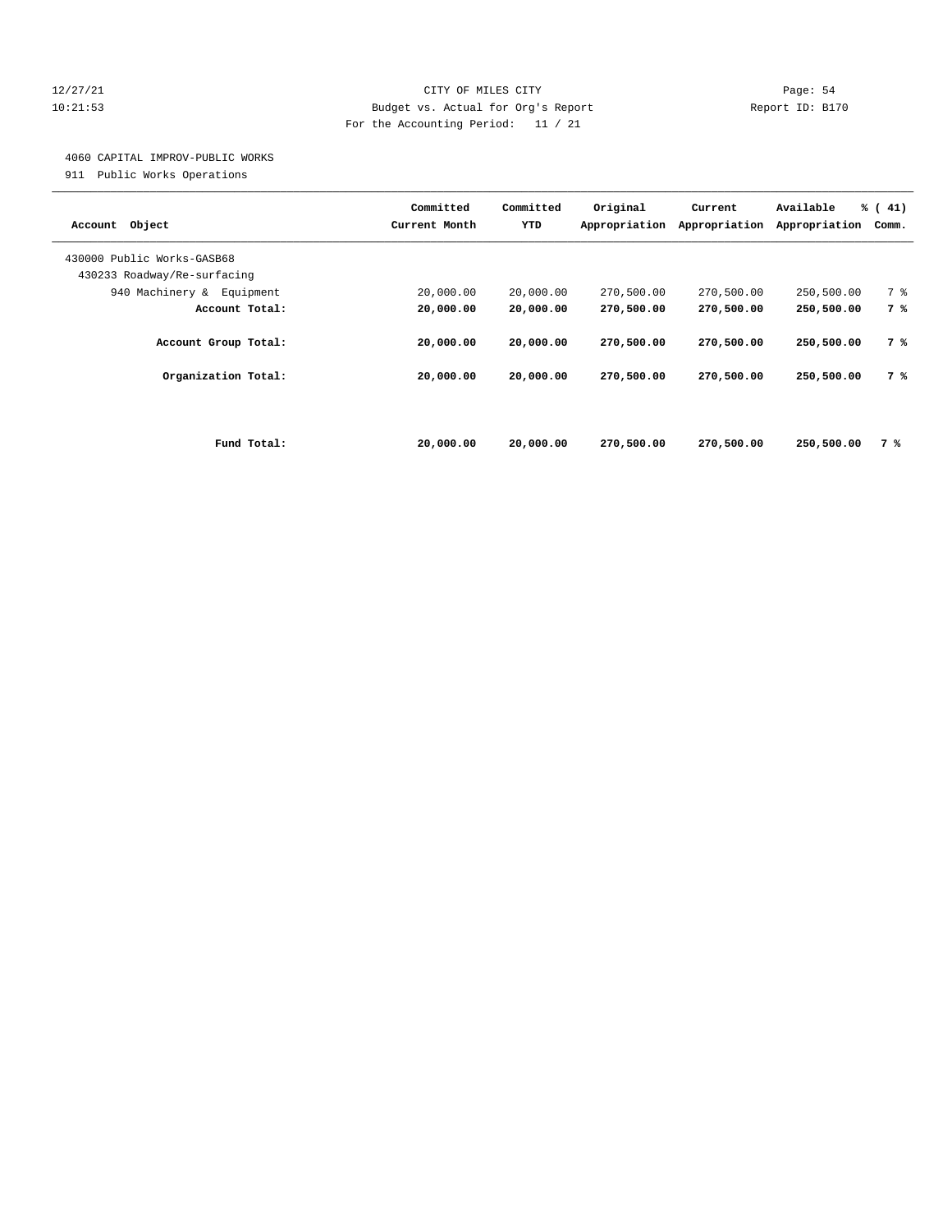CITY OF MILES CITY

Budget vs. Actual for Org's Report

For the Accounting Period: 11 / 21

12/27/21 10:21:53 Report ID: B170

4060 CAPITAL IMPROV-PUBLIC WORKS

911 Public Works Operations

| Account Object | Committed Current Month | Committed YTD | Original Appropriation | Current Appropriation | Available Appropriation | % ( 41) Comm. |
|---|---|---|---|---|---|---|
| 430000 Public Works-GASB68 | | | | | | |
| 430233 Roadway/Re-surfacing | | | | | | |
| 940 Machinery & Equipment | 20,000.00 | 20,000.00 | 270,500.00 | 270,500.00 | 250,500.00 | 7 % |
| **Account Total:** | **20,000.00** | **20,000.00** | **270,500.00** | **270,500.00** | **250,500.00** | **7 %** |
| **Account Group Total:** | **20,000.00** | **20,000.00** | **270,500.00** | **270,500.00** | **250,500.00** | **7 %** |
| **Organization Total:** | **20,000.00** | **20,000.00** | **270,500.00** | **270,500.00** | **250,500.00** | **7 %** |
| **Fund Total:** | **20,000.00** | **20,000.00** | **270,500.00** | **270,500.00** | **250,500.00** | **7 %** |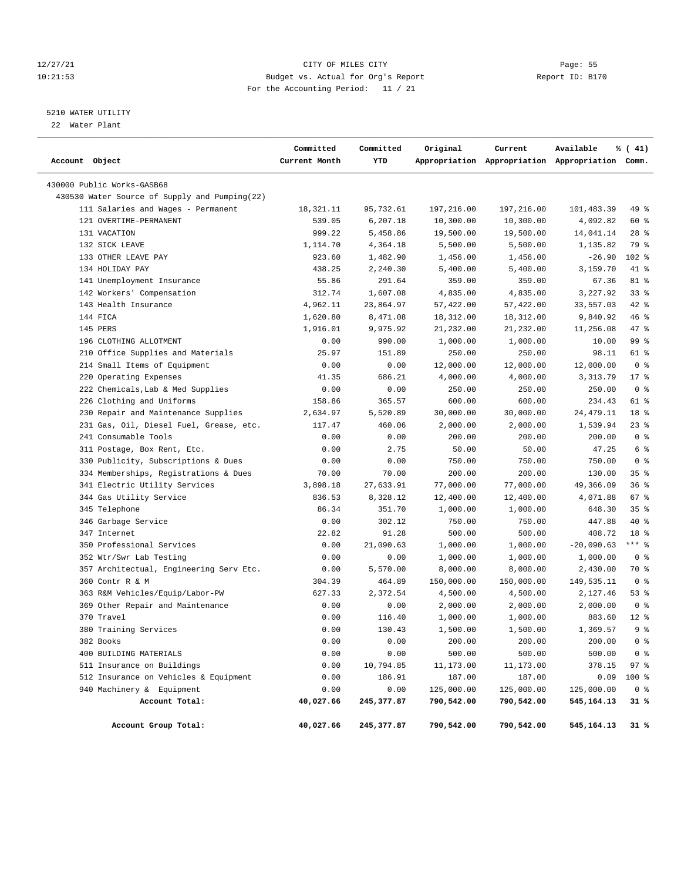12/27/21 CITY OF MILES CITY Page: 55
10:21:53 Budget vs. Actual for Org's Report Report ID: B170
For the Accounting Period: 11 / 21

5210 WATER UTILITY
22 Water Plant

| Account Object | Committed Current Month | Committed YTD | Original Appropriation | Current Appropriation | Available Appropriation | % ( 41) Comm. |
|---|---|---|---|---|---|---|
| 430000 Public Works-GASB68 | | | | | | |
| 430530 Water Source of Supply and Pumping(22) | | | | | | |
| 111 Salaries and Wages - Permanent | 18,321.11 | 95,732.61 | 197,216.00 | 197,216.00 | 101,483.39 | 49 % |
| 121 OVERTIME-PERMANENT | 539.05 | 6,207.18 | 10,300.00 | 10,300.00 | 4,092.82 | 60 % |
| 131 VACATION | 999.22 | 5,458.86 | 19,500.00 | 19,500.00 | 14,041.14 | 28 % |
| 132 SICK LEAVE | 1,114.70 | 4,364.18 | 5,500.00 | 5,500.00 | 1,135.82 | 79 % |
| 133 OTHER LEAVE PAY | 923.60 | 1,482.90 | 1,456.00 | 1,456.00 | -26.90 | 102 % |
| 134 HOLIDAY PAY | 438.25 | 2,240.30 | 5,400.00 | 5,400.00 | 3,159.70 | 41 % |
| 141 Unemployment Insurance | 55.86 | 291.64 | 359.00 | 359.00 | 67.36 | 81 % |
| 142 Workers' Compensation | 312.74 | 1,607.08 | 4,835.00 | 4,835.00 | 3,227.92 | 33 % |
| 143 Health Insurance | 4,962.11 | 23,864.97 | 57,422.00 | 57,422.00 | 33,557.03 | 42 % |
| 144 FICA | 1,620.80 | 8,471.08 | 18,312.00 | 18,312.00 | 9,840.92 | 46 % |
| 145 PERS | 1,916.01 | 9,975.92 | 21,232.00 | 21,232.00 | 11,256.08 | 47 % |
| 196 CLOTHING ALLOTMENT | 0.00 | 990.00 | 1,000.00 | 1,000.00 | 10.00 | 99 % |
| 210 Office Supplies and Materials | 25.97 | 151.89 | 250.00 | 250.00 | 98.11 | 61 % |
| 214 Small Items of Equipment | 0.00 | 0.00 | 12,000.00 | 12,000.00 | 12,000.00 | 0 % |
| 220 Operating Expenses | 41.35 | 686.21 | 4,000.00 | 4,000.00 | 3,313.79 | 17 % |
| 222 Chemicals,Lab & Med Supplies | 0.00 | 0.00 | 250.00 | 250.00 | 250.00 | 0 % |
| 226 Clothing and Uniforms | 158.86 | 365.57 | 600.00 | 600.00 | 234.43 | 61 % |
| 230 Repair and Maintenance Supplies | 2,634.97 | 5,520.89 | 30,000.00 | 30,000.00 | 24,479.11 | 18 % |
| 231 Gas, Oil, Diesel Fuel, Grease, etc. | 117.47 | 460.06 | 2,000.00 | 2,000.00 | 1,539.94 | 23 % |
| 241 Consumable Tools | 0.00 | 0.00 | 200.00 | 200.00 | 200.00 | 0 % |
| 311 Postage, Box Rent, Etc. | 0.00 | 2.75 | 50.00 | 50.00 | 47.25 | 6 % |
| 330 Publicity, Subscriptions & Dues | 0.00 | 0.00 | 750.00 | 750.00 | 750.00 | 0 % |
| 334 Memberships, Registrations & Dues | 70.00 | 70.00 | 200.00 | 200.00 | 130.00 | 35 % |
| 341 Electric Utility Services | 3,898.18 | 27,633.91 | 77,000.00 | 77,000.00 | 49,366.09 | 36 % |
| 344 Gas Utility Service | 836.53 | 8,328.12 | 12,400.00 | 12,400.00 | 4,071.88 | 67 % |
| 345 Telephone | 86.34 | 351.70 | 1,000.00 | 1,000.00 | 648.30 | 35 % |
| 346 Garbage Service | 0.00 | 302.12 | 750.00 | 750.00 | 447.88 | 40 % |
| 347 Internet | 22.82 | 91.28 | 500.00 | 500.00 | 408.72 | 18 % |
| 350 Professional Services | 0.00 | 21,090.63 | 1,000.00 | 1,000.00 | -20,090.63 | *** % |
| 352 Wtr/Swr Lab Testing | 0.00 | 0.00 | 1,000.00 | 1,000.00 | 1,000.00 | 0 % |
| 357 Architectual, Engineering Serv Etc. | 0.00 | 5,570.00 | 8,000.00 | 8,000.00 | 2,430.00 | 70 % |
| 360 Contr R & M | 304.39 | 464.89 | 150,000.00 | 150,000.00 | 149,535.11 | 0 % |
| 363 R&M Vehicles/Equip/Labor-PW | 627.33 | 2,372.54 | 4,500.00 | 4,500.00 | 2,127.46 | 53 % |
| 369 Other Repair and Maintenance | 0.00 | 0.00 | 2,000.00 | 2,000.00 | 2,000.00 | 0 % |
| 370 Travel | 0.00 | 116.40 | 1,000.00 | 1,000.00 | 883.60 | 12 % |
| 380 Training Services | 0.00 | 130.43 | 1,500.00 | 1,500.00 | 1,369.57 | 9 % |
| 382 Books | 0.00 | 0.00 | 200.00 | 200.00 | 200.00 | 0 % |
| 400 BUILDING MATERIALS | 0.00 | 0.00 | 500.00 | 500.00 | 500.00 | 0 % |
| 511 Insurance on Buildings | 0.00 | 10,794.85 | 11,173.00 | 11,173.00 | 378.15 | 97 % |
| 512 Insurance on Vehicles & Equipment | 0.00 | 186.91 | 187.00 | 187.00 | 0.09 | 100 % |
| 940 Machinery & Equipment | 0.00 | 0.00 | 125,000.00 | 125,000.00 | 125,000.00 | 0 % |
| **Account Total:** | **40,027.66** | **245,377.87** | **790,542.00** | **790,542.00** | **545,164.13** | **31 %** |
| **Account Group Total:** | **40,027.66** | **245,377.87** | **790,542.00** | **790,542.00** | **545,164.13** | **31 %** |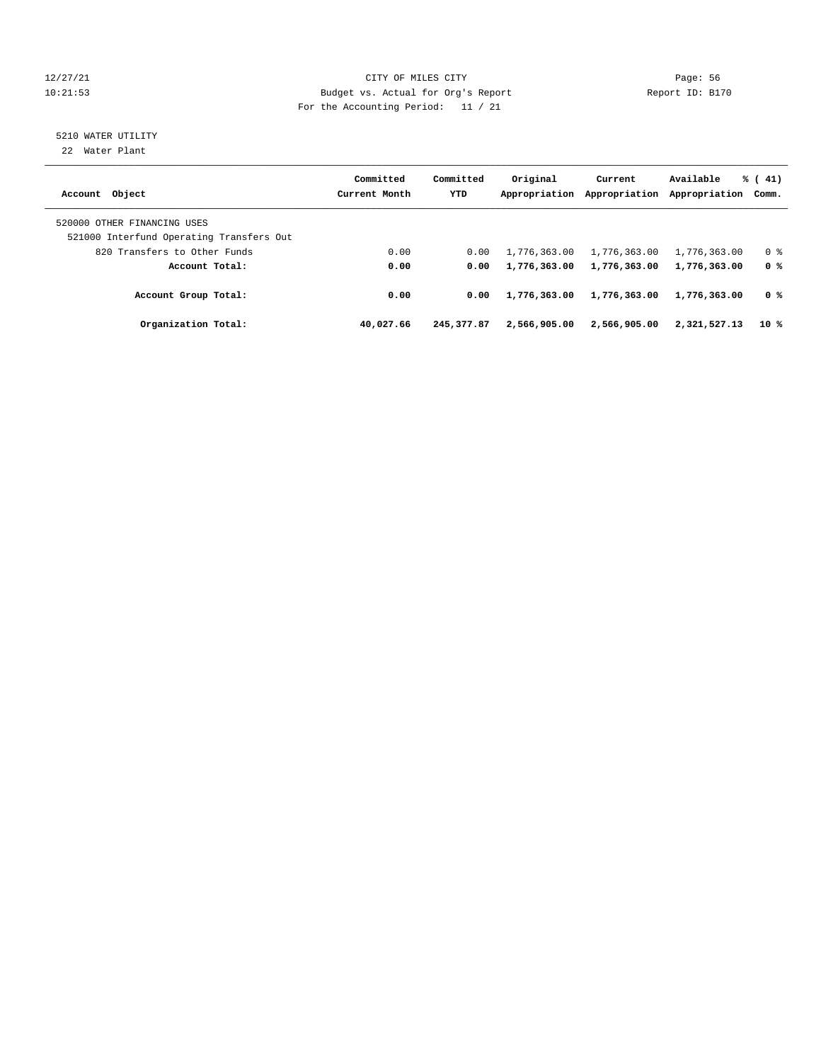CITY OF MILES CITY
Budget vs. Actual for Org's Report
For the Accounting Period: 11 / 21

12/27/21
10:21:53

Page: 56
Report ID: B170

5210 WATER UTILITY
22 Water Plant

| Account Object | Committed Current Month | Committed YTD | Original Appropriation | Current Appropriation | Available Appropriation | % ( 41) Comm. |
|---|---|---|---|---|---|---|
| 520000 OTHER FINANCING USES | | | | | | |
| 521000 Interfund Operating Transfers Out | | | | | | |
| 820 Transfers to Other Funds | 0.00 | 0.00 | 1,776,363.00 | 1,776,363.00 | 1,776,363.00 | 0 % |
| **Account Total:** | **0.00** | **0.00** | **1,776,363.00** | **1,776,363.00** | **1,776,363.00** | **0 %** |
| **Account Group Total:** | **0.00** | **0.00** | **1,776,363.00** | **1,776,363.00** | **1,776,363.00** | **0 %** |
| **Organization Total:** | **40,027.66** | **245,377.87** | **2,566,905.00** | **2,566,905.00** | **2,321,527.13** | **10 %** |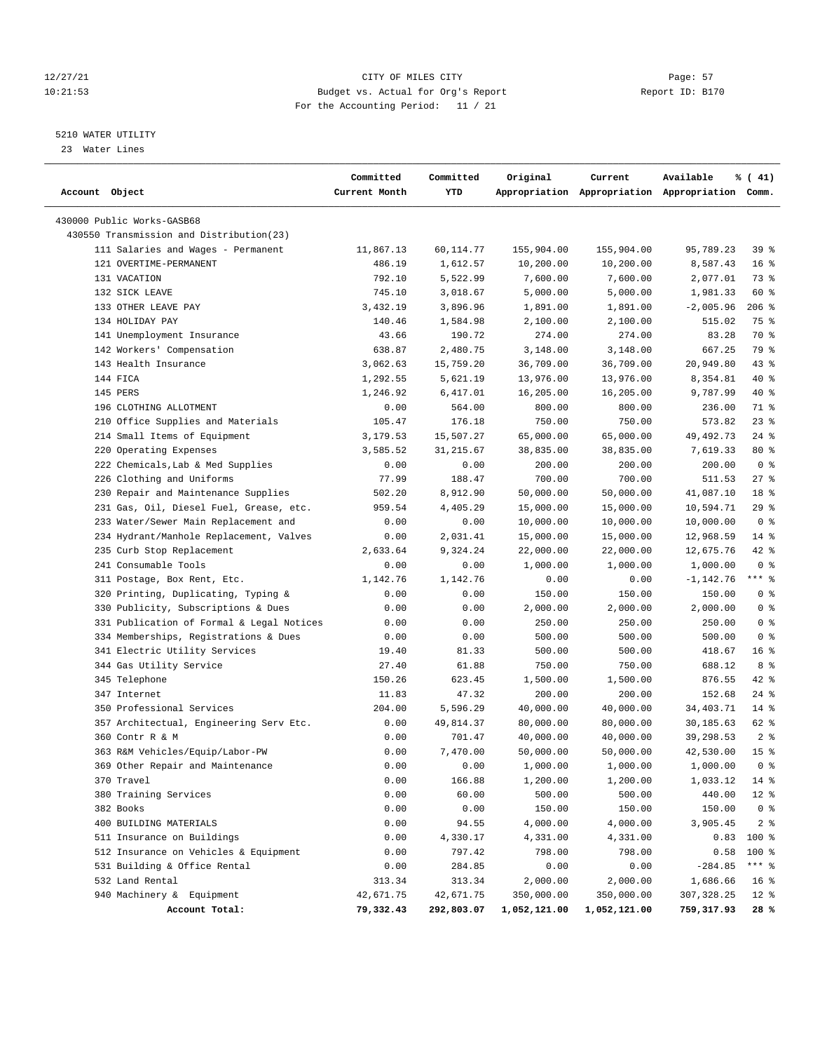CITY OF MILES CITY

Budget vs. Actual for Org's Report

For the Accounting Period: 11 / 21

12/27/21 10:21:53 — Report ID: B170

5210 WATER UTILITY

23 Water Lines

| Account Object | Committed Current Month | Committed YTD | Original Appropriation | Current Appropriation | Available Appropriation | % ( 41) Comm. |
|---|---|---|---|---|---|---|
| 430000 Public Works-GASB68 | | | | | | |
| 430550 Transmission and Distribution(23) | | | | | | |
| 111 Salaries and Wages - Permanent | 11,867.13 | 60,114.77 | 155,904.00 | 155,904.00 | 95,789.23 | 39 % |
| 121 OVERTIME-PERMANENT | 486.19 | 1,612.57 | 10,200.00 | 10,200.00 | 8,587.43 | 16 % |
| 131 VACATION | 792.10 | 5,522.99 | 7,600.00 | 7,600.00 | 2,077.01 | 73 % |
| 132 SICK LEAVE | 745.10 | 3,018.67 | 5,000.00 | 5,000.00 | 1,981.33 | 60 % |
| 133 OTHER LEAVE PAY | 3,432.19 | 3,896.96 | 1,891.00 | 1,891.00 | -2,005.96 | 206 % |
| 134 HOLIDAY PAY | 140.46 | 1,584.98 | 2,100.00 | 2,100.00 | 515.02 | 75 % |
| 141 Unemployment Insurance | 43.66 | 190.72 | 274.00 | 274.00 | 83.28 | 70 % |
| 142 Workers' Compensation | 638.87 | 2,480.75 | 3,148.00 | 3,148.00 | 667.25 | 79 % |
| 143 Health Insurance | 3,062.63 | 15,759.20 | 36,709.00 | 36,709.00 | 20,949.80 | 43 % |
| 144 FICA | 1,292.55 | 5,621.19 | 13,976.00 | 13,976.00 | 8,354.81 | 40 % |
| 145 PERS | 1,246.92 | 6,417.01 | 16,205.00 | 16,205.00 | 9,787.99 | 40 % |
| 196 CLOTHING ALLOTMENT | 0.00 | 564.00 | 800.00 | 800.00 | 236.00 | 71 % |
| 210 Office Supplies and Materials | 105.47 | 176.18 | 750.00 | 750.00 | 573.82 | 23 % |
| 214 Small Items of Equipment | 3,179.53 | 15,507.27 | 65,000.00 | 65,000.00 | 49,492.73 | 24 % |
| 220 Operating Expenses | 3,585.52 | 31,215.67 | 38,835.00 | 38,835.00 | 7,619.33 | 80 % |
| 222 Chemicals,Lab & Med Supplies | 0.00 | 0.00 | 200.00 | 200.00 | 200.00 | 0 % |
| 226 Clothing and Uniforms | 77.99 | 188.47 | 700.00 | 700.00 | 511.53 | 27 % |
| 230 Repair and Maintenance Supplies | 502.20 | 8,912.90 | 50,000.00 | 50,000.00 | 41,087.10 | 18 % |
| 231 Gas, Oil, Diesel Fuel, Grease, etc. | 959.54 | 4,405.29 | 15,000.00 | 15,000.00 | 10,594.71 | 29 % |
| 233 Water/Sewer Main Replacement and | 0.00 | 0.00 | 10,000.00 | 10,000.00 | 10,000.00 | 0 % |
| 234 Hydrant/Manhole Replacement, Valves | 0.00 | 2,031.41 | 15,000.00 | 15,000.00 | 12,968.59 | 14 % |
| 235 Curb Stop Replacement | 2,633.64 | 9,324.24 | 22,000.00 | 22,000.00 | 12,675.76 | 42 % |
| 241 Consumable Tools | 0.00 | 0.00 | 1,000.00 | 1,000.00 | 1,000.00 | 0 % |
| 311 Postage, Box Rent, Etc. | 1,142.76 | 1,142.76 | 0.00 | 0.00 | -1,142.76 | *** % |
| 320 Printing, Duplicating, Typing & | 0.00 | 0.00 | 150.00 | 150.00 | 150.00 | 0 % |
| 330 Publicity, Subscriptions & Dues | 0.00 | 0.00 | 2,000.00 | 2,000.00 | 2,000.00 | 0 % |
| 331 Publication of Formal & Legal Notices | 0.00 | 0.00 | 250.00 | 250.00 | 250.00 | 0 % |
| 334 Memberships, Registrations & Dues | 0.00 | 0.00 | 500.00 | 500.00 | 500.00 | 0 % |
| 341 Electric Utility Services | 19.40 | 81.33 | 500.00 | 500.00 | 418.67 | 16 % |
| 344 Gas Utility Service | 27.40 | 61.88 | 750.00 | 750.00 | 688.12 | 8 % |
| 345 Telephone | 150.26 | 623.45 | 1,500.00 | 1,500.00 | 876.55 | 42 % |
| 347 Internet | 11.83 | 47.32 | 200.00 | 200.00 | 152.68 | 24 % |
| 350 Professional Services | 204.00 | 5,596.29 | 40,000.00 | 40,000.00 | 34,403.71 | 14 % |
| 357 Architectual, Engineering Serv Etc. | 0.00 | 49,814.37 | 80,000.00 | 80,000.00 | 30,185.63 | 62 % |
| 360 Contr R & M | 0.00 | 701.47 | 40,000.00 | 40,000.00 | 39,298.53 | 2 % |
| 363 R&M Vehicles/Equip/Labor-PW | 0.00 | 7,470.00 | 50,000.00 | 50,000.00 | 42,530.00 | 15 % |
| 369 Other Repair and Maintenance | 0.00 | 0.00 | 1,000.00 | 1,000.00 | 1,000.00 | 0 % |
| 370 Travel | 0.00 | 166.88 | 1,200.00 | 1,200.00 | 1,033.12 | 14 % |
| 380 Training Services | 0.00 | 60.00 | 500.00 | 500.00 | 440.00 | 12 % |
| 382 Books | 0.00 | 0.00 | 150.00 | 150.00 | 150.00 | 0 % |
| 400 BUILDING MATERIALS | 0.00 | 94.55 | 4,000.00 | 4,000.00 | 3,905.45 | 2 % |
| 511 Insurance on Buildings | 0.00 | 4,330.17 | 4,331.00 | 4,331.00 | 0.83 | 100 % |
| 512 Insurance on Vehicles & Equipment | 0.00 | 797.42 | 798.00 | 798.00 | 0.58 | 100 % |
| 531 Building & Office Rental | 0.00 | 284.85 | 0.00 | 0.00 | -284.85 | *** % |
| 532 Land Rental | 313.34 | 313.34 | 2,000.00 | 2,000.00 | 1,686.66 | 16 % |
| 940 Machinery & Equipment | 42,671.75 | 42,671.75 | 350,000.00 | 350,000.00 | 307,328.25 | 12 % |
| **Account Total:** | **79,332.43** | **292,803.07** | **1,052,121.00** | **1,052,121.00** | **759,317.93** | **28 %** |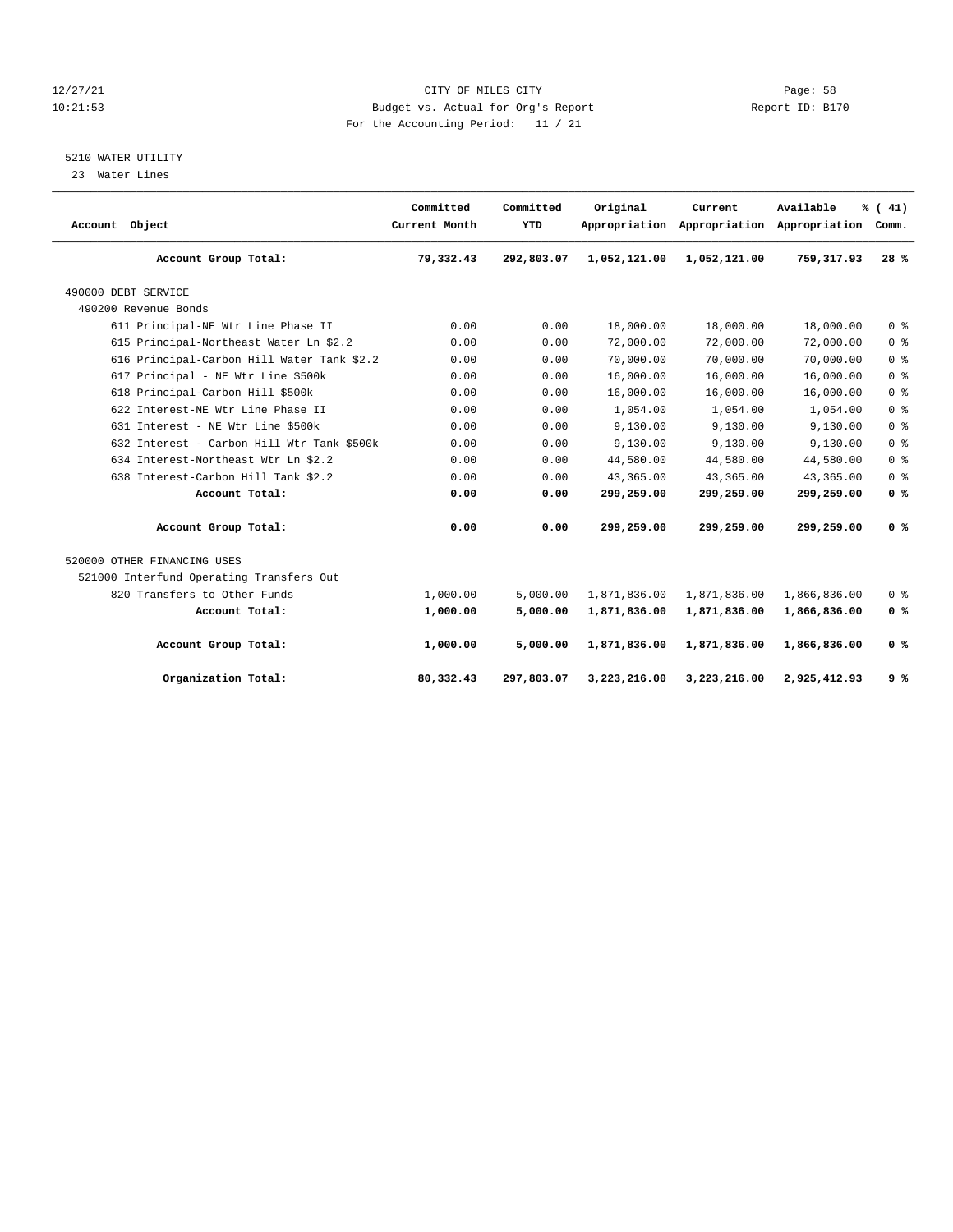CITY OF MILES CITY
Budget vs. Actual for Org's Report
For the Accounting Period: 11 / 21

12/27/21
10:21:53

Page: 58
Report ID: B170

## 5210 WATER UTILITY

23 Water Lines

| Account Object | Committed Current Month | Committed YTD | Original Appropriation | Current Appropriation | Available Appropriation | % ( 41) Comm. |
|---|---|---|---|---|---|---|
| **Account Group Total:** | **79,332.43** | **292,803.07** | **1,052,121.00** | **1,052,121.00** | **759,317.93** | **28 %** |
| 490000 DEBT SERVICE | | | | | | |
| 490200 Revenue Bonds | | | | | | |
| 611 Principal-NE Wtr Line Phase II | 0.00 | 0.00 | 18,000.00 | 18,000.00 | 18,000.00 | 0 % |
| 615 Principal-Northeast Water Ln $2.2 | 0.00 | 0.00 | 72,000.00 | 72,000.00 | 72,000.00 | 0 % |
| 616 Principal-Carbon Hill Water Tank $2.2 | 0.00 | 0.00 | 70,000.00 | 70,000.00 | 70,000.00 | 0 % |
| 617 Principal - NE Wtr Line $500k | 0.00 | 0.00 | 16,000.00 | 16,000.00 | 16,000.00 | 0 % |
| 618 Principal-Carbon Hill $500k | 0.00 | 0.00 | 16,000.00 | 16,000.00 | 16,000.00 | 0 % |
| 622 Interest-NE Wtr Line Phase II | 0.00 | 0.00 | 1,054.00 | 1,054.00 | 1,054.00 | 0 % |
| 631 Interest - NE Wtr Line $500k | 0.00 | 0.00 | 9,130.00 | 9,130.00 | 9,130.00 | 0 % |
| 632 Interest - Carbon Hill Wtr Tank $500k | 0.00 | 0.00 | 9,130.00 | 9,130.00 | 9,130.00 | 0 % |
| 634 Interest-Northeast Wtr Ln $2.2 | 0.00 | 0.00 | 44,580.00 | 44,580.00 | 44,580.00 | 0 % |
| 638 Interest-Carbon Hill Tank $2.2 | 0.00 | 0.00 | 43,365.00 | 43,365.00 | 43,365.00 | 0 % |
| **Account Total:** | **0.00** | **0.00** | **299,259.00** | **299,259.00** | **299,259.00** | **0 %** |
| **Account Group Total:** | **0.00** | **0.00** | **299,259.00** | **299,259.00** | **299,259.00** | **0 %** |
| 520000 OTHER FINANCING USES | | | | | | |
| 521000 Interfund Operating Transfers Out | | | | | | |
| 820 Transfers to Other Funds | 1,000.00 | 5,000.00 | 1,871,836.00 | 1,871,836.00 | 1,866,836.00 | 0 % |
| **Account Total:** | **1,000.00** | **5,000.00** | **1,871,836.00** | **1,871,836.00** | **1,866,836.00** | **0 %** |
| **Account Group Total:** | **1,000.00** | **5,000.00** | **1,871,836.00** | **1,871,836.00** | **1,866,836.00** | **0 %** |
| **Organization Total:** | **80,332.43** | **297,803.07** | **3,223,216.00** | **3,223,216.00** | **2,925,412.93** | **9 %** |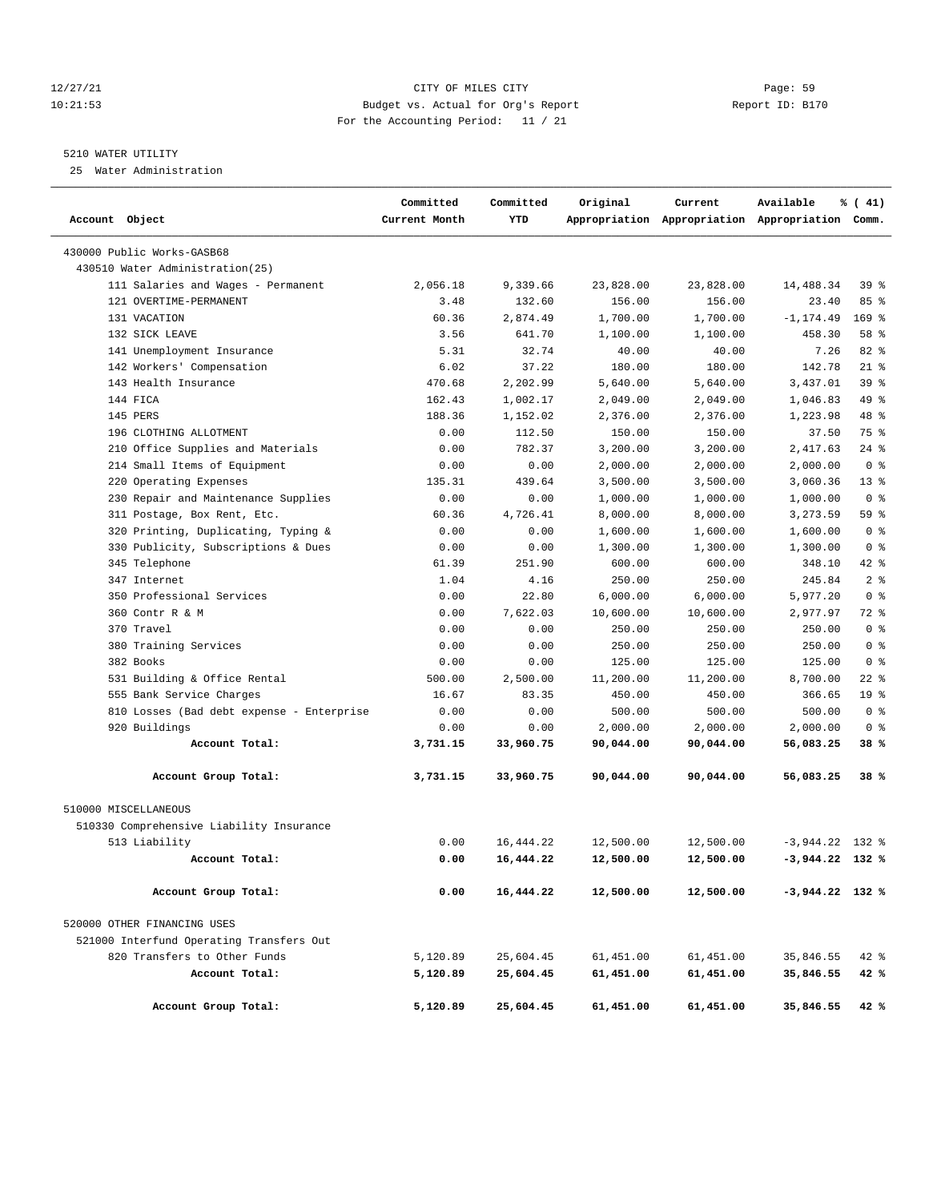12/27/21 CITY OF MILES CITY
10:21:53 Budget vs. Actual for Org's Report Report ID: B170
For the Accounting Period: 11 / 21

5210 WATER UTILITY
25 Water Administration

| Account Object | Committed Current Month | Committed YTD | Original Appropriation | Current Appropriation | Available Appropriation | % ( 41) Comm. |
|---|---|---|---|---|---|---|
| 430000 Public Works-GASB68 | | | | | | |
| 430510 Water Administration(25) | | | | | | |
| 111 Salaries and Wages - Permanent | 2,056.18 | 9,339.66 | 23,828.00 | 23,828.00 | 14,488.34 | 39 % |
| 121 OVERTIME-PERMANENT | 3.48 | 132.60 | 156.00 | 156.00 | 23.40 | 85 % |
| 131 VACATION | 60.36 | 2,874.49 | 1,700.00 | 1,700.00 | -1,174.49 | 169 % |
| 132 SICK LEAVE | 3.56 | 641.70 | 1,100.00 | 1,100.00 | 458.30 | 58 % |
| 141 Unemployment Insurance | 5.31 | 32.74 | 40.00 | 40.00 | 7.26 | 82 % |
| 142 Workers' Compensation | 6.02 | 37.22 | 180.00 | 180.00 | 142.78 | 21 % |
| 143 Health Insurance | 470.68 | 2,202.99 | 5,640.00 | 5,640.00 | 3,437.01 | 39 % |
| 144 FICA | 162.43 | 1,002.17 | 2,049.00 | 2,049.00 | 1,046.83 | 49 % |
| 145 PERS | 188.36 | 1,152.02 | 2,376.00 | 2,376.00 | 1,223.98 | 48 % |
| 196 CLOTHING ALLOTMENT | 0.00 | 112.50 | 150.00 | 150.00 | 37.50 | 75 % |
| 210 Office Supplies and Materials | 0.00 | 782.37 | 3,200.00 | 3,200.00 | 2,417.63 | 24 % |
| 214 Small Items of Equipment | 0.00 | 0.00 | 2,000.00 | 2,000.00 | 2,000.00 | 0 % |
| 220 Operating Expenses | 135.31 | 439.64 | 3,500.00 | 3,500.00 | 3,060.36 | 13 % |
| 230 Repair and Maintenance Supplies | 0.00 | 0.00 | 1,000.00 | 1,000.00 | 1,000.00 | 0 % |
| 311 Postage, Box Rent, Etc. | 60.36 | 4,726.41 | 8,000.00 | 8,000.00 | 3,273.59 | 59 % |
| 320 Printing, Duplicating, Typing & | 0.00 | 0.00 | 1,600.00 | 1,600.00 | 1,600.00 | 0 % |
| 330 Publicity, Subscriptions & Dues | 0.00 | 0.00 | 1,300.00 | 1,300.00 | 1,300.00 | 0 % |
| 345 Telephone | 61.39 | 251.90 | 600.00 | 600.00 | 348.10 | 42 % |
| 347 Internet | 1.04 | 4.16 | 250.00 | 250.00 | 245.84 | 2 % |
| 350 Professional Services | 0.00 | 22.80 | 6,000.00 | 6,000.00 | 5,977.20 | 0 % |
| 360 Contr R & M | 0.00 | 7,622.03 | 10,600.00 | 10,600.00 | 2,977.97 | 72 % |
| 370 Travel | 0.00 | 0.00 | 250.00 | 250.00 | 250.00 | 0 % |
| 380 Training Services | 0.00 | 0.00 | 250.00 | 250.00 | 250.00 | 0 % |
| 382 Books | 0.00 | 0.00 | 125.00 | 125.00 | 125.00 | 0 % |
| 531 Building & Office Rental | 500.00 | 2,500.00 | 11,200.00 | 11,200.00 | 8,700.00 | 22 % |
| 555 Bank Service Charges | 16.67 | 83.35 | 450.00 | 450.00 | 366.65 | 19 % |
| 810 Losses (Bad debt expense - Enterprise | 0.00 | 0.00 | 500.00 | 500.00 | 500.00 | 0 % |
| 920 Buildings | 0.00 | 0.00 | 2,000.00 | 2,000.00 | 2,000.00 | 0 % |
| **Account Total:** | **3,731.15** | **33,960.75** | **90,044.00** | **90,044.00** | **56,083.25** | **38 %** |
| **Account Group Total:** | **3,731.15** | **33,960.75** | **90,044.00** | **90,044.00** | **56,083.25** | **38 %** |
| 510000 MISCELLANEOUS | | | | | | |
| 510330 Comprehensive Liability Insurance | | | | | | |
| 513 Liability | 0.00 | 16,444.22 | 12,500.00 | 12,500.00 | -3,944.22 | 132 % |
| **Account Total:** | **0.00** | **16,444.22** | **12,500.00** | **12,500.00** | **-3,944.22** | **132 %** |
| **Account Group Total:** | **0.00** | **16,444.22** | **12,500.00** | **12,500.00** | **-3,944.22** | **132 %** |
| 520000 OTHER FINANCING USES | | | | | | |
| 521000 Interfund Operating Transfers Out | | | | | | |
| 820 Transfers to Other Funds | 5,120.89 | 25,604.45 | 61,451.00 | 61,451.00 | 35,846.55 | 42 % |
| **Account Total:** | **5,120.89** | **25,604.45** | **61,451.00** | **61,451.00** | **35,846.55** | **42 %** |
| **Account Group Total:** | **5,120.89** | **25,604.45** | **61,451.00** | **61,451.00** | **35,846.55** | **42 %** |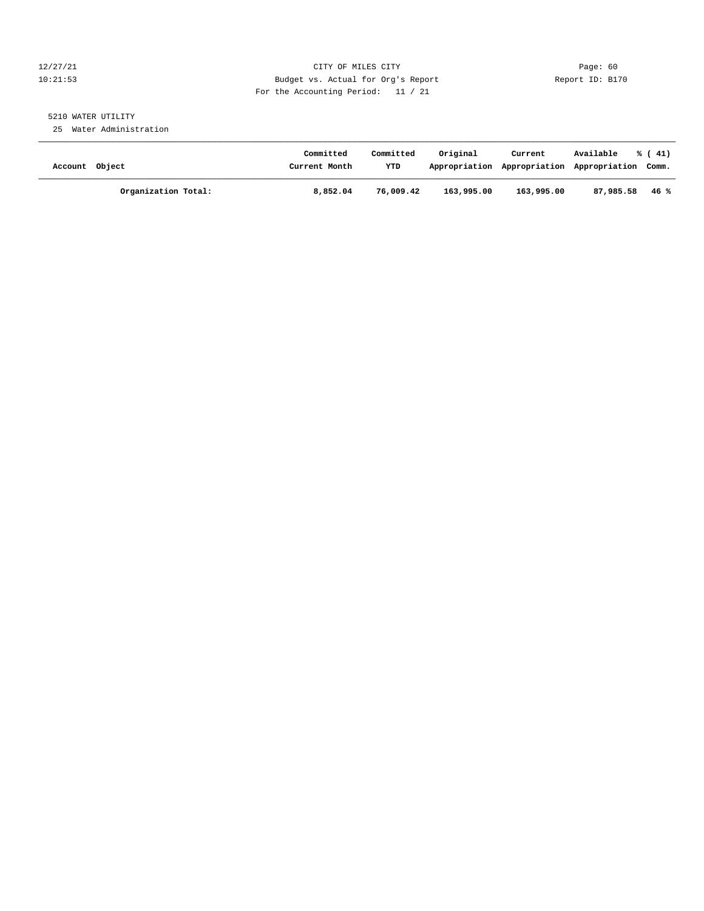5210 WATER UTILITY

25 Water Administration

| Account Object | Committed Current Month | Committed YTD | Original Appropriation | Current Appropriation | Available Appropriation | % ( 41) Comm. |
|---|---|---|---|---|---|---|
| **Organization Total:** | **8,852.04** | **76,009.42** | **163,995.00** | **163,995.00** | **87,985.58** | **46 %** |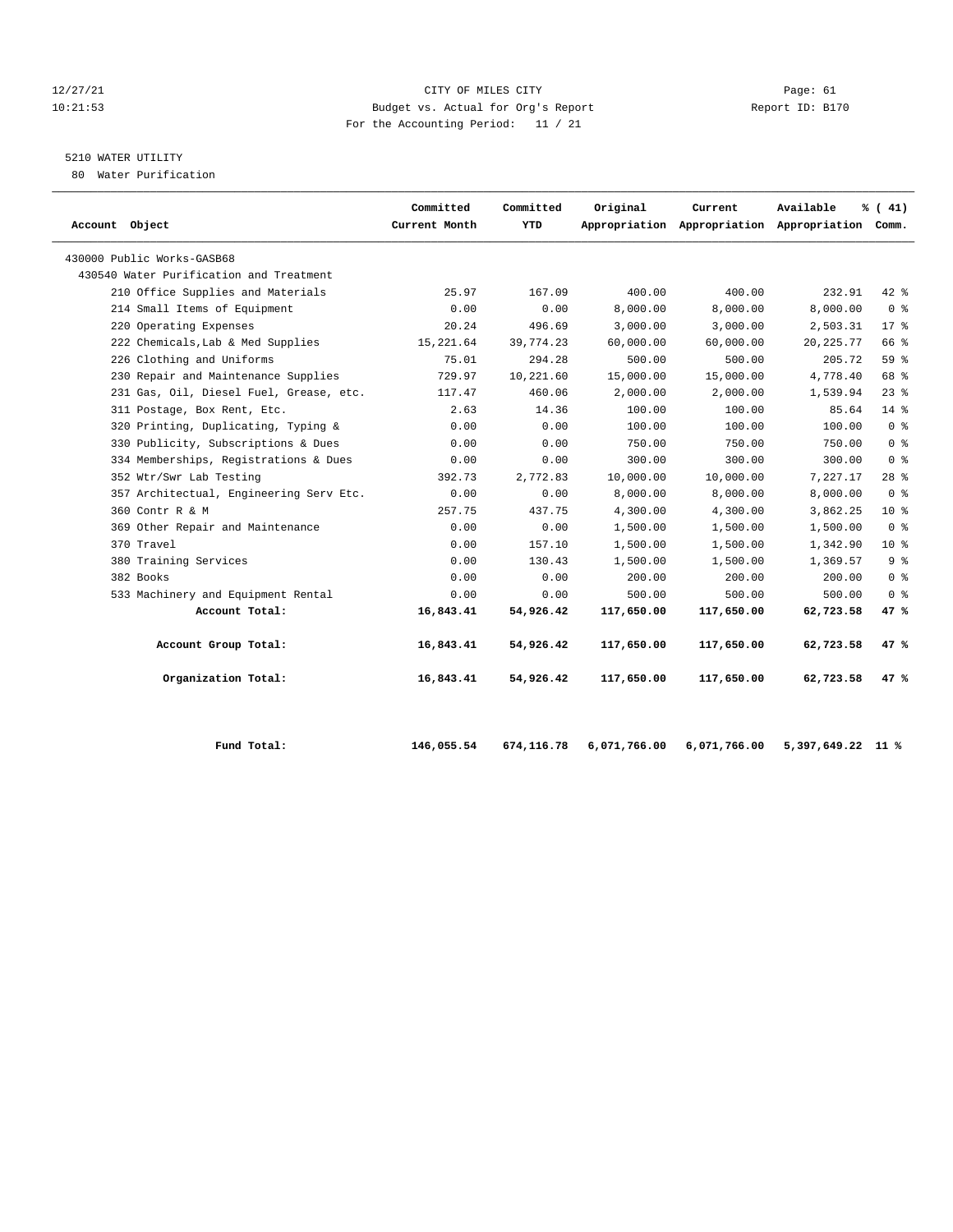12/27/21
10:21:53

CITY OF MILES CITY
Budget vs. Actual for Org's Report
For the Accounting Period: 11 / 21

Page: 61
Report ID: B170

5210 WATER UTILITY
80 Water Purification

| Account Object | Committed Current Month | Committed YTD | Original Appropriation | Current Appropriation | Available Appropriation | % ( 41) Comm. |
|---|---|---|---|---|---|---|
| 430000 Public Works-GASB68 | | | | | | |
| 430540 Water Purification and Treatment | | | | | | |
| 210 Office Supplies and Materials | 25.97 | 167.09 | 400.00 | 400.00 | 232.91 | 42 % |
| 214 Small Items of Equipment | 0.00 | 0.00 | 8,000.00 | 8,000.00 | 8,000.00 | 0 % |
| 220 Operating Expenses | 20.24 | 496.69 | 3,000.00 | 3,000.00 | 2,503.31 | 17 % |
| 222 Chemicals,Lab & Med Supplies | 15,221.64 | 39,774.23 | 60,000.00 | 60,000.00 | 20,225.77 | 66 % |
| 226 Clothing and Uniforms | 75.01 | 294.28 | 500.00 | 500.00 | 205.72 | 59 % |
| 230 Repair and Maintenance Supplies | 729.97 | 10,221.60 | 15,000.00 | 15,000.00 | 4,778.40 | 68 % |
| 231 Gas, Oil, Diesel Fuel, Grease, etc. | 117.47 | 460.06 | 2,000.00 | 2,000.00 | 1,539.94 | 23 % |
| 311 Postage, Box Rent, Etc. | 2.63 | 14.36 | 100.00 | 100.00 | 85.64 | 14 % |
| 320 Printing, Duplicating, Typing & | 0.00 | 0.00 | 100.00 | 100.00 | 100.00 | 0 % |
| 330 Publicity, Subscriptions & Dues | 0.00 | 0.00 | 750.00 | 750.00 | 750.00 | 0 % |
| 334 Memberships, Registrations & Dues | 0.00 | 0.00 | 300.00 | 300.00 | 300.00 | 0 % |
| 352 Wtr/Swr Lab Testing | 392.73 | 2,772.83 | 10,000.00 | 10,000.00 | 7,227.17 | 28 % |
| 357 Architectual, Engineering Serv Etc. | 0.00 | 0.00 | 8,000.00 | 8,000.00 | 8,000.00 | 0 % |
| 360 Contr R & M | 257.75 | 437.75 | 4,300.00 | 4,300.00 | 3,862.25 | 10 % |
| 369 Other Repair and Maintenance | 0.00 | 0.00 | 1,500.00 | 1,500.00 | 1,500.00 | 0 % |
| 370 Travel | 0.00 | 157.10 | 1,500.00 | 1,500.00 | 1,342.90 | 10 % |
| 380 Training Services | 0.00 | 130.43 | 1,500.00 | 1,500.00 | 1,369.57 | 9 % |
| 382 Books | 0.00 | 0.00 | 200.00 | 200.00 | 200.00 | 0 % |
| 533 Machinery and Equipment Rental | 0.00 | 0.00 | 500.00 | 500.00 | 500.00 | 0 % |
| **Account Total:** | **16,843.41** | **54,926.42** | **117,650.00** | **117,650.00** | **62,723.58** | **47 %** |
| **Account Group Total:** | **16,843.41** | **54,926.42** | **117,650.00** | **117,650.00** | **62,723.58** | **47 %** |
| **Organization Total:** | **16,843.41** | **54,926.42** | **117,650.00** | **117,650.00** | **62,723.58** | **47 %** |
| **Fund Total:** | **146,055.54** | **674,116.78** | **6,071,766.00** | **6,071,766.00** | **5,397,649.22** | **11 %** |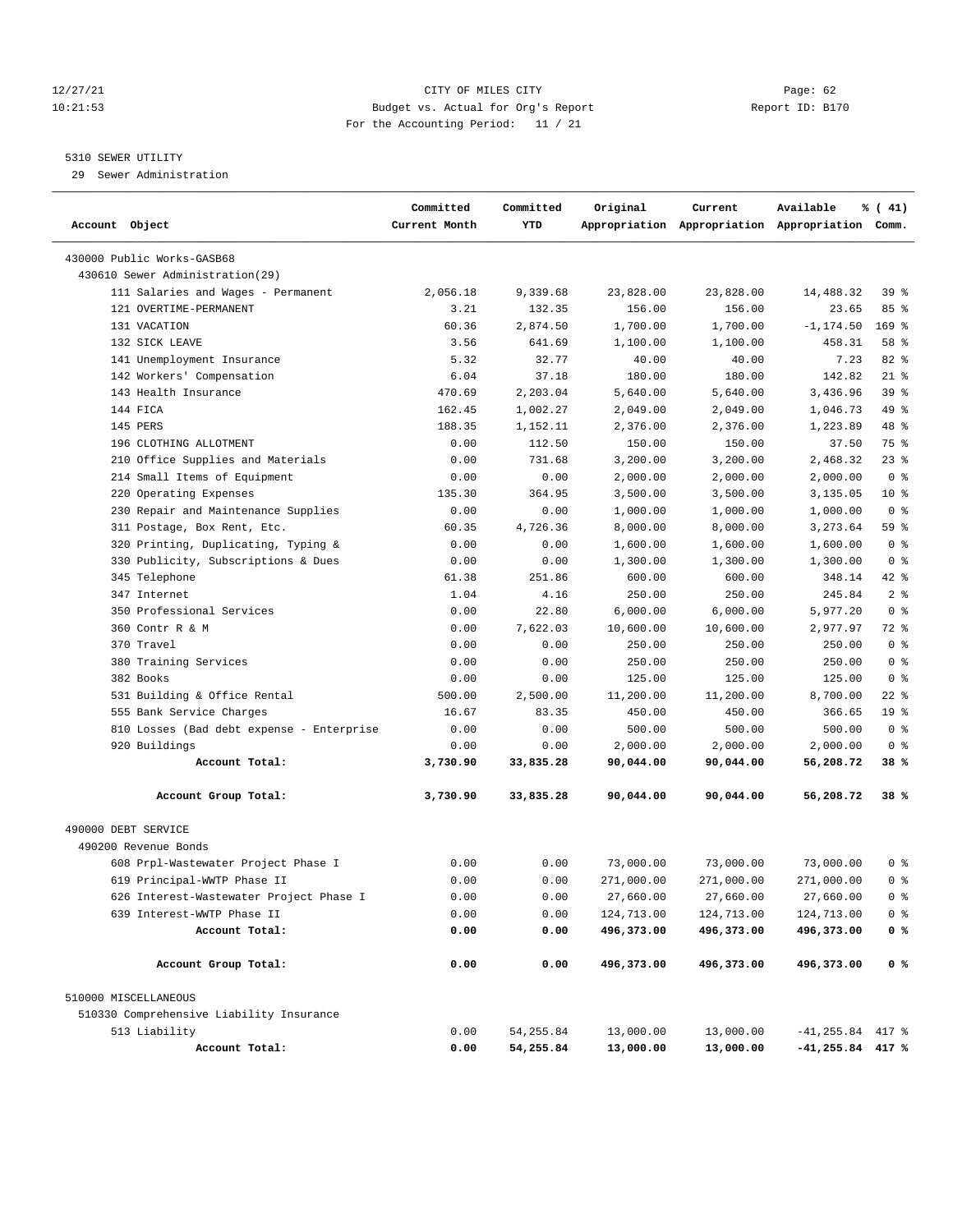# CITY OF MILES CITY

Budget vs. Actual for Org's Report

For the Accounting Period: 11 / 21

12/27/21 10:21:53 — Report ID: B170

## 5310 SEWER UTILITY

29 Sewer Administration

| Account Object | Committed Current Month | Committed YTD | Original Appropriation | Current Appropriation | Available Appropriation | % ( 41) Comm. |
|---|---|---|---|---|---|---|
| 430000 Public Works-GASB68 | | | | | | |
| 430610 Sewer Administration(29) | | | | | | |
| 111 Salaries and Wages - Permanent | 2,056.18 | 9,339.68 | 23,828.00 | 23,828.00 | 14,488.32 | 39 % |
| 121 OVERTIME-PERMANENT | 3.21 | 132.35 | 156.00 | 156.00 | 23.65 | 85 % |
| 131 VACATION | 60.36 | 2,874.50 | 1,700.00 | 1,700.00 | -1,174.50 | 169 % |
| 132 SICK LEAVE | 3.56 | 641.69 | 1,100.00 | 1,100.00 | 458.31 | 58 % |
| 141 Unemployment Insurance | 5.32 | 32.77 | 40.00 | 40.00 | 7.23 | 82 % |
| 142 Workers' Compensation | 6.04 | 37.18 | 180.00 | 180.00 | 142.82 | 21 % |
| 143 Health Insurance | 470.69 | 2,203.04 | 5,640.00 | 5,640.00 | 3,436.96 | 39 % |
| 144 FICA | 162.45 | 1,002.27 | 2,049.00 | 2,049.00 | 1,046.73 | 49 % |
| 145 PERS | 188.35 | 1,152.11 | 2,376.00 | 2,376.00 | 1,223.89 | 48 % |
| 196 CLOTHING ALLOTMENT | 0.00 | 112.50 | 150.00 | 150.00 | 37.50 | 75 % |
| 210 Office Supplies and Materials | 0.00 | 731.68 | 3,200.00 | 3,200.00 | 2,468.32 | 23 % |
| 214 Small Items of Equipment | 0.00 | 0.00 | 2,000.00 | 2,000.00 | 2,000.00 | 0 % |
| 220 Operating Expenses | 135.30 | 364.95 | 3,500.00 | 3,500.00 | 3,135.05 | 10 % |
| 230 Repair and Maintenance Supplies | 0.00 | 0.00 | 1,000.00 | 1,000.00 | 1,000.00 | 0 % |
| 311 Postage, Box Rent, Etc. | 60.35 | 4,726.36 | 8,000.00 | 8,000.00 | 3,273.64 | 59 % |
| 320 Printing, Duplicating, Typing & | 0.00 | 0.00 | 1,600.00 | 1,600.00 | 1,600.00 | 0 % |
| 330 Publicity, Subscriptions & Dues | 0.00 | 0.00 | 1,300.00 | 1,300.00 | 1,300.00 | 0 % |
| 345 Telephone | 61.38 | 251.86 | 600.00 | 600.00 | 348.14 | 42 % |
| 347 Internet | 1.04 | 4.16 | 250.00 | 250.00 | 245.84 | 2 % |
| 350 Professional Services | 0.00 | 22.80 | 6,000.00 | 6,000.00 | 5,977.20 | 0 % |
| 360 Contr R & M | 0.00 | 7,622.03 | 10,600.00 | 10,600.00 | 2,977.97 | 72 % |
| 370 Travel | 0.00 | 0.00 | 250.00 | 250.00 | 250.00 | 0 % |
| 380 Training Services | 0.00 | 0.00 | 250.00 | 250.00 | 250.00 | 0 % |
| 382 Books | 0.00 | 0.00 | 125.00 | 125.00 | 125.00 | 0 % |
| 531 Building & Office Rental | 500.00 | 2,500.00 | 11,200.00 | 11,200.00 | 8,700.00 | 22 % |
| 555 Bank Service Charges | 16.67 | 83.35 | 450.00 | 450.00 | 366.65 | 19 % |
| 810 Losses (Bad debt expense - Enterprise | 0.00 | 0.00 | 500.00 | 500.00 | 500.00 | 0 % |
| 920 Buildings | 0.00 | 0.00 | 2,000.00 | 2,000.00 | 2,000.00 | 0 % |
| **Account Total:** | **3,730.90** | **33,835.28** | **90,044.00** | **90,044.00** | **56,208.72** | **38 %** |
| **Account Group Total:** | **3,730.90** | **33,835.28** | **90,044.00** | **90,044.00** | **56,208.72** | **38 %** |
| 490000 DEBT SERVICE | | | | | | |
| 490200 Revenue Bonds | | | | | | |
| 608 Prpl-Wastewater Project Phase I | 0.00 | 0.00 | 73,000.00 | 73,000.00 | 73,000.00 | 0 % |
| 619 Principal-WWTP Phase II | 0.00 | 0.00 | 271,000.00 | 271,000.00 | 271,000.00 | 0 % |
| 626 Interest-Wastewater Project Phase I | 0.00 | 0.00 | 27,660.00 | 27,660.00 | 27,660.00 | 0 % |
| 639 Interest-WWTP Phase II | 0.00 | 0.00 | 124,713.00 | 124,713.00 | 124,713.00 | 0 % |
| **Account Total:** | **0.00** | **0.00** | **496,373.00** | **496,373.00** | **496,373.00** | **0 %** |
| **Account Group Total:** | **0.00** | **0.00** | **496,373.00** | **496,373.00** | **496,373.00** | **0 %** |
| 510000 MISCELLANEOUS | | | | | | |
| 510330 Comprehensive Liability Insurance | | | | | | |
| 513 Liability | 0.00 | 54,255.84 | 13,000.00 | 13,000.00 | -41,255.84 | 417 % |
| **Account Total:** | **0.00** | **54,255.84** | **13,000.00** | **13,000.00** | **-41,255.84** | **417 %** |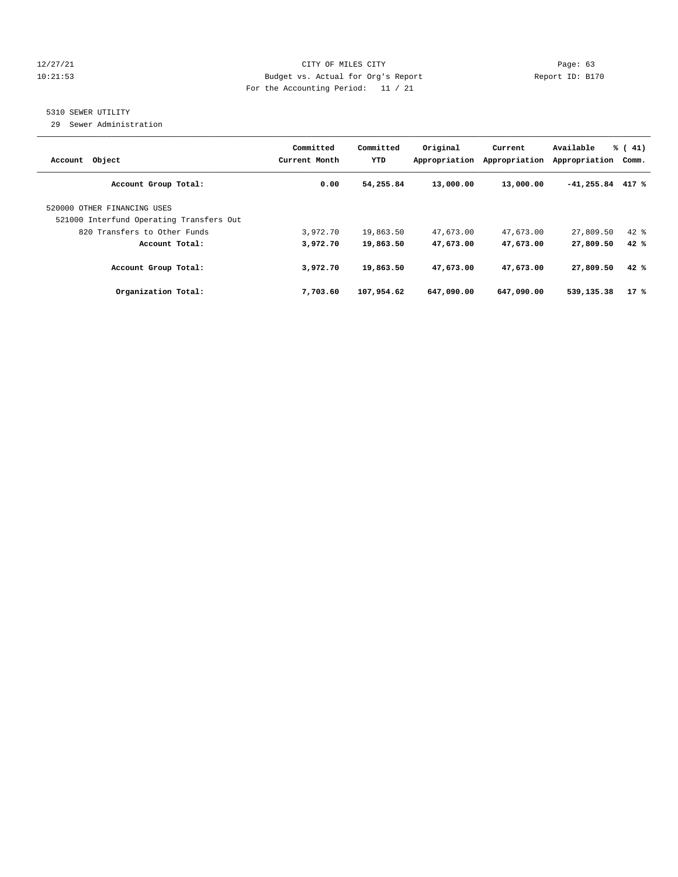12/27/21 CITY OF MILES CITY
10:21:53 Budget vs. Actual for Org's Report Report ID: B170
For the Accounting Period: 11 / 21

5310 SEWER UTILITY

29 Sewer Administration

| Account Object | Committed Current Month | Committed YTD | Original Appropriation | Current Appropriation | Available Appropriation | % ( 41) Comm. |
|---|---|---|---|---|---|---|
| **Account Group Total:** | **0.00** | **54,255.84** | **13,000.00** | **13,000.00** | **-41,255.84** | **417 %** |
| 520000 OTHER FINANCING USES | | | | | | |
| 521000 Interfund Operating Transfers Out | | | | | | |
| 820 Transfers to Other Funds | 3,972.70 | 19,863.50 | 47,673.00 | 47,673.00 | 27,809.50 | 42 % |
| **Account Total:** | **3,972.70** | **19,863.50** | **47,673.00** | **47,673.00** | **27,809.50** | **42 %** |
| **Account Group Total:** | **3,972.70** | **19,863.50** | **47,673.00** | **47,673.00** | **27,809.50** | **42 %** |
| **Organization Total:** | **7,703.60** | **107,954.62** | **647,090.00** | **647,090.00** | **539,135.38** | **17 %** |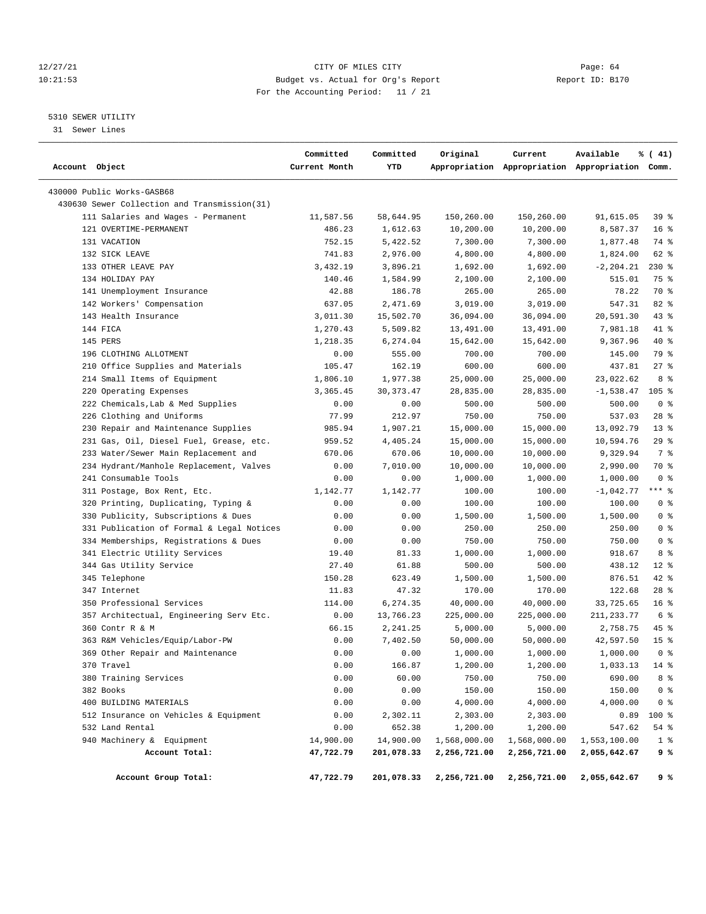12/27/21 CITY OF MILES CITY Page: 64
10:21:53 Budget vs. Actual for Org's Report Report ID: B170
For the Accounting Period: 11 / 21

5310 SEWER UTILITY
31 Sewer Lines

| Account Object | Committed Current Month | Committed YTD | Original Appropriation | Current Appropriation | Available Appropriation | % ( 41) Comm. |
|---|---|---|---|---|---|---|
| 430000 Public Works-GASB68 | | | | | | |
| 430630 Sewer Collection and Transmission(31) | | | | | | |
| 111 Salaries and Wages - Permanent | 11,587.56 | 58,644.95 | 150,260.00 | 150,260.00 | 91,615.05 | 39 % |
| 121 OVERTIME-PERMANENT | 486.23 | 1,612.63 | 10,200.00 | 10,200.00 | 8,587.37 | 16 % |
| 131 VACATION | 752.15 | 5,422.52 | 7,300.00 | 7,300.00 | 1,877.48 | 74 % |
| 132 SICK LEAVE | 741.83 | 2,976.00 | 4,800.00 | 4,800.00 | 1,824.00 | 62 % |
| 133 OTHER LEAVE PAY | 3,432.19 | 3,896.21 | 1,692.00 | 1,692.00 | -2,204.21 | 230 % |
| 134 HOLIDAY PAY | 140.46 | 1,584.99 | 2,100.00 | 2,100.00 | 515.01 | 75 % |
| 141 Unemployment Insurance | 42.88 | 186.78 | 265.00 | 265.00 | 78.22 | 70 % |
| 142 Workers' Compensation | 637.05 | 2,471.69 | 3,019.00 | 3,019.00 | 547.31 | 82 % |
| 143 Health Insurance | 3,011.30 | 15,502.70 | 36,094.00 | 36,094.00 | 20,591.30 | 43 % |
| 144 FICA | 1,270.43 | 5,509.82 | 13,491.00 | 13,491.00 | 7,981.18 | 41 % |
| 145 PERS | 1,218.35 | 6,274.04 | 15,642.00 | 15,642.00 | 9,367.96 | 40 % |
| 196 CLOTHING ALLOTMENT | 0.00 | 555.00 | 700.00 | 700.00 | 145.00 | 79 % |
| 210 Office Supplies and Materials | 105.47 | 162.19 | 600.00 | 600.00 | 437.81 | 27 % |
| 214 Small Items of Equipment | 1,806.10 | 1,977.38 | 25,000.00 | 25,000.00 | 23,022.62 | 8 % |
| 220 Operating Expenses | 3,365.45 | 30,373.47 | 28,835.00 | 28,835.00 | -1,538.47 | 105 % |
| 222 Chemicals,Lab & Med Supplies | 0.00 | 0.00 | 500.00 | 500.00 | 500.00 | 0 % |
| 226 Clothing and Uniforms | 77.99 | 212.97 | 750.00 | 750.00 | 537.03 | 28 % |
| 230 Repair and Maintenance Supplies | 985.94 | 1,907.21 | 15,000.00 | 15,000.00 | 13,092.79 | 13 % |
| 231 Gas, Oil, Diesel Fuel, Grease, etc. | 959.52 | 4,405.24 | 15,000.00 | 15,000.00 | 10,594.76 | 29 % |
| 233 Water/Sewer Main Replacement and | 670.06 | 670.06 | 10,000.00 | 10,000.00 | 9,329.94 | 7 % |
| 234 Hydrant/Manhole Replacement, Valves | 0.00 | 7,010.00 | 10,000.00 | 10,000.00 | 2,990.00 | 70 % |
| 241 Consumable Tools | 0.00 | 0.00 | 1,000.00 | 1,000.00 | 1,000.00 | 0 % |
| 311 Postage, Box Rent, Etc. | 1,142.77 | 1,142.77 | 100.00 | 100.00 | -1,042.77 | *** % |
| 320 Printing, Duplicating, Typing & | 0.00 | 0.00 | 100.00 | 100.00 | 100.00 | 0 % |
| 330 Publicity, Subscriptions & Dues | 0.00 | 0.00 | 1,500.00 | 1,500.00 | 1,500.00 | 0 % |
| 331 Publication of Formal & Legal Notices | 0.00 | 0.00 | 250.00 | 250.00 | 250.00 | 0 % |
| 334 Memberships, Registrations & Dues | 0.00 | 0.00 | 750.00 | 750.00 | 750.00 | 0 % |
| 341 Electric Utility Services | 19.40 | 81.33 | 1,000.00 | 1,000.00 | 918.67 | 8 % |
| 344 Gas Utility Service | 27.40 | 61.88 | 500.00 | 500.00 | 438.12 | 12 % |
| 345 Telephone | 150.28 | 623.49 | 1,500.00 | 1,500.00 | 876.51 | 42 % |
| 347 Internet | 11.83 | 47.32 | 170.00 | 170.00 | 122.68 | 28 % |
| 350 Professional Services | 114.00 | 6,274.35 | 40,000.00 | 40,000.00 | 33,725.65 | 16 % |
| 357 Architectual, Engineering Serv Etc. | 0.00 | 13,766.23 | 225,000.00 | 225,000.00 | 211,233.77 | 6 % |
| 360 Contr R & M | 66.15 | 2,241.25 | 5,000.00 | 5,000.00 | 2,758.75 | 45 % |
| 363 R&M Vehicles/Equip/Labor-PW | 0.00 | 7,402.50 | 50,000.00 | 50,000.00 | 42,597.50 | 15 % |
| 369 Other Repair and Maintenance | 0.00 | 0.00 | 1,000.00 | 1,000.00 | 1,000.00 | 0 % |
| 370 Travel | 0.00 | 166.87 | 1,200.00 | 1,200.00 | 1,033.13 | 14 % |
| 380 Training Services | 0.00 | 60.00 | 750.00 | 750.00 | 690.00 | 8 % |
| 382 Books | 0.00 | 0.00 | 150.00 | 150.00 | 150.00 | 0 % |
| 400 BUILDING MATERIALS | 0.00 | 0.00 | 4,000.00 | 4,000.00 | 4,000.00 | 0 % |
| 512 Insurance on Vehicles & Equipment | 0.00 | 2,302.11 | 2,303.00 | 2,303.00 | 0.89 | 100 % |
| 532 Land Rental | 0.00 | 652.38 | 1,200.00 | 1,200.00 | 547.62 | 54 % |
| 940 Machinery & Equipment | 14,900.00 | 14,900.00 | 1,568,000.00 | 1,568,000.00 | 1,553,100.00 | 1 % |
| **Account Total:** | **47,722.79** | **201,078.33** | **2,256,721.00** | **2,256,721.00** | **2,055,642.67** | **9 %** |
| **Account Group Total:** | **47,722.79** | **201,078.33** | **2,256,721.00** | **2,256,721.00** | **2,055,642.67** | **9 %** |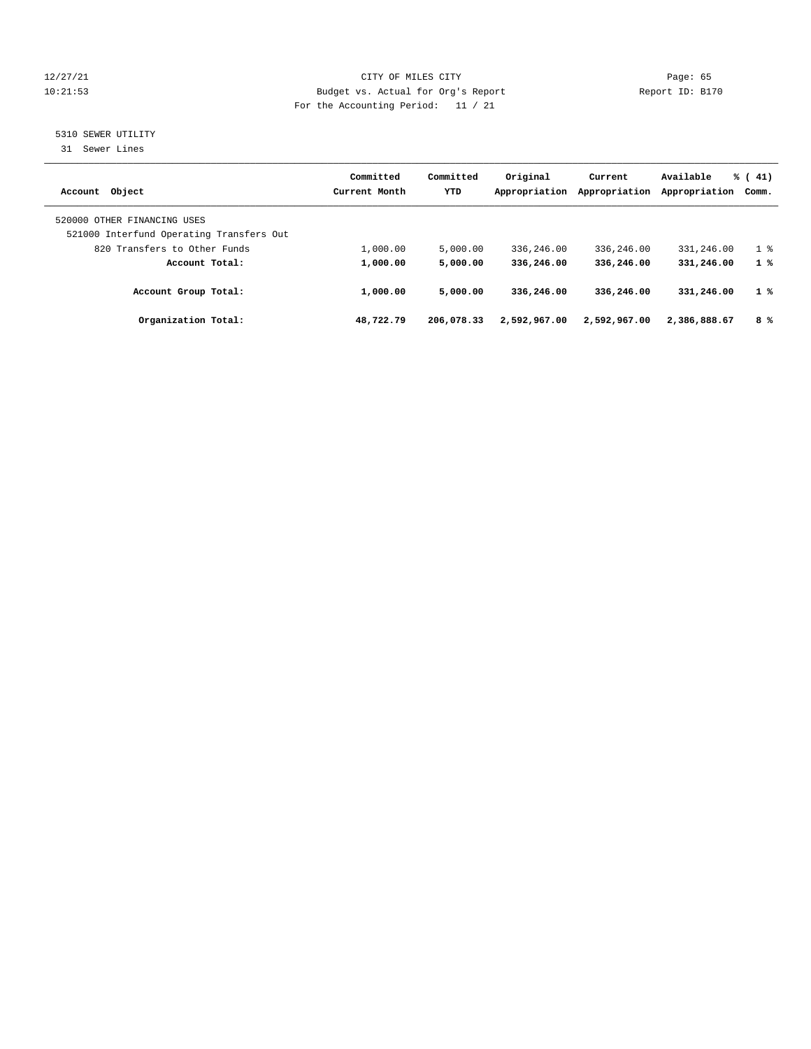12/27/21 CITY OF MILES CITY Page: 65
10:21:53 Budget vs. Actual for Org's Report Report ID: B170
For the Accounting Period: 11 / 21

5310 SEWER UTILITY
31 Sewer Lines

| Account Object | Committed Current Month | Committed YTD | Original Appropriation | Current Appropriation | Available Appropriation | % ( 41) Comm. |
|---|---|---|---|---|---|---|
| 520000 OTHER FINANCING USES | | | | | | |
| 521000 Interfund Operating Transfers Out | | | | | | |
| 820 Transfers to Other Funds | 1,000.00 | 5,000.00 | 336,246.00 | 336,246.00 | 331,246.00 | 1 % |
| **Account Total:** | **1,000.00** | **5,000.00** | **336,246.00** | **336,246.00** | **331,246.00** | **1 %** |
| **Account Group Total:** | **1,000.00** | **5,000.00** | **336,246.00** | **336,246.00** | **331,246.00** | **1 %** |
| **Organization Total:** | **48,722.79** | **206,078.33** | **2,592,967.00** | **2,592,967.00** | **2,386,888.67** | **8 %** |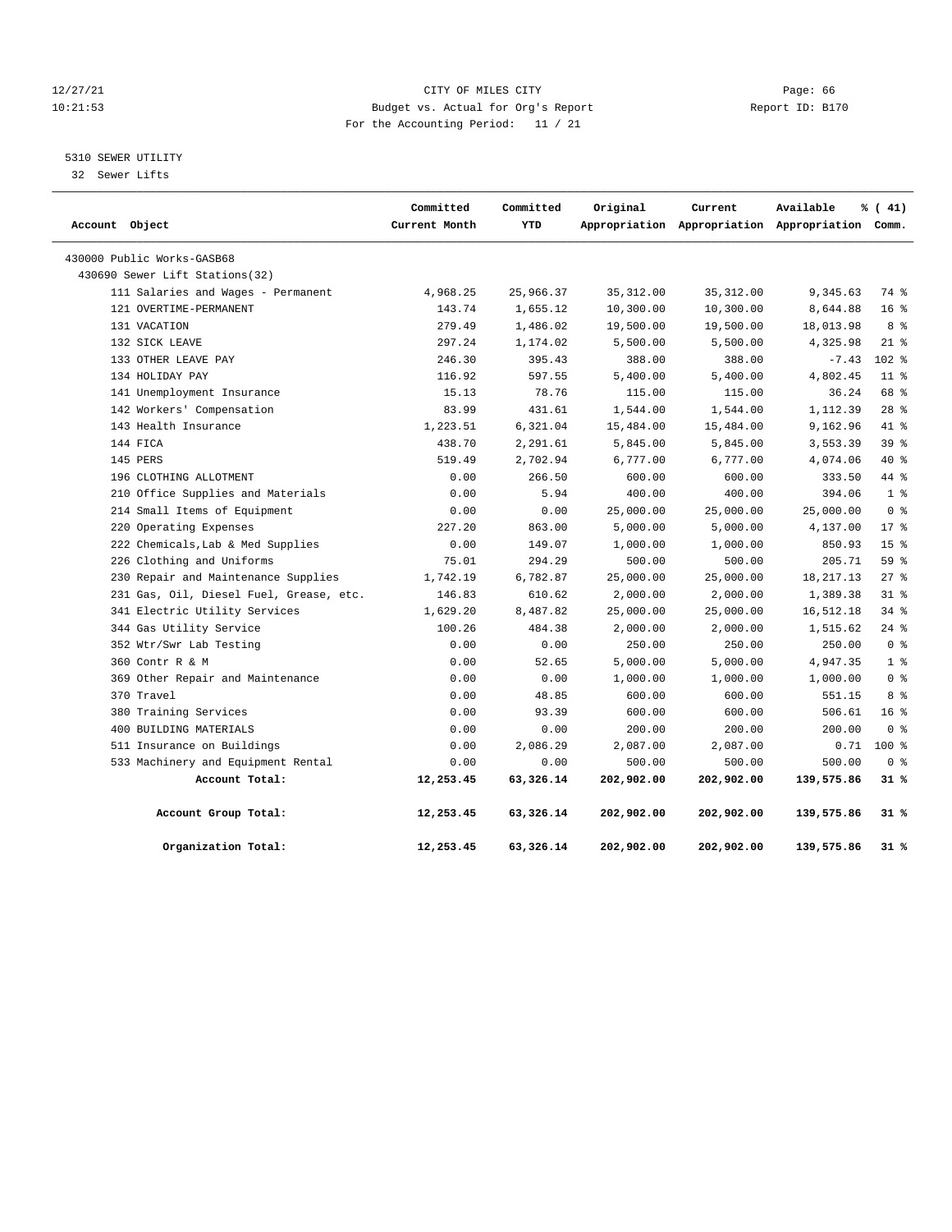CITY OF MILES CITY
Budget vs. Actual for Org's Report
For the Accounting Period: 11 / 21

12/27/21
10:21:53

Report ID: B170

5310 SEWER UTILITY
32 Sewer Lifts

| Account Object | Committed Current Month | Committed YTD | Original Appropriation | Current Appropriation | Available Appropriation | % ( 41) Comm. |
|---|---|---|---|---|---|---|
| 430000 Public Works-GASB68 | | | | | | |
| 430690 Sewer Lift Stations(32) | | | | | | |
| 111 Salaries and Wages - Permanent | 4,968.25 | 25,966.37 | 35,312.00 | 35,312.00 | 9,345.63 | 74 % |
| 121 OVERTIME-PERMANENT | 143.74 | 1,655.12 | 10,300.00 | 10,300.00 | 8,644.88 | 16 % |
| 131 VACATION | 279.49 | 1,486.02 | 19,500.00 | 19,500.00 | 18,013.98 | 8 % |
| 132 SICK LEAVE | 297.24 | 1,174.02 | 5,500.00 | 5,500.00 | 4,325.98 | 21 % |
| 133 OTHER LEAVE PAY | 246.30 | 395.43 | 388.00 | 388.00 | -7.43 | 102 % |
| 134 HOLIDAY PAY | 116.92 | 597.55 | 5,400.00 | 5,400.00 | 4,802.45 | 11 % |
| 141 Unemployment Insurance | 15.13 | 78.76 | 115.00 | 115.00 | 36.24 | 68 % |
| 142 Workers' Compensation | 83.99 | 431.61 | 1,544.00 | 1,544.00 | 1,112.39 | 28 % |
| 143 Health Insurance | 1,223.51 | 6,321.04 | 15,484.00 | 15,484.00 | 9,162.96 | 41 % |
| 144 FICA | 438.70 | 2,291.61 | 5,845.00 | 5,845.00 | 3,553.39 | 39 % |
| 145 PERS | 519.49 | 2,702.94 | 6,777.00 | 6,777.00 | 4,074.06 | 40 % |
| 196 CLOTHING ALLOTMENT | 0.00 | 266.50 | 600.00 | 600.00 | 333.50 | 44 % |
| 210 Office Supplies and Materials | 0.00 | 5.94 | 400.00 | 400.00 | 394.06 | 1 % |
| 214 Small Items of Equipment | 0.00 | 0.00 | 25,000.00 | 25,000.00 | 25,000.00 | 0 % |
| 220 Operating Expenses | 227.20 | 863.00 | 5,000.00 | 5,000.00 | 4,137.00 | 17 % |
| 222 Chemicals,Lab & Med Supplies | 0.00 | 149.07 | 1,000.00 | 1,000.00 | 850.93 | 15 % |
| 226 Clothing and Uniforms | 75.01 | 294.29 | 500.00 | 500.00 | 205.71 | 59 % |
| 230 Repair and Maintenance Supplies | 1,742.19 | 6,782.87 | 25,000.00 | 25,000.00 | 18,217.13 | 27 % |
| 231 Gas, Oil, Diesel Fuel, Grease, etc. | 146.83 | 610.62 | 2,000.00 | 2,000.00 | 1,389.38 | 31 % |
| 341 Electric Utility Services | 1,629.20 | 8,487.82 | 25,000.00 | 25,000.00 | 16,512.18 | 34 % |
| 344 Gas Utility Service | 100.26 | 484.38 | 2,000.00 | 2,000.00 | 1,515.62 | 24 % |
| 352 Wtr/Swr Lab Testing | 0.00 | 0.00 | 250.00 | 250.00 | 250.00 | 0 % |
| 360 Contr R & M | 0.00 | 52.65 | 5,000.00 | 5,000.00 | 4,947.35 | 1 % |
| 369 Other Repair and Maintenance | 0.00 | 0.00 | 1,000.00 | 1,000.00 | 1,000.00 | 0 % |
| 370 Travel | 0.00 | 48.85 | 600.00 | 600.00 | 551.15 | 8 % |
| 380 Training Services | 0.00 | 93.39 | 600.00 | 600.00 | 506.61 | 16 % |
| 400 BUILDING MATERIALS | 0.00 | 0.00 | 200.00 | 200.00 | 200.00 | 0 % |
| 511 Insurance on Buildings | 0.00 | 2,086.29 | 2,087.00 | 2,087.00 | 0.71 | 100 % |
| 533 Machinery and Equipment Rental | 0.00 | 0.00 | 500.00 | 500.00 | 500.00 | 0 % |
| **Account Total:** | **12,253.45** | **63,326.14** | **202,902.00** | **202,902.00** | **139,575.86** | **31 %** |
| **Account Group Total:** | **12,253.45** | **63,326.14** | **202,902.00** | **202,902.00** | **139,575.86** | **31 %** |
| **Organization Total:** | **12,253.45** | **63,326.14** | **202,902.00** | **202,902.00** | **139,575.86** | **31 %** |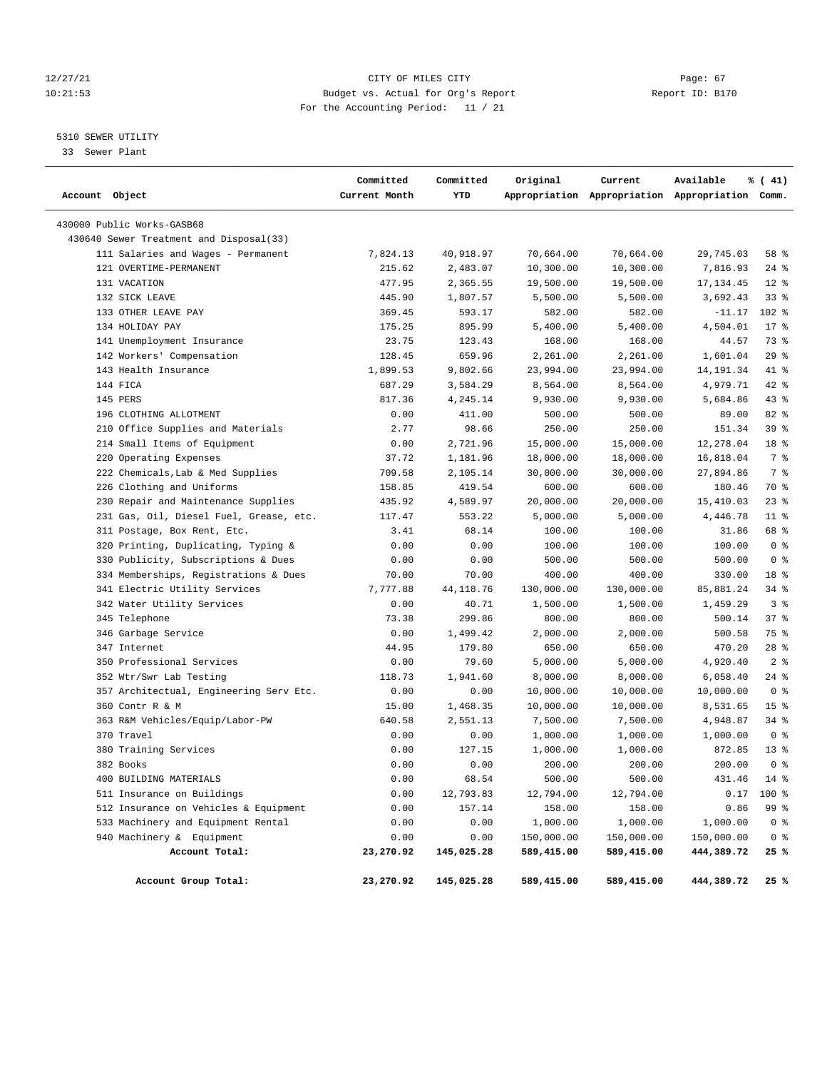12/27/21 CITY OF MILES CITY Page: 67
10:21:53 Budget vs. Actual for Org's Report Report ID: B170
For the Accounting Period: 11 / 21

5310 SEWER UTILITY
33 Sewer Plant

| Account Object | Committed Current Month | Committed YTD | Original Appropriation | Current Appropriation | Available Appropriation | % ( 41) Comm. |
|---|---|---|---|---|---|---|
| 430000 Public Works-GASB68 | | | | | | |
| 430640 Sewer Treatment and Disposal(33) | | | | | | |
| 111 Salaries and Wages - Permanent | 7,824.13 | 40,918.97 | 70,664.00 | 70,664.00 | 29,745.03 | 58 % |
| 121 OVERTIME-PERMANENT | 215.62 | 2,483.07 | 10,300.00 | 10,300.00 | 7,816.93 | 24 % |
| 131 VACATION | 477.95 | 2,365.55 | 19,500.00 | 19,500.00 | 17,134.45 | 12 % |
| 132 SICK LEAVE | 445.90 | 1,807.57 | 5,500.00 | 5,500.00 | 3,692.43 | 33 % |
| 133 OTHER LEAVE PAY | 369.45 | 593.17 | 582.00 | 582.00 | -11.17 | 102 % |
| 134 HOLIDAY PAY | 175.25 | 895.99 | 5,400.00 | 5,400.00 | 4,504.01 | 17 % |
| 141 Unemployment Insurance | 23.75 | 123.43 | 168.00 | 168.00 | 44.57 | 73 % |
| 142 Workers' Compensation | 128.45 | 659.96 | 2,261.00 | 2,261.00 | 1,601.04 | 29 % |
| 143 Health Insurance | 1,899.53 | 9,802.66 | 23,994.00 | 23,994.00 | 14,191.34 | 41 % |
| 144 FICA | 687.29 | 3,584.29 | 8,564.00 | 8,564.00 | 4,979.71 | 42 % |
| 145 PERS | 817.36 | 4,245.14 | 9,930.00 | 9,930.00 | 5,684.86 | 43 % |
| 196 CLOTHING ALLOTMENT | 0.00 | 411.00 | 500.00 | 500.00 | 89.00 | 82 % |
| 210 Office Supplies and Materials | 2.77 | 98.66 | 250.00 | 250.00 | 151.34 | 39 % |
| 214 Small Items of Equipment | 0.00 | 2,721.96 | 15,000.00 | 15,000.00 | 12,278.04 | 18 % |
| 220 Operating Expenses | 37.72 | 1,181.96 | 18,000.00 | 18,000.00 | 16,818.04 | 7 % |
| 222 Chemicals,Lab & Med Supplies | 709.58 | 2,105.14 | 30,000.00 | 30,000.00 | 27,894.86 | 7 % |
| 226 Clothing and Uniforms | 158.85 | 419.54 | 600.00 | 600.00 | 180.46 | 70 % |
| 230 Repair and Maintenance Supplies | 435.92 | 4,589.97 | 20,000.00 | 20,000.00 | 15,410.03 | 23 % |
| 231 Gas, Oil, Diesel Fuel, Grease, etc. | 117.47 | 553.22 | 5,000.00 | 5,000.00 | 4,446.78 | 11 % |
| 311 Postage, Box Rent, Etc. | 3.41 | 68.14 | 100.00 | 100.00 | 31.86 | 68 % |
| 320 Printing, Duplicating, Typing & | 0.00 | 0.00 | 100.00 | 100.00 | 100.00 | 0 % |
| 330 Publicity, Subscriptions & Dues | 0.00 | 0.00 | 500.00 | 500.00 | 500.00 | 0 % |
| 334 Memberships, Registrations & Dues | 70.00 | 70.00 | 400.00 | 400.00 | 330.00 | 18 % |
| 341 Electric Utility Services | 7,777.88 | 44,118.76 | 130,000.00 | 130,000.00 | 85,881.24 | 34 % |
| 342 Water Utility Services | 0.00 | 40.71 | 1,500.00 | 1,500.00 | 1,459.29 | 3 % |
| 345 Telephone | 73.38 | 299.86 | 800.00 | 800.00 | 500.14 | 37 % |
| 346 Garbage Service | 0.00 | 1,499.42 | 2,000.00 | 2,000.00 | 500.58 | 75 % |
| 347 Internet | 44.95 | 179.80 | 650.00 | 650.00 | 470.20 | 28 % |
| 350 Professional Services | 0.00 | 79.60 | 5,000.00 | 5,000.00 | 4,920.40 | 2 % |
| 352 Wtr/Swr Lab Testing | 118.73 | 1,941.60 | 8,000.00 | 8,000.00 | 6,058.40 | 24 % |
| 357 Architectual, Engineering Serv Etc. | 0.00 | 0.00 | 10,000.00 | 10,000.00 | 10,000.00 | 0 % |
| 360 Contr R & M | 15.00 | 1,468.35 | 10,000.00 | 10,000.00 | 8,531.65 | 15 % |
| 363 R&M Vehicles/Equip/Labor-PW | 640.58 | 2,551.13 | 7,500.00 | 7,500.00 | 4,948.87 | 34 % |
| 370 Travel | 0.00 | 0.00 | 1,000.00 | 1,000.00 | 1,000.00 | 0 % |
| 380 Training Services | 0.00 | 127.15 | 1,000.00 | 1,000.00 | 872.85 | 13 % |
| 382 Books | 0.00 | 0.00 | 200.00 | 200.00 | 200.00 | 0 % |
| 400 BUILDING MATERIALS | 0.00 | 68.54 | 500.00 | 500.00 | 431.46 | 14 % |
| 511 Insurance on Buildings | 0.00 | 12,793.83 | 12,794.00 | 12,794.00 | 0.17 | 100 % |
| 512 Insurance on Vehicles & Equipment | 0.00 | 157.14 | 158.00 | 158.00 | 0.86 | 99 % |
| 533 Machinery and Equipment Rental | 0.00 | 0.00 | 1,000.00 | 1,000.00 | 1,000.00 | 0 % |
| 940 Machinery & Equipment | 0.00 | 0.00 | 150,000.00 | 150,000.00 | 150,000.00 | 0 % |
| **Account Total:** | **23,270.92** | **145,025.28** | **589,415.00** | **589,415.00** | **444,389.72** | **25 %** |
| **Account Group Total:** | **23,270.92** | **145,025.28** | **589,415.00** | **589,415.00** | **444,389.72** | **25 %** |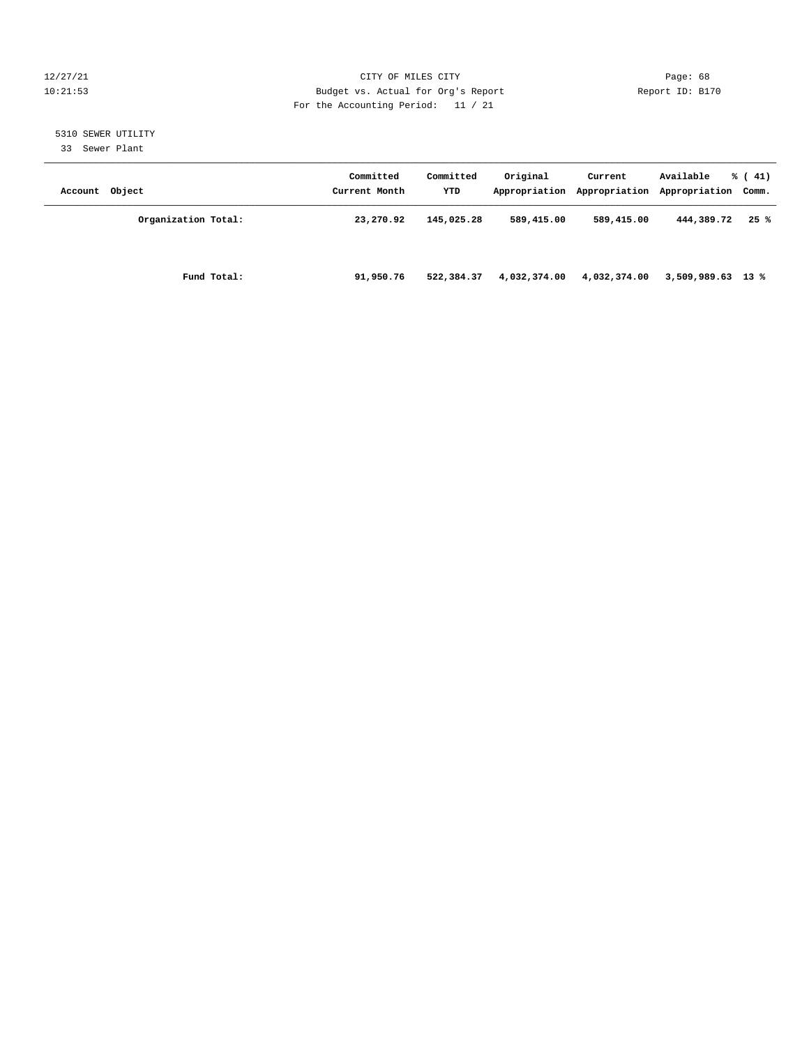CITY OF MILES CITY
Budget vs. Actual for Org's Report
For the Accounting Period: 11 / 21

12/27/21
10:21:53

Report ID: B170

5310 SEWER UTILITY
33 Sewer Plant

| Account Object | Committed Current Month | Committed YTD | Original Appropriation | Current Appropriation | Available Appropriation | % ( 41) Comm. |
|---|---|---|---|---|---|---|
| **Organization Total:** | **23,270.92** | **145,025.28** | **589,415.00** | **589,415.00** | **444,389.72** | **25 %** |
| **Fund Total:** | **91,950.76** | **522,384.37** | **4,032,374.00** | **4,032,374.00** | **3,509,989.63** | **13 %** |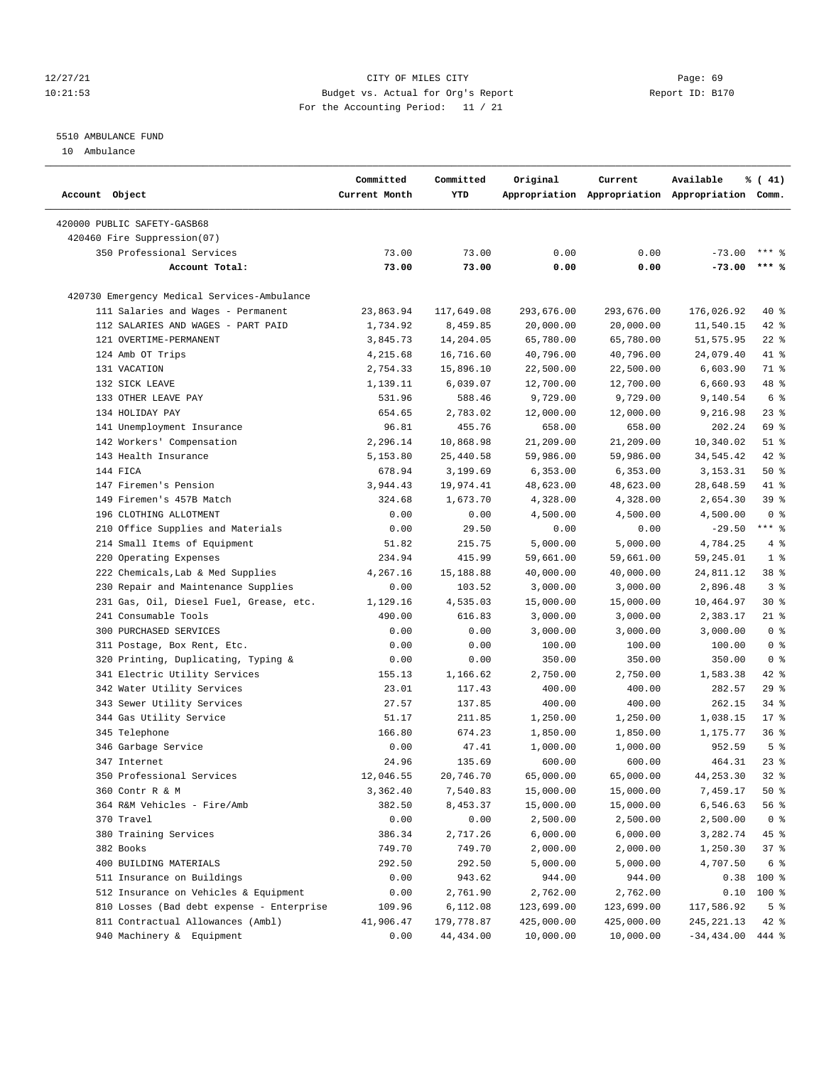CITY OF MILES CITY
Budget vs. Actual for Org's Report
For the Accounting Period: 11 / 21

12/27/21
10:21:53

Report ID: B170

5510 AMBULANCE FUND
10 Ambulance

| Account Object | Committed Current Month | Committed YTD | Original Appropriation | Current Appropriation | Available Appropriation | % ( 41) Comm. |
|---|---|---|---|---|---|---|
| 420000 PUBLIC SAFETY-GASB68 | | | | | | |
| 420460 Fire Suppression(07) | | | | | | |
| 350 Professional Services | 73.00 | 73.00 | 0.00 | 0.00 | -73.00 | *** % |
| **Account Total:** | **73.00** | **73.00** | **0.00** | **0.00** | **-73.00** | **\*\*\* %** |
| 420730 Emergency Medical Services-Ambulance | | | | | | |
| 111 Salaries and Wages - Permanent | 23,863.94 | 117,649.08 | 293,676.00 | 293,676.00 | 176,026.92 | 40 % |
| 112 SALARIES AND WAGES - PART PAID | 1,734.92 | 8,459.85 | 20,000.00 | 20,000.00 | 11,540.15 | 42 % |
| 121 OVERTIME-PERMANENT | 3,845.73 | 14,204.05 | 65,780.00 | 65,780.00 | 51,575.95 | 22 % |
| 124 Amb OT Trips | 4,215.68 | 16,716.60 | 40,796.00 | 40,796.00 | 24,079.40 | 41 % |
| 131 VACATION | 2,754.33 | 15,896.10 | 22,500.00 | 22,500.00 | 6,603.90 | 71 % |
| 132 SICK LEAVE | 1,139.11 | 6,039.07 | 12,700.00 | 12,700.00 | 6,660.93 | 48 % |
| 133 OTHER LEAVE PAY | 531.96 | 588.46 | 9,729.00 | 9,729.00 | 9,140.54 | 6 % |
| 134 HOLIDAY PAY | 654.65 | 2,783.02 | 12,000.00 | 12,000.00 | 9,216.98 | 23 % |
| 141 Unemployment Insurance | 96.81 | 455.76 | 658.00 | 658.00 | 202.24 | 69 % |
| 142 Workers' Compensation | 2,296.14 | 10,868.98 | 21,209.00 | 21,209.00 | 10,340.02 | 51 % |
| 143 Health Insurance | 5,153.80 | 25,440.58 | 59,986.00 | 59,986.00 | 34,545.42 | 42 % |
| 144 FICA | 678.94 | 3,199.69 | 6,353.00 | 6,353.00 | 3,153.31 | 50 % |
| 147 Firemen's Pension | 3,944.43 | 19,974.41 | 48,623.00 | 48,623.00 | 28,648.59 | 41 % |
| 149 Firemen's 457B Match | 324.68 | 1,673.70 | 4,328.00 | 4,328.00 | 2,654.30 | 39 % |
| 196 CLOTHING ALLOTMENT | 0.00 | 0.00 | 4,500.00 | 4,500.00 | 4,500.00 | 0 % |
| 210 Office Supplies and Materials | 0.00 | 29.50 | 0.00 | 0.00 | -29.50 | *** % |
| 214 Small Items of Equipment | 51.82 | 215.75 | 5,000.00 | 5,000.00 | 4,784.25 | 4 % |
| 220 Operating Expenses | 234.94 | 415.99 | 59,661.00 | 59,661.00 | 59,245.01 | 1 % |
| 222 Chemicals,Lab & Med Supplies | 4,267.16 | 15,188.88 | 40,000.00 | 40,000.00 | 24,811.12 | 38 % |
| 230 Repair and Maintenance Supplies | 0.00 | 103.52 | 3,000.00 | 3,000.00 | 2,896.48 | 3 % |
| 231 Gas, Oil, Diesel Fuel, Grease, etc. | 1,129.16 | 4,535.03 | 15,000.00 | 15,000.00 | 10,464.97 | 30 % |
| 241 Consumable Tools | 490.00 | 616.83 | 3,000.00 | 3,000.00 | 2,383.17 | 21 % |
| 300 PURCHASED SERVICES | 0.00 | 0.00 | 3,000.00 | 3,000.00 | 3,000.00 | 0 % |
| 311 Postage, Box Rent, Etc. | 0.00 | 0.00 | 100.00 | 100.00 | 100.00 | 0 % |
| 320 Printing, Duplicating, Typing & | 0.00 | 0.00 | 350.00 | 350.00 | 350.00 | 0 % |
| 341 Electric Utility Services | 155.13 | 1,166.62 | 2,750.00 | 2,750.00 | 1,583.38 | 42 % |
| 342 Water Utility Services | 23.01 | 117.43 | 400.00 | 400.00 | 282.57 | 29 % |
| 343 Sewer Utility Services | 27.57 | 137.85 | 400.00 | 400.00 | 262.15 | 34 % |
| 344 Gas Utility Service | 51.17 | 211.85 | 1,250.00 | 1,250.00 | 1,038.15 | 17 % |
| 345 Telephone | 166.80 | 674.23 | 1,850.00 | 1,850.00 | 1,175.77 | 36 % |
| 346 Garbage Service | 0.00 | 47.41 | 1,000.00 | 1,000.00 | 952.59 | 5 % |
| 347 Internet | 24.96 | 135.69 | 600.00 | 600.00 | 464.31 | 23 % |
| 350 Professional Services | 12,046.55 | 20,746.70 | 65,000.00 | 65,000.00 | 44,253.30 | 32 % |
| 360 Contr R & M | 3,362.40 | 7,540.83 | 15,000.00 | 15,000.00 | 7,459.17 | 50 % |
| 364 R&M Vehicles - Fire/Amb | 382.50 | 8,453.37 | 15,000.00 | 15,000.00 | 6,546.63 | 56 % |
| 370 Travel | 0.00 | 0.00 | 2,500.00 | 2,500.00 | 2,500.00 | 0 % |
| 380 Training Services | 386.34 | 2,717.26 | 6,000.00 | 6,000.00 | 3,282.74 | 45 % |
| 382 Books | 749.70 | 749.70 | 2,000.00 | 2,000.00 | 1,250.30 | 37 % |
| 400 BUILDING MATERIALS | 292.50 | 292.50 | 5,000.00 | 5,000.00 | 4,707.50 | 6 % |
| 511 Insurance on Buildings | 0.00 | 943.62 | 944.00 | 944.00 | 0.38 | 100 % |
| 512 Insurance on Vehicles & Equipment | 0.00 | 2,761.90 | 2,762.00 | 2,762.00 | 0.10 | 100 % |
| 810 Losses (Bad debt expense - Enterprise | 109.96 | 6,112.08 | 123,699.00 | 123,699.00 | 117,586.92 | 5 % |
| 811 Contractual Allowances (Ambl) | 41,906.47 | 179,778.87 | 425,000.00 | 425,000.00 | 245,221.13 | 42 % |
| 940 Machinery & Equipment | 0.00 | 44,434.00 | 10,000.00 | 10,000.00 | -34,434.00 | 444 % |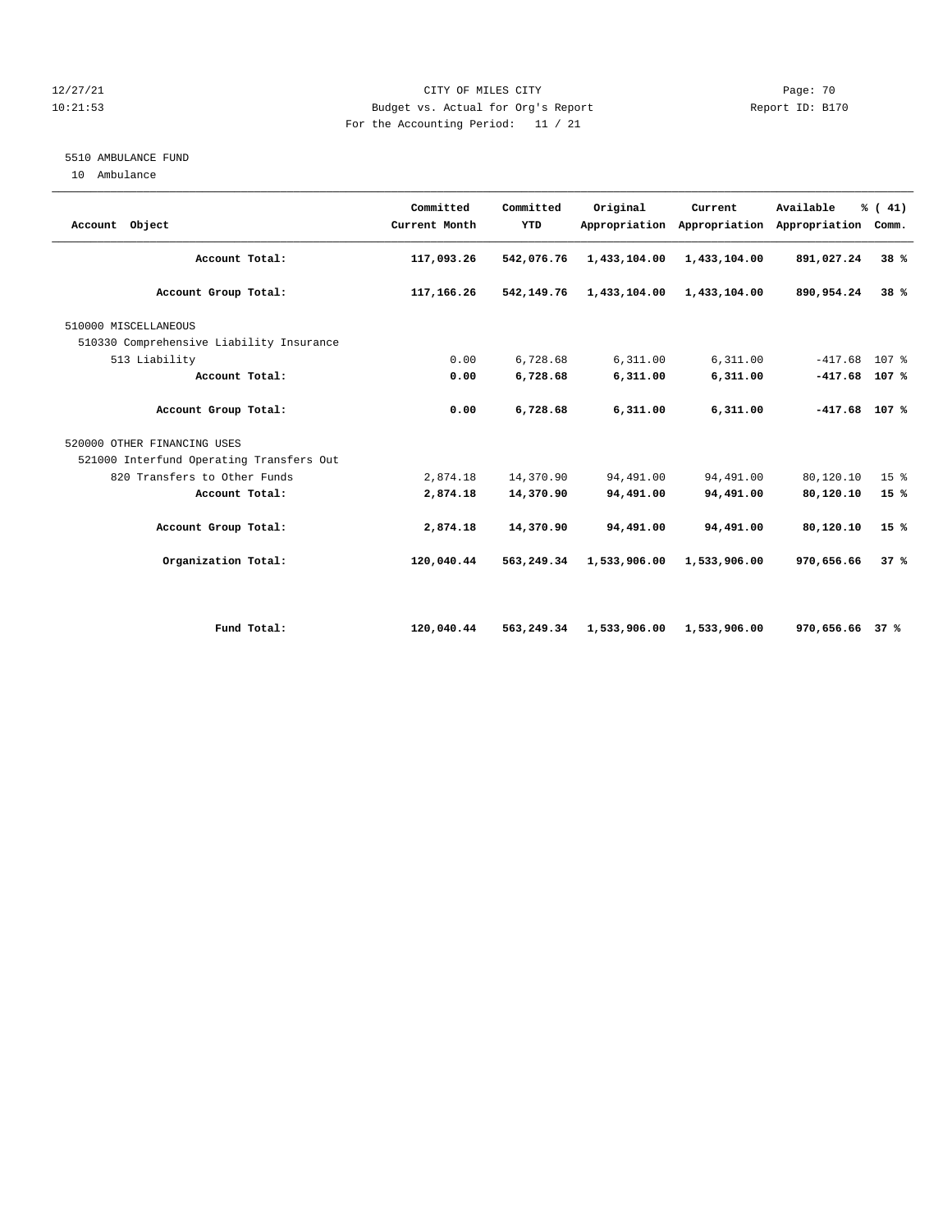12/27/21 CITY OF MILES CITY Page: 70
10:21:53 Budget vs. Actual for Org's Report Report ID: B170
For the Accounting Period: 11 / 21

5510 AMBULANCE FUND
10 Ambulance

| Account Object | Committed Current Month | Committed YTD | Original Appropriation | Current Appropriation | Available Appropriation | % ( 41) Comm. |
|---|---|---|---|---|---|---|
| **Account Total:** | **117,093.26** | **542,076.76** | **1,433,104.00** | **1,433,104.00** | **891,027.24** | **38 %** |
| **Account Group Total:** | **117,166.26** | **542,149.76** | **1,433,104.00** | **1,433,104.00** | **890,954.24** | **38 %** |
| 510000 MISCELLANEOUS | | | | | | |
| 510330 Comprehensive Liability Insurance | | | | | | |
| 513 Liability | 0.00 | 6,728.68 | 6,311.00 | 6,311.00 | -417.68 | 107 % |
| **Account Total:** | **0.00** | **6,728.68** | **6,311.00** | **6,311.00** | **-417.68** | **107 %** |
| **Account Group Total:** | **0.00** | **6,728.68** | **6,311.00** | **6,311.00** | **-417.68** | **107 %** |
| 520000 OTHER FINANCING USES | | | | | | |
| 521000 Interfund Operating Transfers Out | | | | | | |
| 820 Transfers to Other Funds | 2,874.18 | 14,370.90 | 94,491.00 | 94,491.00 | 80,120.10 | 15 % |
| **Account Total:** | **2,874.18** | **14,370.90** | **94,491.00** | **94,491.00** | **80,120.10** | **15 %** |
| **Account Group Total:** | **2,874.18** | **14,370.90** | **94,491.00** | **94,491.00** | **80,120.10** | **15 %** |
| **Organization Total:** | **120,040.44** | **563,249.34** | **1,533,906.00** | **1,533,906.00** | **970,656.66** | **37 %** |
| **Fund Total:** | **120,040.44** | **563,249.34** | **1,533,906.00** | **1,533,906.00** | **970,656.66** | **37 %** |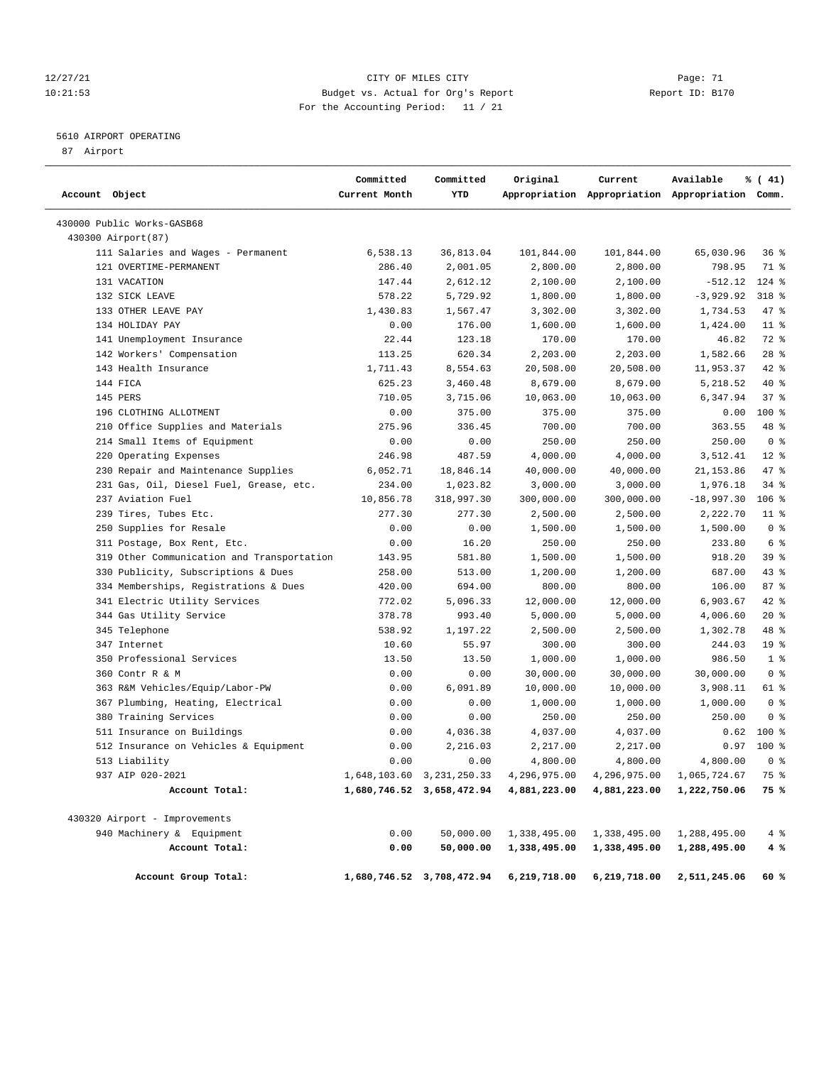12/27/21 CITY OF MILES CITY Page: 71
10:21:53 Budget vs. Actual for Org's Report Report ID: B170
For the Accounting Period: 11 / 21

5610 AIRPORT OPERATING

87 Airport

| Account Object | Committed Current Month | Committed YTD | Original Appropriation | Current Appropriation | Available Appropriation | % ( 41) Comm. |
|---|---|---|---|---|---|---|
| 430000 Public Works-GASB68 | | | | | | |
| 430300 Airport(87) | | | | | | |
| 111 Salaries and Wages - Permanent | 6,538.13 | 36,813.04 | 101,844.00 | 101,844.00 | 65,030.96 | 36 % |
| 121 OVERTIME-PERMANENT | 286.40 | 2,001.05 | 2,800.00 | 2,800.00 | 798.95 | 71 % |
| 131 VACATION | 147.44 | 2,612.12 | 2,100.00 | 2,100.00 | -512.12 | 124 % |
| 132 SICK LEAVE | 578.22 | 5,729.92 | 1,800.00 | 1,800.00 | -3,929.92 | 318 % |
| 133 OTHER LEAVE PAY | 1,430.83 | 1,567.47 | 3,302.00 | 3,302.00 | 1,734.53 | 47 % |
| 134 HOLIDAY PAY | 0.00 | 176.00 | 1,600.00 | 1,600.00 | 1,424.00 | 11 % |
| 141 Unemployment Insurance | 22.44 | 123.18 | 170.00 | 170.00 | 46.82 | 72 % |
| 142 Workers' Compensation | 113.25 | 620.34 | 2,203.00 | 2,203.00 | 1,582.66 | 28 % |
| 143 Health Insurance | 1,711.43 | 8,554.63 | 20,508.00 | 20,508.00 | 11,953.37 | 42 % |
| 144 FICA | 625.23 | 3,460.48 | 8,679.00 | 8,679.00 | 5,218.52 | 40 % |
| 145 PERS | 710.05 | 3,715.06 | 10,063.00 | 10,063.00 | 6,347.94 | 37 % |
| 196 CLOTHING ALLOTMENT | 0.00 | 375.00 | 375.00 | 375.00 | 0.00 | 100 % |
| 210 Office Supplies and Materials | 275.96 | 336.45 | 700.00 | 700.00 | 363.55 | 48 % |
| 214 Small Items of Equipment | 0.00 | 0.00 | 250.00 | 250.00 | 250.00 | 0 % |
| 220 Operating Expenses | 246.98 | 487.59 | 4,000.00 | 4,000.00 | 3,512.41 | 12 % |
| 230 Repair and Maintenance Supplies | 6,052.71 | 18,846.14 | 40,000.00 | 40,000.00 | 21,153.86 | 47 % |
| 231 Gas, Oil, Diesel Fuel, Grease, etc. | 234.00 | 1,023.82 | 3,000.00 | 3,000.00 | 1,976.18 | 34 % |
| 237 Aviation Fuel | 10,856.78 | 318,997.30 | 300,000.00 | 300,000.00 | -18,997.30 | 106 % |
| 239 Tires, Tubes Etc. | 277.30 | 277.30 | 2,500.00 | 2,500.00 | 2,222.70 | 11 % |
| 250 Supplies for Resale | 0.00 | 0.00 | 1,500.00 | 1,500.00 | 1,500.00 | 0 % |
| 311 Postage, Box Rent, Etc. | 0.00 | 16.20 | 250.00 | 250.00 | 233.80 | 6 % |
| 319 Other Communication and Transportation | 143.95 | 581.80 | 1,500.00 | 1,500.00 | 918.20 | 39 % |
| 330 Publicity, Subscriptions & Dues | 258.00 | 513.00 | 1,200.00 | 1,200.00 | 687.00 | 43 % |
| 334 Memberships, Registrations & Dues | 420.00 | 694.00 | 800.00 | 800.00 | 106.00 | 87 % |
| 341 Electric Utility Services | 772.02 | 5,096.33 | 12,000.00 | 12,000.00 | 6,903.67 | 42 % |
| 344 Gas Utility Service | 378.78 | 993.40 | 5,000.00 | 5,000.00 | 4,006.60 | 20 % |
| 345 Telephone | 538.92 | 1,197.22 | 2,500.00 | 2,500.00 | 1,302.78 | 48 % |
| 347 Internet | 10.60 | 55.97 | 300.00 | 300.00 | 244.03 | 19 % |
| 350 Professional Services | 13.50 | 13.50 | 1,000.00 | 1,000.00 | 986.50 | 1 % |
| 360 Contr R & M | 0.00 | 0.00 | 30,000.00 | 30,000.00 | 30,000.00 | 0 % |
| 363 R&M Vehicles/Equip/Labor-PW | 0.00 | 6,091.89 | 10,000.00 | 10,000.00 | 3,908.11 | 61 % |
| 367 Plumbing, Heating, Electrical | 0.00 | 0.00 | 1,000.00 | 1,000.00 | 1,000.00 | 0 % |
| 380 Training Services | 0.00 | 0.00 | 250.00 | 250.00 | 250.00 | 0 % |
| 511 Insurance on Buildings | 0.00 | 4,036.38 | 4,037.00 | 4,037.00 | 0.62 | 100 % |
| 512 Insurance on Vehicles & Equipment | 0.00 | 2,216.03 | 2,217.00 | 2,217.00 | 0.97 | 100 % |
| 513 Liability | 0.00 | 0.00 | 4,800.00 | 4,800.00 | 4,800.00 | 0 % |
| 937 AIP 020-2021 | 1,648,103.60 | 3,231,250.33 | 4,296,975.00 | 4,296,975.00 | 1,065,724.67 | 75 % |
| **Account Total:** | **1,680,746.52** | **3,658,472.94** | **4,881,223.00** | **4,881,223.00** | **1,222,750.06** | **75 %** |
| 430320 Airport - Improvements | | | | | | |
| 940 Machinery & Equipment | 0.00 | 50,000.00 | 1,338,495.00 | 1,338,495.00 | 1,288,495.00 | 4 % |
| **Account Total:** | **0.00** | **50,000.00** | **1,338,495.00** | **1,338,495.00** | **1,288,495.00** | **4 %** |
| **Account Group Total:** | **1,680,746.52** | **3,708,472.94** | **6,219,718.00** | **6,219,718.00** | **2,511,245.06** | **60 %** |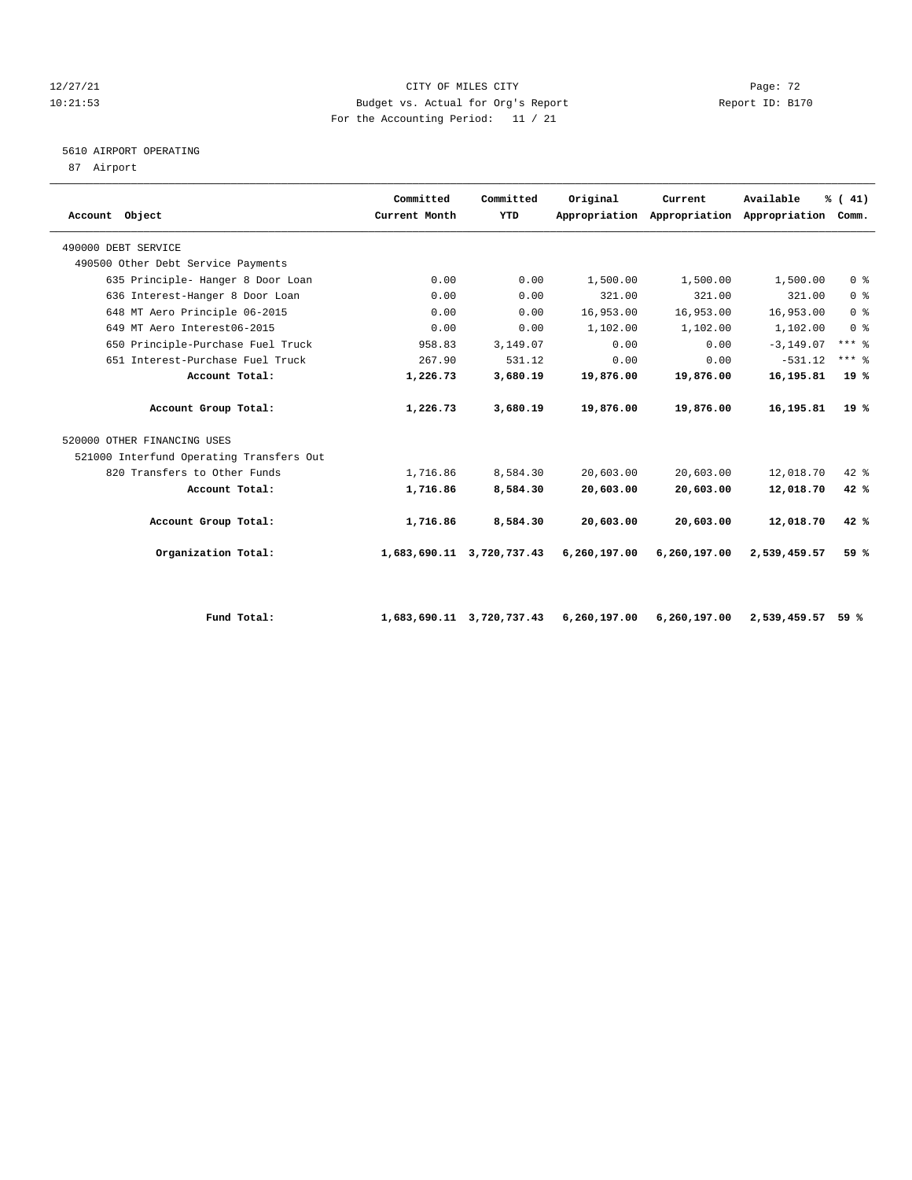12/27/21 CITY OF MILES CITY
10:21:53 Budget vs. Actual for Org's Report Report ID: B170
For the Accounting Period: 11 / 21

5610 AIRPORT OPERATING
87 Airport

| Account Object | Committed Current Month | Committed YTD | Original Appropriation | Current Appropriation | Available Appropriation | % ( 41) Comm. |
|---|---|---|---|---|---|---|
| 490000 DEBT SERVICE | | | | | | |
| 490500 Other Debt Service Payments | | | | | | |
| 635 Principle- Hanger 8 Door Loan | 0.00 | 0.00 | 1,500.00 | 1,500.00 | 1,500.00 | 0 % |
| 636 Interest-Hanger 8 Door Loan | 0.00 | 0.00 | 321.00 | 321.00 | 321.00 | 0 % |
| 648 MT Aero Principle 06-2015 | 0.00 | 0.00 | 16,953.00 | 16,953.00 | 16,953.00 | 0 % |
| 649 MT Aero Interest06-2015 | 0.00 | 0.00 | 1,102.00 | 1,102.00 | 1,102.00 | 0 % |
| 650 Principle-Purchase Fuel Truck | 958.83 | 3,149.07 | 0.00 | 0.00 | -3,149.07 | *** % |
| 651 Interest-Purchase Fuel Truck | 267.90 | 531.12 | 0.00 | 0.00 | -531.12 | *** % |
| **Account Total:** | **1,226.73** | **3,680.19** | **19,876.00** | **19,876.00** | **16,195.81** | **19 %** |
| **Account Group Total:** | **1,226.73** | **3,680.19** | **19,876.00** | **19,876.00** | **16,195.81** | **19 %** |
| 520000 OTHER FINANCING USES | | | | | | |
| 521000 Interfund Operating Transfers Out | | | | | | |
| 820 Transfers to Other Funds | 1,716.86 | 8,584.30 | 20,603.00 | 20,603.00 | 12,018.70 | 42 % |
| **Account Total:** | **1,716.86** | **8,584.30** | **20,603.00** | **20,603.00** | **12,018.70** | **42 %** |
| **Account Group Total:** | **1,716.86** | **8,584.30** | **20,603.00** | **20,603.00** | **12,018.70** | **42 %** |
| **Organization Total:** | **1,683,690.11** | **3,720,737.43** | **6,260,197.00** | **6,260,197.00** | **2,539,459.57** | **59 %** |
| **Fund Total:** | **1,683,690.11** | **3,720,737.43** | **6,260,197.00** | **6,260,197.00** | **2,539,459.57** | **59 %** |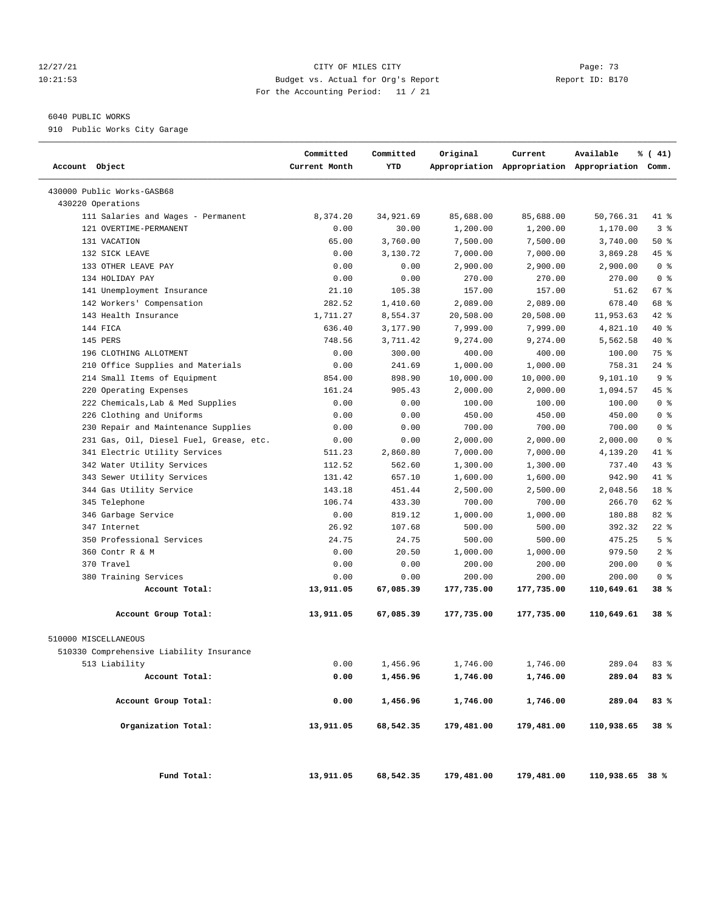12/27/21 CITY OF MILES CITY Page: 73
10:21:53 Budget vs. Actual for Org's Report Report ID: B170
For the Accounting Period: 11 / 21

6040 PUBLIC WORKS
910 Public Works City Garage

| Account Object | Committed Current Month | Committed YTD | Original Appropriation | Current Appropriation | Available Appropriation | % ( 41) Comm. |
|---|---|---|---|---|---|---|
| 430000 Public Works-GASB68 | | | | | | |
| 430220 Operations | | | | | | |
| 111 Salaries and Wages - Permanent | 8,374.20 | 34,921.69 | 85,688.00 | 85,688.00 | 50,766.31 | 41 % |
| 121 OVERTIME-PERMANENT | 0.00 | 30.00 | 1,200.00 | 1,200.00 | 1,170.00 | 3 % |
| 131 VACATION | 65.00 | 3,760.00 | 7,500.00 | 7,500.00 | 3,740.00 | 50 % |
| 132 SICK LEAVE | 0.00 | 3,130.72 | 7,000.00 | 7,000.00 | 3,869.28 | 45 % |
| 133 OTHER LEAVE PAY | 0.00 | 0.00 | 2,900.00 | 2,900.00 | 2,900.00 | 0 % |
| 134 HOLIDAY PAY | 0.00 | 0.00 | 270.00 | 270.00 | 270.00 | 0 % |
| 141 Unemployment Insurance | 21.10 | 105.38 | 157.00 | 157.00 | 51.62 | 67 % |
| 142 Workers' Compensation | 282.52 | 1,410.60 | 2,089.00 | 2,089.00 | 678.40 | 68 % |
| 143 Health Insurance | 1,711.27 | 8,554.37 | 20,508.00 | 20,508.00 | 11,953.63 | 42 % |
| 144 FICA | 636.40 | 3,177.90 | 7,999.00 | 7,999.00 | 4,821.10 | 40 % |
| 145 PERS | 748.56 | 3,711.42 | 9,274.00 | 9,274.00 | 5,562.58 | 40 % |
| 196 CLOTHING ALLOTMENT | 0.00 | 300.00 | 400.00 | 400.00 | 100.00 | 75 % |
| 210 Office Supplies and Materials | 0.00 | 241.69 | 1,000.00 | 1,000.00 | 758.31 | 24 % |
| 214 Small Items of Equipment | 854.00 | 898.90 | 10,000.00 | 10,000.00 | 9,101.10 | 9 % |
| 220 Operating Expenses | 161.24 | 905.43 | 2,000.00 | 2,000.00 | 1,094.57 | 45 % |
| 222 Chemicals,Lab & Med Supplies | 0.00 | 0.00 | 100.00 | 100.00 | 100.00 | 0 % |
| 226 Clothing and Uniforms | 0.00 | 0.00 | 450.00 | 450.00 | 450.00 | 0 % |
| 230 Repair and Maintenance Supplies | 0.00 | 0.00 | 700.00 | 700.00 | 700.00 | 0 % |
| 231 Gas, Oil, Diesel Fuel, Grease, etc. | 0.00 | 0.00 | 2,000.00 | 2,000.00 | 2,000.00 | 0 % |
| 341 Electric Utility Services | 511.23 | 2,860.80 | 7,000.00 | 7,000.00 | 4,139.20 | 41 % |
| 342 Water Utility Services | 112.52 | 562.60 | 1,300.00 | 1,300.00 | 737.40 | 43 % |
| 343 Sewer Utility Services | 131.42 | 657.10 | 1,600.00 | 1,600.00 | 942.90 | 41 % |
| 344 Gas Utility Service | 143.18 | 451.44 | 2,500.00 | 2,500.00 | 2,048.56 | 18 % |
| 345 Telephone | 106.74 | 433.30 | 700.00 | 700.00 | 266.70 | 62 % |
| 346 Garbage Service | 0.00 | 819.12 | 1,000.00 | 1,000.00 | 180.88 | 82 % |
| 347 Internet | 26.92 | 107.68 | 500.00 | 500.00 | 392.32 | 22 % |
| 350 Professional Services | 24.75 | 24.75 | 500.00 | 500.00 | 475.25 | 5 % |
| 360 Contr R & M | 0.00 | 20.50 | 1,000.00 | 1,000.00 | 979.50 | 2 % |
| 370 Travel | 0.00 | 0.00 | 200.00 | 200.00 | 200.00 | 0 % |
| 380 Training Services | 0.00 | 0.00 | 200.00 | 200.00 | 200.00 | 0 % |
| **Account Total:** | **13,911.05** | **67,085.39** | **177,735.00** | **177,735.00** | **110,649.61** | **38 %** |
| **Account Group Total:** | **13,911.05** | **67,085.39** | **177,735.00** | **177,735.00** | **110,649.61** | **38 %** |
| 510000 MISCELLANEOUS | | | | | | |
| 510330 Comprehensive Liability Insurance | | | | | | |
| 513 Liability | 0.00 | 1,456.96 | 1,746.00 | 1,746.00 | 289.04 | 83 % |
| **Account Total:** | **0.00** | **1,456.96** | **1,746.00** | **1,746.00** | **289.04** | **83 %** |
| **Account Group Total:** | **0.00** | **1,456.96** | **1,746.00** | **1,746.00** | **289.04** | **83 %** |
| **Organization Total:** | **13,911.05** | **68,542.35** | **179,481.00** | **179,481.00** | **110,938.65** | **38 %** |
| **Fund Total:** | **13,911.05** | **68,542.35** | **179,481.00** | **179,481.00** | **110,938.65** | **38 %** |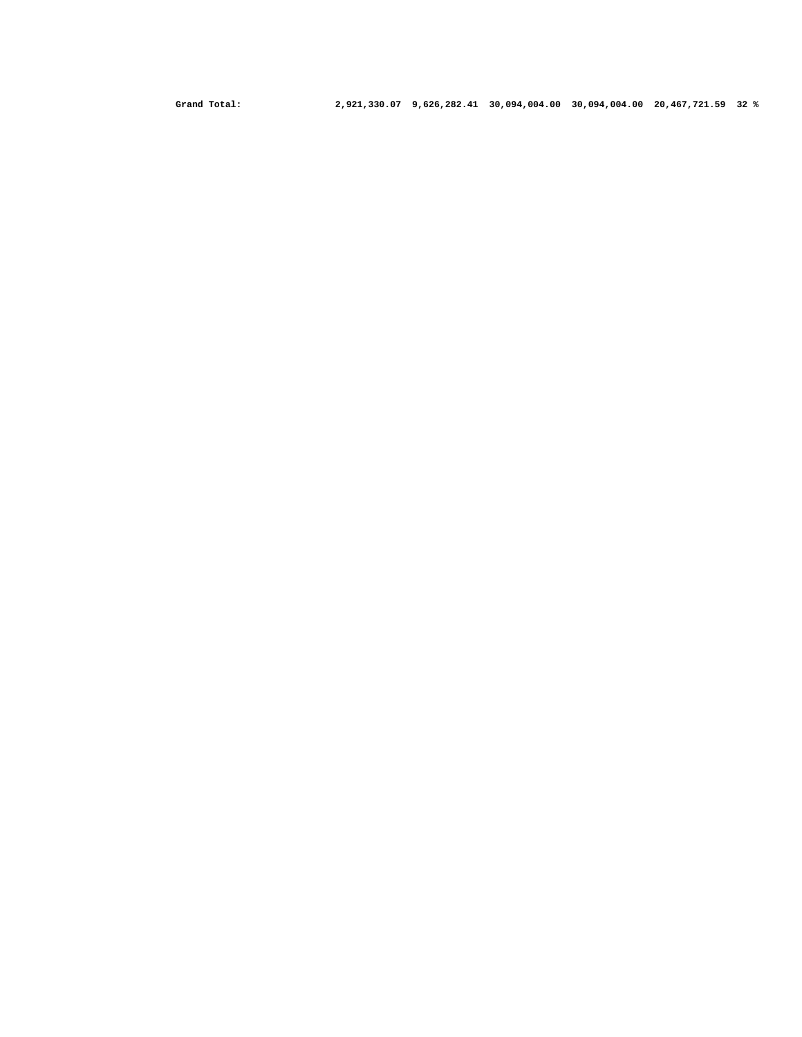| | | | | | | |
|---|---|---|---|---|---|---|
| **Grand Total:** | **2,921,330.07** | **9,626,282.41** | **30,094,004.00** | **30,094,004.00** | **20,467,721.59** | **32 %** |